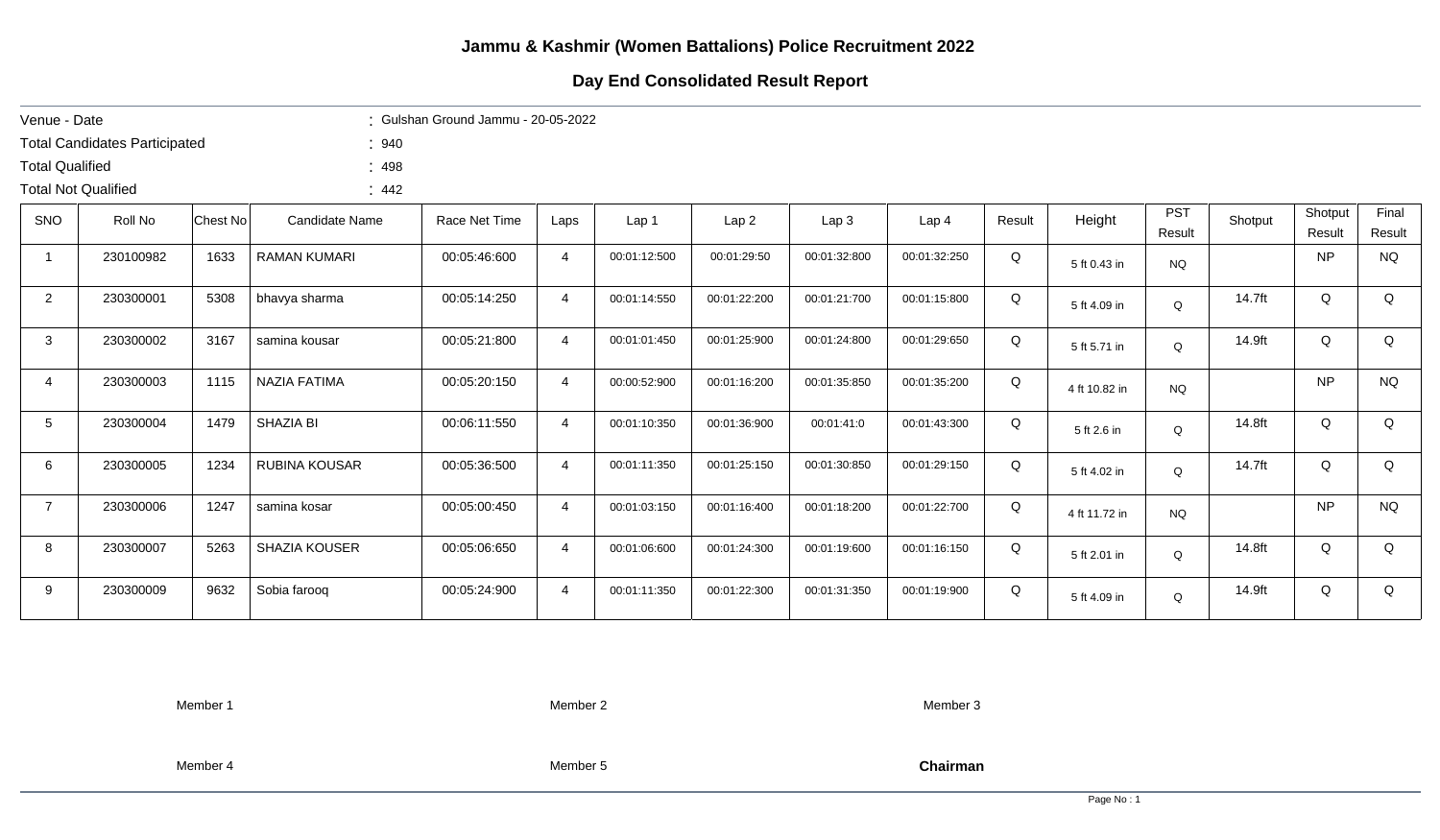# Jammu & Kashmir (Women Battalions) Police Recruitment 2022

## Day End Consolidated Result Report

Venue - Date : Gulshan Ground Jammu - 20-05-2022

Total Candidates Participated : 940

Total Qualified : 498

Total Not Qualified : 442

| SNO | Roll No | Chest No | Candidate Name | Race Net Time | Laps | Lap 1 | Lap 2 | Lap 3 | Lap 4 | Result | Height | PST Result | Shotput | Shotput Result | Final Result |
|---|---|---|---|---|---|---|---|---|---|---|---|---|---|---|---|
| 1 | 230100982 | 1633 | RAMAN KUMARI | 00:05:46:600 | 4 | 00:01:12:500 | 00:01:29:50 | 00:01:32:800 | 00:01:32:250 | Q | 5 ft 0.43 in | NQ | | NP | NQ |
| 2 | 230300001 | 5308 | bhavya sharma | 00:05:14:250 | 4 | 00:01:14:550 | 00:01:22:200 | 00:01:21:700 | 00:01:15:800 | Q | 5 ft 4.09 in | Q | 14.7ft | Q | Q |
| 3 | 230300002 | 3167 | samina kousar | 00:05:21:800 | 4 | 00:01:01:450 | 00:01:25:900 | 00:01:24:800 | 00:01:29:650 | Q | 5 ft 5.71 in | Q | 14.9ft | Q | Q |
| 4 | 230300003 | 1115 | NAZIA FATIMA | 00:05:20:150 | 4 | 00:00:52:900 | 00:01:16:200 | 00:01:35:850 | 00:01:35:200 | Q | 4 ft 10.82 in | NQ | | NP | NQ |
| 5 | 230300004 | 1479 | SHAZIA BI | 00:06:11:550 | 4 | 00:01:10:350 | 00:01:36:900 | 00:01:41:0 | 00:01:43:300 | Q | 5 ft 2.6 in | Q | 14.8ft | Q | Q |
| 6 | 230300005 | 1234 | RUBINA KOUSAR | 00:05:36:500 | 4 | 00:01:11:350 | 00:01:25:150 | 00:01:30:850 | 00:01:29:150 | Q | 5 ft 4.02 in | Q | 14.7ft | Q | Q |
| 7 | 230300006 | 1247 | samina kosar | 00:05:00:450 | 4 | 00:01:03:150 | 00:01:16:400 | 00:01:18:200 | 00:01:22:700 | Q | 4 ft 11.72 in | NQ | | NP | NQ |
| 8 | 230300007 | 5263 | SHAZIA KOUSER | 00:05:06:650 | 4 | 00:01:06:600 | 00:01:24:300 | 00:01:19:600 | 00:01:16:150 | Q | 5 ft 2.01 in | Q | 14.8ft | Q | Q |
| 9 | 230300009 | 9632 | Sobia farooq | 00:05:24:900 | 4 | 00:01:11:350 | 00:01:22:300 | 00:01:31:350 | 00:01:19:900 | Q | 5 ft 4.09 in | Q | 14.9ft | Q | Q |

Member 1 Member 2 Member 3

Member 4 Member 5 **Chairman**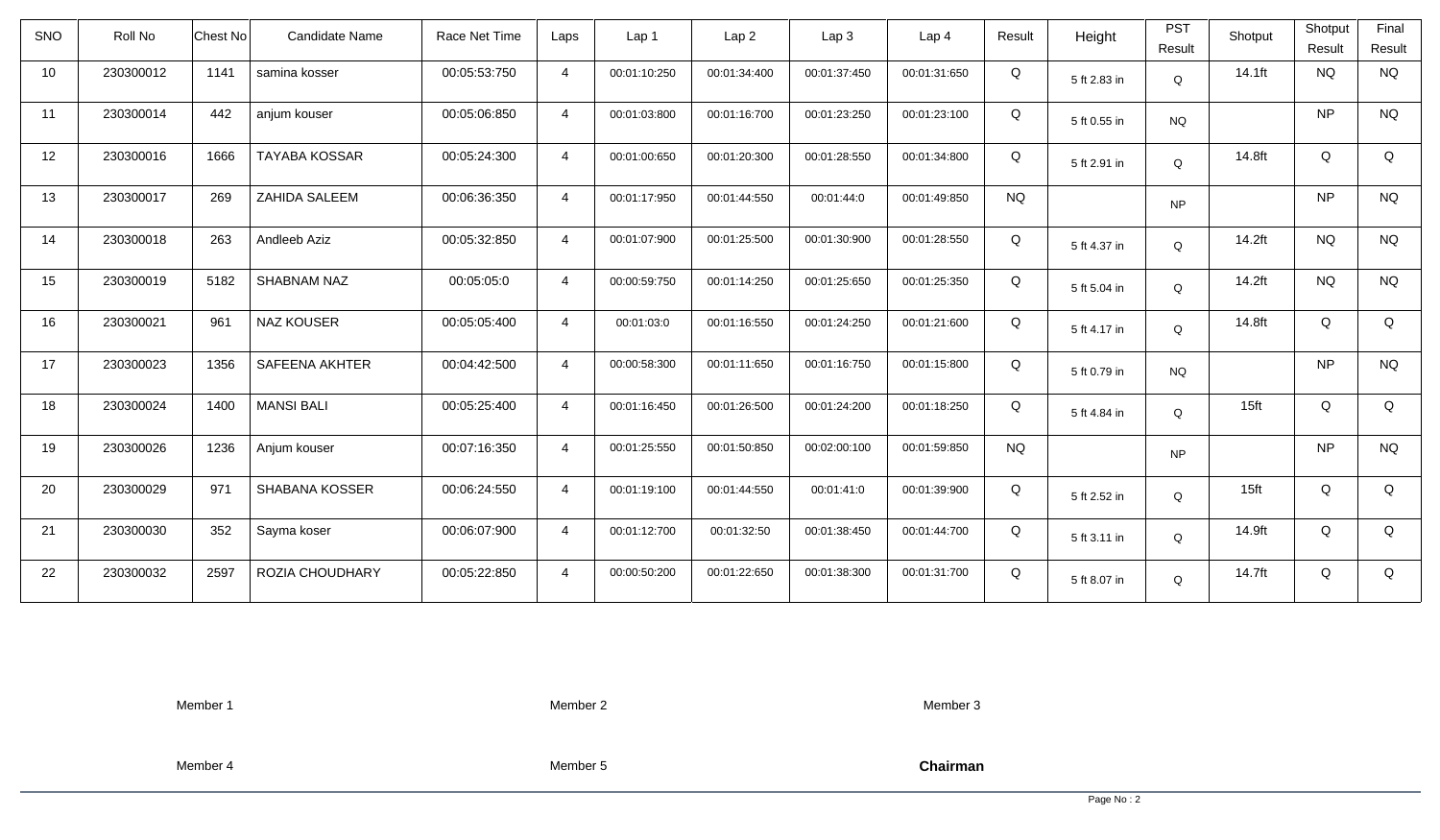| SNO | Roll No | Chest No | Candidate Name | Race Net Time | Laps | Lap 1 | Lap 2 | Lap 3 | Lap 4 | Result | Height | PST Result | Shotput | Shotput Result | Final Result |
|---|---|---|---|---|---|---|---|---|---|---|---|---|---|---|---|
| 10 | 230300012 | 1141 | samina kosser | 00:05:53:750 | 4 | 00:01:10:250 | 00:01:34:400 | 00:01:37:450 | 00:01:31:650 | Q | 5 ft 2.83 in | Q | 14.1ft | NQ | NQ |
| 11 | 230300014 | 442 | anjum kouser | 00:05:06:850 | 4 | 00:01:03:800 | 00:01:16:700 | 00:01:23:250 | 00:01:23:100 | Q | 5 ft 0.55 in | NQ | | NP | NQ |
| 12 | 230300016 | 1666 | TAYABA KOSSAR | 00:05:24:300 | 4 | 00:01:00:650 | 00:01:20:300 | 00:01:28:550 | 00:01:34:800 | Q | 5 ft 2.91 in | Q | 14.8ft | Q | Q |
| 13 | 230300017 | 269 | ZAHIDA SALEEM | 00:06:36:350 | 4 | 00:01:17:950 | 00:01:44:550 | 00:01:44:0 | 00:01:49:850 | NQ | | NP | | NP | NQ |
| 14 | 230300018 | 263 | Andleeb Aziz | 00:05:32:850 | 4 | 00:01:07:900 | 00:01:25:500 | 00:01:30:900 | 00:01:28:550 | Q | 5 ft 4.37 in | Q | 14.2ft | NQ | NQ |
| 15 | 230300019 | 5182 | SHABNAM NAZ | 00:05:05:0 | 4 | 00:00:59:750 | 00:01:14:250 | 00:01:25:650 | 00:01:25:350 | Q | 5 ft 5.04 in | Q | 14.2ft | NQ | NQ |
| 16 | 230300021 | 961 | NAZ KOUSER | 00:05:05:400 | 4 | 00:01:03:0 | 00:01:16:550 | 00:01:24:250 | 00:01:21:600 | Q | 5 ft 4.17 in | Q | 14.8ft | Q | Q |
| 17 | 230300023 | 1356 | SAFEENA AKHTER | 00:04:42:500 | 4 | 00:00:58:300 | 00:01:11:650 | 00:01:16:750 | 00:01:15:800 | Q | 5 ft 0.79 in | NQ | | NP | NQ |
| 18 | 230300024 | 1400 | MANSI BALI | 00:05:25:400 | 4 | 00:01:16:450 | 00:01:26:500 | 00:01:24:200 | 00:01:18:250 | Q | 5 ft 4.84 in | Q | 15ft | Q | Q |
| 19 | 230300026 | 1236 | Anjum kouser | 00:07:16:350 | 4 | 00:01:25:550 | 00:01:50:850 | 00:02:00:100 | 00:01:59:850 | NQ | | NP | | NP | NQ |
| 20 | 230300029 | 971 | SHABANA KOSSER | 00:06:24:550 | 4 | 00:01:19:100 | 00:01:44:550 | 00:01:41:0 | 00:01:39:900 | Q | 5 ft 2.52 in | Q | 15ft | Q | Q |
| 21 | 230300030 | 352 | Sayma koser | 00:06:07:900 | 4 | 00:01:12:700 | 00:01:32:50 | 00:01:38:450 | 00:01:44:700 | Q | 5 ft 3.11 in | Q | 14.9ft | Q | Q |
| 22 | 230300032 | 2597 | ROZIA CHOUDHARY | 00:05:22:850 | 4 | 00:00:50:200 | 00:01:22:650 | 00:01:38:300 | 00:01:31:700 | Q | 5 ft 8.07 in | Q | 14.7ft | Q | Q |

Member 1 Member 2 Member 3

Member 4 Member 5 **Chairman**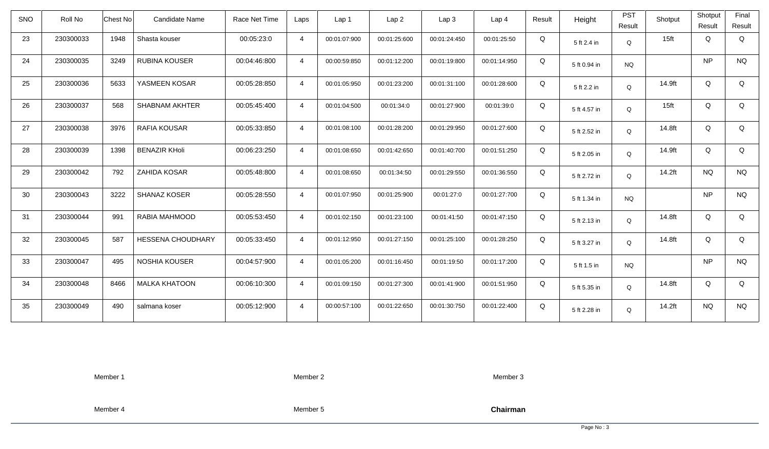| SNO | Roll No | Chest No | Candidate Name | Race Net Time | Laps | Lap 1 | Lap 2 | Lap 3 | Lap 4 | Result | Height | PST Result | Shotput | Shotput Result | Final Result |
|---|---|---|---|---|---|---|---|---|---|---|---|---|---|---|---|
| 23 | 230300033 | 1948 | Shasta kouser | 00:05:23:0 | 4 | 00:01:07:900 | 00:01:25:600 | 00:01:24:450 | 00:01:25:50 | Q | 5 ft 2.4 in | Q | 15ft | Q | Q |
| 24 | 230300035 | 3249 | RUBINA KOUSER | 00:04:46:800 | 4 | 00:00:59:850 | 00:01:12:200 | 00:01:19:800 | 00:01:14:950 | Q | 5 ft 0.94 in | NQ | | NP | NQ |
| 25 | 230300036 | 5633 | YASMEEN KOSAR | 00:05:28:850 | 4 | 00:01:05:950 | 00:01:23:200 | 00:01:31:100 | 00:01:28:600 | Q | 5 ft 2.2 in | Q | 14.9ft | Q | Q |
| 26 | 230300037 | 568 | SHABNAM AKHTER | 00:05:45:400 | 4 | 00:01:04:500 | 00:01:34:0 | 00:01:27:900 | 00:01:39:0 | Q | 5 ft 4.57 in | Q | 15ft | Q | Q |
| 27 | 230300038 | 3976 | RAFIA KOUSAR | 00:05:33:850 | 4 | 00:01:08:100 | 00:01:28:200 | 00:01:29:950 | 00:01:27:600 | Q | 5 ft 2.52 in | Q | 14.8ft | Q | Q |
| 28 | 230300039 | 1398 | BENAZIR KHoli | 00:06:23:250 | 4 | 00:01:08:650 | 00:01:42:650 | 00:01:40:700 | 00:01:51:250 | Q | 5 ft 2.05 in | Q | 14.9ft | Q | Q |
| 29 | 230300042 | 792 | ZAHIDA KOSAR | 00:05:48:800 | 4 | 00:01:08:650 | 00:01:34:50 | 00:01:29:550 | 00:01:36:550 | Q | 5 ft 2.72 in | Q | 14.2ft | NQ | NQ |
| 30 | 230300043 | 3222 | SHANAZ KOSER | 00:05:28:550 | 4 | 00:01:07:950 | 00:01:25:900 | 00:01:27:0 | 00:01:27:700 | Q | 5 ft 1.34 in | NQ | | NP | NQ |
| 31 | 230300044 | 991 | RABIA MAHMOOD | 00:05:53:450 | 4 | 00:01:02:150 | 00:01:23:100 | 00:01:41:50 | 00:01:47:150 | Q | 5 ft 2.13 in | Q | 14.8ft | Q | Q |
| 32 | 230300045 | 587 | HESSENA CHOUDHARY | 00:05:33:450 | 4 | 00:01:12:950 | 00:01:27:150 | 00:01:25:100 | 00:01:28:250 | Q | 5 ft 3.27 in | Q | 14.8ft | Q | Q |
| 33 | 230300047 | 495 | NOSHIA KOUSER | 00:04:57:900 | 4 | 00:01:05:200 | 00:01:16:450 | 00:01:19:50 | 00:01:17:200 | Q | 5 ft 1.5 in | NQ | | NP | NQ |
| 34 | 230300048 | 8466 | MALKA KHATOON | 00:06:10:300 | 4 | 00:01:09:150 | 00:01:27:300 | 00:01:41:900 | 00:01:51:950 | Q | 5 ft 5.35 in | Q | 14.8ft | Q | Q |
| 35 | 230300049 | 490 | salmana koser | 00:05:12:900 | 4 | 00:00:57:100 | 00:01:22:650 | 00:01:30:750 | 00:01:22:400 | Q | 5 ft 2.28 in | Q | 14.2ft | NQ | NQ |

Member 1　　　　Member 2　　　　Member 3

Member 4　　　　Member 5　　　　**Chairman**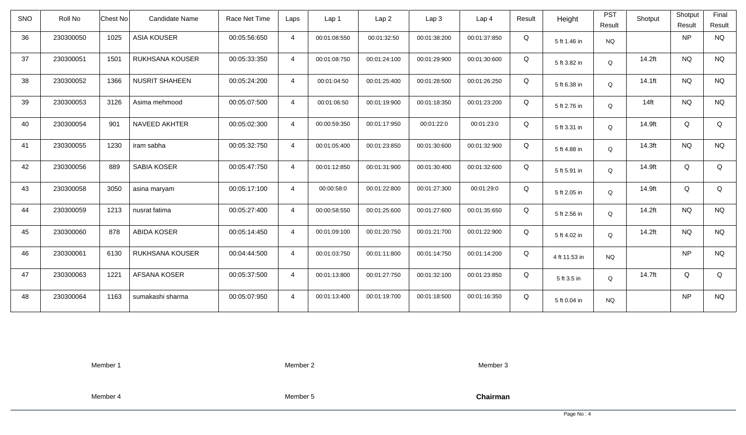| SNO | Roll No | Chest No | Candidate Name | Race Net Time | Laps | Lap 1 | Lap 2 | Lap 3 | Lap 4 | Result | Height | PST Result | Shotput | Shotput Result | Final Result |
|---|---|---|---|---|---|---|---|---|---|---|---|---|---|---|---|
| 36 | 230300050 | 1025 | ASIA KOUSER | 00:05:56:650 | 4 | 00:01:08:550 | 00:01:32:50 | 00:01:38:200 | 00:01:37:850 | Q | 5 ft 1.46 in | NQ | | NP | NQ |
| 37 | 230300051 | 1501 | RUKHSANA KOUSER | 00:05:33:350 | 4 | 00:01:08:750 | 00:01:24:100 | 00:01:29:900 | 00:01:30:600 | Q | 5 ft 3.82 in | Q | 14.2ft | NQ | NQ |
| 38 | 230300052 | 1366 | NUSRIT SHAHEEN | 00:05:24:200 | 4 | 00:01:04:50 | 00:01:25:400 | 00:01:28:500 | 00:01:26:250 | Q | 5 ft 6.38 in | Q | 14.1ft | NQ | NQ |
| 39 | 230300053 | 3126 | Asima mehmood | 00:05:07:500 | 4 | 00:01:06:50 | 00:01:19:900 | 00:01:18:350 | 00:01:23:200 | Q | 5 ft 2.76 in | Q | 14ft | NQ | NQ |
| 40 | 230300054 | 901 | NAVEED AKHTER | 00:05:02:300 | 4 | 00:00:59:350 | 00:01:17:950 | 00:01:22:0 | 00:01:23:0 | Q | 5 ft 3.31 in | Q | 14.9ft | Q | Q |
| 41 | 230300055 | 1230 | iram sabha | 00:05:32:750 | 4 | 00:01:05:400 | 00:01:23:850 | 00:01:30:600 | 00:01:32:900 | Q | 5 ft 4.88 in | Q | 14.3ft | NQ | NQ |
| 42 | 230300056 | 889 | SABIA KOSER | 00:05:47:750 | 4 | 00:01:12:850 | 00:01:31:900 | 00:01:30:400 | 00:01:32:600 | Q | 5 ft 5.91 in | Q | 14.9ft | Q | Q |
| 43 | 230300058 | 3050 | asina maryam | 00:05:17:100 | 4 | 00:00:58:0 | 00:01:22:800 | 00:01:27:300 | 00:01:29:0 | Q | 5 ft 2.05 in | Q | 14.9ft | Q | Q |
| 44 | 230300059 | 1213 | nusrat fatima | 00:05:27:400 | 4 | 00:00:58:550 | 00:01:25:600 | 00:01:27:600 | 00:01:35:650 | Q | 5 ft 2.56 in | Q | 14.2ft | NQ | NQ |
| 45 | 230300060 | 878 | ABIDA KOSER | 00:05:14:450 | 4 | 00:01:09:100 | 00:01:20:750 | 00:01:21:700 | 00:01:22:900 | Q | 5 ft 4.02 in | Q | 14.2ft | NQ | NQ |
| 46 | 230300061 | 6130 | RUKHSANA KOUSER | 00:04:44:500 | 4 | 00:01:03:750 | 00:01:11:800 | 00:01:14:750 | 00:01:14:200 | Q | 4 ft 11.53 in | NQ | | NP | NQ |
| 47 | 230300063 | 1221 | AFSANA KOSER | 00:05:37:500 | 4 | 00:01:13:800 | 00:01:27:750 | 00:01:32:100 | 00:01:23:850 | Q | 5 ft 3.5 in | Q | 14.7ft | Q | Q |
| 48 | 230300064 | 1163 | sumakashi sharma | 00:05:07:950 | 4 | 00:01:13:400 | 00:01:19:700 | 00:01:18:500 | 00:01:16:350 | Q | 5 ft 0.04 in | NQ | | NP | NQ |

Member 1 Member 2 Member 3

Member 4 Member 5 **Chairman**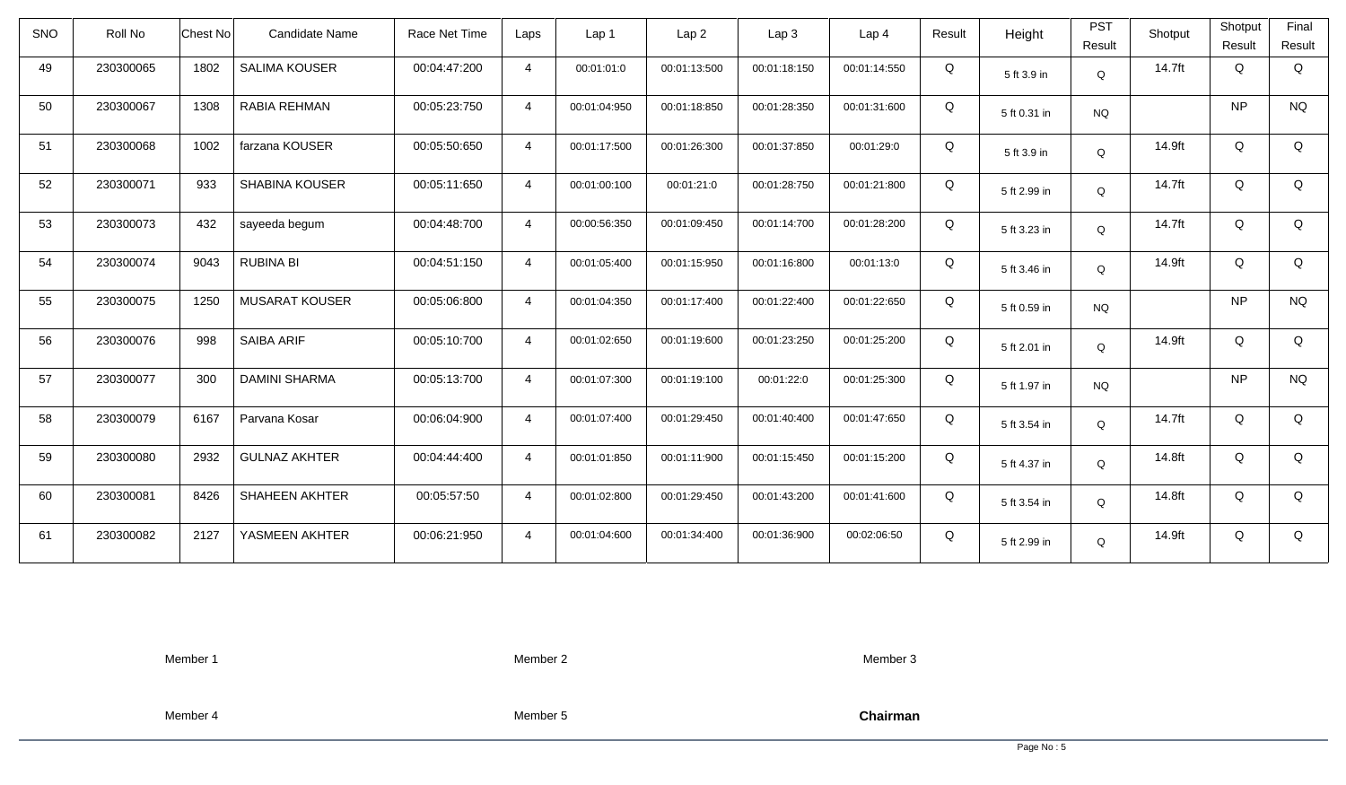| SNO | Roll No | Chest No | Candidate Name | Race Net Time | Laps | Lap 1 | Lap 2 | Lap 3 | Lap 4 | Result | Height | PST Result | Shotput | Shotput Result | Final Result |
|---|---|---|---|---|---|---|---|---|---|---|---|---|---|---|---|
| 49 | 230300065 | 1802 | SALIMA KOUSER | 00:04:47:200 | 4 | 00:01:01:0 | 00:01:13:500 | 00:01:18:150 | 00:01:14:550 | Q | 5 ft 3.9 in | Q | 14.7ft | Q | Q |
| 50 | 230300067 | 1308 | RABIA REHMAN | 00:05:23:750 | 4 | 00:01:04:950 | 00:01:18:850 | 00:01:28:350 | 00:01:31:600 | Q | 5 ft 0.31 in | NQ | | NP | NQ |
| 51 | 230300068 | 1002 | farzana KOUSER | 00:05:50:650 | 4 | 00:01:17:500 | 00:01:26:300 | 00:01:37:850 | 00:01:29:0 | Q | 5 ft 3.9 in | Q | 14.9ft | Q | Q |
| 52 | 230300071 | 933 | SHABINA KOUSER | 00:05:11:650 | 4 | 00:01:00:100 | 00:01:21:0 | 00:01:28:750 | 00:01:21:800 | Q | 5 ft 2.99 in | Q | 14.7ft | Q | Q |
| 53 | 230300073 | 432 | sayeeda begum | 00:04:48:700 | 4 | 00:00:56:350 | 00:01:09:450 | 00:01:14:700 | 00:01:28:200 | Q | 5 ft 3.23 in | Q | 14.7ft | Q | Q |
| 54 | 230300074 | 9043 | RUBINA BI | 00:04:51:150 | 4 | 00:01:05:400 | 00:01:15:950 | 00:01:16:800 | 00:01:13:0 | Q | 5 ft 3.46 in | Q | 14.9ft | Q | Q |
| 55 | 230300075 | 1250 | MUSARAT KOUSER | 00:05:06:800 | 4 | 00:01:04:350 | 00:01:17:400 | 00:01:22:400 | 00:01:22:650 | Q | 5 ft 0.59 in | NQ | | NP | NQ |
| 56 | 230300076 | 998 | SAIBA ARIF | 00:05:10:700 | 4 | 00:01:02:650 | 00:01:19:600 | 00:01:23:250 | 00:01:25:200 | Q | 5 ft 2.01 in | Q | 14.9ft | Q | Q |
| 57 | 230300077 | 300 | DAMINI SHARMA | 00:05:13:700 | 4 | 00:01:07:300 | 00:01:19:100 | 00:01:22:0 | 00:01:25:300 | Q | 5 ft 1.97 in | NQ | | NP | NQ |
| 58 | 230300079 | 6167 | Parvana Kosar | 00:06:04:900 | 4 | 00:01:07:400 | 00:01:29:450 | 00:01:40:400 | 00:01:47:650 | Q | 5 ft 3.54 in | Q | 14.7ft | Q | Q |
| 59 | 230300080 | 2932 | GULNAZ AKHTER | 00:04:44:400 | 4 | 00:01:01:850 | 00:01:11:900 | 00:01:15:450 | 00:01:15:200 | Q | 5 ft 4.37 in | Q | 14.8ft | Q | Q |
| 60 | 230300081 | 8426 | SHAHEEN AKHTER | 00:05:57:50 | 4 | 00:01:02:800 | 00:01:29:450 | 00:01:43:200 | 00:01:41:600 | Q | 5 ft 3.54 in | Q | 14.8ft | Q | Q |
| 61 | 230300082 | 2127 | YASMEEN AKHTER | 00:06:21:950 | 4 | 00:01:04:600 | 00:01:34:400 | 00:01:36:900 | 00:02:06:50 | Q | 5 ft 2.99 in | Q | 14.9ft | Q | Q |

Member 1　　　　Member 2　　　　Member 3

Member 4　　　　Member 5　　　　**Chairman**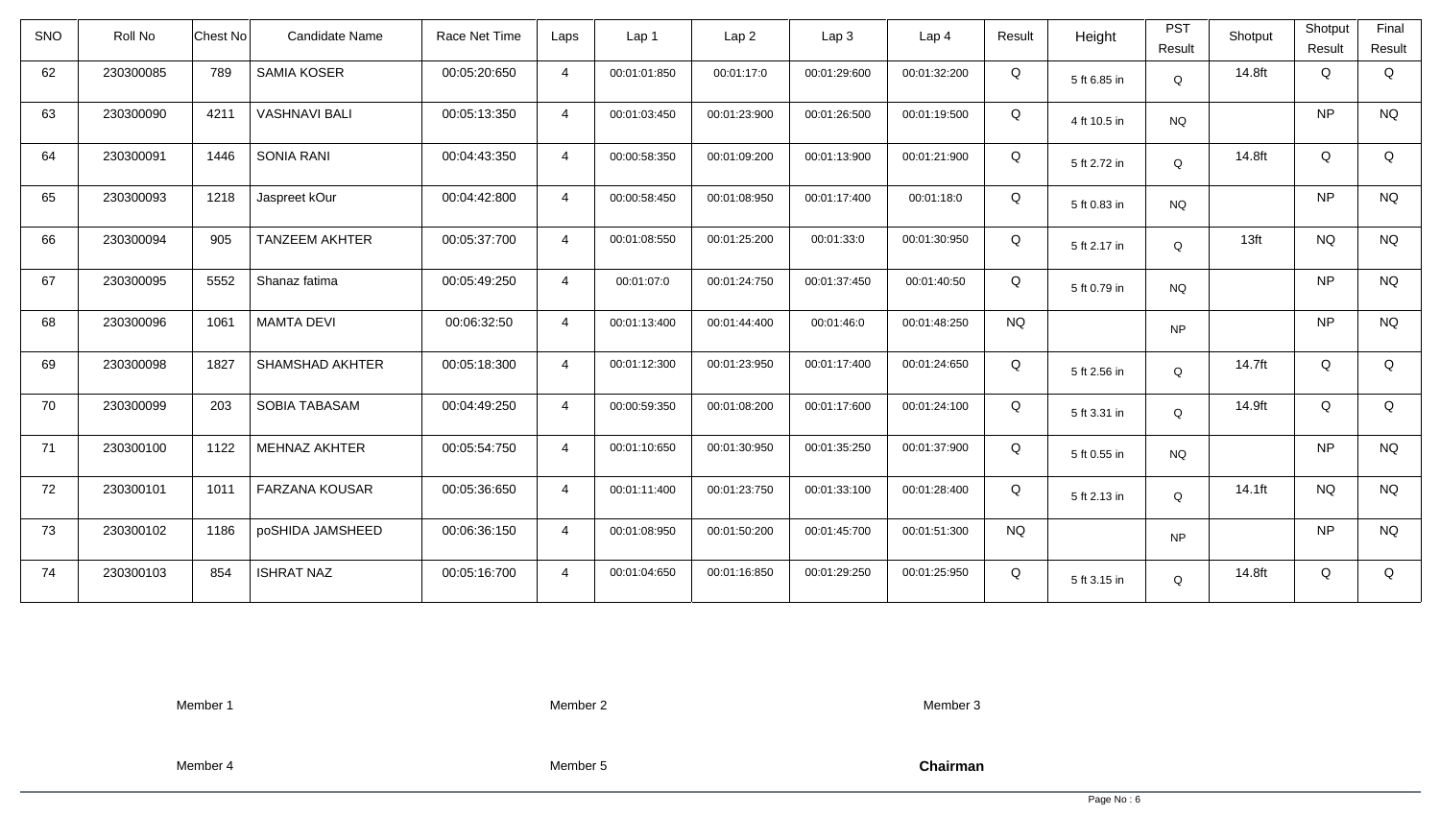| SNO | Roll No | Chest No | Candidate Name | Race Net Time | Laps | Lap 1 | Lap 2 | Lap 3 | Lap 4 | Result | Height | PST Result | Shotput | Shotput Result | Final Result |
|---|---|---|---|---|---|---|---|---|---|---|---|---|---|---|---|
| 62 | 230300085 | 789 | SAMIA KOSER | 00:05:20:650 | 4 | 00:01:01:850 | 00:01:17:0 | 00:01:29:600 | 00:01:32:200 | Q | 5 ft 6.85 in | Q | 14.8ft | Q | Q |
| 63 | 230300090 | 4211 | VASHNAVI BALI | 00:05:13:350 | 4 | 00:01:03:450 | 00:01:23:900 | 00:01:26:500 | 00:01:19:500 | Q | 4 ft 10.5 in | NQ | | NP | NQ |
| 64 | 230300091 | 1446 | SONIA RANI | 00:04:43:350 | 4 | 00:00:58:350 | 00:01:09:200 | 00:01:13:900 | 00:01:21:900 | Q | 5 ft 2.72 in | Q | 14.8ft | Q | Q |
| 65 | 230300093 | 1218 | Jaspreet kOur | 00:04:42:800 | 4 | 00:00:58:450 | 00:01:08:950 | 00:01:17:400 | 00:01:18:0 | Q | 5 ft 0.83 in | NQ | | NP | NQ |
| 66 | 230300094 | 905 | TANZEEM AKHTER | 00:05:37:700 | 4 | 00:01:08:550 | 00:01:25:200 | 00:01:33:0 | 00:01:30:950 | Q | 5 ft 2.17 in | Q | 13ft | NQ | NQ |
| 67 | 230300095 | 5552 | Shanaz fatima | 00:05:49:250 | 4 | 00:01:07:0 | 00:01:24:750 | 00:01:37:450 | 00:01:40:50 | Q | 5 ft 0.79 in | NQ | | NP | NQ |
| 68 | 230300096 | 1061 | MAMTA DEVI | 00:06:32:50 | 4 | 00:01:13:400 | 00:01:44:400 | 00:01:46:0 | 00:01:48:250 | NQ | | NP | | NP | NQ |
| 69 | 230300098 | 1827 | SHAMSHAD AKHTER | 00:05:18:300 | 4 | 00:01:12:300 | 00:01:23:950 | 00:01:17:400 | 00:01:24:650 | Q | 5 ft 2.56 in | Q | 14.7ft | Q | Q |
| 70 | 230300099 | 203 | SOBIA TABASAM | 00:04:49:250 | 4 | 00:00:59:350 | 00:01:08:200 | 00:01:17:600 | 00:01:24:100 | Q | 5 ft 3.31 in | Q | 14.9ft | Q | Q |
| 71 | 230300100 | 1122 | MEHNAZ AKHTER | 00:05:54:750 | 4 | 00:01:10:650 | 00:01:30:950 | 00:01:35:250 | 00:01:37:900 | Q | 5 ft 0.55 in | NQ | | NP | NQ |
| 72 | 230300101 | 1011 | FARZANA KOUSAR | 00:05:36:650 | 4 | 00:01:11:400 | 00:01:23:750 | 00:01:33:100 | 00:01:28:400 | Q | 5 ft 2.13 in | Q | 14.1ft | NQ | NQ |
| 73 | 230300102 | 1186 | poSHIDA JAMSHEED | 00:06:36:150 | 4 | 00:01:08:950 | 00:01:50:200 | 00:01:45:700 | 00:01:51:300 | NQ | | NP | | NP | NQ |
| 74 | 230300103 | 854 | ISHRAT NAZ | 00:05:16:700 | 4 | 00:01:04:650 | 00:01:16:850 | 00:01:29:250 | 00:01:25:950 | Q | 5 ft 3.15 in | Q | 14.8ft | Q | Q |

Member 1 Member 2 Member 3

Member 4 Member 5 **Chairman**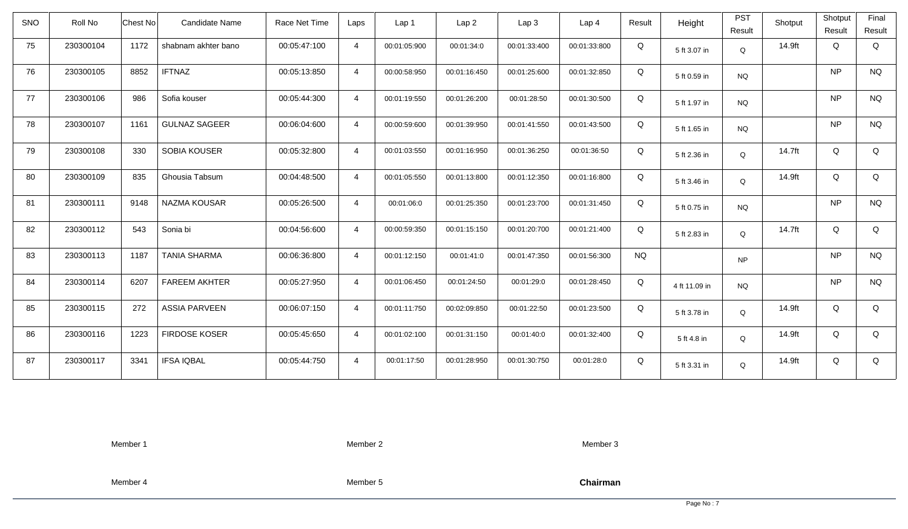| SNO | Roll No | Chest No | Candidate Name | Race Net Time | Laps | Lap 1 | Lap 2 | Lap 3 | Lap 4 | Result | Height | PST Result | Shotput | Shotput Result | Final Result |
|---|---|---|---|---|---|---|---|---|---|---|---|---|---|---|---|
| 75 | 230300104 | 1172 | shabnam akhter bano | 00:05:47:100 | 4 | 00:01:05:900 | 00:01:34:0 | 00:01:33:400 | 00:01:33:800 | Q | 5 ft 3.07 in | Q | 14.9ft | Q | Q |
| 76 | 230300105 | 8852 | IFTNAZ | 00:05:13:850 | 4 | 00:00:58:950 | 00:01:16:450 | 00:01:25:600 | 00:01:32:850 | Q | 5 ft 0.59 in | NQ | | NP | NQ |
| 77 | 230300106 | 986 | Sofia kouser | 00:05:44:300 | 4 | 00:01:19:550 | 00:01:26:200 | 00:01:28:50 | 00:01:30:500 | Q | 5 ft 1.97 in | NQ | | NP | NQ |
| 78 | 230300107 | 1161 | GULNAZ SAGEER | 00:06:04:600 | 4 | 00:00:59:600 | 00:01:39:950 | 00:01:41:550 | 00:01:43:500 | Q | 5 ft 1.65 in | NQ | | NP | NQ |
| 79 | 230300108 | 330 | SOBIA KOUSER | 00:05:32:800 | 4 | 00:01:03:550 | 00:01:16:950 | 00:01:36:250 | 00:01:36:50 | Q | 5 ft 2.36 in | Q | 14.7ft | Q | Q |
| 80 | 230300109 | 835 | Ghousia Tabsum | 00:04:48:500 | 4 | 00:01:05:550 | 00:01:13:800 | 00:01:12:350 | 00:01:16:800 | Q | 5 ft 3.46 in | Q | 14.9ft | Q | Q |
| 81 | 230300111 | 9148 | NAZMA KOUSAR | 00:05:26:500 | 4 | 00:01:06:0 | 00:01:25:350 | 00:01:23:700 | 00:01:31:450 | Q | 5 ft 0.75 in | NQ | | NP | NQ |
| 82 | 230300112 | 543 | Sonia bi | 00:04:56:600 | 4 | 00:00:59:350 | 00:01:15:150 | 00:01:20:700 | 00:01:21:400 | Q | 5 ft 2.83 in | Q | 14.7ft | Q | Q |
| 83 | 230300113 | 1187 | TANIA SHARMA | 00:06:36:800 | 4 | 00:01:12:150 | 00:01:41:0 | 00:01:47:350 | 00:01:56:300 | NQ | | NP | | NP | NQ |
| 84 | 230300114 | 6207 | FAREEM AKHTER | 00:05:27:950 | 4 | 00:01:06:450 | 00:01:24:50 | 00:01:29:0 | 00:01:28:450 | Q | 4 ft 11.09 in | NQ | | NP | NQ |
| 85 | 230300115 | 272 | ASSIA PARVEEN | 00:06:07:150 | 4 | 00:01:11:750 | 00:02:09:850 | 00:01:22:50 | 00:01:23:500 | Q | 5 ft 3.78 in | Q | 14.9ft | Q | Q |
| 86 | 230300116 | 1223 | FIRDOSE KOSER | 00:05:45:650 | 4 | 00:01:02:100 | 00:01:31:150 | 00:01:40:0 | 00:01:32:400 | Q | 5 ft 4.8 in | Q | 14.9ft | Q | Q |
| 87 | 230300117 | 3341 | IFSA IQBAL | 00:05:44:750 | 4 | 00:01:17:50 | 00:01:28:950 | 00:01:30:750 | 00:01:28:0 | Q | 5 ft 3.31 in | Q | 14.9ft | Q | Q |

Member 1 Member 2 Member 3

Member 4 Member 5 **Chairman**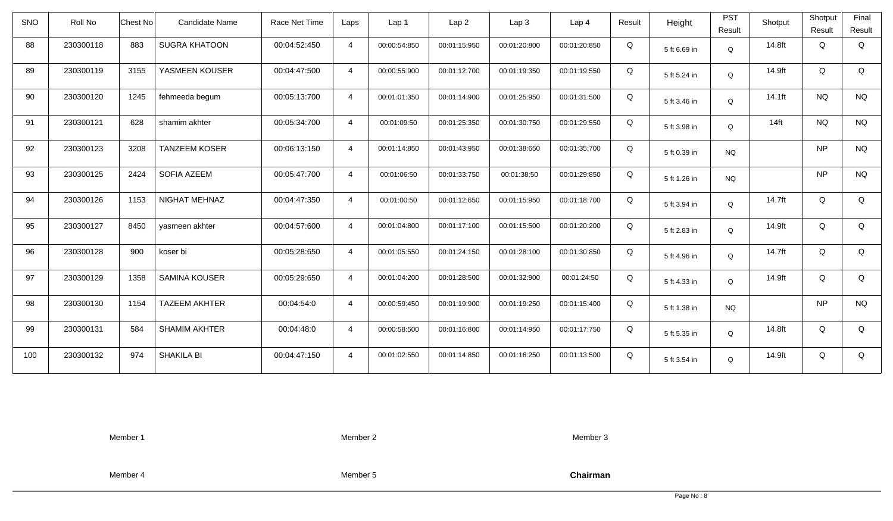| SNO | Roll No | Chest No | Candidate Name | Race Net Time | Laps | Lap 1 | Lap 2 | Lap 3 | Lap 4 | Result | Height | PST Result | Shotput | Shotput Result | Final Result |
|---|---|---|---|---|---|---|---|---|---|---|---|---|---|---|---|
| 88 | 230300118 | 883 | SUGRA KHATOON | 00:04:52:450 | 4 | 00:00:54:850 | 00:01:15:950 | 00:01:20:800 | 00:01:20:850 | Q | 5 ft 6.69 in | Q | 14.8ft | Q | Q |
| 89 | 230300119 | 3155 | YASMEEN KOUSER | 00:04:47:500 | 4 | 00:00:55:900 | 00:01:12:700 | 00:01:19:350 | 00:01:19:550 | Q | 5 ft 5.24 in | Q | 14.9ft | Q | Q |
| 90 | 230300120 | 1245 | fehmeeda begum | 00:05:13:700 | 4 | 00:01:01:350 | 00:01:14:900 | 00:01:25:950 | 00:01:31:500 | Q | 5 ft 3.46 in | Q | 14.1ft | NQ | NQ |
| 91 | 230300121 | 628 | shamim akhter | 00:05:34:700 | 4 | 00:01:09:50 | 00:01:25:350 | 00:01:30:750 | 00:01:29:550 | Q | 5 ft 3.98 in | Q | 14ft | NQ | NQ |
| 92 | 230300123 | 3208 | TANZEEM KOSER | 00:06:13:150 | 4 | 00:01:14:850 | 00:01:43:950 | 00:01:38:650 | 00:01:35:700 | Q | 5 ft 0.39 in | NQ | | NP | NQ |
| 93 | 230300125 | 2424 | SOFIA AZEEM | 00:05:47:700 | 4 | 00:01:06:50 | 00:01:33:750 | 00:01:38:50 | 00:01:29:850 | Q | 5 ft 1.26 in | NQ | | NP | NQ |
| 94 | 230300126 | 1153 | NIGHAT MEHNAZ | 00:04:47:350 | 4 | 00:01:00:50 | 00:01:12:650 | 00:01:15:950 | 00:01:18:700 | Q | 5 ft 3.94 in | Q | 14.7ft | Q | Q |
| 95 | 230300127 | 8450 | yasmeen akhter | 00:04:57:600 | 4 | 00:01:04:800 | 00:01:17:100 | 00:01:15:500 | 00:01:20:200 | Q | 5 ft 2.83 in | Q | 14.9ft | Q | Q |
| 96 | 230300128 | 900 | koser bi | 00:05:28:650 | 4 | 00:01:05:550 | 00:01:24:150 | 00:01:28:100 | 00:01:30:850 | Q | 5 ft 4.96 in | Q | 14.7ft | Q | Q |
| 97 | 230300129 | 1358 | SAMINA KOUSER | 00:05:29:650 | 4 | 00:01:04:200 | 00:01:28:500 | 00:01:32:900 | 00:01:24:50 | Q | 5 ft 4.33 in | Q | 14.9ft | Q | Q |
| 98 | 230300130 | 1154 | TAZEEM AKHTER | 00:04:54:0 | 4 | 00:00:59:450 | 00:01:19:900 | 00:01:19:250 | 00:01:15:400 | Q | 5 ft 1.38 in | NQ | | NP | NQ |
| 99 | 230300131 | 584 | SHAMIM AKHTER | 00:04:48:0 | 4 | 00:00:58:500 | 00:01:16:800 | 00:01:14:950 | 00:01:17:750 | Q | 5 ft 5.35 in | Q | 14.8ft | Q | Q |
| 100 | 230300132 | 974 | SHAKILA BI | 00:04:47:150 | 4 | 00:01:02:550 | 00:01:14:850 | 00:01:16:250 | 00:01:13:500 | Q | 5 ft 3.54 in | Q | 14.9ft | Q | Q |

Member 1 Member 2 Member 3

Member 4 Member 5 **Chairman**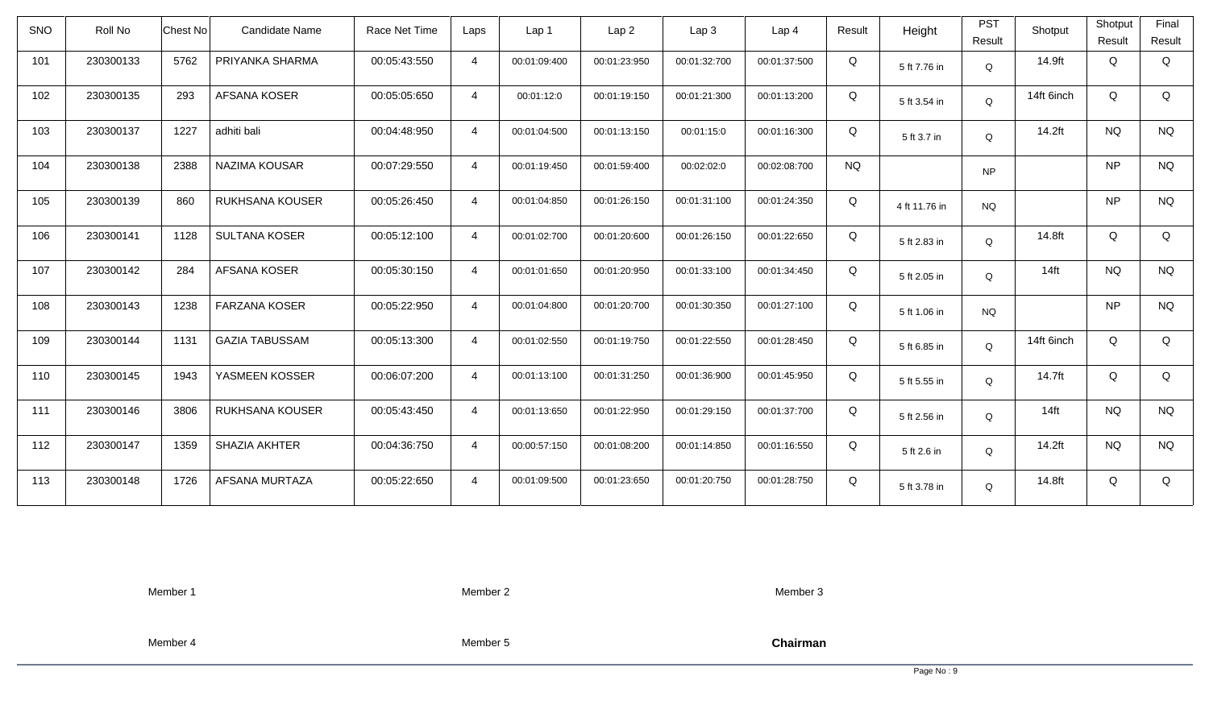| SNO | Roll No | Chest No | Candidate Name | Race Net Time | Laps | Lap 1 | Lap 2 | Lap 3 | Lap 4 | Result | Height | PST Result | Shotput | Shotput Result | Final Result |
|---|---|---|---|---|---|---|---|---|---|---|---|---|---|---|---|
| 101 | 230300133 | 5762 | PRIYANKA SHARMA | 00:05:43:550 | 4 | 00:01:09:400 | 00:01:23:950 | 00:01:32:700 | 00:01:37:500 | Q | 5 ft 7.76 in | Q | 14.9ft | Q | Q |
| 102 | 230300135 | 293 | AFSANA KOSER | 00:05:05:650 | 4 | 00:01:12:0 | 00:01:19:150 | 00:01:21:300 | 00:01:13:200 | Q | 5 ft 3.54 in | Q | 14ft 6inch | Q | Q |
| 103 | 230300137 | 1227 | adhiti bali | 00:04:48:950 | 4 | 00:01:04:500 | 00:01:13:150 | 00:01:15:0 | 00:01:16:300 | Q | 5 ft 3.7 in | Q | 14.2ft | NQ | NQ |
| 104 | 230300138 | 2388 | NAZIMA KOUSAR | 00:07:29:550 | 4 | 00:01:19:450 | 00:01:59:400 | 00:02:02:0 | 00:02:08:700 | NQ | | NP | | NP | NQ |
| 105 | 230300139 | 860 | RUKHSANA KOUSER | 00:05:26:450 | 4 | 00:01:04:850 | 00:01:26:150 | 00:01:31:100 | 00:01:24:350 | Q | 4 ft 11.76 in | NQ | | NP | NQ |
| 106 | 230300141 | 1128 | SULTANA KOSER | 00:05:12:100 | 4 | 00:01:02:700 | 00:01:20:600 | 00:01:26:150 | 00:01:22:650 | Q | 5 ft 2.83 in | Q | 14.8ft | Q | Q |
| 107 | 230300142 | 284 | AFSANA KOSER | 00:05:30:150 | 4 | 00:01:01:650 | 00:01:20:950 | 00:01:33:100 | 00:01:34:450 | Q | 5 ft 2.05 in | Q | 14ft | NQ | NQ |
| 108 | 230300143 | 1238 | FARZANA KOSER | 00:05:22:950 | 4 | 00:01:04:800 | 00:01:20:700 | 00:01:30:350 | 00:01:27:100 | Q | 5 ft 1.06 in | NQ | | NP | NQ |
| 109 | 230300144 | 1131 | GAZIA TABUSSAM | 00:05:13:300 | 4 | 00:01:02:550 | 00:01:19:750 | 00:01:22:550 | 00:01:28:450 | Q | 5 ft 6.85 in | Q | 14ft 6inch | Q | Q |
| 110 | 230300145 | 1943 | YASMEEN KOSSER | 00:06:07:200 | 4 | 00:01:13:100 | 00:01:31:250 | 00:01:36:900 | 00:01:45:950 | Q | 5 ft 5.55 in | Q | 14.7ft | Q | Q |
| 111 | 230300146 | 3806 | RUKHSANA KOUSER | 00:05:43:450 | 4 | 00:01:13:650 | 00:01:22:950 | 00:01:29:150 | 00:01:37:700 | Q | 5 ft 2.56 in | Q | 14ft | NQ | NQ |
| 112 | 230300147 | 1359 | SHAZIA AKHTER | 00:04:36:750 | 4 | 00:00:57:150 | 00:01:08:200 | 00:01:14:850 | 00:01:16:550 | Q | 5 ft 2.6 in | Q | 14.2ft | NQ | NQ |
| 113 | 230300148 | 1726 | AFSANA MURTAZA | 00:05:22:650 | 4 | 00:01:09:500 | 00:01:23:650 | 00:01:20:750 | 00:01:28:750 | Q | 5 ft 3.78 in | Q | 14.8ft | Q | Q |

Member 1 Member 2 Member 3

Member 4 Member 5 **Chairman**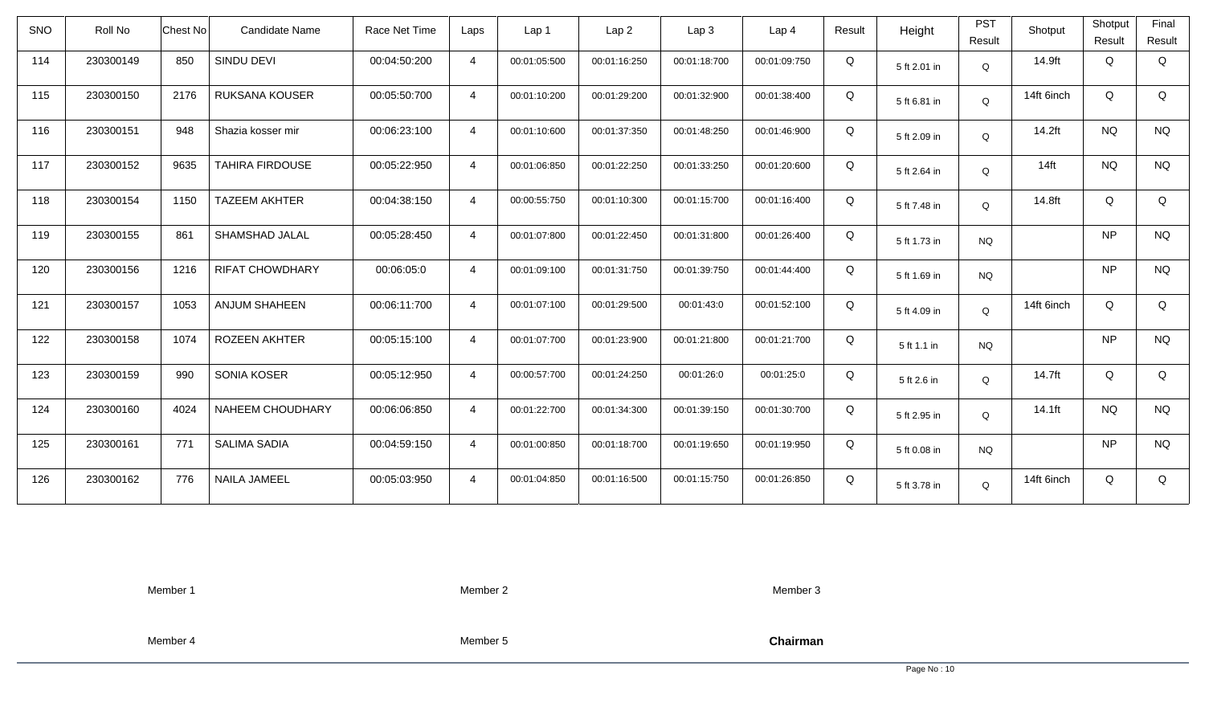| SNO | Roll No | Chest No | Candidate Name | Race Net Time | Laps | Lap 1 | Lap 2 | Lap 3 | Lap 4 | Result | Height | PST Result | Shotput | Shotput Result | Final Result |
|---|---|---|---|---|---|---|---|---|---|---|---|---|---|---|---|
| 114 | 230300149 | 850 | SINDU DEVI | 00:04:50:200 | 4 | 00:01:05:500 | 00:01:16:250 | 00:01:18:700 | 00:01:09:750 | Q | 5 ft 2.01 in | Q | 14.9ft | Q | Q |
| 115 | 230300150 | 2176 | RUKSANA KOUSER | 00:05:50:700 | 4 | 00:01:10:200 | 00:01:29:200 | 00:01:32:900 | 00:01:38:400 | Q | 5 ft 6.81 in | Q | 14ft 6inch | Q | Q |
| 116 | 230300151 | 948 | Shazia kosser mir | 00:06:23:100 | 4 | 00:01:10:600 | 00:01:37:350 | 00:01:48:250 | 00:01:46:900 | Q | 5 ft 2.09 in | Q | 14.2ft | NQ | NQ |
| 117 | 230300152 | 9635 | TAHIRA FIRDOUSE | 00:05:22:950 | 4 | 00:01:06:850 | 00:01:22:250 | 00:01:33:250 | 00:01:20:600 | Q | 5 ft 2.64 in | Q | 14ft | NQ | NQ |
| 118 | 230300154 | 1150 | TAZEEM AKHTER | 00:04:38:150 | 4 | 00:00:55:750 | 00:01:10:300 | 00:01:15:700 | 00:01:16:400 | Q | 5 ft 7.48 in | Q | 14.8ft | Q | Q |
| 119 | 230300155 | 861 | SHAMSHAD JALAL | 00:05:28:450 | 4 | 00:01:07:800 | 00:01:22:450 | 00:01:31:800 | 00:01:26:400 | Q | 5 ft 1.73 in | NQ | | NP | NQ |
| 120 | 230300156 | 1216 | RIFAT CHOWDHARY | 00:06:05:0 | 4 | 00:01:09:100 | 00:01:31:750 | 00:01:39:750 | 00:01:44:400 | Q | 5 ft 1.69 in | NQ | | NP | NQ |
| 121 | 230300157 | 1053 | ANJUM SHAHEEN | 00:06:11:700 | 4 | 00:01:07:100 | 00:01:29:500 | 00:01:43:0 | 00:01:52:100 | Q | 5 ft 4.09 in | Q | 14ft 6inch | Q | Q |
| 122 | 230300158 | 1074 | ROZEEN AKHTER | 00:05:15:100 | 4 | 00:01:07:700 | 00:01:23:900 | 00:01:21:800 | 00:01:21:700 | Q | 5 ft 1.1 in | NQ | | NP | NQ |
| 123 | 230300159 | 990 | SONIA KOSER | 00:05:12:950 | 4 | 00:00:57:700 | 00:01:24:250 | 00:01:26:0 | 00:01:25:0 | Q | 5 ft 2.6 in | Q | 14.7ft | Q | Q |
| 124 | 230300160 | 4024 | NAHEEM CHOUDHARY | 00:06:06:850 | 4 | 00:01:22:700 | 00:01:34:300 | 00:01:39:150 | 00:01:30:700 | Q | 5 ft 2.95 in | Q | 14.1ft | NQ | NQ |
| 125 | 230300161 | 771 | SALIMA SADIA | 00:04:59:150 | 4 | 00:01:00:850 | 00:01:18:700 | 00:01:19:650 | 00:01:19:950 | Q | 5 ft 0.08 in | NQ | | NP | NQ |
| 126 | 230300162 | 776 | NAILA JAMEEL | 00:05:03:950 | 4 | 00:01:04:850 | 00:01:16:500 | 00:01:15:750 | 00:01:26:850 | Q | 5 ft 3.78 in | Q | 14ft 6inch | Q | Q |

Member 1    Member 2    Member 3

Member 4    Member 5    **Chairman**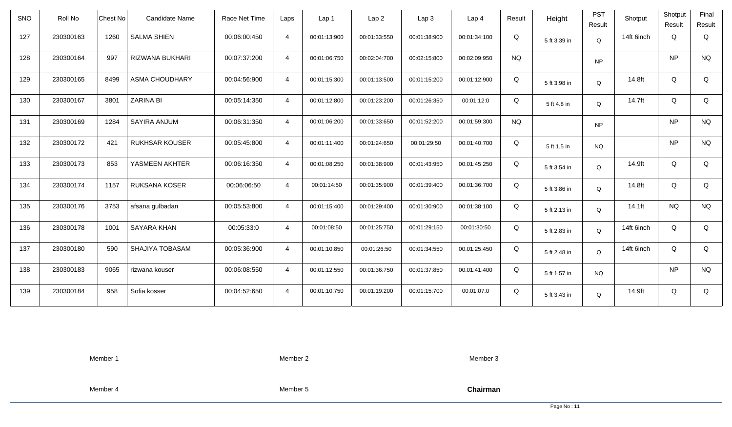| SNO | Roll No | Chest No | Candidate Name | Race Net Time | Laps | Lap 1 | Lap 2 | Lap 3 | Lap 4 | Result | Height | PST Result | Shotput | Shotput Result | Final Result |
|---|---|---|---|---|---|---|---|---|---|---|---|---|---|---|---|
| 127 | 230300163 | 1260 | SALMA SHIEN | 00:06:00:450 | 4 | 00:01:13:900 | 00:01:33:550 | 00:01:38:900 | 00:01:34:100 | Q | 5 ft 3.39 in | Q | 14ft 6inch | Q | Q |
| 128 | 230300164 | 997 | RIZWANA BUKHARI | 00:07:37:200 | 4 | 00:01:06:750 | 00:02:04:700 | 00:02:15:800 | 00:02:09:950 | NQ | | NP | | NP | NQ |
| 129 | 230300165 | 8499 | ASMA CHOUDHARY | 00:04:56:900 | 4 | 00:01:15:300 | 00:01:13:500 | 00:01:15:200 | 00:01:12:900 | Q | 5 ft 3.98 in | Q | 14.8ft | Q | Q |
| 130 | 230300167 | 3801 | ZARINA BI | 00:05:14:350 | 4 | 00:01:12:800 | 00:01:23:200 | 00:01:26:350 | 00:01:12:0 | Q | 5 ft 4.8 in | Q | 14.7ft | Q | Q |
| 131 | 230300169 | 1284 | SAYIRA ANJUM | 00:06:31:350 | 4 | 00:01:06:200 | 00:01:33:650 | 00:01:52:200 | 00:01:59:300 | NQ | | NP | | NP | NQ |
| 132 | 230300172 | 421 | RUKHSAR KOUSER | 00:05:45:800 | 4 | 00:01:11:400 | 00:01:24:650 | 00:01:29:50 | 00:01:40:700 | Q | 5 ft 1.5 in | NQ | | NP | NQ |
| 133 | 230300173 | 853 | YASMEEN AKHTER | 00:06:16:350 | 4 | 00:01:08:250 | 00:01:38:900 | 00:01:43:950 | 00:01:45:250 | Q | 5 ft 3.54 in | Q | 14.9ft | Q | Q |
| 134 | 230300174 | 1157 | RUKSANA KOSER | 00:06:06:50 | 4 | 00:01:14:50 | 00:01:35:900 | 00:01:39:400 | 00:01:36:700 | Q | 5 ft 3.86 in | Q | 14.8ft | Q | Q |
| 135 | 230300176 | 3753 | afsana gulbadan | 00:05:53:800 | 4 | 00:01:15:400 | 00:01:29:400 | 00:01:30:900 | 00:01:38:100 | Q | 5 ft 2.13 in | Q | 14.1ft | NQ | NQ |
| 136 | 230300178 | 1001 | SAYARA KHAN | 00:05:33:0 | 4 | 00:01:08:50 | 00:01:25:750 | 00:01:29:150 | 00:01:30:50 | Q | 5 ft 2.83 in | Q | 14ft 6inch | Q | Q |
| 137 | 230300180 | 590 | SHAJIYA TOBASAM | 00:05:36:900 | 4 | 00:01:10:850 | 00:01:26:50 | 00:01:34:550 | 00:01:25:450 | Q | 5 ft 2.48 in | Q | 14ft 6inch | Q | Q |
| 138 | 230300183 | 9065 | rizwana kouser | 00:06:08:550 | 4 | 00:01:12:550 | 00:01:36:750 | 00:01:37:850 | 00:01:41:400 | Q | 5 ft 1.57 in | NQ | | NP | NQ |
| 139 | 230300184 | 958 | Sofia kosser | 00:04:52:650 | 4 | 00:01:10:750 | 00:01:19:200 | 00:01:15:700 | 00:01:07:0 | Q | 5 ft 3.43 in | Q | 14.9ft | Q | Q |

Member 1 Member 2 Member 3

Member 4 Member 5 **Chairman**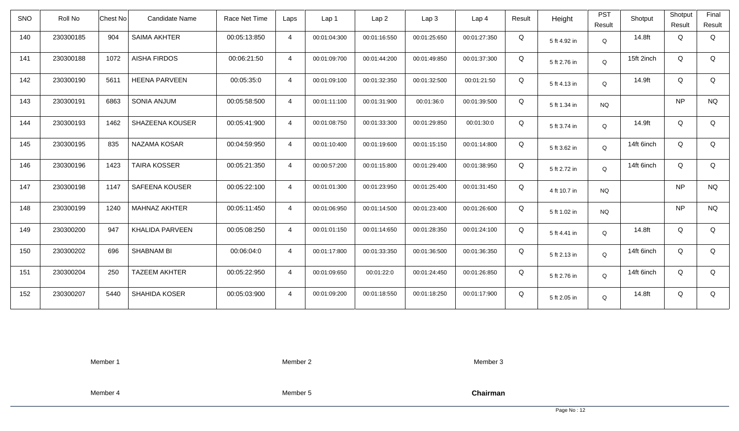| SNO | Roll No | Chest No | Candidate Name | Race Net Time | Laps | Lap 1 | Lap 2 | Lap 3 | Lap 4 | Result | Height | PST Result | Shotput | Shotput Result | Final Result |
|---|---|---|---|---|---|---|---|---|---|---|---|---|---|---|---|
| 140 | 230300185 | 904 | SAIMA AKHTER | 00:05:13:850 | 4 | 00:01:04:300 | 00:01:16:550 | 00:01:25:650 | 00:01:27:350 | Q | 5 ft 4.92 in | Q | 14.8ft | Q | Q |
| 141 | 230300188 | 1072 | AISHA FIRDOS | 00:06:21:50 | 4 | 00:01:09:700 | 00:01:44:200 | 00:01:49:850 | 00:01:37:300 | Q | 5 ft 2.76 in | Q | 15ft 2inch | Q | Q |
| 142 | 230300190 | 5611 | HEENA PARVEEN | 00:05:35:0 | 4 | 00:01:09:100 | 00:01:32:350 | 00:01:32:500 | 00:01:21:50 | Q | 5 ft 4.13 in | Q | 14.9ft | Q | Q |
| 143 | 230300191 | 6863 | SONIA ANJUM | 00:05:58:500 | 4 | 00:01:11:100 | 00:01:31:900 | 00:01:36:0 | 00:01:39:500 | Q | 5 ft 1.34 in | NQ | | NP | NQ |
| 144 | 230300193 | 1462 | SHAZEENA KOUSER | 00:05:41:900 | 4 | 00:01:08:750 | 00:01:33:300 | 00:01:29:850 | 00:01:30:0 | Q | 5 ft 3.74 in | Q | 14.9ft | Q | Q |
| 145 | 230300195 | 835 | NAZAMA KOSAR | 00:04:59:950 | 4 | 00:01:10:400 | 00:01:19:600 | 00:01:15:150 | 00:01:14:800 | Q | 5 ft 3.62 in | Q | 14ft 6inch | Q | Q |
| 146 | 230300196 | 1423 | TAIRA KOSSER | 00:05:21:350 | 4 | 00:00:57:200 | 00:01:15:800 | 00:01:29:400 | 00:01:38:950 | Q | 5 ft 2.72 in | Q | 14ft 6inch | Q | Q |
| 147 | 230300198 | 1147 | SAFEENA KOUSER | 00:05:22:100 | 4 | 00:01:01:300 | 00:01:23:950 | 00:01:25:400 | 00:01:31:450 | Q | 4 ft 10.7 in | NQ | | NP | NQ |
| 148 | 230300199 | 1240 | MAHNAZ AKHTER | 00:05:11:450 | 4 | 00:01:06:950 | 00:01:14:500 | 00:01:23:400 | 00:01:26:600 | Q | 5 ft 1.02 in | NQ | | NP | NQ |
| 149 | 230300200 | 947 | KHALIDA PARVEEN | 00:05:08:250 | 4 | 00:01:01:150 | 00:01:14:650 | 00:01:28:350 | 00:01:24:100 | Q | 5 ft 4.41 in | Q | 14.8ft | Q | Q |
| 150 | 230300202 | 696 | SHABNAM BI | 00:06:04:0 | 4 | 00:01:17:800 | 00:01:33:350 | 00:01:36:500 | 00:01:36:350 | Q | 5 ft 2.13 in | Q | 14ft 6inch | Q | Q |
| 151 | 230300204 | 250 | TAZEEM AKHTER | 00:05:22:950 | 4 | 00:01:09:650 | 00:01:22:0 | 00:01:24:450 | 00:01:26:850 | Q | 5 ft 2.76 in | Q | 14ft 6inch | Q | Q |
| 152 | 230300207 | 5440 | SHAHIDA KOSER | 00:05:03:900 | 4 | 00:01:09:200 | 00:01:18:550 | 00:01:18:250 | 00:01:17:900 | Q | 5 ft 2.05 in | Q | 14.8ft | Q | Q |

Member 1 Member 2 Member 3

Member 4 Member 5 **Chairman**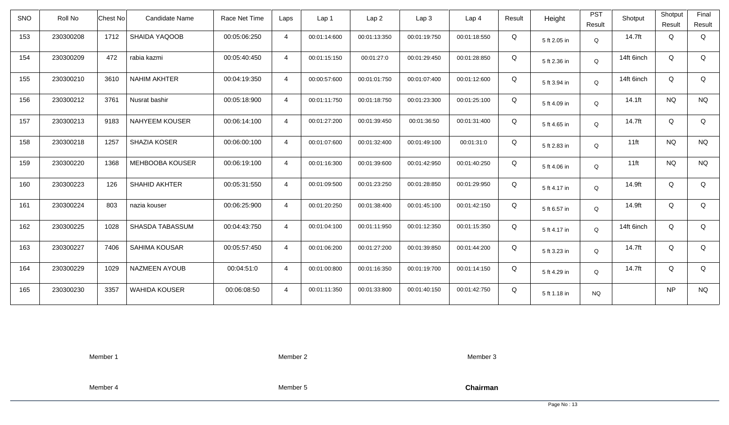| SNO | Roll No | Chest No | Candidate Name | Race Net Time | Laps | Lap 1 | Lap 2 | Lap 3 | Lap 4 | Result | Height | PST Result | Shotput | Shotput Result | Final Result |
|---|---|---|---|---|---|---|---|---|---|---|---|---|---|---|---|
| 153 | 230300208 | 1712 | SHAIDA YAQOOB | 00:05:06:250 | 4 | 00:01:14:600 | 00:01:13:350 | 00:01:19:750 | 00:01:18:550 | Q | 5 ft 2.05 in | Q | 14.7ft | Q | Q |
| 154 | 230300209 | 472 | rabia kazmi | 00:05:40:450 | 4 | 00:01:15:150 | 00:01:27:0 | 00:01:29:450 | 00:01:28:850 | Q | 5 ft 2.36 in | Q | 14ft 6inch | Q | Q |
| 155 | 230300210 | 3610 | NAHIM AKHTER | 00:04:19:350 | 4 | 00:00:57:600 | 00:01:01:750 | 00:01:07:400 | 00:01:12:600 | Q | 5 ft 3.94 in | Q | 14ft 6inch | Q | Q |
| 156 | 230300212 | 3761 | Nusrat bashir | 00:05:18:900 | 4 | 00:01:11:750 | 00:01:18:750 | 00:01:23:300 | 00:01:25:100 | Q | 5 ft 4.09 in | Q | 14.1ft | NQ | NQ |
| 157 | 230300213 | 9183 | NAHYEEM KOUSER | 00:06:14:100 | 4 | 00:01:27:200 | 00:01:39:450 | 00:01:36:50 | 00:01:31:400 | Q | 5 ft 4.65 in | Q | 14.7ft | Q | Q |
| 158 | 230300218 | 1257 | SHAZIA KOSER | 00:06:00:100 | 4 | 00:01:07:600 | 00:01:32:400 | 00:01:49:100 | 00:01:31:0 | Q | 5 ft 2.83 in | Q | 11ft | NQ | NQ |
| 159 | 230300220 | 1368 | MEHBOOBA KOUSER | 00:06:19:100 | 4 | 00:01:16:300 | 00:01:39:600 | 00:01:42:950 | 00:01:40:250 | Q | 5 ft 4.06 in | Q | 11ft | NQ | NQ |
| 160 | 230300223 | 126 | SHAHID AKHTER | 00:05:31:550 | 4 | 00:01:09:500 | 00:01:23:250 | 00:01:28:850 | 00:01:29:950 | Q | 5 ft 4.17 in | Q | 14.9ft | Q | Q |
| 161 | 230300224 | 803 | nazia kouser | 00:06:25:900 | 4 | 00:01:20:250 | 00:01:38:400 | 00:01:45:100 | 00:01:42:150 | Q | 5 ft 6.57 in | Q | 14.9ft | Q | Q |
| 162 | 230300225 | 1028 | SHASDA TABASSUM | 00:04:43:750 | 4 | 00:01:04:100 | 00:01:11:950 | 00:01:12:350 | 00:01:15:350 | Q | 5 ft 4.17 in | Q | 14ft 6inch | Q | Q |
| 163 | 230300227 | 7406 | SAHIMA KOUSAR | 00:05:57:450 | 4 | 00:01:06:200 | 00:01:27:200 | 00:01:39:850 | 00:01:44:200 | Q | 5 ft 3.23 in | Q | 14.7ft | Q | Q |
| 164 | 230300229 | 1029 | NAZMEEN AYOUB | 00:04:51:0 | 4 | 00:01:00:800 | 00:01:16:350 | 00:01:19:700 | 00:01:14:150 | Q | 5 ft 4.29 in | Q | 14.7ft | Q | Q |
| 165 | 230300230 | 3357 | WAHIDA KOUSER | 00:06:08:50 | 4 | 00:01:11:350 | 00:01:33:800 | 00:01:40:150 | 00:01:42:750 | Q | 5 ft 1.18 in | NQ | | NP | NQ |

Member 1 Member 2 Member 3

Member 4 Member 5 **Chairman**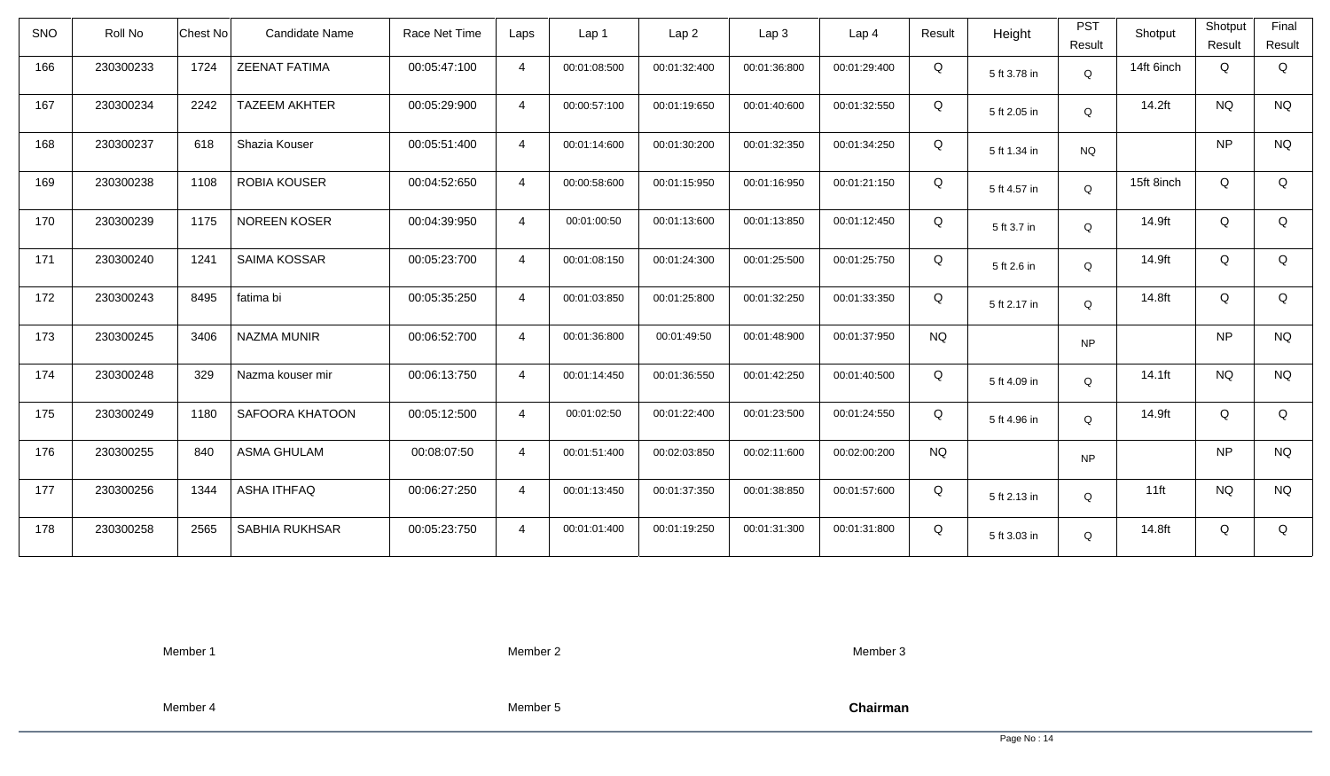| SNO | Roll No | Chest No | Candidate Name | Race Net Time | Laps | Lap 1 | Lap 2 | Lap 3 | Lap 4 | Result | Height | PST Result | Shotput | Shotput Result | Final Result |
|---|---|---|---|---|---|---|---|---|---|---|---|---|---|---|---|
| 166 | 230300233 | 1724 | ZEENAT FATIMA | 00:05:47:100 | 4 | 00:01:08:500 | 00:01:32:400 | 00:01:36:800 | 00:01:29:400 | Q | 5 ft 3.78 in | Q | 14ft 6inch | Q | Q |
| 167 | 230300234 | 2242 | TAZEEM AKHTER | 00:05:29:900 | 4 | 00:00:57:100 | 00:01:19:650 | 00:01:40:600 | 00:01:32:550 | Q | 5 ft 2.05 in | Q | 14.2ft | NQ | NQ |
| 168 | 230300237 | 618 | Shazia Kouser | 00:05:51:400 | 4 | 00:01:14:600 | 00:01:30:200 | 00:01:32:350 | 00:01:34:250 | Q | 5 ft 1.34 in | NQ | | NP | NQ |
| 169 | 230300238 | 1108 | ROBIA KOUSER | 00:04:52:650 | 4 | 00:00:58:600 | 00:01:15:950 | 00:01:16:950 | 00:01:21:150 | Q | 5 ft 4.57 in | Q | 15ft 8inch | Q | Q |
| 170 | 230300239 | 1175 | NOREEN KOSER | 00:04:39:950 | 4 | 00:01:00:50 | 00:01:13:600 | 00:01:13:850 | 00:01:12:450 | Q | 5 ft 3.7 in | Q | 14.9ft | Q | Q |
| 171 | 230300240 | 1241 | SAIMA KOSSAR | 00:05:23:700 | 4 | 00:01:08:150 | 00:01:24:300 | 00:01:25:500 | 00:01:25:750 | Q | 5 ft 2.6 in | Q | 14.9ft | Q | Q |
| 172 | 230300243 | 8495 | fatima bi | 00:05:35:250 | 4 | 00:01:03:850 | 00:01:25:800 | 00:01:32:250 | 00:01:33:350 | Q | 5 ft 2.17 in | Q | 14.8ft | Q | Q |
| 173 | 230300245 | 3406 | NAZMA MUNIR | 00:06:52:700 | 4 | 00:01:36:800 | 00:01:49:50 | 00:01:48:900 | 00:01:37:950 | NQ | | NP | | NP | NQ |
| 174 | 230300248 | 329 | Nazma kouser mir | 00:06:13:750 | 4 | 00:01:14:450 | 00:01:36:550 | 00:01:42:250 | 00:01:40:500 | Q | 5 ft 4.09 in | Q | 14.1ft | NQ | NQ |
| 175 | 230300249 | 1180 | SAFOORA KHATOON | 00:05:12:500 | 4 | 00:01:02:50 | 00:01:22:400 | 00:01:23:500 | 00:01:24:550 | Q | 5 ft 4.96 in | Q | 14.9ft | Q | Q |
| 176 | 230300255 | 840 | ASMA GHULAM | 00:08:07:50 | 4 | 00:01:51:400 | 00:02:03:850 | 00:02:11:600 | 00:02:00:200 | NQ | | NP | | NP | NQ |
| 177 | 230300256 | 1344 | ASHA ITHFAQ | 00:06:27:250 | 4 | 00:01:13:450 | 00:01:37:350 | 00:01:38:850 | 00:01:57:600 | Q | 5 ft 2.13 in | Q | 11ft | NQ | NQ |
| 178 | 230300258 | 2565 | SABHIA RUKHSAR | 00:05:23:750 | 4 | 00:01:01:400 | 00:01:19:250 | 00:01:31:300 | 00:01:31:800 | Q | 5 ft 3.03 in | Q | 14.8ft | Q | Q |

Member 1 Member 2 Member 3

Member 4 Member 5 **Chairman**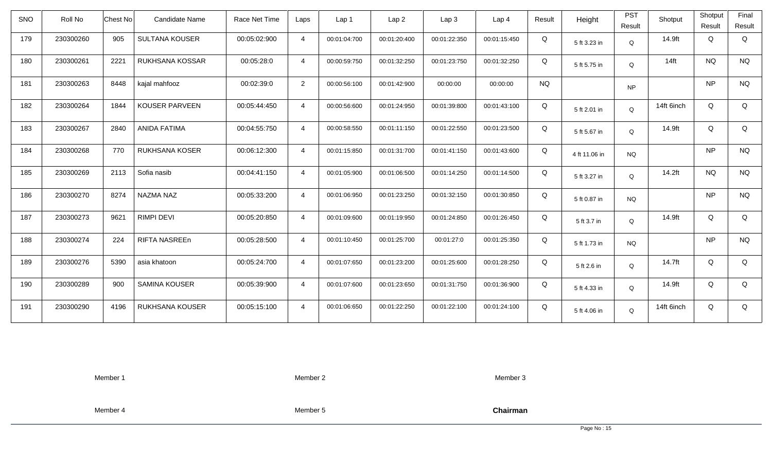| SNO | Roll No | Chest No | Candidate Name | Race Net Time | Laps | Lap 1 | Lap 2 | Lap 3 | Lap 4 | Result | Height | PST Result | Shotput | Shotput Result | Final Result |
|---|---|---|---|---|---|---|---|---|---|---|---|---|---|---|---|
| 179 | 230300260 | 905 | SULTANA KOUSER | 00:05:02:900 | 4 | 00:01:04:700 | 00:01:20:400 | 00:01:22:350 | 00:01:15:450 | Q | 5 ft 3.23 in | Q | 14.9ft | Q | Q |
| 180 | 230300261 | 2221 | RUKHSANA KOSSAR | 00:05:28:0 | 4 | 00:00:59:750 | 00:01:32:250 | 00:01:23:750 | 00:01:32:250 | Q | 5 ft 5.75 in | Q | 14ft | NQ | NQ |
| 181 | 230300263 | 8448 | kajal mahfooz | 00:02:39:0 | 2 | 00:00:56:100 | 00:01:42:900 | 00:00:00 | 00:00:00 | NQ | | NP | | NP | NQ |
| 182 | 230300264 | 1844 | KOUSER PARVEEN | 00:05:44:450 | 4 | 00:00:56:600 | 00:01:24:950 | 00:01:39:800 | 00:01:43:100 | Q | 5 ft 2.01 in | Q | 14ft 6inch | Q | Q |
| 183 | 230300267 | 2840 | ANIDA FATIMA | 00:04:55:750 | 4 | 00:00:58:550 | 00:01:11:150 | 00:01:22:550 | 00:01:23:500 | Q | 5 ft 5.67 in | Q | 14.9ft | Q | Q |
| 184 | 230300268 | 770 | RUKHSANA KOSER | 00:06:12:300 | 4 | 00:01:15:850 | 00:01:31:700 | 00:01:41:150 | 00:01:43:600 | Q | 4 ft 11.06 in | NQ | | NP | NQ |
| 185 | 230300269 | 2113 | Sofia nasib | 00:04:41:150 | 4 | 00:01:05:900 | 00:01:06:500 | 00:01:14:250 | 00:01:14:500 | Q | 5 ft 3.27 in | Q | 14.2ft | NQ | NQ |
| 186 | 230300270 | 8274 | NAZMA NAZ | 00:05:33:200 | 4 | 00:01:06:950 | 00:01:23:250 | 00:01:32:150 | 00:01:30:850 | Q | 5 ft 0.87 in | NQ | | NP | NQ |
| 187 | 230300273 | 9621 | RIMPI DEVI | 00:05:20:850 | 4 | 00:01:09:600 | 00:01:19:950 | 00:01:24:850 | 00:01:26:450 | Q | 5 ft 3.7 in | Q | 14.9ft | Q | Q |
| 188 | 230300274 | 224 | RIFTA NASREEn | 00:05:28:500 | 4 | 00:01:10:450 | 00:01:25:700 | 00:01:27:0 | 00:01:25:350 | Q | 5 ft 1.73 in | NQ | | NP | NQ |
| 189 | 230300276 | 5390 | asia khatoon | 00:05:24:700 | 4 | 00:01:07:650 | 00:01:23:200 | 00:01:25:600 | 00:01:28:250 | Q | 5 ft 2.6 in | Q | 14.7ft | Q | Q |
| 190 | 230300289 | 900 | SAMINA KOUSER | 00:05:39:900 | 4 | 00:01:07:600 | 00:01:23:650 | 00:01:31:750 | 00:01:36:900 | Q | 5 ft 4.33 in | Q | 14.9ft | Q | Q |
| 191 | 230300290 | 4196 | RUKHSANA KOUSER | 00:05:15:100 | 4 | 00:01:06:650 | 00:01:22:250 | 00:01:22:100 | 00:01:24:100 | Q | 5 ft 4.06 in | Q | 14ft 6inch | Q | Q |

Member 1 &nbsp;&nbsp;&nbsp;&nbsp; Member 2 &nbsp;&nbsp;&nbsp;&nbsp; Member 3

Member 4 &nbsp;&nbsp;&nbsp;&nbsp; Member 5 &nbsp;&nbsp;&nbsp;&nbsp; **Chairman**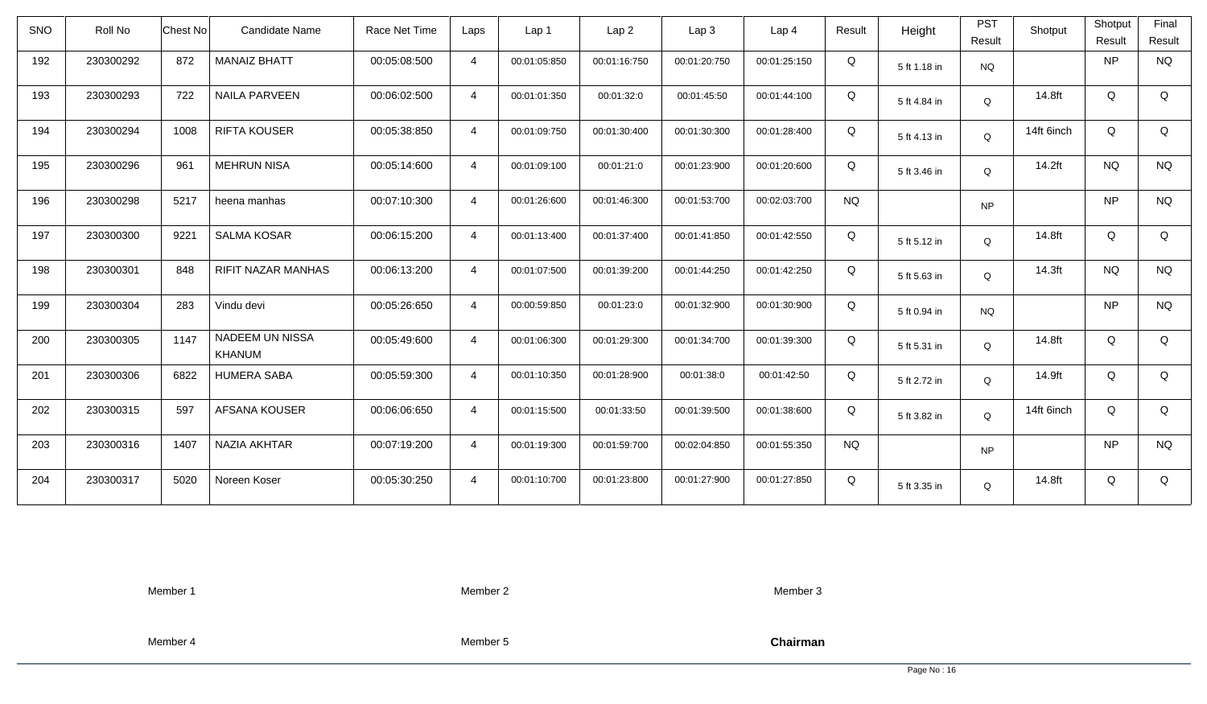| SNO | Roll No | Chest No | Candidate Name | Race Net Time | Laps | Lap 1 | Lap 2 | Lap 3 | Lap 4 | Result | Height | PST Result | Shotput | Shotput Result | Final Result |
|---|---|---|---|---|---|---|---|---|---|---|---|---|---|---|---|
| 192 | 230300292 | 872 | MANAIZ BHATT | 00:05:08:500 | 4 | 00:01:05:850 | 00:01:16:750 | 00:01:20:750 | 00:01:25:150 | Q | 5 ft 1.18 in | NQ | | NP | NQ |
| 193 | 230300293 | 722 | NAILA PARVEEN | 00:06:02:500 | 4 | 00:01:01:350 | 00:01:32:0 | 00:01:45:50 | 00:01:44:100 | Q | 5 ft 4.84 in | Q | 14.8ft | Q | Q |
| 194 | 230300294 | 1008 | RIFTA KOUSER | 00:05:38:850 | 4 | 00:01:09:750 | 00:01:30:400 | 00:01:30:300 | 00:01:28:400 | Q | 5 ft 4.13 in | Q | 14ft 6inch | Q | Q |
| 195 | 230300296 | 961 | MEHRUN NISA | 00:05:14:600 | 4 | 00:01:09:100 | 00:01:21:0 | 00:01:23:900 | 00:01:20:600 | Q | 5 ft 3.46 in | Q | 14.2ft | NQ | NQ |
| 196 | 230300298 | 5217 | heena manhas | 00:07:10:300 | 4 | 00:01:26:600 | 00:01:46:300 | 00:01:53:700 | 00:02:03:700 | NQ | | NP | | NP | NQ |
| 197 | 230300300 | 9221 | SALMA KOSAR | 00:06:15:200 | 4 | 00:01:13:400 | 00:01:37:400 | 00:01:41:850 | 00:01:42:550 | Q | 5 ft 5.12 in | Q | 14.8ft | Q | Q |
| 198 | 230300301 | 848 | RIFIT NAZAR MANHAS | 00:06:13:200 | 4 | 00:01:07:500 | 00:01:39:200 | 00:01:44:250 | 00:01:42:250 | Q | 5 ft 5.63 in | Q | 14.3ft | NQ | NQ |
| 199 | 230300304 | 283 | Vindu devi | 00:05:26:650 | 4 | 00:00:59:850 | 00:01:23:0 | 00:01:32:900 | 00:01:30:900 | Q | 5 ft 0.94 in | NQ | | NP | NQ |
| 200 | 230300305 | 1147 | NADEEM UN NISSA KHANUM | 00:05:49:600 | 4 | 00:01:06:300 | 00:01:29:300 | 00:01:34:700 | 00:01:39:300 | Q | 5 ft 5.31 in | Q | 14.8ft | Q | Q |
| 201 | 230300306 | 6822 | HUMERA SABA | 00:05:59:300 | 4 | 00:01:10:350 | 00:01:28:900 | 00:01:38:0 | 00:01:42:50 | Q | 5 ft 2.72 in | Q | 14.9ft | Q | Q |
| 202 | 230300315 | 597 | AFSANA KOUSER | 00:06:06:650 | 4 | 00:01:15:500 | 00:01:33:50 | 00:01:39:500 | 00:01:38:600 | Q | 5 ft 3.82 in | Q | 14ft 6inch | Q | Q |
| 203 | 230300316 | 1407 | NAZIA AKHTAR | 00:07:19:200 | 4 | 00:01:19:300 | 00:01:59:700 | 00:02:04:850 | 00:01:55:350 | NQ | | NP | | NP | NQ |
| 204 | 230300317 | 5020 | Noreen Koser | 00:05:30:250 | 4 | 00:01:10:700 | 00:01:23:800 | 00:01:27:900 | 00:01:27:850 | Q | 5 ft 3.35 in | Q | 14.8ft | Q | Q |

Member 1 | Member 2 | Member 3

Member 4 | Member 5 | **Chairman**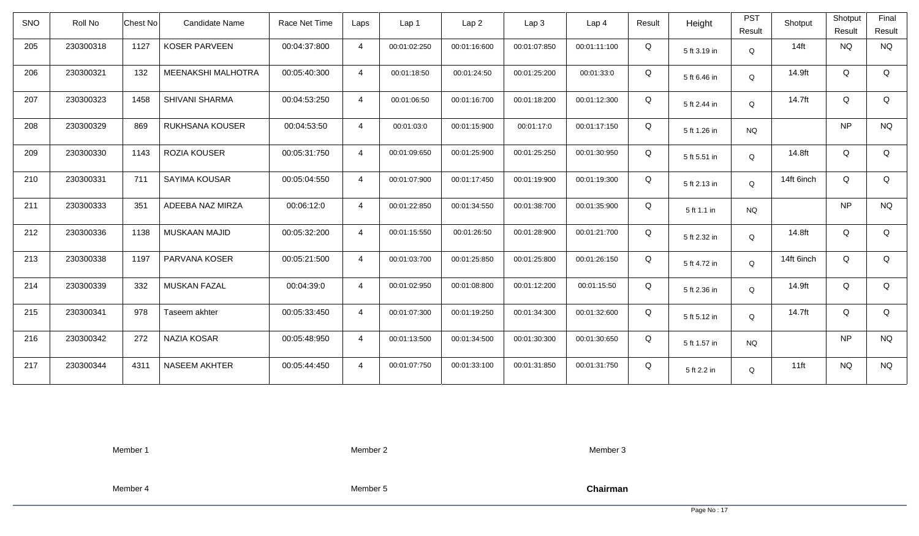| SNO | Roll No | Chest No | Candidate Name | Race Net Time | Laps | Lap 1 | Lap 2 | Lap 3 | Lap 4 | Result | Height | PST Result | Shotput | Shotput Result | Final Result |
|---|---|---|---|---|---|---|---|---|---|---|---|---|---|---|---|
| 205 | 230300318 | 1127 | KOSER PARVEEN | 00:04:37:800 | 4 | 00:01:02:250 | 00:01:16:600 | 00:01:07:850 | 00:01:11:100 | Q | 5 ft 3.19 in | Q | 14ft | NQ | NQ |
| 206 | 230300321 | 132 | MEENAKSHI MALHOTRA | 00:05:40:300 | 4 | 00:01:18:50 | 00:01:24:50 | 00:01:25:200 | 00:01:33:0 | Q | 5 ft 6.46 in | Q | 14.9ft | Q | Q |
| 207 | 230300323 | 1458 | SHIVANI SHARMA | 00:04:53:250 | 4 | 00:01:06:50 | 00:01:16:700 | 00:01:18:200 | 00:01:12:300 | Q | 5 ft 2.44 in | Q | 14.7ft | Q | Q |
| 208 | 230300329 | 869 | RUKHSANA KOUSER | 00:04:53:50 | 4 | 00:01:03:0 | 00:01:15:900 | 00:01:17:0 | 00:01:17:150 | Q | 5 ft 1.26 in | NQ | | NP | NQ |
| 209 | 230300330 | 1143 | ROZIA KOUSER | 00:05:31:750 | 4 | 00:01:09:650 | 00:01:25:900 | 00:01:25:250 | 00:01:30:950 | Q | 5 ft 5.51 in | Q | 14.8ft | Q | Q |
| 210 | 230300331 | 711 | SAYIMA KOUSAR | 00:05:04:550 | 4 | 00:01:07:900 | 00:01:17:450 | 00:01:19:900 | 00:01:19:300 | Q | 5 ft 2.13 in | Q | 14ft 6inch | Q | Q |
| 211 | 230300333 | 351 | ADEEBA NAZ MIRZA | 00:06:12:0 | 4 | 00:01:22:850 | 00:01:34:550 | 00:01:38:700 | 00:01:35:900 | Q | 5 ft 1.1 in | NQ | | NP | NQ |
| 212 | 230300336 | 1138 | MUSKAAN MAJID | 00:05:32:200 | 4 | 00:01:15:550 | 00:01:26:50 | 00:01:28:900 | 00:01:21:700 | Q | 5 ft 2.32 in | Q | 14.8ft | Q | Q |
| 213 | 230300338 | 1197 | PARVANA KOSER | 00:05:21:500 | 4 | 00:01:03:700 | 00:01:25:850 | 00:01:25:800 | 00:01:26:150 | Q | 5 ft 4.72 in | Q | 14ft 6inch | Q | Q |
| 214 | 230300339 | 332 | MUSKAN FAZAL | 00:04:39:0 | 4 | 00:01:02:950 | 00:01:08:800 | 00:01:12:200 | 00:01:15:50 | Q | 5 ft 2.36 in | Q | 14.9ft | Q | Q |
| 215 | 230300341 | 978 | Taseem akhter | 00:05:33:450 | 4 | 00:01:07:300 | 00:01:19:250 | 00:01:34:300 | 00:01:32:600 | Q | 5 ft 5.12 in | Q | 14.7ft | Q | Q |
| 216 | 230300342 | 272 | NAZIA KOSAR | 00:05:48:950 | 4 | 00:01:13:500 | 00:01:34:500 | 00:01:30:300 | 00:01:30:650 | Q | 5 ft 1.57 in | NQ | | NP | NQ |
| 217 | 230300344 | 4311 | NASEEM AKHTER | 00:05:44:450 | 4 | 00:01:07:750 | 00:01:33:100 | 00:01:31:850 | 00:01:31:750 | Q | 5 ft 2.2 in | Q | 11ft | NQ | NQ |

Member 1 Member 2 Member 3

Member 4 Member 5 **Chairman**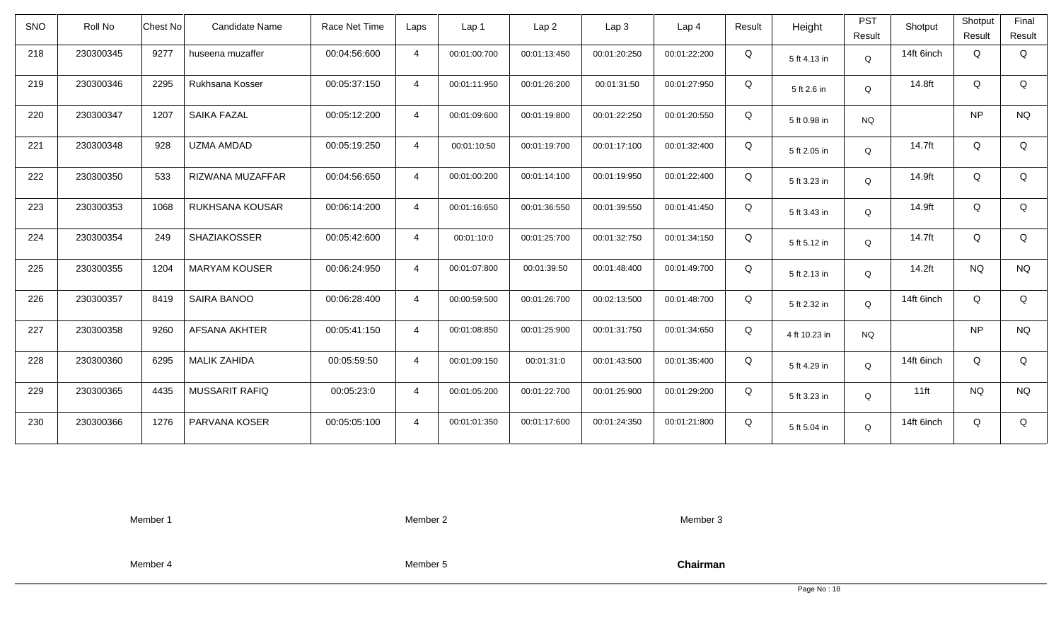| SNO | Roll No | Chest No | Candidate Name | Race Net Time | Laps | Lap 1 | Lap 2 | Lap 3 | Lap 4 | Result | Height | PST Result | Shotput | Shotput Result | Final Result |
|---|---|---|---|---|---|---|---|---|---|---|---|---|---|---|---|
| 218 | 230300345 | 9277 | huseena muzaffer | 00:04:56:600 | 4 | 00:01:00:700 | 00:01:13:450 | 00:01:20:250 | 00:01:22:200 | Q | 5 ft 4.13 in | Q | 14ft 6inch | Q | Q |
| 219 | 230300346 | 2295 | Rukhsana Kosser | 00:05:37:150 | 4 | 00:01:11:950 | 00:01:26:200 | 00:01:31:50 | 00:01:27:950 | Q | 5 ft 2.6 in | Q | 14.8ft | Q | Q |
| 220 | 230300347 | 1207 | SAIKA FAZAL | 00:05:12:200 | 4 | 00:01:09:600 | 00:01:19:800 | 00:01:22:250 | 00:01:20:550 | Q | 5 ft 0.98 in | NQ | | NP | NQ |
| 221 | 230300348 | 928 | UZMA AMDAD | 00:05:19:250 | 4 | 00:01:10:50 | 00:01:19:700 | 00:01:17:100 | 00:01:32:400 | Q | 5 ft 2.05 in | Q | 14.7ft | Q | Q |
| 222 | 230300350 | 533 | RIZWANA MUZAFFAR | 00:04:56:650 | 4 | 00:01:00:200 | 00:01:14:100 | 00:01:19:950 | 00:01:22:400 | Q | 5 ft 3.23 in | Q | 14.9ft | Q | Q |
| 223 | 230300353 | 1068 | RUKHSANA KOUSAR | 00:06:14:200 | 4 | 00:01:16:650 | 00:01:36:550 | 00:01:39:550 | 00:01:41:450 | Q | 5 ft 3.43 in | Q | 14.9ft | Q | Q |
| 224 | 230300354 | 249 | SHAZIAKOSSER | 00:05:42:600 | 4 | 00:01:10:0 | 00:01:25:700 | 00:01:32:750 | 00:01:34:150 | Q | 5 ft 5.12 in | Q | 14.7ft | Q | Q |
| 225 | 230300355 | 1204 | MARYAM KOUSER | 00:06:24:950 | 4 | 00:01:07:800 | 00:01:39:50 | 00:01:48:400 | 00:01:49:700 | Q | 5 ft 2.13 in | Q | 14.2ft | NQ | NQ |
| 226 | 230300357 | 8419 | SAIRA BANOO | 00:06:28:400 | 4 | 00:00:59:500 | 00:01:26:700 | 00:02:13:500 | 00:01:48:700 | Q | 5 ft 2.32 in | Q | 14ft 6inch | Q | Q |
| 227 | 230300358 | 9260 | AFSANA AKHTER | 00:05:41:150 | 4 | 00:01:08:850 | 00:01:25:900 | 00:01:31:750 | 00:01:34:650 | Q | 4 ft 10.23 in | NQ | | NP | NQ |
| 228 | 230300360 | 6295 | MALIK ZAHIDA | 00:05:59:50 | 4 | 00:01:09:150 | 00:01:31:0 | 00:01:43:500 | 00:01:35:400 | Q | 5 ft 4.29 in | Q | 14ft 6inch | Q | Q |
| 229 | 230300365 | 4435 | MUSSARIT RAFIQ | 00:05:23:0 | 4 | 00:01:05:200 | 00:01:22:700 | 00:01:25:900 | 00:01:29:200 | Q | 5 ft 3.23 in | Q | 11ft | NQ | NQ |
| 230 | 230300366 | 1276 | PARVANA KOSER | 00:05:05:100 | 4 | 00:01:01:350 | 00:01:17:600 | 00:01:24:350 | 00:01:21:800 | Q | 5 ft 5.04 in | Q | 14ft 6inch | Q | Q |

Member 1 Member 2 Member 3

Member 4 Member 5 **Chairman**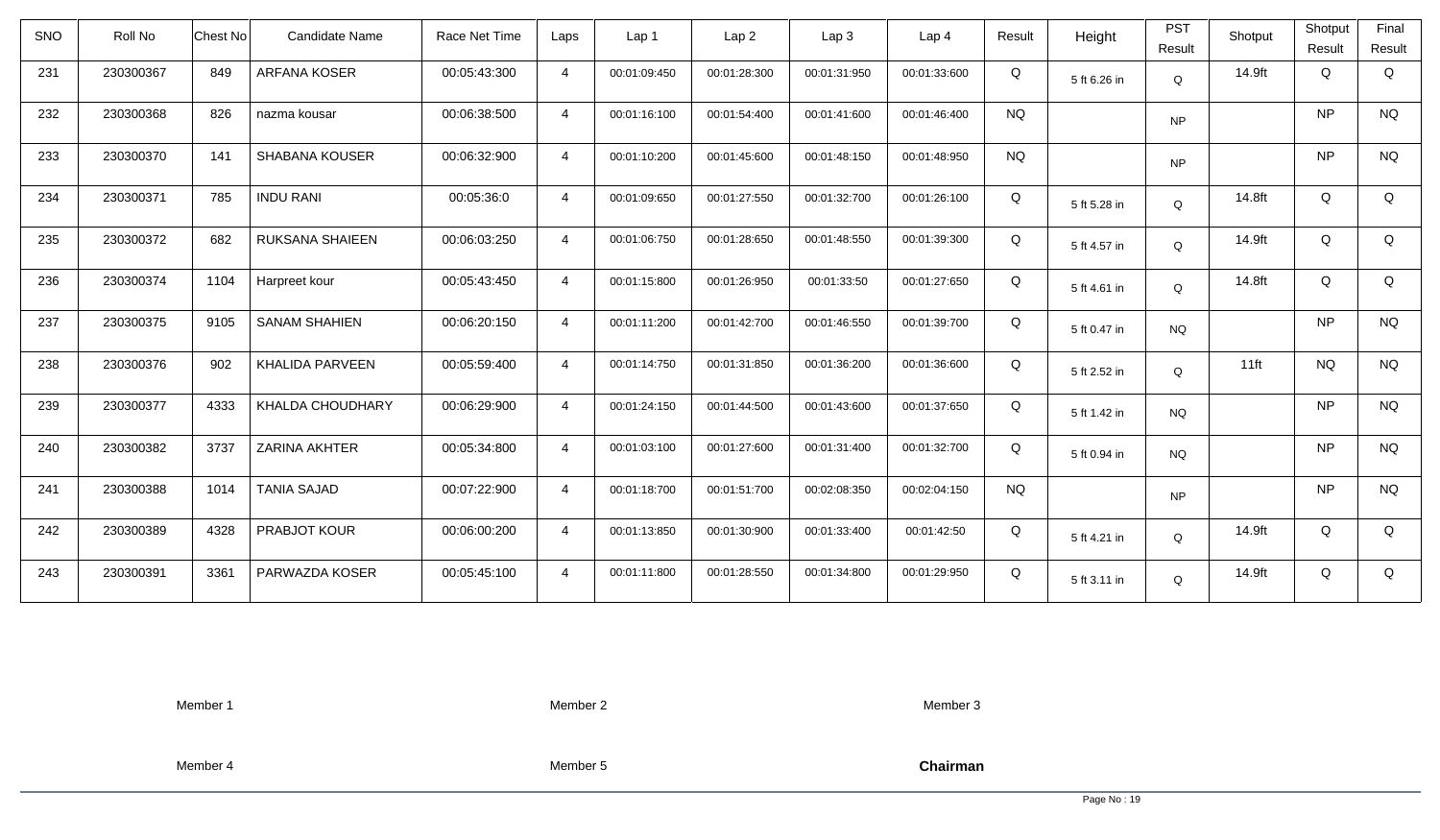| SNO | Roll No | Chest No | Candidate Name | Race Net Time | Laps | Lap 1 | Lap 2 | Lap 3 | Lap 4 | Result | Height | PST Result | Shotput | Shotput Result | Final Result |
|---|---|---|---|---|---|---|---|---|---|---|---|---|---|---|---|
| 231 | 230300367 | 849 | ARFANA KOSER | 00:05:43:300 | 4 | 00:01:09:450 | 00:01:28:300 | 00:01:31:950 | 00:01:33:600 | Q | 5 ft 6.26 in | Q | 14.9ft | Q | Q |
| 232 | 230300368 | 826 | nazma kousar | 00:06:38:500 | 4 | 00:01:16:100 | 00:01:54:400 | 00:01:41:600 | 00:01:46:400 | NQ | | NP | | NP | NQ |
| 233 | 230300370 | 141 | SHABANA KOUSER | 00:06:32:900 | 4 | 00:01:10:200 | 00:01:45:600 | 00:01:48:150 | 00:01:48:950 | NQ | | NP | | NP | NQ |
| 234 | 230300371 | 785 | INDU RANI | 00:05:36:0 | 4 | 00:01:09:650 | 00:01:27:550 | 00:01:32:700 | 00:01:26:100 | Q | 5 ft 5.28 in | Q | 14.8ft | Q | Q |
| 235 | 230300372 | 682 | RUKSANA SHAIEEN | 00:06:03:250 | 4 | 00:01:06:750 | 00:01:28:650 | 00:01:48:550 | 00:01:39:300 | Q | 5 ft 4.57 in | Q | 14.9ft | Q | Q |
| 236 | 230300374 | 1104 | Harpreet kour | 00:05:43:450 | 4 | 00:01:15:800 | 00:01:26:950 | 00:01:33:50 | 00:01:27:650 | Q | 5 ft 4.61 in | Q | 14.8ft | Q | Q |
| 237 | 230300375 | 9105 | SANAM SHAHIEN | 00:06:20:150 | 4 | 00:01:11:200 | 00:01:42:700 | 00:01:46:550 | 00:01:39:700 | Q | 5 ft 0.47 in | NQ | | NP | NQ |
| 238 | 230300376 | 902 | KHALIDA PARVEEN | 00:05:59:400 | 4 | 00:01:14:750 | 00:01:31:850 | 00:01:36:200 | 00:01:36:600 | Q | 5 ft 2.52 in | Q | 11ft | NQ | NQ |
| 239 | 230300377 | 4333 | KHALDA CHOUDHARY | 00:06:29:900 | 4 | 00:01:24:150 | 00:01:44:500 | 00:01:43:600 | 00:01:37:650 | Q | 5 ft 1.42 in | NQ | | NP | NQ |
| 240 | 230300382 | 3737 | ZARINA AKHTER | 00:05:34:800 | 4 | 00:01:03:100 | 00:01:27:600 | 00:01:31:400 | 00:01:32:700 | Q | 5 ft 0.94 in | NQ | | NP | NQ |
| 241 | 230300388 | 1014 | TANIA SAJAD | 00:07:22:900 | 4 | 00:01:18:700 | 00:01:51:700 | 00:02:08:350 | 00:02:04:150 | NQ | | NP | | NP | NQ |
| 242 | 230300389 | 4328 | PRABJOT KOUR | 00:06:00:200 | 4 | 00:01:13:850 | 00:01:30:900 | 00:01:33:400 | 00:01:42:50 | Q | 5 ft 4.21 in | Q | 14.9ft | Q | Q |
| 243 | 230300391 | 3361 | PARWAZDA KOSER | 00:05:45:100 | 4 | 00:01:11:800 | 00:01:28:550 | 00:01:34:800 | 00:01:29:950 | Q | 5 ft 3.11 in | Q | 14.9ft | Q | Q |

Member 1　　　　Member 2　　　　Member 3

Member 4　　　　Member 5　　　　**Chairman**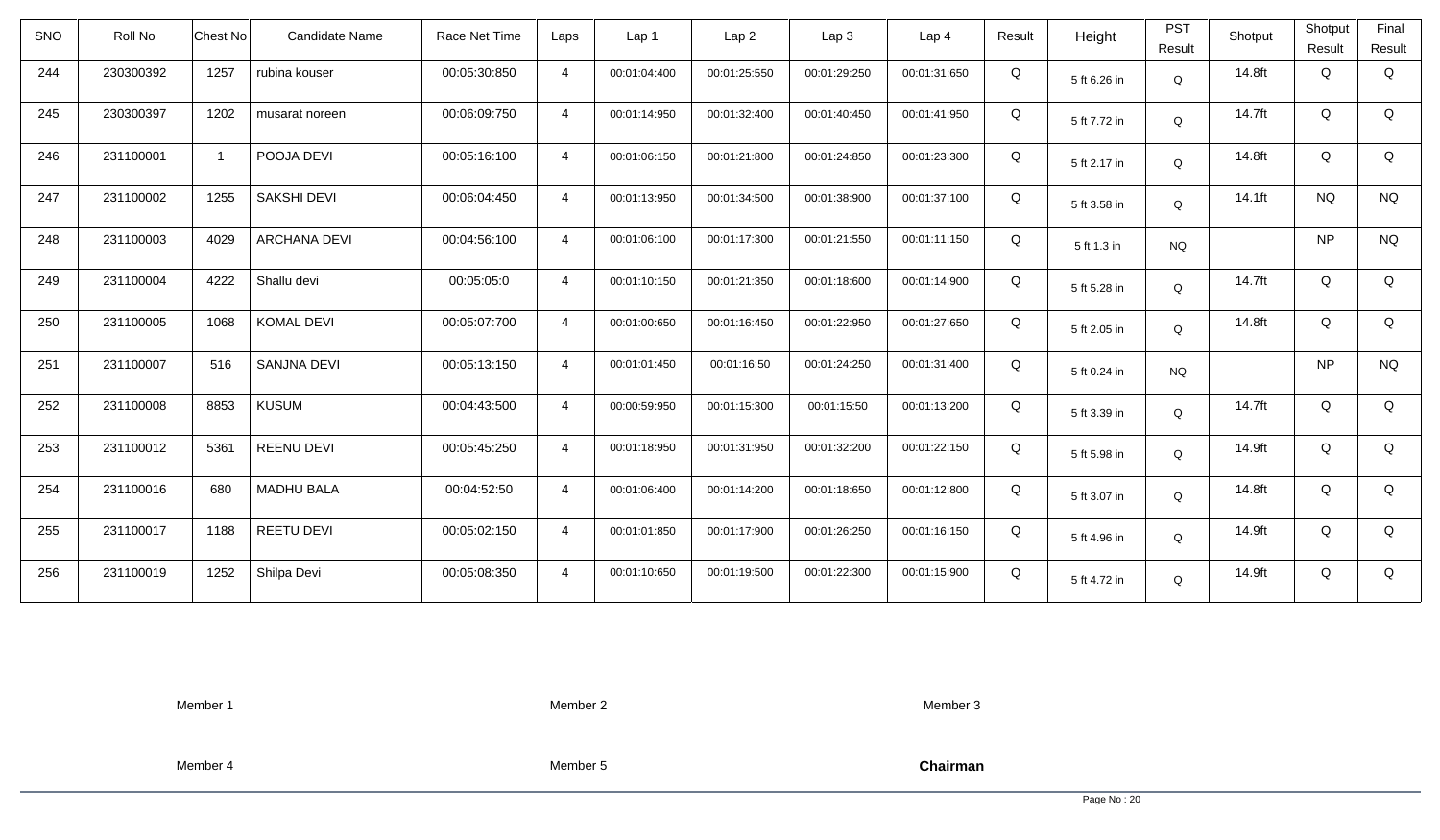| SNO | Roll No | Chest No | Candidate Name | Race Net Time | Laps | Lap 1 | Lap 2 | Lap 3 | Lap 4 | Result | Height | PST Result | Shotput | Shotput Result | Final Result |
|---|---|---|---|---|---|---|---|---|---|---|---|---|---|---|---|
| 244 | 230300392 | 1257 | rubina kouser | 00:05:30:850 | 4 | 00:01:04:400 | 00:01:25:550 | 00:01:29:250 | 00:01:31:650 | Q | 5 ft 6.26 in | Q | 14.8ft | Q | Q |
| 245 | 230300397 | 1202 | musarat noreen | 00:06:09:750 | 4 | 00:01:14:950 | 00:01:32:400 | 00:01:40:450 | 00:01:41:950 | Q | 5 ft 7.72 in | Q | 14.7ft | Q | Q |
| 246 | 231100001 | 1 | POOJA DEVI | 00:05:16:100 | 4 | 00:01:06:150 | 00:01:21:800 | 00:01:24:850 | 00:01:23:300 | Q | 5 ft 2.17 in | Q | 14.8ft | Q | Q |
| 247 | 231100002 | 1255 | SAKSHI DEVI | 00:06:04:450 | 4 | 00:01:13:950 | 00:01:34:500 | 00:01:38:900 | 00:01:37:100 | Q | 5 ft 3.58 in | Q | 14.1ft | NQ | NQ |
| 248 | 231100003 | 4029 | ARCHANA DEVI | 00:04:56:100 | 4 | 00:01:06:100 | 00:01:17:300 | 00:01:21:550 | 00:01:11:150 | Q | 5 ft 1.3 in | NQ | | NP | NQ |
| 249 | 231100004 | 4222 | Shallu devi | 00:05:05:0 | 4 | 00:01:10:150 | 00:01:21:350 | 00:01:18:600 | 00:01:14:900 | Q | 5 ft 5.28 in | Q | 14.7ft | Q | Q |
| 250 | 231100005 | 1068 | KOMAL DEVI | 00:05:07:700 | 4 | 00:01:00:650 | 00:01:16:450 | 00:01:22:950 | 00:01:27:650 | Q | 5 ft 2.05 in | Q | 14.8ft | Q | Q |
| 251 | 231100007 | 516 | SANJNA DEVI | 00:05:13:150 | 4 | 00:01:01:450 | 00:01:16:50 | 00:01:24:250 | 00:01:31:400 | Q | 5 ft 0.24 in | NQ | | NP | NQ |
| 252 | 231100008 | 8853 | KUSUM | 00:04:43:500 | 4 | 00:00:59:950 | 00:01:15:300 | 00:01:15:50 | 00:01:13:200 | Q | 5 ft 3.39 in | Q | 14.7ft | Q | Q |
| 253 | 231100012 | 5361 | REENU DEVI | 00:05:45:250 | 4 | 00:01:18:950 | 00:01:31:950 | 00:01:32:200 | 00:01:22:150 | Q | 5 ft 5.98 in | Q | 14.9ft | Q | Q |
| 254 | 231100016 | 680 | MADHU BALA | 00:04:52:50 | 4 | 00:01:06:400 | 00:01:14:200 | 00:01:18:650 | 00:01:12:800 | Q | 5 ft 3.07 in | Q | 14.8ft | Q | Q |
| 255 | 231100017 | 1188 | REETU DEVI | 00:05:02:150 | 4 | 00:01:01:850 | 00:01:17:900 | 00:01:26:250 | 00:01:16:150 | Q | 5 ft 4.96 in | Q | 14.9ft | Q | Q |
| 256 | 231100019 | 1252 | Shilpa Devi | 00:05:08:350 | 4 | 00:01:10:650 | 00:01:19:500 | 00:01:22:300 | 00:01:15:900 | Q | 5 ft 4.72 in | Q | 14.9ft | Q | Q |

Member 1 Member 2 Member 3

Member 4 Member 5 **Chairman**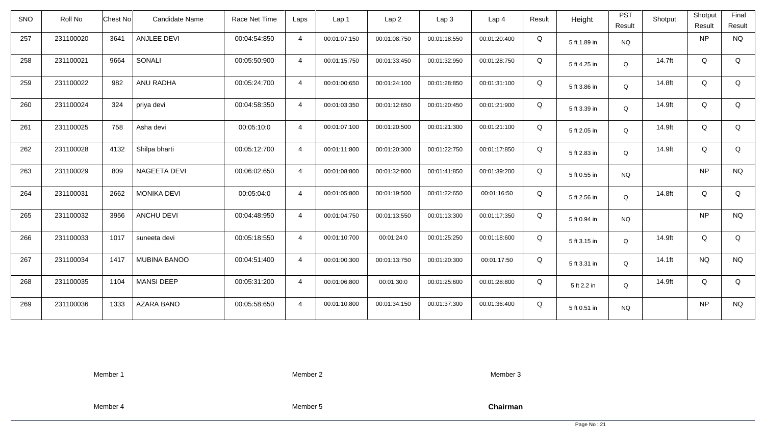| SNO | Roll No | Chest No | Candidate Name | Race Net Time | Laps | Lap 1 | Lap 2 | Lap 3 | Lap 4 | Result | Height | PST Result | Shotput | Shotput Result | Final Result |
|---|---|---|---|---|---|---|---|---|---|---|---|---|---|---|---|
| 257 | 231100020 | 3641 | ANJLEE DEVI | 00:04:54:850 | 4 | 00:01:07:150 | 00:01:08:750 | 00:01:18:550 | 00:01:20:400 | Q | 5 ft 1.89 in | NQ | | NP | NQ |
| 258 | 231100021 | 9664 | SONALI | 00:05:50:900 | 4 | 00:01:15:750 | 00:01:33:450 | 00:01:32:950 | 00:01:28:750 | Q | 5 ft 4.25 in | Q | 14.7ft | Q | Q |
| 259 | 231100022 | 982 | ANU RADHA | 00:05:24:700 | 4 | 00:01:00:650 | 00:01:24:100 | 00:01:28:850 | 00:01:31:100 | Q | 5 ft 3.86 in | Q | 14.8ft | Q | Q |
| 260 | 231100024 | 324 | priya devi | 00:04:58:350 | 4 | 00:01:03:350 | 00:01:12:650 | 00:01:20:450 | 00:01:21:900 | Q | 5 ft 3.39 in | Q | 14.9ft | Q | Q |
| 261 | 231100025 | 758 | Asha devi | 00:05:10:0 | 4 | 00:01:07:100 | 00:01:20:500 | 00:01:21:300 | 00:01:21:100 | Q | 5 ft 2.05 in | Q | 14.9ft | Q | Q |
| 262 | 231100028 | 4132 | Shilpa bharti | 00:05:12:700 | 4 | 00:01:11:800 | 00:01:20:300 | 00:01:22:750 | 00:01:17:850 | Q | 5 ft 2.83 in | Q | 14.9ft | Q | Q |
| 263 | 231100029 | 809 | NAGEETA DEVI | 00:06:02:650 | 4 | 00:01:08:800 | 00:01:32:800 | 00:01:41:850 | 00:01:39:200 | Q | 5 ft 0.55 in | NQ | | NP | NQ |
| 264 | 231100031 | 2662 | MONIKA DEVI | 00:05:04:0 | 4 | 00:01:05:800 | 00:01:19:500 | 00:01:22:650 | 00:01:16:50 | Q | 5 ft 2.56 in | Q | 14.8ft | Q | Q |
| 265 | 231100032 | 3956 | ANCHU DEVI | 00:04:48:950 | 4 | 00:01:04:750 | 00:01:13:550 | 00:01:13:300 | 00:01:17:350 | Q | 5 ft 0.94 in | NQ | | NP | NQ |
| 266 | 231100033 | 1017 | suneeta devi | 00:05:18:550 | 4 | 00:01:10:700 | 00:01:24:0 | 00:01:25:250 | 00:01:18:600 | Q | 5 ft 3.15 in | Q | 14.9ft | Q | Q |
| 267 | 231100034 | 1417 | MUBINA BANOO | 00:04:51:400 | 4 | 00:01:00:300 | 00:01:13:750 | 00:01:20:300 | 00:01:17:50 | Q | 5 ft 3.31 in | Q | 14.1ft | NQ | NQ |
| 268 | 231100035 | 1104 | MANSI DEEP | 00:05:31:200 | 4 | 00:01:06:800 | 00:01:30:0 | 00:01:25:600 | 00:01:28:800 | Q | 5 ft 2.2 in | Q | 14.9ft | Q | Q |
| 269 | 231100036 | 1333 | AZARA BANO | 00:05:58:650 | 4 | 00:01:10:800 | 00:01:34:150 | 00:01:37:300 | 00:01:36:400 | Q | 5 ft 0.51 in | NQ | | NP | NQ |

Member 1 Member 2 Member 3

Member 4 Member 5 **Chairman**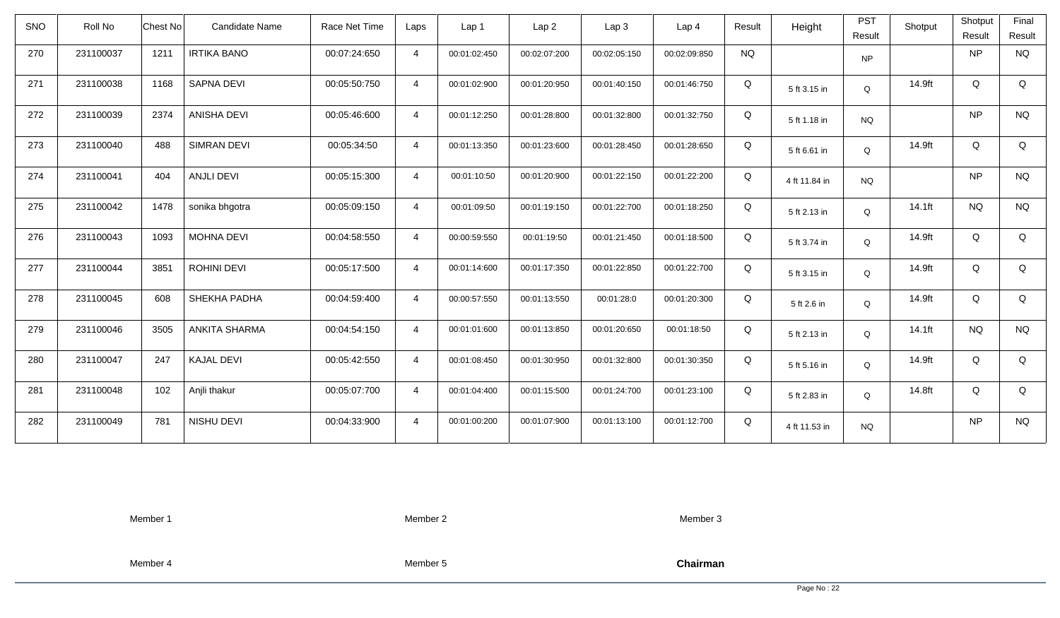| SNO | Roll No | Chest No | Candidate Name | Race Net Time | Laps | Lap 1 | Lap 2 | Lap 3 | Lap 4 | Result | Height | PST Result | Shotput | Shotput Result | Final Result |
|---|---|---|---|---|---|---|---|---|---|---|---|---|---|---|---|
| 270 | 231100037 | 1211 | IRTIKA BANO | 00:07:24:650 | 4 | 00:01:02:450 | 00:02:07:200 | 00:02:05:150 | 00:02:09:850 | NQ | | NP | | NP | NQ |
| 271 | 231100038 | 1168 | SAPNA DEVI | 00:05:50:750 | 4 | 00:01:02:900 | 00:01:20:950 | 00:01:40:150 | 00:01:46:750 | Q | 5 ft 3.15 in | Q | 14.9ft | Q | Q |
| 272 | 231100039 | 2374 | ANISHA DEVI | 00:05:46:600 | 4 | 00:01:12:250 | 00:01:28:800 | 00:01:32:800 | 00:01:32:750 | Q | 5 ft 1.18 in | NQ | | NP | NQ |
| 273 | 231100040 | 488 | SIMRAN DEVI | 00:05:34:50 | 4 | 00:01:13:350 | 00:01:23:600 | 00:01:28:450 | 00:01:28:650 | Q | 5 ft 6.61 in | Q | 14.9ft | Q | Q |
| 274 | 231100041 | 404 | ANJLI DEVI | 00:05:15:300 | 4 | 00:01:10:50 | 00:01:20:900 | 00:01:22:150 | 00:01:22:200 | Q | 4 ft 11.84 in | NQ | | NP | NQ |
| 275 | 231100042 | 1478 | sonika bhgotra | 00:05:09:150 | 4 | 00:01:09:50 | 00:01:19:150 | 00:01:22:700 | 00:01:18:250 | Q | 5 ft 2.13 in | Q | 14.1ft | NQ | NQ |
| 276 | 231100043 | 1093 | MOHNA DEVI | 00:04:58:550 | 4 | 00:00:59:550 | 00:01:19:50 | 00:01:21:450 | 00:01:18:500 | Q | 5 ft 3.74 in | Q | 14.9ft | Q | Q |
| 277 | 231100044 | 3851 | ROHINI DEVI | 00:05:17:500 | 4 | 00:01:14:600 | 00:01:17:350 | 00:01:22:850 | 00:01:22:700 | Q | 5 ft 3.15 in | Q | 14.9ft | Q | Q |
| 278 | 231100045 | 608 | SHEKHA PADHA | 00:04:59:400 | 4 | 00:00:57:550 | 00:01:13:550 | 00:01:28:0 | 00:01:20:300 | Q | 5 ft 2.6 in | Q | 14.9ft | Q | Q |
| 279 | 231100046 | 3505 | ANKITA SHARMA | 00:04:54:150 | 4 | 00:01:01:600 | 00:01:13:850 | 00:01:20:650 | 00:01:18:50 | Q | 5 ft 2.13 in | Q | 14.1ft | NQ | NQ |
| 280 | 231100047 | 247 | KAJAL DEVI | 00:05:42:550 | 4 | 00:01:08:450 | 00:01:30:950 | 00:01:32:800 | 00:01:30:350 | Q | 5 ft 5.16 in | Q | 14.9ft | Q | Q |
| 281 | 231100048 | 102 | Anjli thakur | 00:05:07:700 | 4 | 00:01:04:400 | 00:01:15:500 | 00:01:24:700 | 00:01:23:100 | Q | 5 ft 2.83 in | Q | 14.8ft | Q | Q |
| 282 | 231100049 | 781 | NISHU DEVI | 00:04:33:900 | 4 | 00:01:00:200 | 00:01:07:900 | 00:01:13:100 | 00:01:12:700 | Q | 4 ft 11.53 in | NQ | | NP | NQ |

Member 1 Member 2 Member 3

Member 4 Member 5 **Chairman**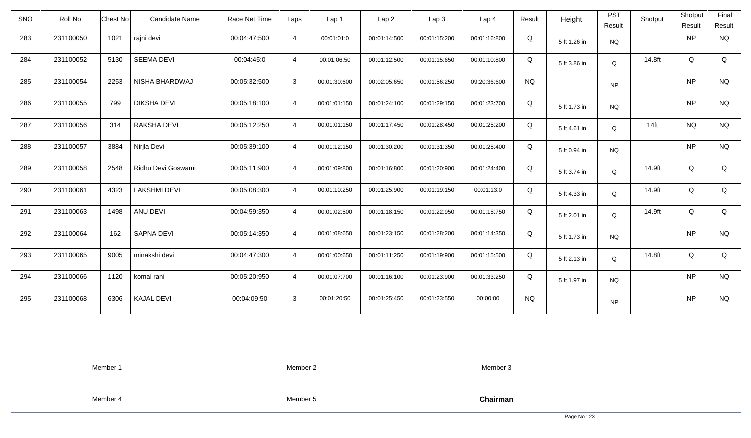| SNO | Roll No | Chest No | Candidate Name | Race Net Time | Laps | Lap 1 | Lap 2 | Lap 3 | Lap 4 | Result | Height | PST Result | Shotput | Shotput Result | Final Result |
|---|---|---|---|---|---|---|---|---|---|---|---|---|---|---|---|
| 283 | 231100050 | 1021 | rajni devi | 00:04:47:500 | 4 | 00:01:01:0 | 00:01:14:500 | 00:01:15:200 | 00:01:16:800 | Q | 5 ft 1.26 in | NQ | | NP | NQ |
| 284 | 231100052 | 5130 | SEEMA DEVI | 00:04:45:0 | 4 | 00:01:06:50 | 00:01:12:500 | 00:01:15:650 | 00:01:10:800 | Q | 5 ft 3.86 in | Q | 14.8ft | Q | Q |
| 285 | 231100054 | 2253 | NISHA BHARDWAJ | 00:05:32:500 | 3 | 00:01:30:600 | 00:02:05:650 | 00:01:56:250 | 09:20:36:600 | NQ | | NP | | NP | NQ |
| 286 | 231100055 | 799 | DIKSHA DEVI | 00:05:18:100 | 4 | 00:01:01:150 | 00:01:24:100 | 00:01:29:150 | 00:01:23:700 | Q | 5 ft 1.73 in | NQ | | NP | NQ |
| 287 | 231100056 | 314 | RAKSHA DEVI | 00:05:12:250 | 4 | 00:01:01:150 | 00:01:17:450 | 00:01:28:450 | 00:01:25:200 | Q | 5 ft 4.61 in | Q | 14ft | NQ | NQ |
| 288 | 231100057 | 3884 | Nirjla Devi | 00:05:39:100 | 4 | 00:01:12:150 | 00:01:30:200 | 00:01:31:350 | 00:01:25:400 | Q | 5 ft 0.94 in | NQ | | NP | NQ |
| 289 | 231100058 | 2548 | Ridhu Devi Goswami | 00:05:11:900 | 4 | 00:01:09:800 | 00:01:16:800 | 00:01:20:900 | 00:01:24:400 | Q | 5 ft 3.74 in | Q | 14.9ft | Q | Q |
| 290 | 231100061 | 4323 | LAKSHMI DEVI | 00:05:08:300 | 4 | 00:01:10:250 | 00:01:25:900 | 00:01:19:150 | 00:01:13:0 | Q | 5 ft 4.33 in | Q | 14.9ft | Q | Q |
| 291 | 231100063 | 1498 | ANU DEVI | 00:04:59:350 | 4 | 00:01:02:500 | 00:01:18:150 | 00:01:22:950 | 00:01:15:750 | Q | 5 ft 2.01 in | Q | 14.9ft | Q | Q |
| 292 | 231100064 | 162 | SAPNA DEVI | 00:05:14:350 | 4 | 00:01:08:650 | 00:01:23:150 | 00:01:28:200 | 00:01:14:350 | Q | 5 ft 1.73 in | NQ | | NP | NQ |
| 293 | 231100065 | 9005 | minakshi devi | 00:04:47:300 | 4 | 00:01:00:650 | 00:01:11:250 | 00:01:19:900 | 00:01:15:500 | Q | 5 ft 2.13 in | Q | 14.8ft | Q | Q |
| 294 | 231100066 | 1120 | komal rani | 00:05:20:950 | 4 | 00:01:07:700 | 00:01:16:100 | 00:01:23:900 | 00:01:33:250 | Q | 5 ft 1.97 in | NQ | | NP | NQ |
| 295 | 231100068 | 6306 | KAJAL DEVI | 00:04:09:50 | 3 | 00:01:20:50 | 00:01:25:450 | 00:01:23:550 | 00:00:00 | NQ | | NP | | NP | NQ |

Member 1 Member 2 Member 3

Member 4 Member 5 **Chairman**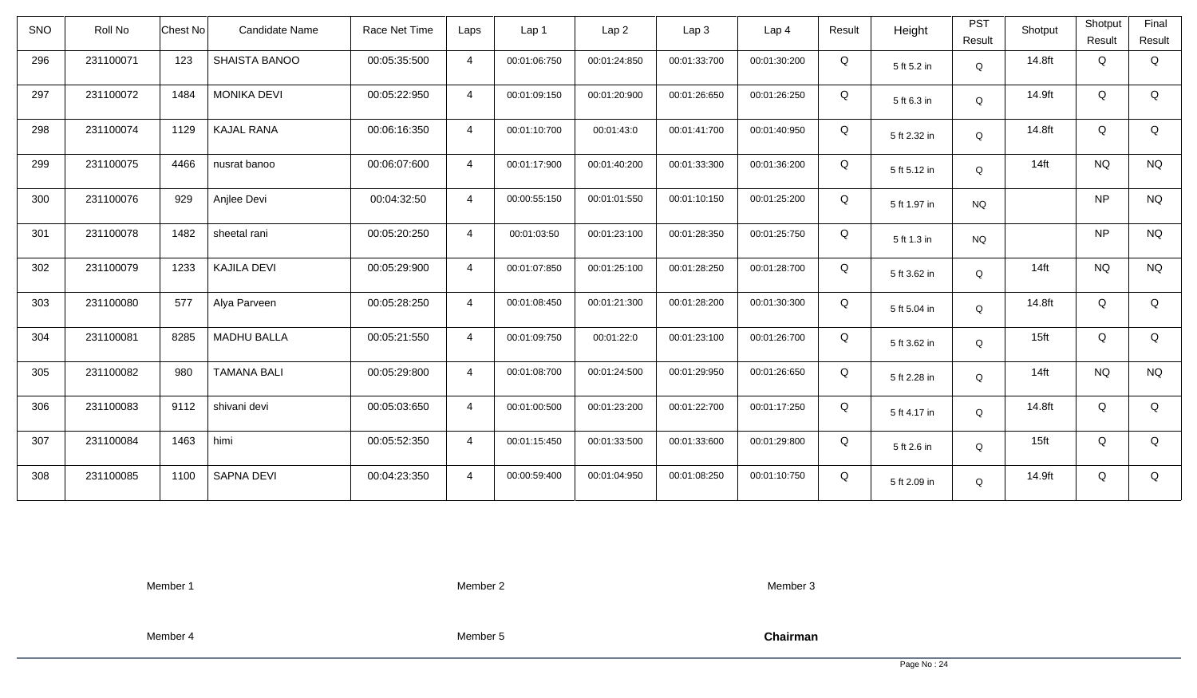| SNO | Roll No | Chest No | Candidate Name | Race Net Time | Laps | Lap 1 | Lap 2 | Lap 3 | Lap 4 | Result | Height | PST Result | Shotput | Shotput Result | Final Result |
|---|---|---|---|---|---|---|---|---|---|---|---|---|---|---|---|
| 296 | 231100071 | 123 | SHAISTA BANOO | 00:05:35:500 | 4 | 00:01:06:750 | 00:01:24:850 | 00:01:33:700 | 00:01:30:200 | Q | 5 ft 5.2 in | Q | 14.8ft | Q | Q |
| 297 | 231100072 | 1484 | MONIKA DEVI | 00:05:22:950 | 4 | 00:01:09:150 | 00:01:20:900 | 00:01:26:650 | 00:01:26:250 | Q | 5 ft 6.3 in | Q | 14.9ft | Q | Q |
| 298 | 231100074 | 1129 | KAJAL RANA | 00:06:16:350 | 4 | 00:01:10:700 | 00:01:43:0 | 00:01:41:700 | 00:01:40:950 | Q | 5 ft 2.32 in | Q | 14.8ft | Q | Q |
| 299 | 231100075 | 4466 | nusrat banoo | 00:06:07:600 | 4 | 00:01:17:900 | 00:01:40:200 | 00:01:33:300 | 00:01:36:200 | Q | 5 ft 5.12 in | Q | 14ft | NQ | NQ |
| 300 | 231100076 | 929 | Anjlee Devi | 00:04:32:50 | 4 | 00:00:55:150 | 00:01:01:550 | 00:01:10:150 | 00:01:25:200 | Q | 5 ft 1.97 in | NQ | | NP | NQ |
| 301 | 231100078 | 1482 | sheetal rani | 00:05:20:250 | 4 | 00:01:03:50 | 00:01:23:100 | 00:01:28:350 | 00:01:25:750 | Q | 5 ft 1.3 in | NQ | | NP | NQ |
| 302 | 231100079 | 1233 | KAJILA DEVI | 00:05:29:900 | 4 | 00:01:07:850 | 00:01:25:100 | 00:01:28:250 | 00:01:28:700 | Q | 5 ft 3.62 in | Q | 14ft | NQ | NQ |
| 303 | 231100080 | 577 | Alya Parveen | 00:05:28:250 | 4 | 00:01:08:450 | 00:01:21:300 | 00:01:28:200 | 00:01:30:300 | Q | 5 ft 5.04 in | Q | 14.8ft | Q | Q |
| 304 | 231100081 | 8285 | MADHU BALLA | 00:05:21:550 | 4 | 00:01:09:750 | 00:01:22:0 | 00:01:23:100 | 00:01:26:700 | Q | 5 ft 3.62 in | Q | 15ft | Q | Q |
| 305 | 231100082 | 980 | TAMANA BALI | 00:05:29:800 | 4 | 00:01:08:700 | 00:01:24:500 | 00:01:29:950 | 00:01:26:650 | Q | 5 ft 2.28 in | Q | 14ft | NQ | NQ |
| 306 | 231100083 | 9112 | shivani devi | 00:05:03:650 | 4 | 00:01:00:500 | 00:01:23:200 | 00:01:22:700 | 00:01:17:250 | Q | 5 ft 4.17 in | Q | 14.8ft | Q | Q |
| 307 | 231100084 | 1463 | himi | 00:05:52:350 | 4 | 00:01:15:450 | 00:01:33:500 | 00:01:33:600 | 00:01:29:800 | Q | 5 ft 2.6 in | Q | 15ft | Q | Q |
| 308 | 231100085 | 1100 | SAPNA DEVI | 00:04:23:350 | 4 | 00:00:59:400 | 00:01:04:950 | 00:01:08:250 | 00:01:10:750 | Q | 5 ft 2.09 in | Q | 14.9ft | Q | Q |

Member 1 Member 2 Member 3

Member 4 Member 5 **Chairman**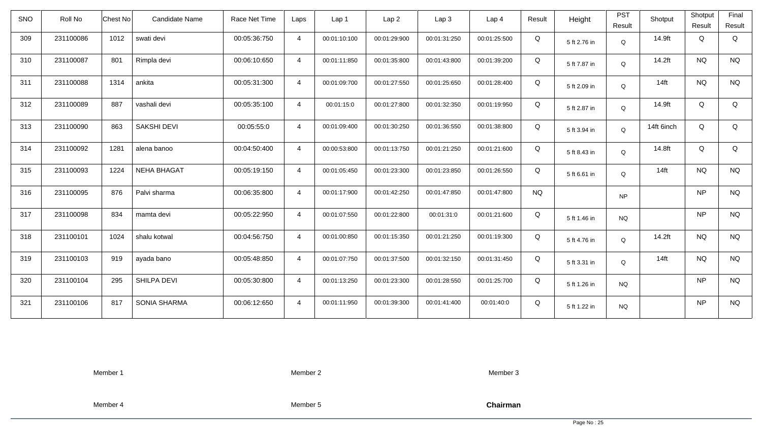| SNO | Roll No | Chest No | Candidate Name | Race Net Time | Laps | Lap 1 | Lap 2 | Lap 3 | Lap 4 | Result | Height | PST Result | Shotput | Shotput Result | Final Result |
|---|---|---|---|---|---|---|---|---|---|---|---|---|---|---|---|
| 309 | 231100086 | 1012 | swati devi | 00:05:36:750 | 4 | 00:01:10:100 | 00:01:29:900 | 00:01:31:250 | 00:01:25:500 | Q | 5 ft 2.76 in | Q | 14.9ft | Q | Q |
| 310 | 231100087 | 801 | Rimpla devi | 00:06:10:650 | 4 | 00:01:11:850 | 00:01:35:800 | 00:01:43:800 | 00:01:39:200 | Q | 5 ft 7.87 in | Q | 14.2ft | NQ | NQ |
| 311 | 231100088 | 1314 | ankita | 00:05:31:300 | 4 | 00:01:09:700 | 00:01:27:550 | 00:01:25:650 | 00:01:28:400 | Q | 5 ft 2.09 in | Q | 14ft | NQ | NQ |
| 312 | 231100089 | 887 | vashali devi | 00:05:35:100 | 4 | 00:01:15:0 | 00:01:27:800 | 00:01:32:350 | 00:01:19:950 | Q | 5 ft 2.87 in | Q | 14.9ft | Q | Q |
| 313 | 231100090 | 863 | SAKSHI DEVI | 00:05:55:0 | 4 | 00:01:09:400 | 00:01:30:250 | 00:01:36:550 | 00:01:38:800 | Q | 5 ft 3.94 in | Q | 14ft 6inch | Q | Q |
| 314 | 231100092 | 1281 | alena banoo | 00:04:50:400 | 4 | 00:00:53:800 | 00:01:13:750 | 00:01:21:250 | 00:01:21:600 | Q | 5 ft 8.43 in | Q | 14.8ft | Q | Q |
| 315 | 231100093 | 1224 | NEHA BHAGAT | 00:05:19:150 | 4 | 00:01:05:450 | 00:01:23:300 | 00:01:23:850 | 00:01:26:550 | Q | 5 ft 6.61 in | Q | 14ft | NQ | NQ |
| 316 | 231100095 | 876 | Palvi sharma | 00:06:35:800 | 4 | 00:01:17:900 | 00:01:42:250 | 00:01:47:850 | 00:01:47:800 | NQ | | NP | | NP | NQ |
| 317 | 231100098 | 834 | mamta devi | 00:05:22:950 | 4 | 00:01:07:550 | 00:01:22:800 | 00:01:31:0 | 00:01:21:600 | Q | 5 ft 1.46 in | NQ | | NP | NQ |
| 318 | 231100101 | 1024 | shalu kotwal | 00:04:56:750 | 4 | 00:01:00:850 | 00:01:15:350 | 00:01:21:250 | 00:01:19:300 | Q | 5 ft 4.76 in | Q | 14.2ft | NQ | NQ |
| 319 | 231100103 | 919 | ayada bano | 00:05:48:850 | 4 | 00:01:07:750 | 00:01:37:500 | 00:01:32:150 | 00:01:31:450 | Q | 5 ft 3.31 in | Q | 14ft | NQ | NQ |
| 320 | 231100104 | 295 | SHILPA DEVI | 00:05:30:800 | 4 | 00:01:13:250 | 00:01:23:300 | 00:01:28:550 | 00:01:25:700 | Q | 5 ft 1.26 in | NQ | | NP | NQ |
| 321 | 231100106 | 817 | SONIA SHARMA | 00:06:12:650 | 4 | 00:01:11:950 | 00:01:39:300 | 00:01:41:400 | 00:01:40:0 | Q | 5 ft 1.22 in | NQ | | NP | NQ |

Member 1 Member 2 Member 3

Member 4 Member 5 **Chairman**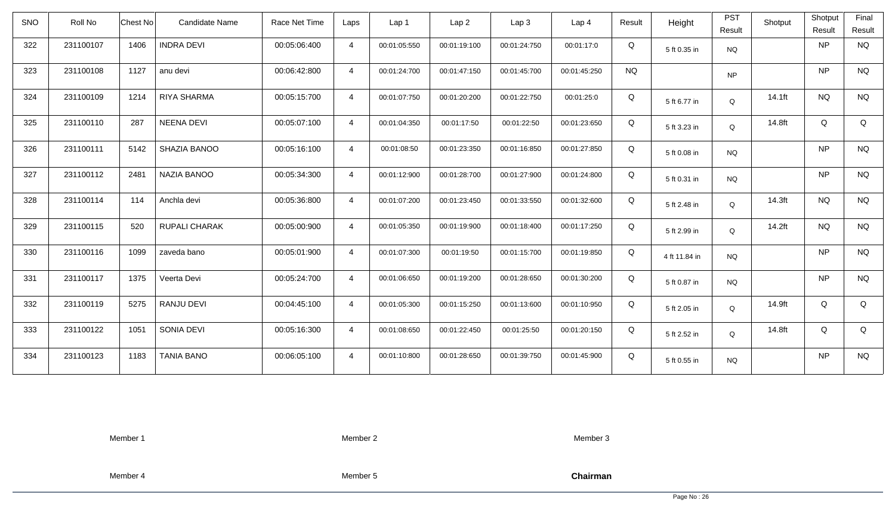| SNO | Roll No | Chest No | Candidate Name | Race Net Time | Laps | Lap 1 | Lap 2 | Lap 3 | Lap 4 | Result | Height | PST Result | Shotput | Shotput Result | Final Result |
|---|---|---|---|---|---|---|---|---|---|---|---|---|---|---|---|
| 322 | 231100107 | 1406 | INDRA DEVI | 00:05:06:400 | 4 | 00:01:05:550 | 00:01:19:100 | 00:01:24:750 | 00:01:17:0 | Q | 5 ft 0.35 in | NQ | | NP | NQ |
| 323 | 231100108 | 1127 | anu devi | 00:06:42:800 | 4 | 00:01:24:700 | 00:01:47:150 | 00:01:45:700 | 00:01:45:250 | NQ | | NP | | NP | NQ |
| 324 | 231100109 | 1214 | RIYA SHARMA | 00:05:15:700 | 4 | 00:01:07:750 | 00:01:20:200 | 00:01:22:750 | 00:01:25:0 | Q | 5 ft 6.77 in | Q | 14.1ft | NQ | NQ |
| 325 | 231100110 | 287 | NEENA DEVI | 00:05:07:100 | 4 | 00:01:04:350 | 00:01:17:50 | 00:01:22:50 | 00:01:23:650 | Q | 5 ft 3.23 in | Q | 14.8ft | Q | Q |
| 326 | 231100111 | 5142 | SHAZIA BANOO | 00:05:16:100 | 4 | 00:01:08:50 | 00:01:23:350 | 00:01:16:850 | 00:01:27:850 | Q | 5 ft 0.08 in | NQ | | NP | NQ |
| 327 | 231100112 | 2481 | NAZIA BANOO | 00:05:34:300 | 4 | 00:01:12:900 | 00:01:28:700 | 00:01:27:900 | 00:01:24:800 | Q | 5 ft 0.31 in | NQ | | NP | NQ |
| 328 | 231100114 | 114 | Anchla devi | 00:05:36:800 | 4 | 00:01:07:200 | 00:01:23:450 | 00:01:33:550 | 00:01:32:600 | Q | 5 ft 2.48 in | Q | 14.3ft | NQ | NQ |
| 329 | 231100115 | 520 | RUPALI CHARAK | 00:05:00:900 | 4 | 00:01:05:350 | 00:01:19:900 | 00:01:18:400 | 00:01:17:250 | Q | 5 ft 2.99 in | Q | 14.2ft | NQ | NQ |
| 330 | 231100116 | 1099 | zaveda bano | 00:05:01:900 | 4 | 00:01:07:300 | 00:01:19:50 | 00:01:15:700 | 00:01:19:850 | Q | 4 ft 11.84 in | NQ | | NP | NQ |
| 331 | 231100117 | 1375 | Veerta Devi | 00:05:24:700 | 4 | 00:01:06:650 | 00:01:19:200 | 00:01:28:650 | 00:01:30:200 | Q | 5 ft 0.87 in | NQ | | NP | NQ |
| 332 | 231100119 | 5275 | RANJU DEVI | 00:04:45:100 | 4 | 00:01:05:300 | 00:01:15:250 | 00:01:13:600 | 00:01:10:950 | Q | 5 ft 2.05 in | Q | 14.9ft | Q | Q |
| 333 | 231100122 | 1051 | SONIA DEVI | 00:05:16:300 | 4 | 00:01:08:650 | 00:01:22:450 | 00:01:25:50 | 00:01:20:150 | Q | 5 ft 2.52 in | Q | 14.8ft | Q | Q |
| 334 | 231100123 | 1183 | TANIA BANO | 00:06:05:100 | 4 | 00:01:10:800 | 00:01:28:650 | 00:01:39:750 | 00:01:45:900 | Q | 5 ft 0.55 in | NQ | | NP | NQ |

Member 1 | Member 2 | Member 3

Member 4 | Member 5 | **Chairman**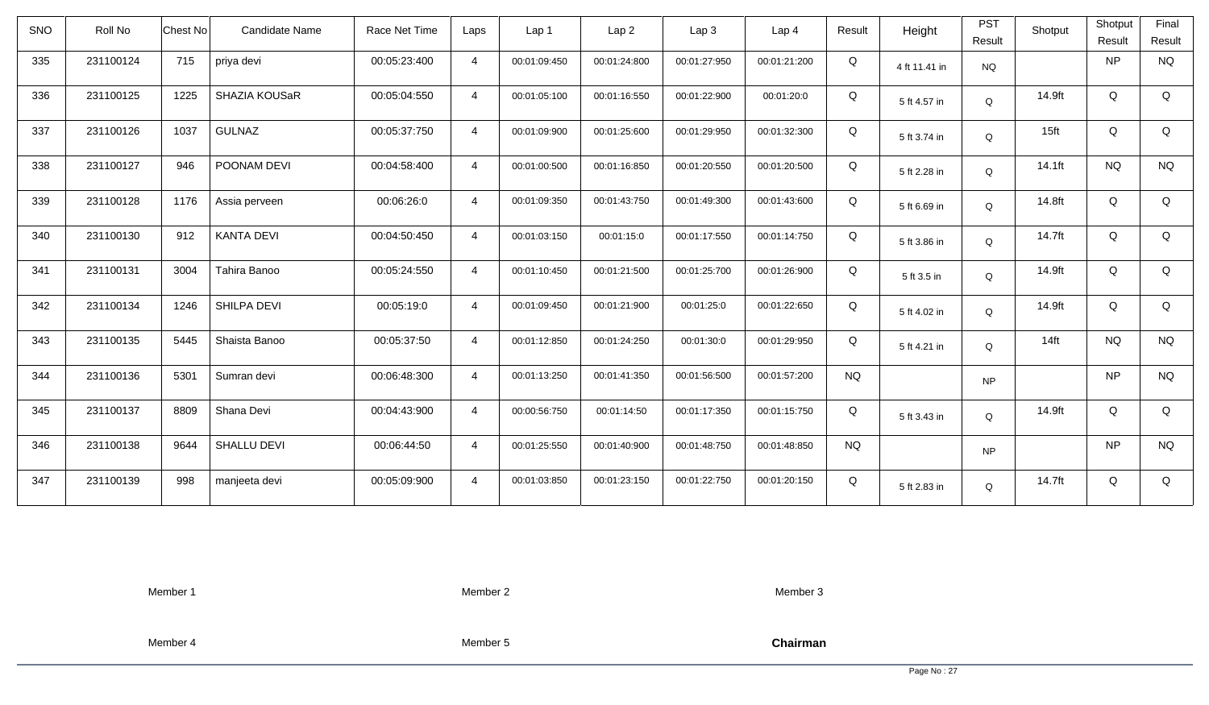| SNO | Roll No | Chest No | Candidate Name | Race Net Time | Laps | Lap 1 | Lap 2 | Lap 3 | Lap 4 | Result | Height | PST Result | Shotput | Shotput Result | Final Result |
|---|---|---|---|---|---|---|---|---|---|---|---|---|---|---|---|
| 335 | 231100124 | 715 | priya devi | 00:05:23:400 | 4 | 00:01:09:450 | 00:01:24:800 | 00:01:27:950 | 00:01:21:200 | Q | 4 ft 11.41 in | NQ | | NP | NQ |
| 336 | 231100125 | 1225 | SHAZIA KOUSaR | 00:05:04:550 | 4 | 00:01:05:100 | 00:01:16:550 | 00:01:22:900 | 00:01:20:0 | Q | 5 ft 4.57 in | Q | 14.9ft | Q | Q |
| 337 | 231100126 | 1037 | GULNAZ | 00:05:37:750 | 4 | 00:01:09:900 | 00:01:25:600 | 00:01:29:950 | 00:01:32:300 | Q | 5 ft 3.74 in | Q | 15ft | Q | Q |
| 338 | 231100127 | 946 | POONAM DEVI | 00:04:58:400 | 4 | 00:01:00:500 | 00:01:16:850 | 00:01:20:550 | 00:01:20:500 | Q | 5 ft 2.28 in | Q | 14.1ft | NQ | NQ |
| 339 | 231100128 | 1176 | Assia perveen | 00:06:26:0 | 4 | 00:01:09:350 | 00:01:43:750 | 00:01:49:300 | 00:01:43:600 | Q | 5 ft 6.69 in | Q | 14.8ft | Q | Q |
| 340 | 231100130 | 912 | KANTA DEVI | 00:04:50:450 | 4 | 00:01:03:150 | 00:01:15:0 | 00:01:17:550 | 00:01:14:750 | Q | 5 ft 3.86 in | Q | 14.7ft | Q | Q |
| 341 | 231100131 | 3004 | Tahira Banoo | 00:05:24:550 | 4 | 00:01:10:450 | 00:01:21:500 | 00:01:25:700 | 00:01:26:900 | Q | 5 ft 3.5 in | Q | 14.9ft | Q | Q |
| 342 | 231100134 | 1246 | SHILPA DEVI | 00:05:19:0 | 4 | 00:01:09:450 | 00:01:21:900 | 00:01:25:0 | 00:01:22:650 | Q | 5 ft 4.02 in | Q | 14.9ft | Q | Q |
| 343 | 231100135 | 5445 | Shaista Banoo | 00:05:37:50 | 4 | 00:01:12:850 | 00:01:24:250 | 00:01:30:0 | 00:01:29:950 | Q | 5 ft 4.21 in | Q | 14ft | NQ | NQ |
| 344 | 231100136 | 5301 | Sumran devi | 00:06:48:300 | 4 | 00:01:13:250 | 00:01:41:350 | 00:01:56:500 | 00:01:57:200 | NQ | | NP | | NP | NQ |
| 345 | 231100137 | 8809 | Shana Devi | 00:04:43:900 | 4 | 00:00:56:750 | 00:01:14:50 | 00:01:17:350 | 00:01:15:750 | Q | 5 ft 3.43 in | Q | 14.9ft | Q | Q |
| 346 | 231100138 | 9644 | SHALLU DEVI | 00:06:44:50 | 4 | 00:01:25:550 | 00:01:40:900 | 00:01:48:750 | 00:01:48:850 | NQ | | NP | | NP | NQ |
| 347 | 231100139 | 998 | manjeeta devi | 00:05:09:900 | 4 | 00:01:03:850 | 00:01:23:150 | 00:01:22:750 | 00:01:20:150 | Q | 5 ft 2.83 in | Q | 14.7ft | Q | Q |

Member 1          Member 2          Member 3

Member 4          Member 5          **Chairman**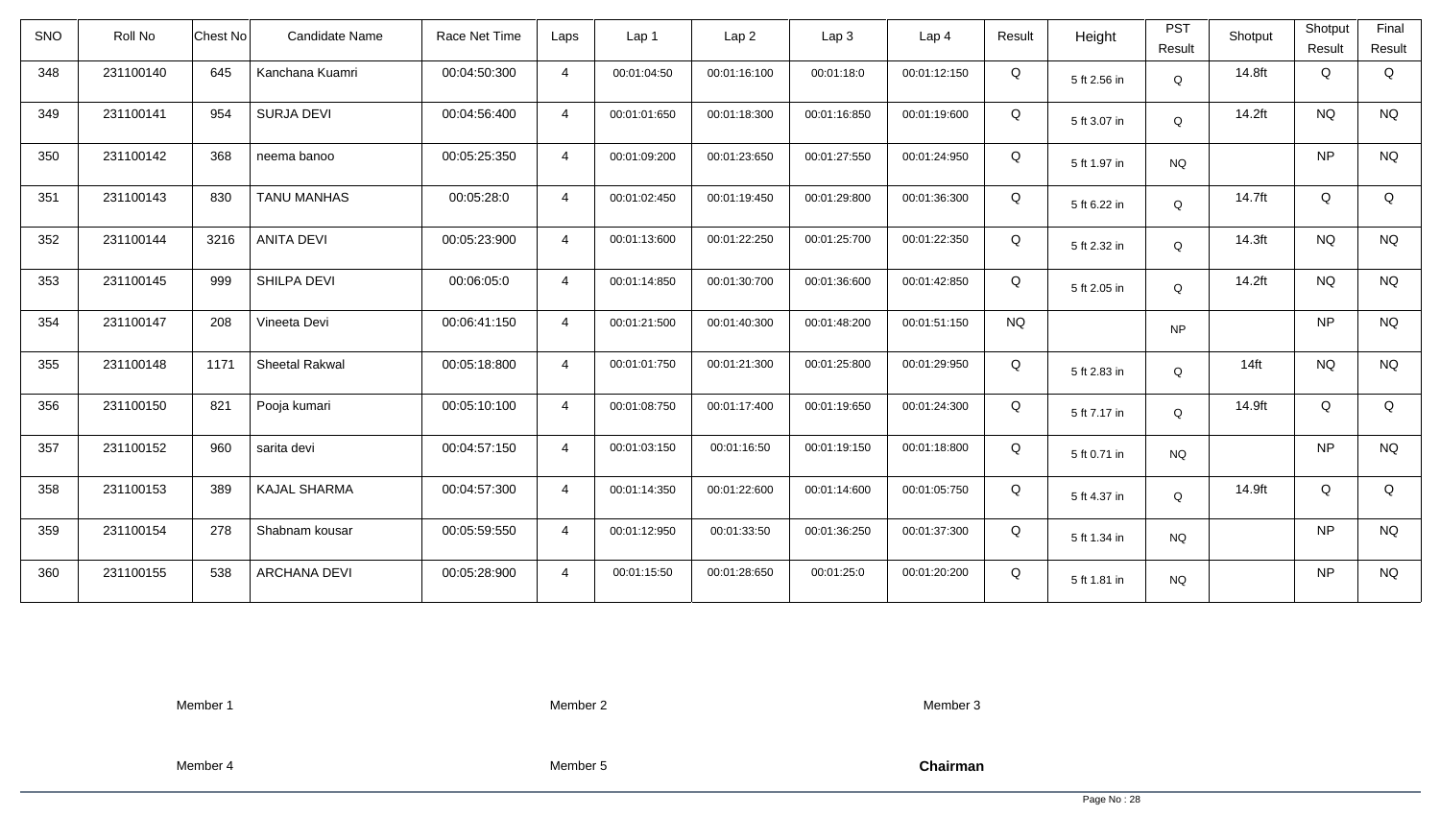| SNO | Roll No | Chest No | Candidate Name | Race Net Time | Laps | Lap 1 | Lap 2 | Lap 3 | Lap 4 | Result | Height | PST Result | Shotput | Shotput Result | Final Result |
|---|---|---|---|---|---|---|---|---|---|---|---|---|---|---|---|
| 348 | 231100140 | 645 | Kanchana Kuamri | 00:04:50:300 | 4 | 00:01:04:50 | 00:01:16:100 | 00:01:18:0 | 00:01:12:150 | Q | 5 ft 2.56 in | Q | 14.8ft | Q | Q |
| 349 | 231100141 | 954 | SURJA DEVI | 00:04:56:400 | 4 | 00:01:01:650 | 00:01:18:300 | 00:01:16:850 | 00:01:19:600 | Q | 5 ft 3.07 in | Q | 14.2ft | NQ | NQ |
| 350 | 231100142 | 368 | neema banoo | 00:05:25:350 | 4 | 00:01:09:200 | 00:01:23:650 | 00:01:27:550 | 00:01:24:950 | Q | 5 ft 1.97 in | NQ | | NP | NQ |
| 351 | 231100143 | 830 | TANU MANHAS | 00:05:28:0 | 4 | 00:01:02:450 | 00:01:19:450 | 00:01:29:800 | 00:01:36:300 | Q | 5 ft 6.22 in | Q | 14.7ft | Q | Q |
| 352 | 231100144 | 3216 | ANITA DEVI | 00:05:23:900 | 4 | 00:01:13:600 | 00:01:22:250 | 00:01:25:700 | 00:01:22:350 | Q | 5 ft 2.32 in | Q | 14.3ft | NQ | NQ |
| 353 | 231100145 | 999 | SHILPA DEVI | 00:06:05:0 | 4 | 00:01:14:850 | 00:01:30:700 | 00:01:36:600 | 00:01:42:850 | Q | 5 ft 2.05 in | Q | 14.2ft | NQ | NQ |
| 354 | 231100147 | 208 | Vineeta Devi | 00:06:41:150 | 4 | 00:01:21:500 | 00:01:40:300 | 00:01:48:200 | 00:01:51:150 | NQ | | NP | | NP | NQ |
| 355 | 231100148 | 1171 | Sheetal Rakwal | 00:05:18:800 | 4 | 00:01:01:750 | 00:01:21:300 | 00:01:25:800 | 00:01:29:950 | Q | 5 ft 2.83 in | Q | 14ft | NQ | NQ |
| 356 | 231100150 | 821 | Pooja kumari | 00:05:10:100 | 4 | 00:01:08:750 | 00:01:17:400 | 00:01:19:650 | 00:01:24:300 | Q | 5 ft 7.17 in | Q | 14.9ft | Q | Q |
| 357 | 231100152 | 960 | sarita devi | 00:04:57:150 | 4 | 00:01:03:150 | 00:01:16:50 | 00:01:19:150 | 00:01:18:800 | Q | 5 ft 0.71 in | NQ | | NP | NQ |
| 358 | 231100153 | 389 | KAJAL SHARMA | 00:04:57:300 | 4 | 00:01:14:350 | 00:01:22:600 | 00:01:14:600 | 00:01:05:750 | Q | 5 ft 4.37 in | Q | 14.9ft | Q | Q |
| 359 | 231100154 | 278 | Shabnam kousar | 00:05:59:550 | 4 | 00:01:12:950 | 00:01:33:50 | 00:01:36:250 | 00:01:37:300 | Q | 5 ft 1.34 in | NQ | | NP | NQ |
| 360 | 231100155 | 538 | ARCHANA DEVI | 00:05:28:900 | 4 | 00:01:15:50 | 00:01:28:650 | 00:01:25:0 | 00:01:20:200 | Q | 5 ft 1.81 in | NQ | | NP | NQ |

Member 1 Member 2 Member 3

Member 4 Member 5 **Chairman**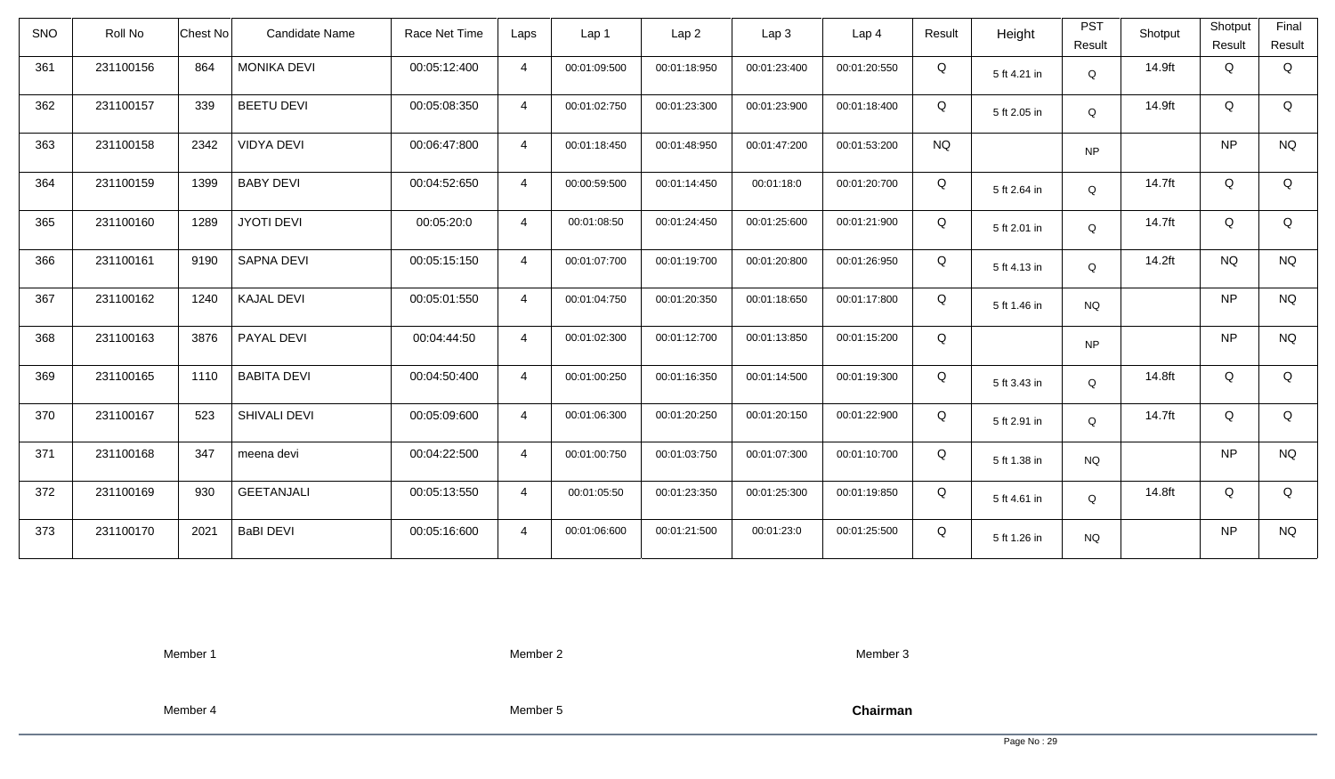| SNO | Roll No | Chest No | Candidate Name | Race Net Time | Laps | Lap 1 | Lap 2 | Lap 3 | Lap 4 | Result | Height | PST Result | Shotput | Shotput Result | Final Result |
|---|---|---|---|---|---|---|---|---|---|---|---|---|---|---|---|
| 361 | 231100156 | 864 | MONIKA DEVI | 00:05:12:400 | 4 | 00:01:09:500 | 00:01:18:950 | 00:01:23:400 | 00:01:20:550 | Q | 5 ft 4.21 in | Q | 14.9ft | Q | Q |
| 362 | 231100157 | 339 | BEETU DEVI | 00:05:08:350 | 4 | 00:01:02:750 | 00:01:23:300 | 00:01:23:900 | 00:01:18:400 | Q | 5 ft 2.05 in | Q | 14.9ft | Q | Q |
| 363 | 231100158 | 2342 | VIDYA DEVI | 00:06:47:800 | 4 | 00:01:18:450 | 00:01:48:950 | 00:01:47:200 | 00:01:53:200 | NQ | | NP | | NP | NQ |
| 364 | 231100159 | 1399 | BABY DEVI | 00:04:52:650 | 4 | 00:00:59:500 | 00:01:14:450 | 00:01:18:0 | 00:01:20:700 | Q | 5 ft 2.64 in | Q | 14.7ft | Q | Q |
| 365 | 231100160 | 1289 | JYOTI DEVI | 00:05:20:0 | 4 | 00:01:08:50 | 00:01:24:450 | 00:01:25:600 | 00:01:21:900 | Q | 5 ft 2.01 in | Q | 14.7ft | Q | Q |
| 366 | 231100161 | 9190 | SAPNA DEVI | 00:05:15:150 | 4 | 00:01:07:700 | 00:01:19:700 | 00:01:20:800 | 00:01:26:950 | Q | 5 ft 4.13 in | Q | 14.2ft | NQ | NQ |
| 367 | 231100162 | 1240 | KAJAL DEVI | 00:05:01:550 | 4 | 00:01:04:750 | 00:01:20:350 | 00:01:18:650 | 00:01:17:800 | Q | 5 ft 1.46 in | NQ | | NP | NQ |
| 368 | 231100163 | 3876 | PAYAL DEVI | 00:04:44:50 | 4 | 00:01:02:300 | 00:01:12:700 | 00:01:13:850 | 00:01:15:200 | Q | | NP | | NP | NQ |
| 369 | 231100165 | 1110 | BABITA DEVI | 00:04:50:400 | 4 | 00:01:00:250 | 00:01:16:350 | 00:01:14:500 | 00:01:19:300 | Q | 5 ft 3.43 in | Q | 14.8ft | Q | Q |
| 370 | 231100167 | 523 | SHIVALI DEVI | 00:05:09:600 | 4 | 00:01:06:300 | 00:01:20:250 | 00:01:20:150 | 00:01:22:900 | Q | 5 ft 2.91 in | Q | 14.7ft | Q | Q |
| 371 | 231100168 | 347 | meena devi | 00:04:22:500 | 4 | 00:01:00:750 | 00:01:03:750 | 00:01:07:300 | 00:01:10:700 | Q | 5 ft 1.38 in | NQ | | NP | NQ |
| 372 | 231100169 | 930 | GEETANJALI | 00:05:13:550 | 4 | 00:01:05:50 | 00:01:23:350 | 00:01:25:300 | 00:01:19:850 | Q | 5 ft 4.61 in | Q | 14.8ft | Q | Q |
| 373 | 231100170 | 2021 | BaBI DEVI | 00:05:16:600 | 4 | 00:01:06:600 | 00:01:21:500 | 00:01:23:0 | 00:01:25:500 | Q | 5 ft 1.26 in | NQ | | NP | NQ |

Member 1　　Member 2　　Member 3

Member 4　　Member 5　　**Chairman**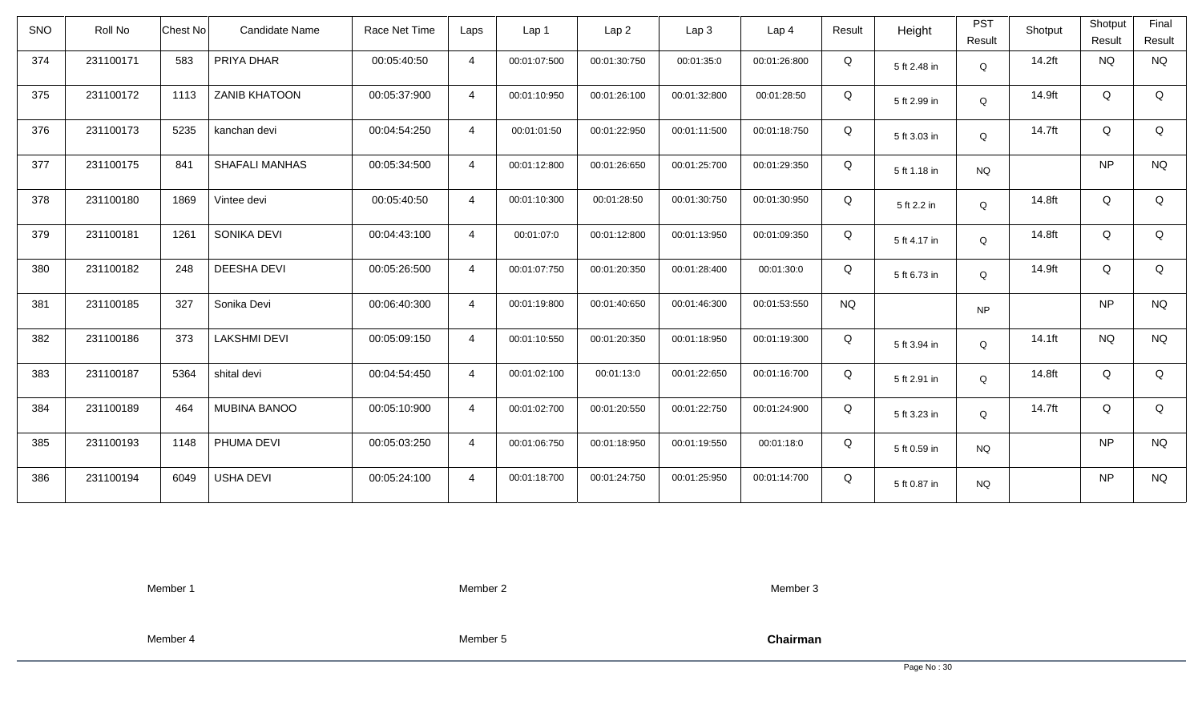| SNO | Roll No | Chest No | Candidate Name | Race Net Time | Laps | Lap 1 | Lap 2 | Lap 3 | Lap 4 | Result | Height | PST Result | Shotput | Shotput Result | Final Result |
|---|---|---|---|---|---|---|---|---|---|---|---|---|---|---|---|
| 374 | 231100171 | 583 | PRIYA DHAR | 00:05:40:50 | 4 | 00:01:07:500 | 00:01:30:750 | 00:01:35:0 | 00:01:26:800 | Q | 5 ft 2.48 in | Q | 14.2ft | NQ | NQ |
| 375 | 231100172 | 1113 | ZANIB KHATOON | 00:05:37:900 | 4 | 00:01:10:950 | 00:01:26:100 | 00:01:32:800 | 00:01:28:50 | Q | 5 ft 2.99 in | Q | 14.9ft | Q | Q |
| 376 | 231100173 | 5235 | kanchan devi | 00:04:54:250 | 4 | 00:01:01:50 | 00:01:22:950 | 00:01:11:500 | 00:01:18:750 | Q | 5 ft 3.03 in | Q | 14.7ft | Q | Q |
| 377 | 231100175 | 841 | SHAFALI MANHAS | 00:05:34:500 | 4 | 00:01:12:800 | 00:01:26:650 | 00:01:25:700 | 00:01:29:350 | Q | 5 ft 1.18 in | NQ | | NP | NQ |
| 378 | 231100180 | 1869 | Vintee devi | 00:05:40:50 | 4 | 00:01:10:300 | 00:01:28:50 | 00:01:30:750 | 00:01:30:950 | Q | 5 ft 2.2 in | Q | 14.8ft | Q | Q |
| 379 | 231100181 | 1261 | SONIKA DEVI | 00:04:43:100 | 4 | 00:01:07:0 | 00:01:12:800 | 00:01:13:950 | 00:01:09:350 | Q | 5 ft 4.17 in | Q | 14.8ft | Q | Q |
| 380 | 231100182 | 248 | DEESHA DEVI | 00:05:26:500 | 4 | 00:01:07:750 | 00:01:20:350 | 00:01:28:400 | 00:01:30:0 | Q | 5 ft 6.73 in | Q | 14.9ft | Q | Q |
| 381 | 231100185 | 327 | Sonika Devi | 00:06:40:300 | 4 | 00:01:19:800 | 00:01:40:650 | 00:01:46:300 | 00:01:53:550 | NQ | | NP | | NP | NQ |
| 382 | 231100186 | 373 | LAKSHMI DEVI | 00:05:09:150 | 4 | 00:01:10:550 | 00:01:20:350 | 00:01:18:950 | 00:01:19:300 | Q | 5 ft 3.94 in | Q | 14.1ft | NQ | NQ |
| 383 | 231100187 | 5364 | shital devi | 00:04:54:450 | 4 | 00:01:02:100 | 00:01:13:0 | 00:01:22:650 | 00:01:16:700 | Q | 5 ft 2.91 in | Q | 14.8ft | Q | Q |
| 384 | 231100189 | 464 | MUBINA BANOO | 00:05:10:900 | 4 | 00:01:02:700 | 00:01:20:550 | 00:01:22:750 | 00:01:24:900 | Q | 5 ft 3.23 in | Q | 14.7ft | Q | Q |
| 385 | 231100193 | 1148 | PHUMA DEVI | 00:05:03:250 | 4 | 00:01:06:750 | 00:01:18:950 | 00:01:19:550 | 00:01:18:0 | Q | 5 ft 0.59 in | NQ | | NP | NQ |
| 386 | 231100194 | 6049 | USHA DEVI | 00:05:24:100 | 4 | 00:01:18:700 | 00:01:24:750 | 00:01:25:950 | 00:01:14:700 | Q | 5 ft 0.87 in | NQ | | NP | NQ |

Member 1 Member 2 Member 3

Member 4 Member 5 **Chairman**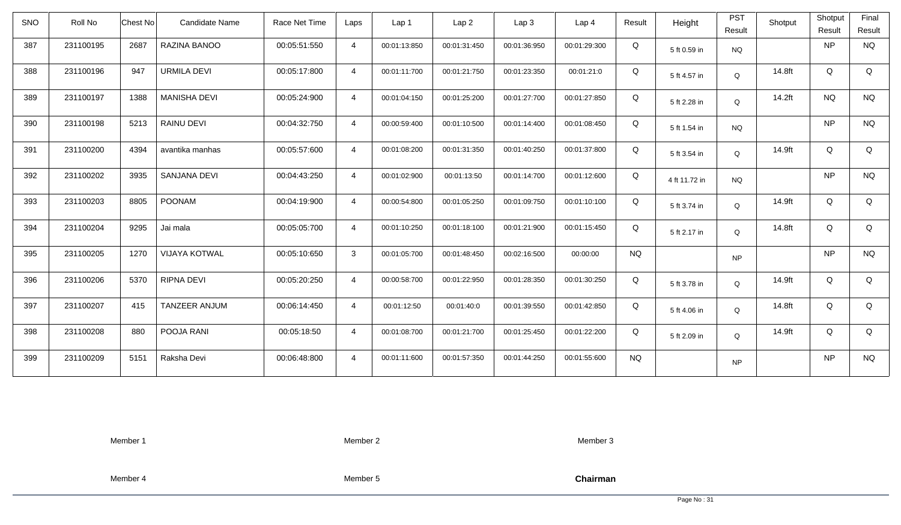| SNO | Roll No | Chest No | Candidate Name | Race Net Time | Laps | Lap 1 | Lap 2 | Lap 3 | Lap 4 | Result | Height | PST Result | Shotput | Shotput Result | Final Result |
|---|---|---|---|---|---|---|---|---|---|---|---|---|---|---|---|
| 387 | 231100195 | 2687 | RAZINA BANOO | 00:05:51:550 | 4 | 00:01:13:850 | 00:01:31:450 | 00:01:36:950 | 00:01:29:300 | Q | 5 ft 0.59 in | NQ | | NP | NQ |
| 388 | 231100196 | 947 | URMILA DEVI | 00:05:17:800 | 4 | 00:01:11:700 | 00:01:21:750 | 00:01:23:350 | 00:01:21:0 | Q | 5 ft 4.57 in | Q | 14.8ft | Q | Q |
| 389 | 231100197 | 1388 | MANISHA DEVI | 00:05:24:900 | 4 | 00:01:04:150 | 00:01:25:200 | 00:01:27:700 | 00:01:27:850 | Q | 5 ft 2.28 in | Q | 14.2ft | NQ | NQ |
| 390 | 231100198 | 5213 | RAINU DEVI | 00:04:32:750 | 4 | 00:00:59:400 | 00:01:10:500 | 00:01:14:400 | 00:01:08:450 | Q | 5 ft 1.54 in | NQ | | NP | NQ |
| 391 | 231100200 | 4394 | avantika manhas | 00:05:57:600 | 4 | 00:01:08:200 | 00:01:31:350 | 00:01:40:250 | 00:01:37:800 | Q | 5 ft 3.54 in | Q | 14.9ft | Q | Q |
| 392 | 231100202 | 3935 | SANJANA DEVI | 00:04:43:250 | 4 | 00:01:02:900 | 00:01:13:50 | 00:01:14:700 | 00:01:12:600 | Q | 4 ft 11.72 in | NQ | | NP | NQ |
| 393 | 231100203 | 8805 | POONAM | 00:04:19:900 | 4 | 00:00:54:800 | 00:01:05:250 | 00:01:09:750 | 00:01:10:100 | Q | 5 ft 3.74 in | Q | 14.9ft | Q | Q |
| 394 | 231100204 | 9295 | Jai mala | 00:05:05:700 | 4 | 00:01:10:250 | 00:01:18:100 | 00:01:21:900 | 00:01:15:450 | Q | 5 ft 2.17 in | Q | 14.8ft | Q | Q |
| 395 | 231100205 | 1270 | VIJAYA KOTWAL | 00:05:10:650 | 3 | 00:01:05:700 | 00:01:48:450 | 00:02:16:500 | 00:00:00 | NQ | | NP | | NP | NQ |
| 396 | 231100206 | 5370 | RIPNA DEVI | 00:05:20:250 | 4 | 00:00:58:700 | 00:01:22:950 | 00:01:28:350 | 00:01:30:250 | Q | 5 ft 3.78 in | Q | 14.9ft | Q | Q |
| 397 | 231100207 | 415 | TANZEER ANJUM | 00:06:14:450 | 4 | 00:01:12:50 | 00:01:40:0 | 00:01:39:550 | 00:01:42:850 | Q | 5 ft 4.06 in | Q | 14.8ft | Q | Q |
| 398 | 231100208 | 880 | POOJA RANI | 00:05:18:50 | 4 | 00:01:08:700 | 00:01:21:700 | 00:01:25:450 | 00:01:22:200 | Q | 5 ft 2.09 in | Q | 14.9ft | Q | Q |
| 399 | 231100209 | 5151 | Raksha Devi | 00:06:48:800 | 4 | 00:01:11:600 | 00:01:57:350 | 00:01:44:250 | 00:01:55:600 | NQ | | NP | | NP | NQ |

Member 1 Member 2 Member 3

Member 4 Member 5 **Chairman**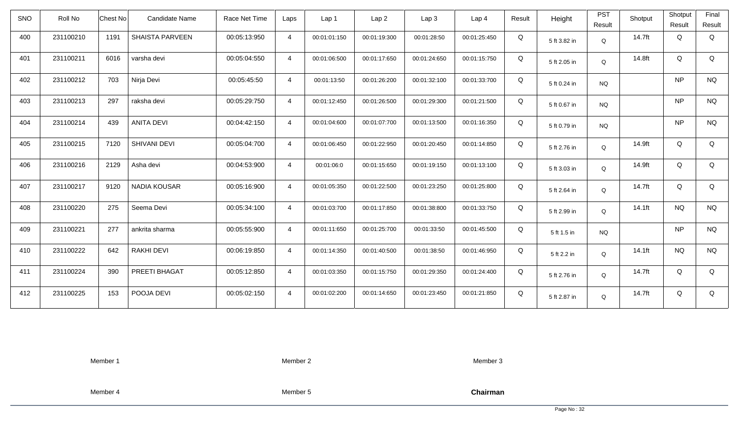| SNO | Roll No | Chest No | Candidate Name | Race Net Time | Laps | Lap 1 | Lap 2 | Lap 3 | Lap 4 | Result | Height | PST Result | Shotput | Shotput Result | Final Result |
|---|---|---|---|---|---|---|---|---|---|---|---|---|---|---|---|
| 400 | 231100210 | 1191 | SHAISTA PARVEEN | 00:05:13:950 | 4 | 00:01:01:150 | 00:01:19:300 | 00:01:28:50 | 00:01:25:450 | Q | 5 ft 3.82 in | Q | 14.7ft | Q | Q |
| 401 | 231100211 | 6016 | varsha devi | 00:05:04:550 | 4 | 00:01:06:500 | 00:01:17:650 | 00:01:24:650 | 00:01:15:750 | Q | 5 ft 2.05 in | Q | 14.8ft | Q | Q |
| 402 | 231100212 | 703 | Nirja Devi | 00:05:45:50 | 4 | 00:01:13:50 | 00:01:26:200 | 00:01:32:100 | 00:01:33:700 | Q | 5 ft 0.24 in | NQ | | NP | NQ |
| 403 | 231100213 | 297 | raksha devi | 00:05:29:750 | 4 | 00:01:12:450 | 00:01:26:500 | 00:01:29:300 | 00:01:21:500 | Q | 5 ft 0.67 in | NQ | | NP | NQ |
| 404 | 231100214 | 439 | ANITA DEVI | 00:04:42:150 | 4 | 00:01:04:600 | 00:01:07:700 | 00:01:13:500 | 00:01:16:350 | Q | 5 ft 0.79 in | NQ | | NP | NQ |
| 405 | 231100215 | 7120 | SHIVANI DEVI | 00:05:04:700 | 4 | 00:01:06:450 | 00:01:22:950 | 00:01:20:450 | 00:01:14:850 | Q | 5 ft 2.76 in | Q | 14.9ft | Q | Q |
| 406 | 231100216 | 2129 | Asha devi | 00:04:53:900 | 4 | 00:01:06:0 | 00:01:15:650 | 00:01:19:150 | 00:01:13:100 | Q | 5 ft 3.03 in | Q | 14.9ft | Q | Q |
| 407 | 231100217 | 9120 | NADIA KOUSAR | 00:05:16:900 | 4 | 00:01:05:350 | 00:01:22:500 | 00:01:23:250 | 00:01:25:800 | Q | 5 ft 2.64 in | Q | 14.7ft | Q | Q |
| 408 | 231100220 | 275 | Seema Devi | 00:05:34:100 | 4 | 00:01:03:700 | 00:01:17:850 | 00:01:38:800 | 00:01:33:750 | Q | 5 ft 2.99 in | Q | 14.1ft | NQ | NQ |
| 409 | 231100221 | 277 | ankrita sharma | 00:05:55:900 | 4 | 00:01:11:650 | 00:01:25:700 | 00:01:33:50 | 00:01:45:500 | Q | 5 ft 1.5 in | NQ | | NP | NQ |
| 410 | 231100222 | 642 | RAKHI DEVI | 00:06:19:850 | 4 | 00:01:14:350 | 00:01:40:500 | 00:01:38:50 | 00:01:46:950 | Q | 5 ft 2.2 in | Q | 14.1ft | NQ | NQ |
| 411 | 231100224 | 390 | PREETI BHAGAT | 00:05:12:850 | 4 | 00:01:03:350 | 00:01:15:750 | 00:01:29:350 | 00:01:24:400 | Q | 5 ft 2.76 in | Q | 14.7ft | Q | Q |
| 412 | 231100225 | 153 | POOJA DEVI | 00:05:02:150 | 4 | 00:01:02:200 | 00:01:14:650 | 00:01:23:450 | 00:01:21:850 | Q | 5 ft 2.87 in | Q | 14.7ft | Q | Q |

Member 1 Member 2 Member 3

Member 4 Member 5 **Chairman**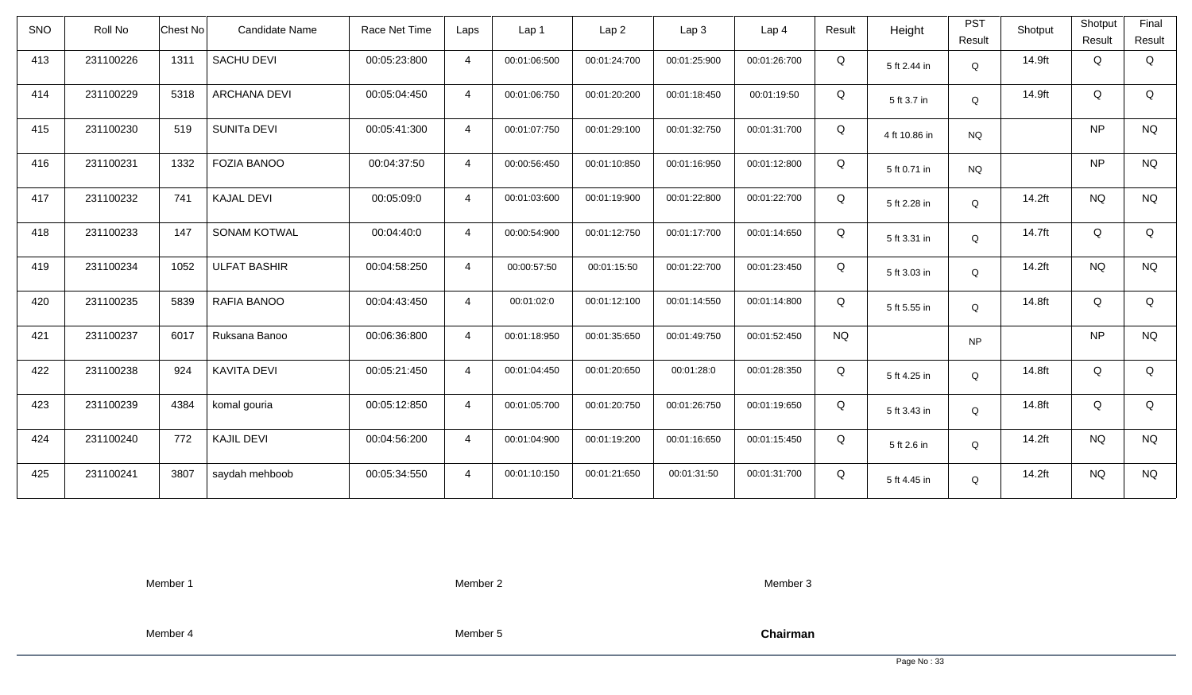| SNO | Roll No | Chest No | Candidate Name | Race Net Time | Laps | Lap 1 | Lap 2 | Lap 3 | Lap 4 | Result | Height | PST Result | Shotput | Shotput Result | Final Result |
|---|---|---|---|---|---|---|---|---|---|---|---|---|---|---|---|
| 413 | 231100226 | 1311 | SACHU DEVI | 00:05:23:800 | 4 | 00:01:06:500 | 00:01:24:700 | 00:01:25:900 | 00:01:26:700 | Q | 5 ft 2.44 in | Q | 14.9ft | Q | Q |
| 414 | 231100229 | 5318 | ARCHANA DEVI | 00:05:04:450 | 4 | 00:01:06:750 | 00:01:20:200 | 00:01:18:450 | 00:01:19:50 | Q | 5 ft 3.7 in | Q | 14.9ft | Q | Q |
| 415 | 231100230 | 519 | SUNITa DEVI | 00:05:41:300 | 4 | 00:01:07:750 | 00:01:29:100 | 00:01:32:750 | 00:01:31:700 | Q | 4 ft 10.86 in | NQ | | NP | NQ |
| 416 | 231100231 | 1332 | FOZIA BANOO | 00:04:37:50 | 4 | 00:00:56:450 | 00:01:10:850 | 00:01:16:950 | 00:01:12:800 | Q | 5 ft 0.71 in | NQ | | NP | NQ |
| 417 | 231100232 | 741 | KAJAL DEVI | 00:05:09:0 | 4 | 00:01:03:600 | 00:01:19:900 | 00:01:22:800 | 00:01:22:700 | Q | 5 ft 2.28 in | Q | 14.2ft | NQ | NQ |
| 418 | 231100233 | 147 | SONAM KOTWAL | 00:04:40:0 | 4 | 00:00:54:900 | 00:01:12:750 | 00:01:17:700 | 00:01:14:650 | Q | 5 ft 3.31 in | Q | 14.7ft | Q | Q |
| 419 | 231100234 | 1052 | ULFAT BASHIR | 00:04:58:250 | 4 | 00:00:57:50 | 00:01:15:50 | 00:01:22:700 | 00:01:23:450 | Q | 5 ft 3.03 in | Q | 14.2ft | NQ | NQ |
| 420 | 231100235 | 5839 | RAFIA BANOO | 00:04:43:450 | 4 | 00:01:02:0 | 00:01:12:100 | 00:01:14:550 | 00:01:14:800 | Q | 5 ft 5.55 in | Q | 14.8ft | Q | Q |
| 421 | 231100237 | 6017 | Ruksana Banoo | 00:06:36:800 | 4 | 00:01:18:950 | 00:01:35:650 | 00:01:49:750 | 00:01:52:450 | NQ | | NP | | NP | NQ |
| 422 | 231100238 | 924 | KAVITA DEVI | 00:05:21:450 | 4 | 00:01:04:450 | 00:01:20:650 | 00:01:28:0 | 00:01:28:350 | Q | 5 ft 4.25 in | Q | 14.8ft | Q | Q |
| 423 | 231100239 | 4384 | komal gouria | 00:05:12:850 | 4 | 00:01:05:700 | 00:01:20:750 | 00:01:26:750 | 00:01:19:650 | Q | 5 ft 3.43 in | Q | 14.8ft | Q | Q |
| 424 | 231100240 | 772 | KAJIL DEVI | 00:04:56:200 | 4 | 00:01:04:900 | 00:01:19:200 | 00:01:16:650 | 00:01:15:450 | Q | 5 ft 2.6 in | Q | 14.2ft | NQ | NQ |
| 425 | 231100241 | 3807 | saydah mehboob | 00:05:34:550 | 4 | 00:01:10:150 | 00:01:21:650 | 00:01:31:50 | 00:01:31:700 | Q | 5 ft 4.45 in | Q | 14.2ft | NQ | NQ |

Member 1 Member 2 Member 3

Member 4 Member 5 **Chairman**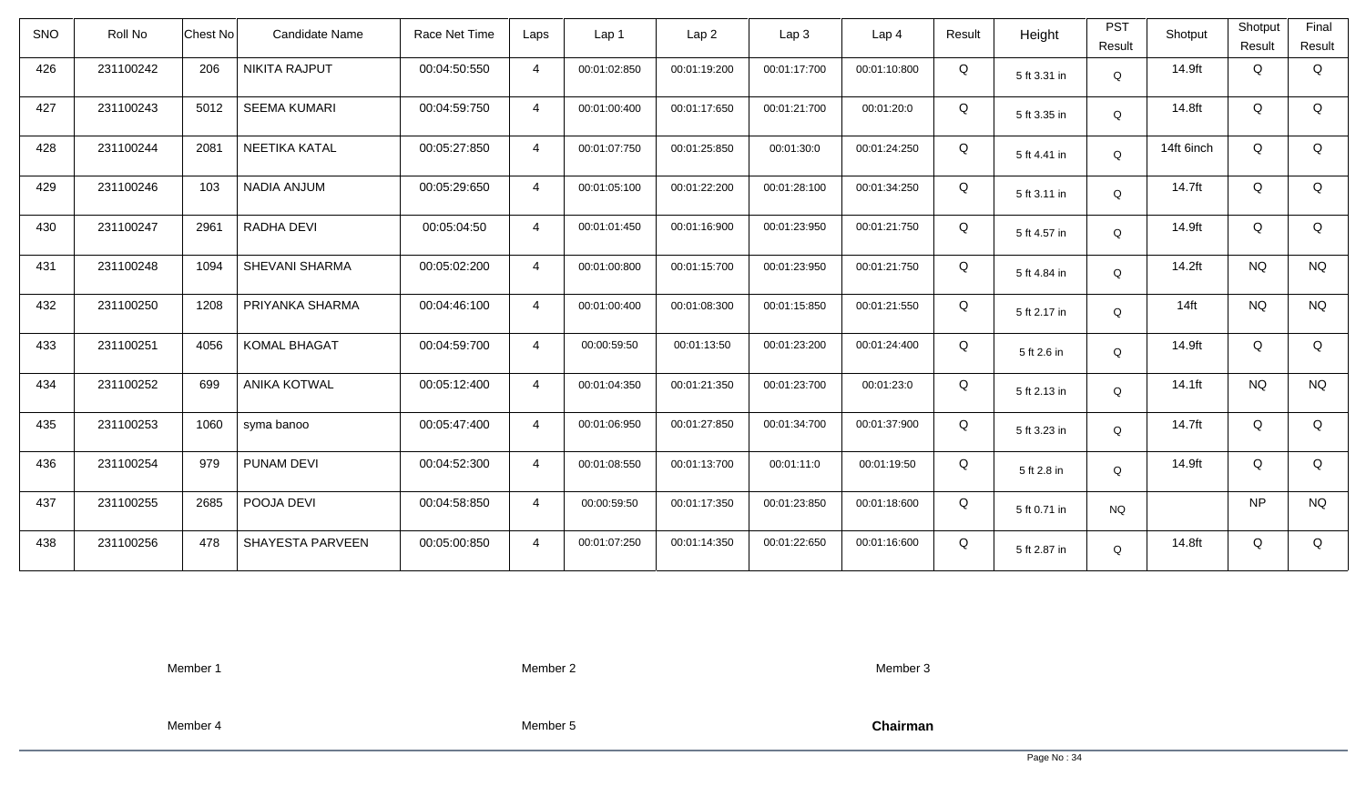| SNO | Roll No | Chest No | Candidate Name | Race Net Time | Laps | Lap 1 | Lap 2 | Lap 3 | Lap 4 | Result | Height | PST Result | Shotput | Shotput Result | Final Result |
|---|---|---|---|---|---|---|---|---|---|---|---|---|---|---|---|
| 426 | 231100242 | 206 | NIKITA RAJPUT | 00:04:50:550 | 4 | 00:01:02:850 | 00:01:19:200 | 00:01:17:700 | 00:01:10:800 | Q | 5 ft 3.31 in | Q | 14.9ft | Q | Q |
| 427 | 231100243 | 5012 | SEEMA KUMARI | 00:04:59:750 | 4 | 00:01:00:400 | 00:01:17:650 | 00:01:21:700 | 00:01:20:0 | Q | 5 ft 3.35 in | Q | 14.8ft | Q | Q |
| 428 | 231100244 | 2081 | NEETIKA KATAL | 00:05:27:850 | 4 | 00:01:07:750 | 00:01:25:850 | 00:01:30:0 | 00:01:24:250 | Q | 5 ft 4.41 in | Q | 14ft 6inch | Q | Q |
| 429 | 231100246 | 103 | NADIA ANJUM | 00:05:29:650 | 4 | 00:01:05:100 | 00:01:22:200 | 00:01:28:100 | 00:01:34:250 | Q | 5 ft 3.11 in | Q | 14.7ft | Q | Q |
| 430 | 231100247 | 2961 | RADHA DEVI | 00:05:04:50 | 4 | 00:01:01:450 | 00:01:16:900 | 00:01:23:950 | 00:01:21:750 | Q | 5 ft 4.57 in | Q | 14.9ft | Q | Q |
| 431 | 231100248 | 1094 | SHEVANI SHARMA | 00:05:02:200 | 4 | 00:01:00:800 | 00:01:15:700 | 00:01:23:950 | 00:01:21:750 | Q | 5 ft 4.84 in | Q | 14.2ft | NQ | NQ |
| 432 | 231100250 | 1208 | PRIYANKA SHARMA | 00:04:46:100 | 4 | 00:01:00:400 | 00:01:08:300 | 00:01:15:850 | 00:01:21:550 | Q | 5 ft 2.17 in | Q | 14ft | NQ | NQ |
| 433 | 231100251 | 4056 | KOMAL BHAGAT | 00:04:59:700 | 4 | 00:00:59:50 | 00:01:13:50 | 00:01:23:200 | 00:01:24:400 | Q | 5 ft 2.6 in | Q | 14.9ft | Q | Q |
| 434 | 231100252 | 699 | ANIKA KOTWAL | 00:05:12:400 | 4 | 00:01:04:350 | 00:01:21:350 | 00:01:23:700 | 00:01:23:0 | Q | 5 ft 2.13 in | Q | 14.1ft | NQ | NQ |
| 435 | 231100253 | 1060 | syma banoo | 00:05:47:400 | 4 | 00:01:06:950 | 00:01:27:850 | 00:01:34:700 | 00:01:37:900 | Q | 5 ft 3.23 in | Q | 14.7ft | Q | Q |
| 436 | 231100254 | 979 | PUNAM DEVI | 00:04:52:300 | 4 | 00:01:08:550 | 00:01:13:700 | 00:01:11:0 | 00:01:19:50 | Q | 5 ft 2.8 in | Q | 14.9ft | Q | Q |
| 437 | 231100255 | 2685 | POOJA DEVI | 00:04:58:850 | 4 | 00:00:59:50 | 00:01:17:350 | 00:01:23:850 | 00:01:18:600 | Q | 5 ft 0.71 in | NQ | | NP | NQ |
| 438 | 231100256 | 478 | SHAYESTA PARVEEN | 00:05:00:850 | 4 | 00:01:07:250 | 00:01:14:350 | 00:01:22:650 | 00:01:16:600 | Q | 5 ft 2.87 in | Q | 14.8ft | Q | Q |

Member 1　　Member 2　　Member 3

Member 4　　Member 5　　**Chairman**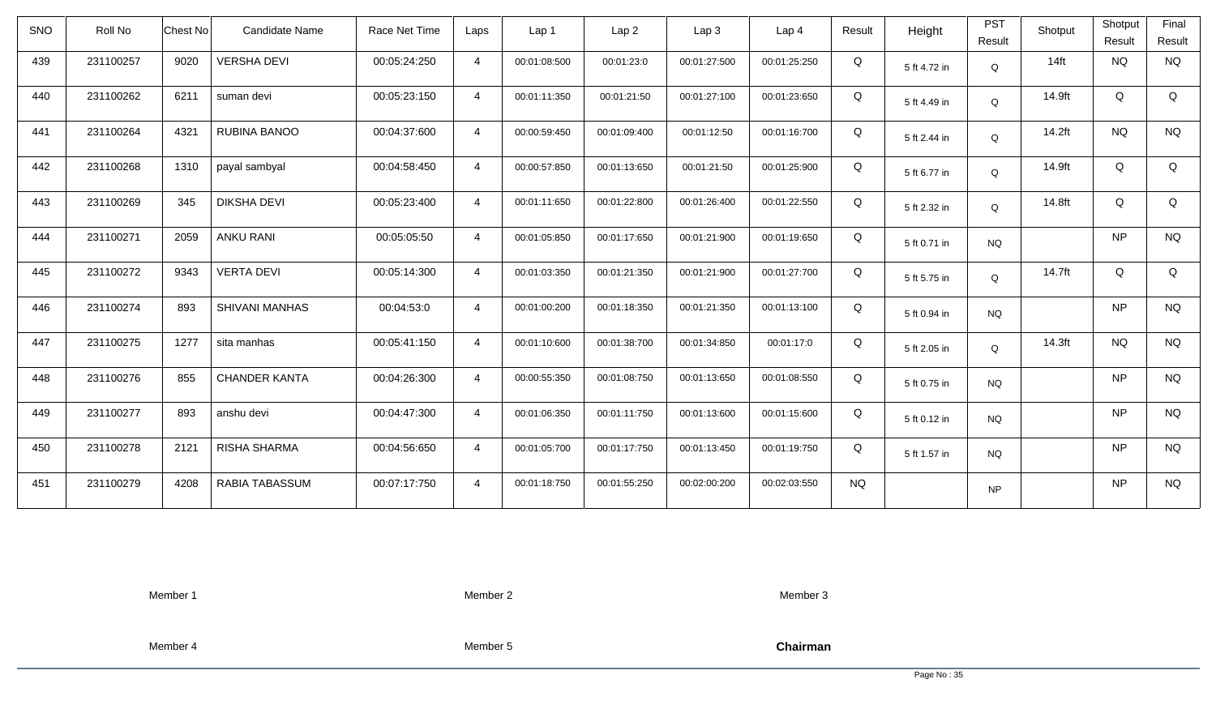| SNO | Roll No | Chest No | Candidate Name | Race Net Time | Laps | Lap 1 | Lap 2 | Lap 3 | Lap 4 | Result | Height | PST Result | Shotput | Shotput Result | Final Result |
|---|---|---|---|---|---|---|---|---|---|---|---|---|---|---|---|
| 439 | 231100257 | 9020 | VERSHA DEVI | 00:05:24:250 | 4 | 00:01:08:500 | 00:01:23:0 | 00:01:27:500 | 00:01:25:250 | Q | 5 ft 4.72 in | Q | 14ft | NQ | NQ |
| 440 | 231100262 | 6211 | suman devi | 00:05:23:150 | 4 | 00:01:11:350 | 00:01:21:50 | 00:01:27:100 | 00:01:23:650 | Q | 5 ft 4.49 in | Q | 14.9ft | Q | Q |
| 441 | 231100264 | 4321 | RUBINA BANOO | 00:04:37:600 | 4 | 00:00:59:450 | 00:01:09:400 | 00:01:12:50 | 00:01:16:700 | Q | 5 ft 2.44 in | Q | 14.2ft | NQ | NQ |
| 442 | 231100268 | 1310 | payal sambyal | 00:04:58:450 | 4 | 00:00:57:850 | 00:01:13:650 | 00:01:21:50 | 00:01:25:900 | Q | 5 ft 6.77 in | Q | 14.9ft | Q | Q |
| 443 | 231100269 | 345 | DIKSHA DEVI | 00:05:23:400 | 4 | 00:01:11:650 | 00:01:22:800 | 00:01:26:400 | 00:01:22:550 | Q | 5 ft 2.32 in | Q | 14.8ft | Q | Q |
| 444 | 231100271 | 2059 | ANKU RANI | 00:05:05:50 | 4 | 00:01:05:850 | 00:01:17:650 | 00:01:21:900 | 00:01:19:650 | Q | 5 ft 0.71 in | NQ | | NP | NQ |
| 445 | 231100272 | 9343 | VERTA DEVI | 00:05:14:300 | 4 | 00:01:03:350 | 00:01:21:350 | 00:01:21:900 | 00:01:27:700 | Q | 5 ft 5.75 in | Q | 14.7ft | Q | Q |
| 446 | 231100274 | 893 | SHIVANI MANHAS | 00:04:53:0 | 4 | 00:01:00:200 | 00:01:18:350 | 00:01:21:350 | 00:01:13:100 | Q | 5 ft 0.94 in | NQ | | NP | NQ |
| 447 | 231100275 | 1277 | sita manhas | 00:05:41:150 | 4 | 00:01:10:600 | 00:01:38:700 | 00:01:34:850 | 00:01:17:0 | Q | 5 ft 2.05 in | Q | 14.3ft | NQ | NQ |
| 448 | 231100276 | 855 | CHANDER KANTA | 00:04:26:300 | 4 | 00:00:55:350 | 00:01:08:750 | 00:01:13:650 | 00:01:08:550 | Q | 5 ft 0.75 in | NQ | | NP | NQ |
| 449 | 231100277 | 893 | anshu devi | 00:04:47:300 | 4 | 00:01:06:350 | 00:01:11:750 | 00:01:13:600 | 00:01:15:600 | Q | 5 ft 0.12 in | NQ | | NP | NQ |
| 450 | 231100278 | 2121 | RISHA SHARMA | 00:04:56:650 | 4 | 00:01:05:700 | 00:01:17:750 | 00:01:13:450 | 00:01:19:750 | Q | 5 ft 1.57 in | NQ | | NP | NQ |
| 451 | 231100279 | 4208 | RABIA TABASSUM | 00:07:17:750 | 4 | 00:01:18:750 | 00:01:55:250 | 00:02:00:200 | 00:02:03:550 | NQ | | NP | | NP | NQ |

Member 1 Member 2 Member 3

Member 4 Member 5 **Chairman**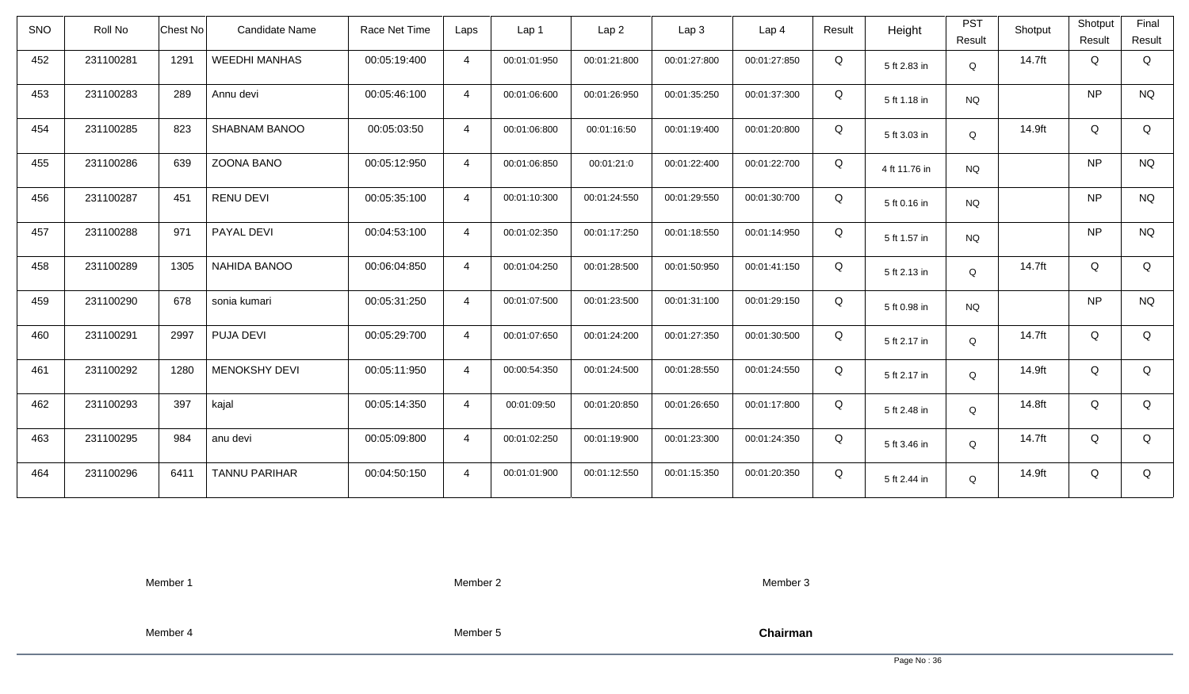| SNO | Roll No | Chest No | Candidate Name | Race Net Time | Laps | Lap 1 | Lap 2 | Lap 3 | Lap 4 | Result | Height | PST Result | Shotput | Shotput Result | Final Result |
|---|---|---|---|---|---|---|---|---|---|---|---|---|---|---|---|
| 452 | 231100281 | 1291 | WEEDHI MANHAS | 00:05:19:400 | 4 | 00:01:01:950 | 00:01:21:800 | 00:01:27:800 | 00:01:27:850 | Q | 5 ft 2.83 in | Q | 14.7ft | Q | Q |
| 453 | 231100283 | 289 | Annu devi | 00:05:46:100 | 4 | 00:01:06:600 | 00:01:26:950 | 00:01:35:250 | 00:01:37:300 | Q | 5 ft 1.18 in | NQ | | NP | NQ |
| 454 | 231100285 | 823 | SHABNAM BANOO | 00:05:03:50 | 4 | 00:01:06:800 | 00:01:16:50 | 00:01:19:400 | 00:01:20:800 | Q | 5 ft 3.03 in | Q | 14.9ft | Q | Q |
| 455 | 231100286 | 639 | ZOONA BANO | 00:05:12:950 | 4 | 00:01:06:850 | 00:01:21:0 | 00:01:22:400 | 00:01:22:700 | Q | 4 ft 11.76 in | NQ | | NP | NQ |
| 456 | 231100287 | 451 | RENU DEVI | 00:05:35:100 | 4 | 00:01:10:300 | 00:01:24:550 | 00:01:29:550 | 00:01:30:700 | Q | 5 ft 0.16 in | NQ | | NP | NQ |
| 457 | 231100288 | 971 | PAYAL DEVI | 00:04:53:100 | 4 | 00:01:02:350 | 00:01:17:250 | 00:01:18:550 | 00:01:14:950 | Q | 5 ft 1.57 in | NQ | | NP | NQ |
| 458 | 231100289 | 1305 | NAHIDA BANOO | 00:06:04:850 | 4 | 00:01:04:250 | 00:01:28:500 | 00:01:50:950 | 00:01:41:150 | Q | 5 ft 2.13 in | Q | 14.7ft | Q | Q |
| 459 | 231100290 | 678 | sonia kumari | 00:05:31:250 | 4 | 00:01:07:500 | 00:01:23:500 | 00:01:31:100 | 00:01:29:150 | Q | 5 ft 0.98 in | NQ | | NP | NQ |
| 460 | 231100291 | 2997 | PUJA DEVI | 00:05:29:700 | 4 | 00:01:07:650 | 00:01:24:200 | 00:01:27:350 | 00:01:30:500 | Q | 5 ft 2.17 in | Q | 14.7ft | Q | Q |
| 461 | 231100292 | 1280 | MENOKSHY DEVI | 00:05:11:950 | 4 | 00:00:54:350 | 00:01:24:500 | 00:01:28:550 | 00:01:24:550 | Q | 5 ft 2.17 in | Q | 14.9ft | Q | Q |
| 462 | 231100293 | 397 | kajal | 00:05:14:350 | 4 | 00:01:09:50 | 00:01:20:850 | 00:01:26:650 | 00:01:17:800 | Q | 5 ft 2.48 in | Q | 14.8ft | Q | Q |
| 463 | 231100295 | 984 | anu devi | 00:05:09:800 | 4 | 00:01:02:250 | 00:01:19:900 | 00:01:23:300 | 00:01:24:350 | Q | 5 ft 3.46 in | Q | 14.7ft | Q | Q |
| 464 | 231100296 | 6411 | TANNU PARIHAR | 00:04:50:150 | 4 | 00:01:01:900 | 00:01:12:550 | 00:01:15:350 | 00:01:20:350 | Q | 5 ft 2.44 in | Q | 14.9ft | Q | Q |

Member 1 Member 2 Member 3

Member 4 Member 5 **Chairman**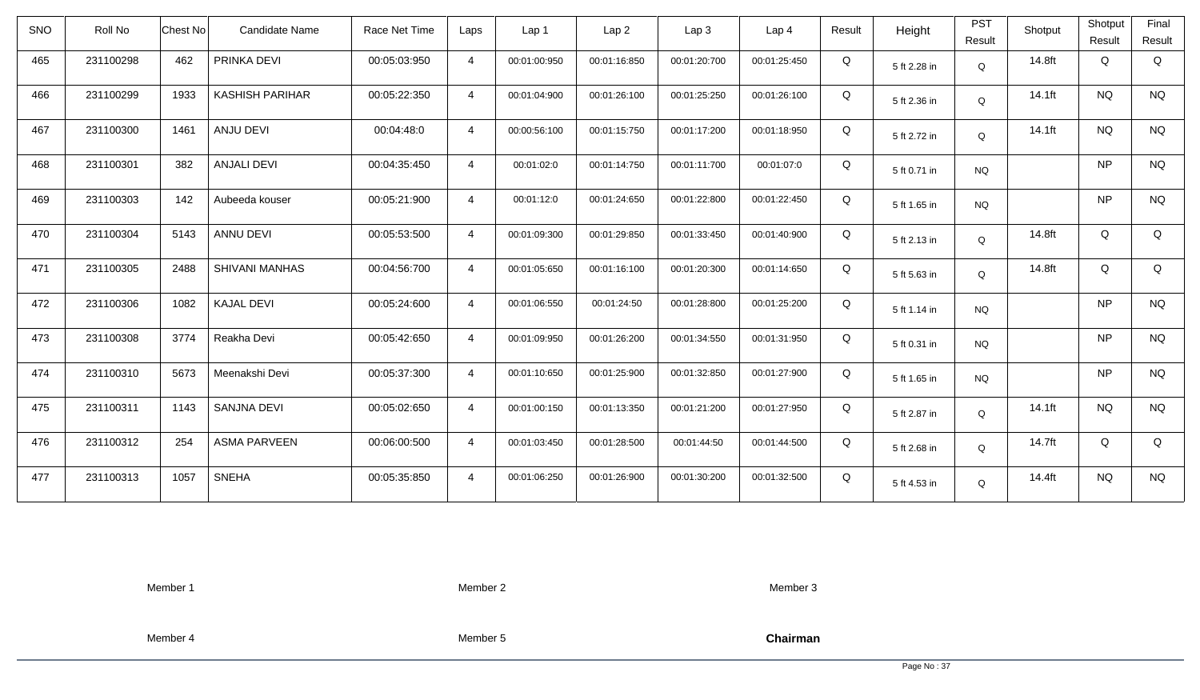| SNO | Roll No | Chest No | Candidate Name | Race Net Time | Laps | Lap 1 | Lap 2 | Lap 3 | Lap 4 | Result | Height | PST Result | Shotput | Shotput Result | Final Result |
|---|---|---|---|---|---|---|---|---|---|---|---|---|---|---|---|
| 465 | 231100298 | 462 | PRINKA DEVI | 00:05:03:950 | 4 | 00:01:00:950 | 00:01:16:850 | 00:01:20:700 | 00:01:25:450 | Q | 5 ft 2.28 in | Q | 14.8ft | Q | Q |
| 466 | 231100299 | 1933 | KASHISH PARIHAR | 00:05:22:350 | 4 | 00:01:04:900 | 00:01:26:100 | 00:01:25:250 | 00:01:26:100 | Q | 5 ft 2.36 in | Q | 14.1ft | NQ | NQ |
| 467 | 231100300 | 1461 | ANJU DEVI | 00:04:48:0 | 4 | 00:00:56:100 | 00:01:15:750 | 00:01:17:200 | 00:01:18:950 | Q | 5 ft 2.72 in | Q | 14.1ft | NQ | NQ |
| 468 | 231100301 | 382 | ANJALI DEVI | 00:04:35:450 | 4 | 00:01:02:0 | 00:01:14:750 | 00:01:11:700 | 00:01:07:0 | Q | 5 ft 0.71 in | NQ | | NP | NQ |
| 469 | 231100303 | 142 | Aubeeda kouser | 00:05:21:900 | 4 | 00:01:12:0 | 00:01:24:650 | 00:01:22:800 | 00:01:22:450 | Q | 5 ft 1.65 in | NQ | | NP | NQ |
| 470 | 231100304 | 5143 | ANNU DEVI | 00:05:53:500 | 4 | 00:01:09:300 | 00:01:29:850 | 00:01:33:450 | 00:01:40:900 | Q | 5 ft 2.13 in | Q | 14.8ft | Q | Q |
| 471 | 231100305 | 2488 | SHIVANI MANHAS | 00:04:56:700 | 4 | 00:01:05:650 | 00:01:16:100 | 00:01:20:300 | 00:01:14:650 | Q | 5 ft 5.63 in | Q | 14.8ft | Q | Q |
| 472 | 231100306 | 1082 | KAJAL DEVI | 00:05:24:600 | 4 | 00:01:06:550 | 00:01:24:50 | 00:01:28:800 | 00:01:25:200 | Q | 5 ft 1.14 in | NQ | | NP | NQ |
| 473 | 231100308 | 3774 | Reakha Devi | 00:05:42:650 | 4 | 00:01:09:950 | 00:01:26:200 | 00:01:34:550 | 00:01:31:950 | Q | 5 ft 0.31 in | NQ | | NP | NQ |
| 474 | 231100310 | 5673 | Meenakshi Devi | 00:05:37:300 | 4 | 00:01:10:650 | 00:01:25:900 | 00:01:32:850 | 00:01:27:900 | Q | 5 ft 1.65 in | NQ | | NP | NQ |
| 475 | 231100311 | 1143 | SANJNA DEVI | 00:05:02:650 | 4 | 00:01:00:150 | 00:01:13:350 | 00:01:21:200 | 00:01:27:950 | Q | 5 ft 2.87 in | Q | 14.1ft | NQ | NQ |
| 476 | 231100312 | 254 | ASMA PARVEEN | 00:06:00:500 | 4 | 00:01:03:450 | 00:01:28:500 | 00:01:44:50 | 00:01:44:500 | Q | 5 ft 2.68 in | Q | 14.7ft | Q | Q |
| 477 | 231100313 | 1057 | SNEHA | 00:05:35:850 | 4 | 00:01:06:250 | 00:01:26:900 | 00:01:30:200 | 00:01:32:500 | Q | 5 ft 4.53 in | Q | 14.4ft | NQ | NQ |

Member 1 Member 2 Member 3

Member 4 Member 5 **Chairman**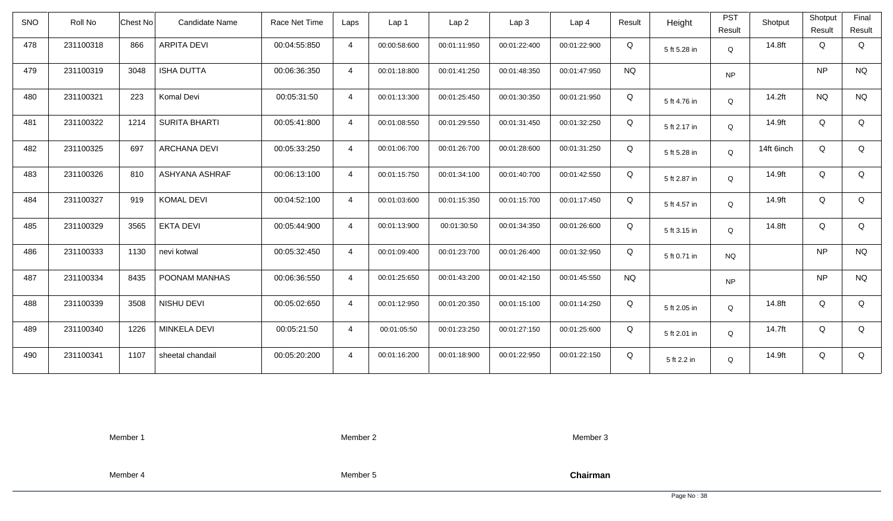| SNO | Roll No | Chest No | Candidate Name | Race Net Time | Laps | Lap 1 | Lap 2 | Lap 3 | Lap 4 | Result | Height | PST Result | Shotput | Shotput Result | Final Result |
|---|---|---|---|---|---|---|---|---|---|---|---|---|---|---|---|
| 478 | 231100318 | 866 | ARPITA DEVI | 00:04:55:850 | 4 | 00:00:58:600 | 00:01:11:950 | 00:01:22:400 | 00:01:22:900 | Q | 5 ft 5.28 in | Q | 14.8ft | Q | Q |
| 479 | 231100319 | 3048 | ISHA DUTTA | 00:06:36:350 | 4 | 00:01:18:800 | 00:01:41:250 | 00:01:48:350 | 00:01:47:950 | NQ | | NP | | NP | NQ |
| 480 | 231100321 | 223 | Komal Devi | 00:05:31:50 | 4 | 00:01:13:300 | 00:01:25:450 | 00:01:30:350 | 00:01:21:950 | Q | 5 ft 4.76 in | Q | 14.2ft | NQ | NQ |
| 481 | 231100322 | 1214 | SURITA BHARTI | 00:05:41:800 | 4 | 00:01:08:550 | 00:01:29:550 | 00:01:31:450 | 00:01:32:250 | Q | 5 ft 2.17 in | Q | 14.9ft | Q | Q |
| 482 | 231100325 | 697 | ARCHANA DEVI | 00:05:33:250 | 4 | 00:01:06:700 | 00:01:26:700 | 00:01:28:600 | 00:01:31:250 | Q | 5 ft 5.28 in | Q | 14ft 6inch | Q | Q |
| 483 | 231100326 | 810 | ASHYANA ASHRAF | 00:06:13:100 | 4 | 00:01:15:750 | 00:01:34:100 | 00:01:40:700 | 00:01:42:550 | Q | 5 ft 2.87 in | Q | 14.9ft | Q | Q |
| 484 | 231100327 | 919 | KOMAL DEVI | 00:04:52:100 | 4 | 00:01:03:600 | 00:01:15:350 | 00:01:15:700 | 00:01:17:450 | Q | 5 ft 4.57 in | Q | 14.9ft | Q | Q |
| 485 | 231100329 | 3565 | EKTA DEVI | 00:05:44:900 | 4 | 00:01:13:900 | 00:01:30:50 | 00:01:34:350 | 00:01:26:600 | Q | 5 ft 3.15 in | Q | 14.8ft | Q | Q |
| 486 | 231100333 | 1130 | nevi kotwal | 00:05:32:450 | 4 | 00:01:09:400 | 00:01:23:700 | 00:01:26:400 | 00:01:32:950 | Q | 5 ft 0.71 in | NQ | | NP | NQ |
| 487 | 231100334 | 8435 | POONAM MANHAS | 00:06:36:550 | 4 | 00:01:25:650 | 00:01:43:200 | 00:01:42:150 | 00:01:45:550 | NQ | | NP | | NP | NQ |
| 488 | 231100339 | 3508 | NISHU DEVI | 00:05:02:650 | 4 | 00:01:12:950 | 00:01:20:350 | 00:01:15:100 | 00:01:14:250 | Q | 5 ft 2.05 in | Q | 14.8ft | Q | Q |
| 489 | 231100340 | 1226 | MINKELA DEVI | 00:05:21:50 | 4 | 00:01:05:50 | 00:01:23:250 | 00:01:27:150 | 00:01:25:600 | Q | 5 ft 2.01 in | Q | 14.7ft | Q | Q |
| 490 | 231100341 | 1107 | sheetal chandail | 00:05:20:200 | 4 | 00:01:16:200 | 00:01:18:900 | 00:01:22:950 | 00:01:22:150 | Q | 5 ft 2.2 in | Q | 14.9ft | Q | Q |

Member 1 Member 2 Member 3

Member 4 Member 5 **Chairman**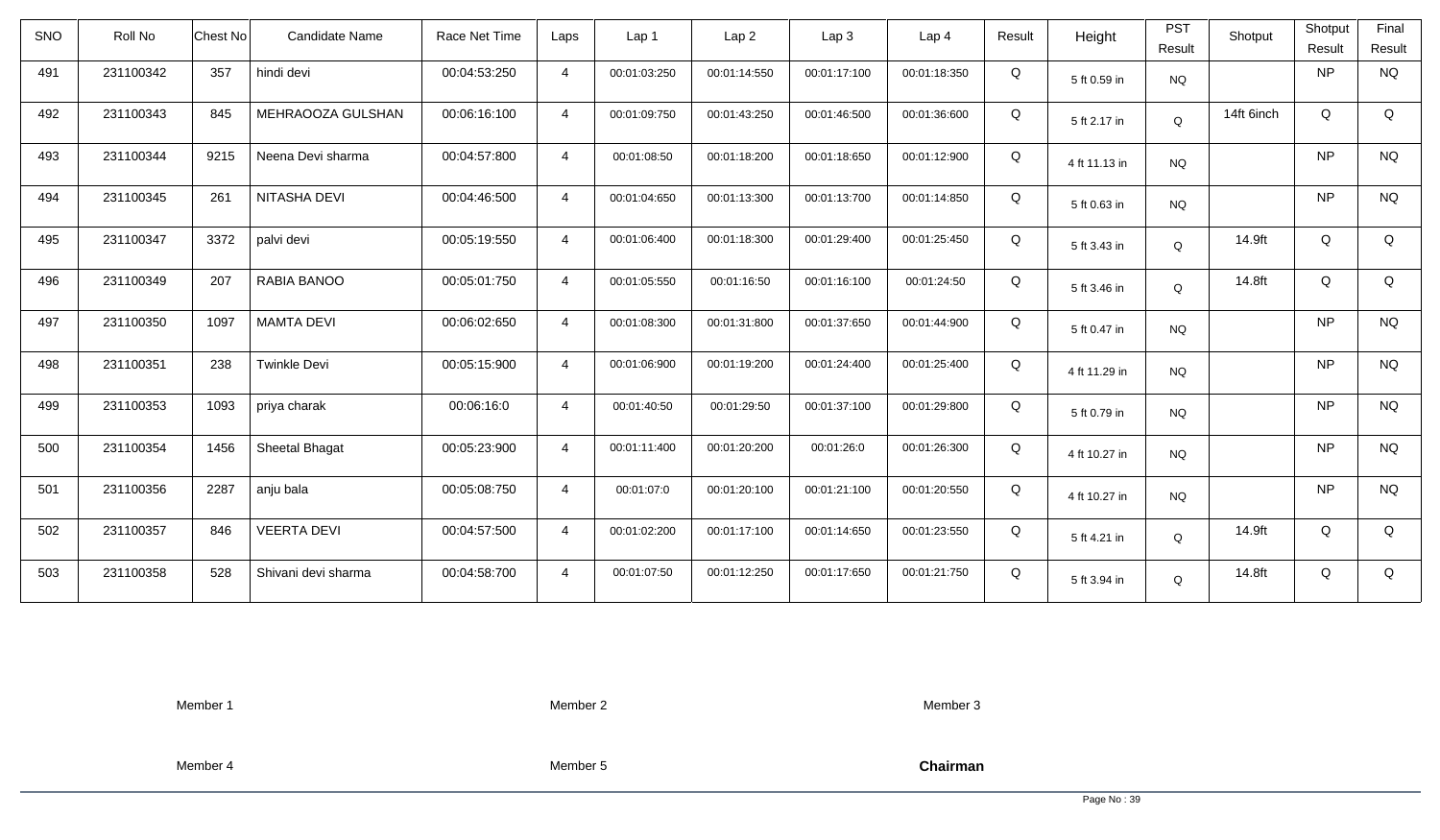| SNO | Roll No | Chest No | Candidate Name | Race Net Time | Laps | Lap 1 | Lap 2 | Lap 3 | Lap 4 | Result | Height | PST Result | Shotput | Shotput Result | Final Result |
|---|---|---|---|---|---|---|---|---|---|---|---|---|---|---|---|
| 491 | 231100342 | 357 | hindi devi | 00:04:53:250 | 4 | 00:01:03:250 | 00:01:14:550 | 00:01:17:100 | 00:01:18:350 | Q | 5 ft 0.59 in | NQ | | NP | NQ |
| 492 | 231100343 | 845 | MEHRAOOZA GULSHAN | 00:06:16:100 | 4 | 00:01:09:750 | 00:01:43:250 | 00:01:46:500 | 00:01:36:600 | Q | 5 ft 2.17 in | Q | 14ft 6inch | Q | Q |
| 493 | 231100344 | 9215 | Neena Devi sharma | 00:04:57:800 | 4 | 00:01:08:50 | 00:01:18:200 | 00:01:18:650 | 00:01:12:900 | Q | 4 ft 11.13 in | NQ | | NP | NQ |
| 494 | 231100345 | 261 | NITASHA DEVI | 00:04:46:500 | 4 | 00:01:04:650 | 00:01:13:300 | 00:01:13:700 | 00:01:14:850 | Q | 5 ft 0.63 in | NQ | | NP | NQ |
| 495 | 231100347 | 3372 | palvi devi | 00:05:19:550 | 4 | 00:01:06:400 | 00:01:18:300 | 00:01:29:400 | 00:01:25:450 | Q | 5 ft 3.43 in | Q | 14.9ft | Q | Q |
| 496 | 231100349 | 207 | RABIA BANOO | 00:05:01:750 | 4 | 00:01:05:550 | 00:01:16:50 | 00:01:16:100 | 00:01:24:50 | Q | 5 ft 3.46 in | Q | 14.8ft | Q | Q |
| 497 | 231100350 | 1097 | MAMTA DEVI | 00:06:02:650 | 4 | 00:01:08:300 | 00:01:31:800 | 00:01:37:650 | 00:01:44:900 | Q | 5 ft 0.47 in | NQ | | NP | NQ |
| 498 | 231100351 | 238 | Twinkle Devi | 00:05:15:900 | 4 | 00:01:06:900 | 00:01:19:200 | 00:01:24:400 | 00:01:25:400 | Q | 4 ft 11.29 in | NQ | | NP | NQ |
| 499 | 231100353 | 1093 | priya charak | 00:06:16:0 | 4 | 00:01:40:50 | 00:01:29:50 | 00:01:37:100 | 00:01:29:800 | Q | 5 ft 0.79 in | NQ | | NP | NQ |
| 500 | 231100354 | 1456 | Sheetal Bhagat | 00:05:23:900 | 4 | 00:01:11:400 | 00:01:20:200 | 00:01:26:0 | 00:01:26:300 | Q | 4 ft 10.27 in | NQ | | NP | NQ |
| 501 | 231100356 | 2287 | anju bala | 00:05:08:750 | 4 | 00:01:07:0 | 00:01:20:100 | 00:01:21:100 | 00:01:20:550 | Q | 4 ft 10.27 in | NQ | | NP | NQ |
| 502 | 231100357 | 846 | VEERTA DEVI | 00:04:57:500 | 4 | 00:01:02:200 | 00:01:17:100 | 00:01:14:650 | 00:01:23:550 | Q | 5 ft 4.21 in | Q | 14.9ft | Q | Q |
| 503 | 231100358 | 528 | Shivani devi sharma | 00:04:58:700 | 4 | 00:01:07:50 | 00:01:12:250 | 00:01:17:650 | 00:01:21:750 | Q | 5 ft 3.94 in | Q | 14.8ft | Q | Q |

Member 1 Member 2 Member 3

Member 4 Member 5 **Chairman**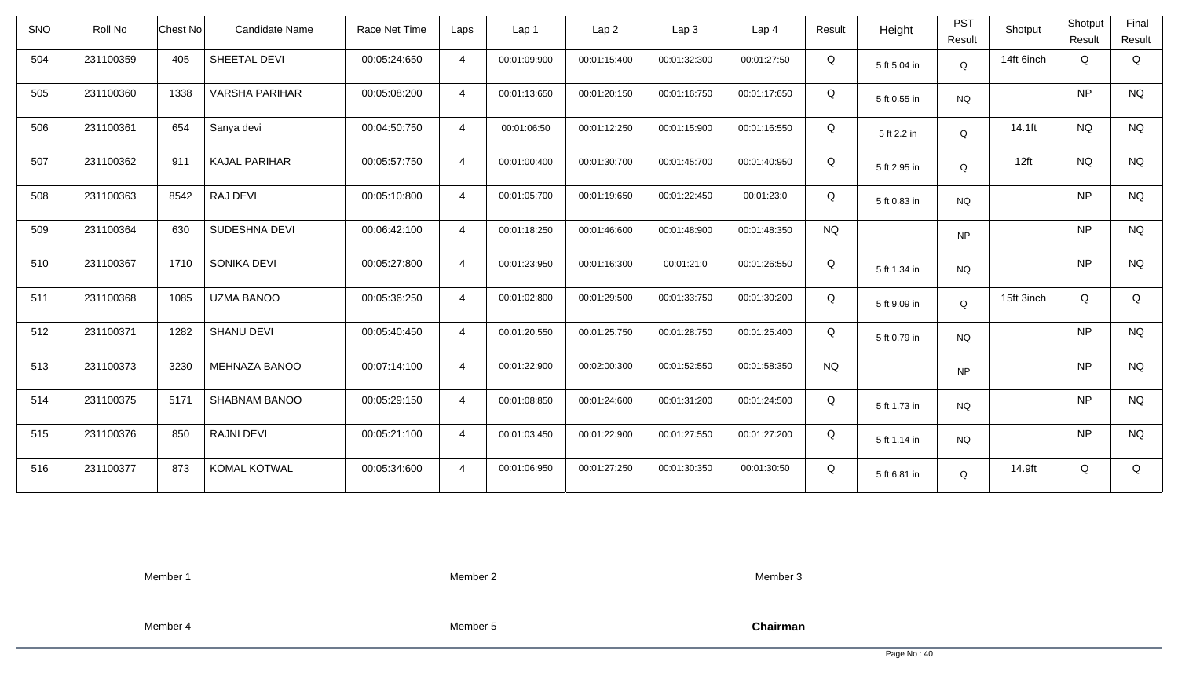| SNO | Roll No | Chest No | Candidate Name | Race Net Time | Laps | Lap 1 | Lap 2 | Lap 3 | Lap 4 | Result | Height | PST Result | Shotput | Shotput Result | Final Result |
|---|---|---|---|---|---|---|---|---|---|---|---|---|---|---|---|
| 504 | 231100359 | 405 | SHEETAL DEVI | 00:05:24:650 | 4 | 00:01:09:900 | 00:01:15:400 | 00:01:32:300 | 00:01:27:50 | Q | 5 ft 5.04 in | Q | 14ft 6inch | Q | Q |
| 505 | 231100360 | 1338 | VARSHA PARIHAR | 00:05:08:200 | 4 | 00:01:13:650 | 00:01:20:150 | 00:01:16:750 | 00:01:17:650 | Q | 5 ft 0.55 in | NQ | | NP | NQ |
| 506 | 231100361 | 654 | Sanya devi | 00:04:50:750 | 4 | 00:01:06:50 | 00:01:12:250 | 00:01:15:900 | 00:01:16:550 | Q | 5 ft 2.2 in | Q | 14.1ft | NQ | NQ |
| 507 | 231100362 | 911 | KAJAL PARIHAR | 00:05:57:750 | 4 | 00:01:00:400 | 00:01:30:700 | 00:01:45:700 | 00:01:40:950 | Q | 5 ft 2.95 in | Q | 12ft | NQ | NQ |
| 508 | 231100363 | 8542 | RAJ DEVI | 00:05:10:800 | 4 | 00:01:05:700 | 00:01:19:650 | 00:01:22:450 | 00:01:23:0 | Q | 5 ft 0.83 in | NQ | | NP | NQ |
| 509 | 231100364 | 630 | SUDESHNA DEVI | 00:06:42:100 | 4 | 00:01:18:250 | 00:01:46:600 | 00:01:48:900 | 00:01:48:350 | NQ | | NP | | NP | NQ |
| 510 | 231100367 | 1710 | SONIKA DEVI | 00:05:27:800 | 4 | 00:01:23:950 | 00:01:16:300 | 00:01:21:0 | 00:01:26:550 | Q | 5 ft 1.34 in | NQ | | NP | NQ |
| 511 | 231100368 | 1085 | UZMA BANOO | 00:05:36:250 | 4 | 00:01:02:800 | 00:01:29:500 | 00:01:33:750 | 00:01:30:200 | Q | 5 ft 9.09 in | Q | 15ft 3inch | Q | Q |
| 512 | 231100371 | 1282 | SHANU DEVI | 00:05:40:450 | 4 | 00:01:20:550 | 00:01:25:750 | 00:01:28:750 | 00:01:25:400 | Q | 5 ft 0.79 in | NQ | | NP | NQ |
| 513 | 231100373 | 3230 | MEHNAZA BANOO | 00:07:14:100 | 4 | 00:01:22:900 | 00:02:00:300 | 00:01:52:550 | 00:01:58:350 | NQ | | NP | | NP | NQ |
| 514 | 231100375 | 5171 | SHABNAM BANOO | 00:05:29:150 | 4 | 00:01:08:850 | 00:01:24:600 | 00:01:31:200 | 00:01:24:500 | Q | 5 ft 1.73 in | NQ | | NP | NQ |
| 515 | 231100376 | 850 | RAJNI DEVI | 00:05:21:100 | 4 | 00:01:03:450 | 00:01:22:900 | 00:01:27:550 | 00:01:27:200 | Q | 5 ft 1.14 in | NQ | | NP | NQ |
| 516 | 231100377 | 873 | KOMAL KOTWAL | 00:05:34:600 | 4 | 00:01:06:950 | 00:01:27:250 | 00:01:30:350 | 00:01:30:50 | Q | 5 ft 6.81 in | Q | 14.9ft | Q | Q |

Member 1 Member 2 Member 3

Member 4 Member 5 **Chairman**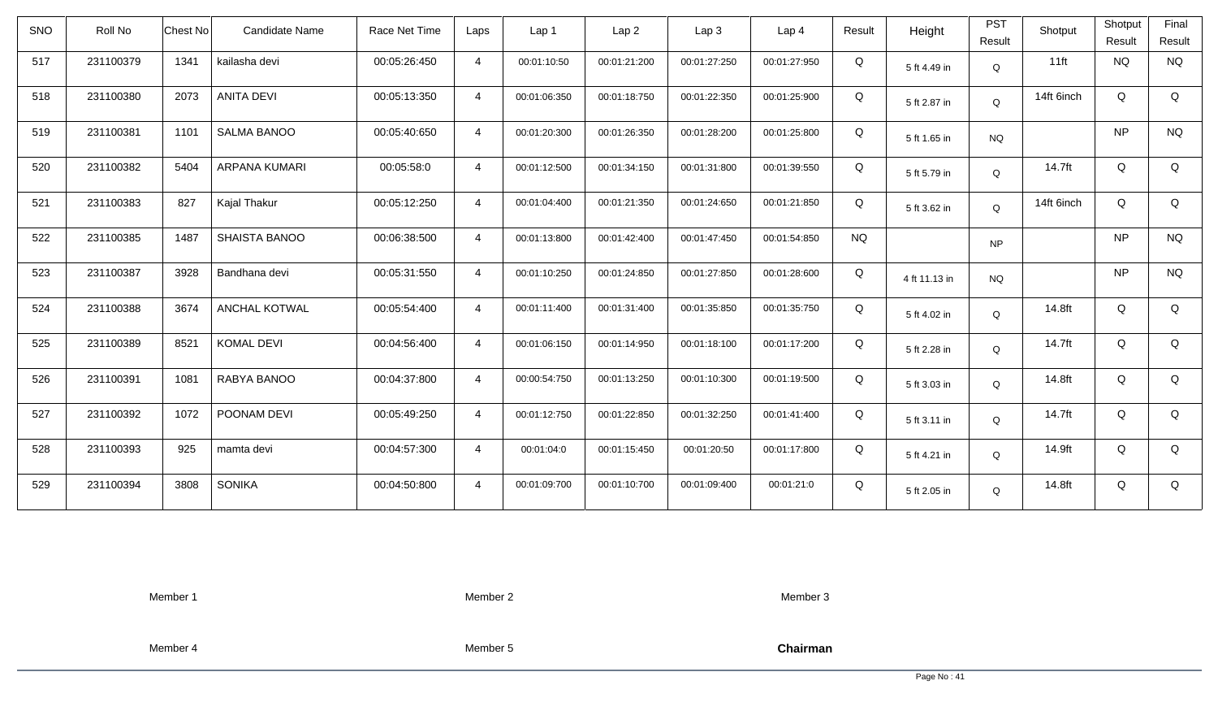| SNO | Roll No | Chest No | Candidate Name | Race Net Time | Laps | Lap 1 | Lap 2 | Lap 3 | Lap 4 | Result | Height | PST Result | Shotput | Shotput Result | Final Result |
|---|---|---|---|---|---|---|---|---|---|---|---|---|---|---|---|
| 517 | 231100379 | 1341 | kailasha devi | 00:05:26:450 | 4 | 00:01:10:50 | 00:01:21:200 | 00:01:27:250 | 00:01:27:950 | Q | 5 ft 4.49 in | Q | 11ft | NQ | NQ |
| 518 | 231100380 | 2073 | ANITA DEVI | 00:05:13:350 | 4 | 00:01:06:350 | 00:01:18:750 | 00:01:22:350 | 00:01:25:900 | Q | 5 ft 2.87 in | Q | 14ft 6inch | Q | Q |
| 519 | 231100381 | 1101 | SALMA BANOO | 00:05:40:650 | 4 | 00:01:20:300 | 00:01:26:350 | 00:01:28:200 | 00:01:25:800 | Q | 5 ft 1.65 in | NQ | | NP | NQ |
| 520 | 231100382 | 5404 | ARPANA KUMARI | 00:05:58:0 | 4 | 00:01:12:500 | 00:01:34:150 | 00:01:31:800 | 00:01:39:550 | Q | 5 ft 5.79 in | Q | 14.7ft | Q | Q |
| 521 | 231100383 | 827 | Kajal Thakur | 00:05:12:250 | 4 | 00:01:04:400 | 00:01:21:350 | 00:01:24:650 | 00:01:21:850 | Q | 5 ft 3.62 in | Q | 14ft 6inch | Q | Q |
| 522 | 231100385 | 1487 | SHAISTA BANOO | 00:06:38:500 | 4 | 00:01:13:800 | 00:01:42:400 | 00:01:47:450 | 00:01:54:850 | NQ | | NP | | NP | NQ |
| 523 | 231100387 | 3928 | Bandhana devi | 00:05:31:550 | 4 | 00:01:10:250 | 00:01:24:850 | 00:01:27:850 | 00:01:28:600 | Q | 4 ft 11.13 in | NQ | | NP | NQ |
| 524 | 231100388 | 3674 | ANCHAL KOTWAL | 00:05:54:400 | 4 | 00:01:11:400 | 00:01:31:400 | 00:01:35:850 | 00:01:35:750 | Q | 5 ft 4.02 in | Q | 14.8ft | Q | Q |
| 525 | 231100389 | 8521 | KOMAL DEVI | 00:04:56:400 | 4 | 00:01:06:150 | 00:01:14:950 | 00:01:18:100 | 00:01:17:200 | Q | 5 ft 2.28 in | Q | 14.7ft | Q | Q |
| 526 | 231100391 | 1081 | RABYA BANOO | 00:04:37:800 | 4 | 00:00:54:750 | 00:01:13:250 | 00:01:10:300 | 00:01:19:500 | Q | 5 ft 3.03 in | Q | 14.8ft | Q | Q |
| 527 | 231100392 | 1072 | POONAM DEVI | 00:05:49:250 | 4 | 00:01:12:750 | 00:01:22:850 | 00:01:32:250 | 00:01:41:400 | Q | 5 ft 3.11 in | Q | 14.7ft | Q | Q |
| 528 | 231100393 | 925 | mamta devi | 00:04:57:300 | 4 | 00:01:04:0 | 00:01:15:450 | 00:01:20:50 | 00:01:17:800 | Q | 5 ft 4.21 in | Q | 14.9ft | Q | Q |
| 529 | 231100394 | 3808 | SONIKA | 00:04:50:800 | 4 | 00:01:09:700 | 00:01:10:700 | 00:01:09:400 | 00:01:21:0 | Q | 5 ft 2.05 in | Q | 14.8ft | Q | Q |

Member 1 Member 2 Member 3

Member 4 Member 5 **Chairman**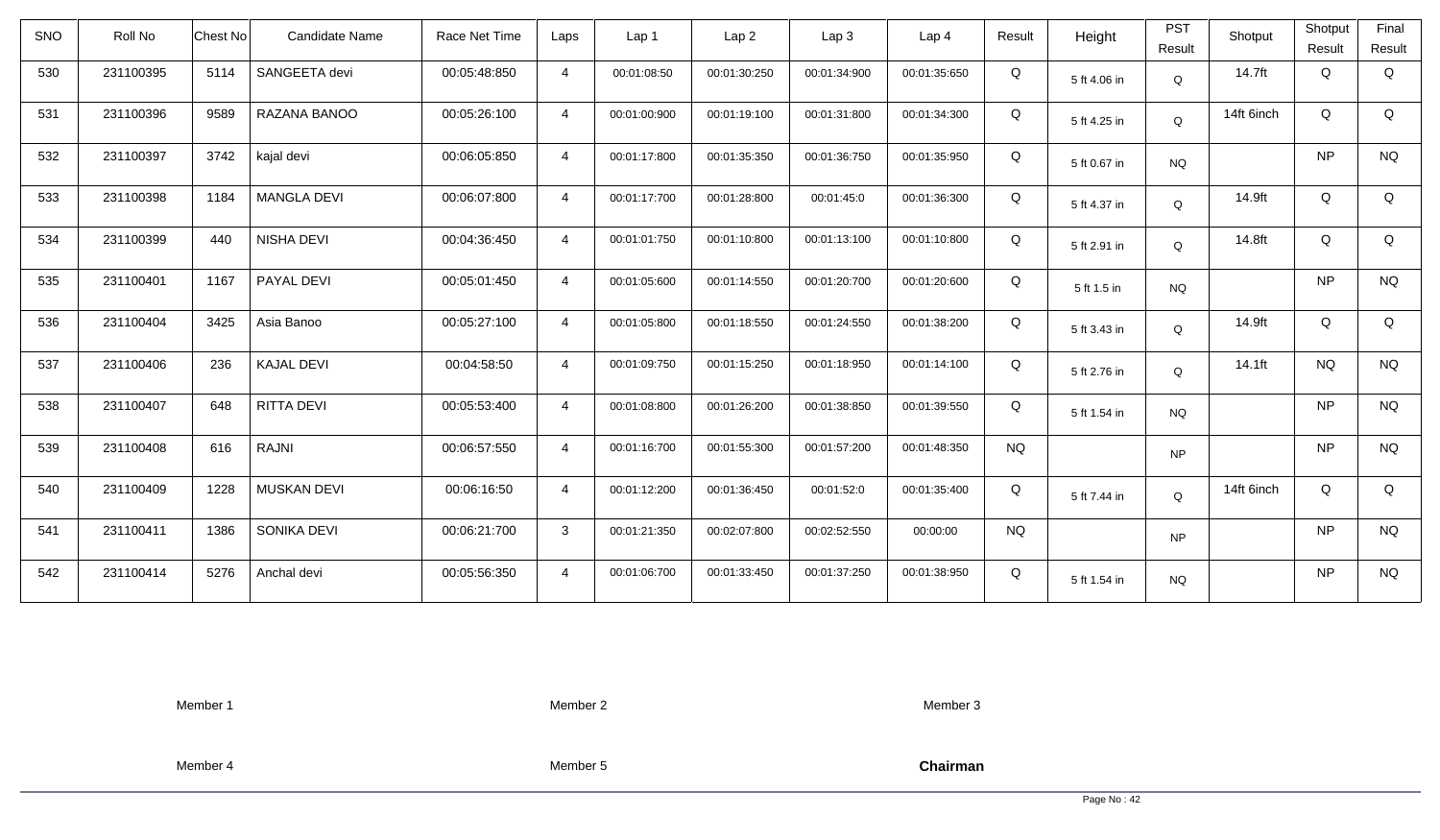| SNO | Roll No | Chest No | Candidate Name | Race Net Time | Laps | Lap 1 | Lap 2 | Lap 3 | Lap 4 | Result | Height | PST Result | Shotput | Shotput Result | Final Result |
|---|---|---|---|---|---|---|---|---|---|---|---|---|---|---|---|
| 530 | 231100395 | 5114 | SANGEETA devi | 00:05:48:850 | 4 | 00:01:08:50 | 00:01:30:250 | 00:01:34:900 | 00:01:35:650 | Q | 5 ft 4.06 in | Q | 14.7ft | Q | Q |
| 531 | 231100396 | 9589 | RAZANA BANOO | 00:05:26:100 | 4 | 00:01:00:900 | 00:01:19:100 | 00:01:31:800 | 00:01:34:300 | Q | 5 ft 4.25 in | Q | 14ft 6inch | Q | Q |
| 532 | 231100397 | 3742 | kajal devi | 00:06:05:850 | 4 | 00:01:17:800 | 00:01:35:350 | 00:01:36:750 | 00:01:35:950 | Q | 5 ft 0.67 in | NQ | | NP | NQ |
| 533 | 231100398 | 1184 | MANGLA DEVI | 00:06:07:800 | 4 | 00:01:17:700 | 00:01:28:800 | 00:01:45:0 | 00:01:36:300 | Q | 5 ft 4.37 in | Q | 14.9ft | Q | Q |
| 534 | 231100399 | 440 | NISHA DEVI | 00:04:36:450 | 4 | 00:01:01:750 | 00:01:10:800 | 00:01:13:100 | 00:01:10:800 | Q | 5 ft 2.91 in | Q | 14.8ft | Q | Q |
| 535 | 231100401 | 1167 | PAYAL DEVI | 00:05:01:450 | 4 | 00:01:05:600 | 00:01:14:550 | 00:01:20:700 | 00:01:20:600 | Q | 5 ft 1.5 in | NQ | | NP | NQ |
| 536 | 231100404 | 3425 | Asia Banoo | 00:05:27:100 | 4 | 00:01:05:800 | 00:01:18:550 | 00:01:24:550 | 00:01:38:200 | Q | 5 ft 3.43 in | Q | 14.9ft | Q | Q |
| 537 | 231100406 | 236 | KAJAL DEVI | 00:04:58:50 | 4 | 00:01:09:750 | 00:01:15:250 | 00:01:18:950 | 00:01:14:100 | Q | 5 ft 2.76 in | Q | 14.1ft | NQ | NQ |
| 538 | 231100407 | 648 | RITTA DEVI | 00:05:53:400 | 4 | 00:01:08:800 | 00:01:26:200 | 00:01:38:850 | 00:01:39:550 | Q | 5 ft 1.54 in | NQ | | NP | NQ |
| 539 | 231100408 | 616 | RAJNI | 00:06:57:550 | 4 | 00:01:16:700 | 00:01:55:300 | 00:01:57:200 | 00:01:48:350 | NQ | | NP | | NP | NQ |
| 540 | 231100409 | 1228 | MUSKAN DEVI | 00:06:16:50 | 4 | 00:01:12:200 | 00:01:36:450 | 00:01:52:0 | 00:01:35:400 | Q | 5 ft 7.44 in | Q | 14ft 6inch | Q | Q |
| 541 | 231100411 | 1386 | SONIKA DEVI | 00:06:21:700 | 3 | 00:01:21:350 | 00:02:07:800 | 00:02:52:550 | 00:00:00 | NQ | | NP | | NP | NQ |
| 542 | 231100414 | 5276 | Anchal devi | 00:05:56:350 | 4 | 00:01:06:700 | 00:01:33:450 | 00:01:37:250 | 00:01:38:950 | Q | 5 ft 1.54 in | NQ | | NP | NQ |

Member 1 Member 2 Member 3

Member 4 Member 5 **Chairman**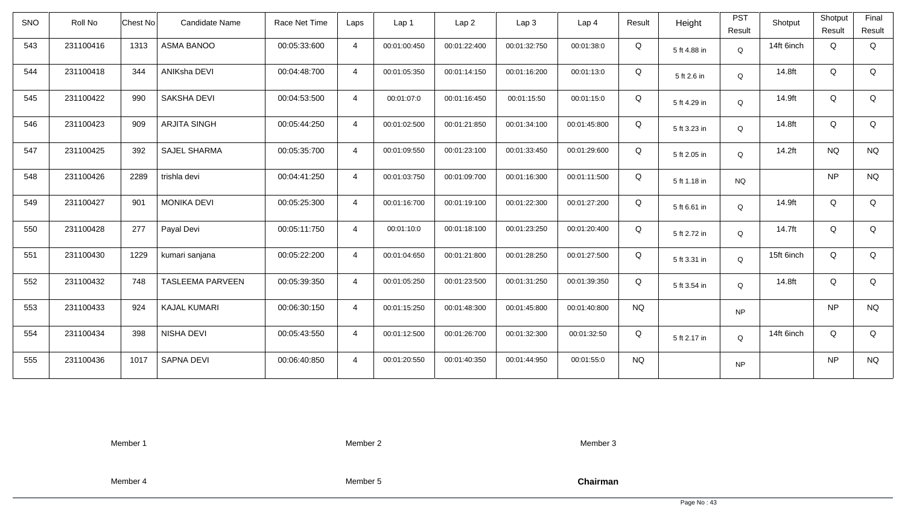| SNO | Roll No | Chest No | Candidate Name | Race Net Time | Laps | Lap 1 | Lap 2 | Lap 3 | Lap 4 | Result | Height | PST Result | Shotput | Shotput Result | Final Result |
|---|---|---|---|---|---|---|---|---|---|---|---|---|---|---|---|
| 543 | 231100416 | 1313 | ASMA BANOO | 00:05:33:600 | 4 | 00:01:00:450 | 00:01:22:400 | 00:01:32:750 | 00:01:38:0 | Q | 5 ft 4.88 in | Q | 14ft 6inch | Q | Q |
| 544 | 231100418 | 344 | ANIKsha DEVI | 00:04:48:700 | 4 | 00:01:05:350 | 00:01:14:150 | 00:01:16:200 | 00:01:13:0 | Q | 5 ft 2.6 in | Q | 14.8ft | Q | Q |
| 545 | 231100422 | 990 | SAKSHA DEVI | 00:04:53:500 | 4 | 00:01:07:0 | 00:01:16:450 | 00:01:15:50 | 00:01:15:0 | Q | 5 ft 4.29 in | Q | 14.9ft | Q | Q |
| 546 | 231100423 | 909 | ARJITA SINGH | 00:05:44:250 | 4 | 00:01:02:500 | 00:01:21:850 | 00:01:34:100 | 00:01:45:800 | Q | 5 ft 3.23 in | Q | 14.8ft | Q | Q |
| 547 | 231100425 | 392 | SAJEL SHARMA | 00:05:35:700 | 4 | 00:01:09:550 | 00:01:23:100 | 00:01:33:450 | 00:01:29:600 | Q | 5 ft 2.05 in | Q | 14.2ft | NQ | NQ |
| 548 | 231100426 | 2289 | trishla devi | 00:04:41:250 | 4 | 00:01:03:750 | 00:01:09:700 | 00:01:16:300 | 00:01:11:500 | Q | 5 ft 1.18 in | NQ | | NP | NQ |
| 549 | 231100427 | 901 | MONIKA DEVI | 00:05:25:300 | 4 | 00:01:16:700 | 00:01:19:100 | 00:01:22:300 | 00:01:27:200 | Q | 5 ft 6.61 in | Q | 14.9ft | Q | Q |
| 550 | 231100428 | 277 | Payal Devi | 00:05:11:750 | 4 | 00:01:10:0 | 00:01:18:100 | 00:01:23:250 | 00:01:20:400 | Q | 5 ft 2.72 in | Q | 14.7ft | Q | Q |
| 551 | 231100430 | 1229 | kumari sanjana | 00:05:22:200 | 4 | 00:01:04:650 | 00:01:21:800 | 00:01:28:250 | 00:01:27:500 | Q | 5 ft 3.31 in | Q | 15ft 6inch | Q | Q |
| 552 | 231100432 | 748 | TASLEEMA PARVEEN | 00:05:39:350 | 4 | 00:01:05:250 | 00:01:23:500 | 00:01:31:250 | 00:01:39:350 | Q | 5 ft 3.54 in | Q | 14.8ft | Q | Q |
| 553 | 231100433 | 924 | KAJAL KUMARI | 00:06:30:150 | 4 | 00:01:15:250 | 00:01:48:300 | 00:01:45:800 | 00:01:40:800 | NQ | | NP | | NP | NQ |
| 554 | 231100434 | 398 | NISHA DEVI | 00:05:43:550 | 4 | 00:01:12:500 | 00:01:26:700 | 00:01:32:300 | 00:01:32:50 | Q | 5 ft 2.17 in | Q | 14ft 6inch | Q | Q |
| 555 | 231100436 | 1017 | SAPNA DEVI | 00:06:40:850 | 4 | 00:01:20:550 | 00:01:40:350 | 00:01:44:950 | 00:01:55:0 | NQ | | NP | | NP | NQ |

Member 1 Member 2 Member 3

Member 4 Member 5 **Chairman**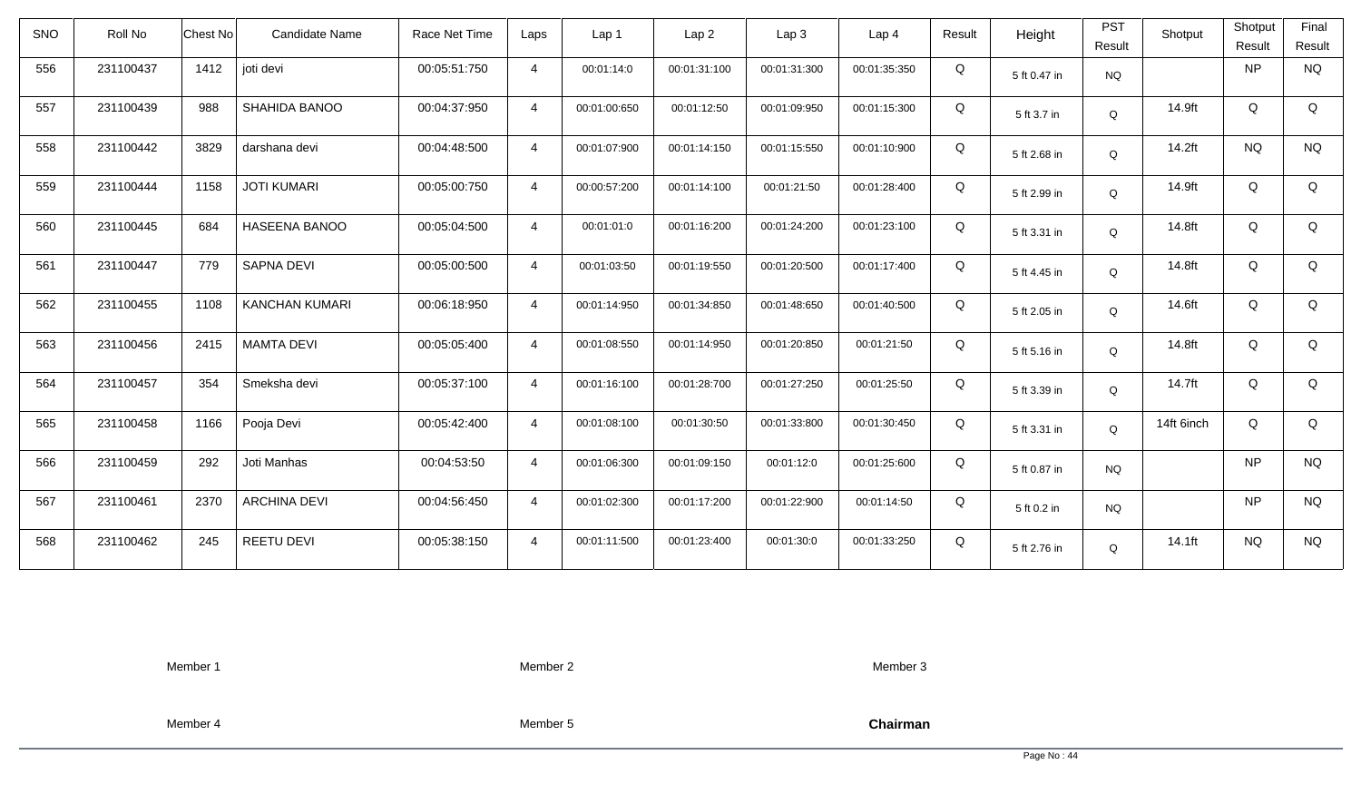| SNO | Roll No | Chest No | Candidate Name | Race Net Time | Laps | Lap 1 | Lap 2 | Lap 3 | Lap 4 | Result | Height | PST Result | Shotput | Shotput Result | Final Result |
|---|---|---|---|---|---|---|---|---|---|---|---|---|---|---|---|
| 556 | 231100437 | 1412 | joti devi | 00:05:51:750 | 4 | 00:01:14:0 | 00:01:31:100 | 00:01:31:300 | 00:01:35:350 | Q | 5 ft 0.47 in | NQ | | NP | NQ |
| 557 | 231100439 | 988 | SHAHIDA BANOO | 00:04:37:950 | 4 | 00:01:00:650 | 00:01:12:50 | 00:01:09:950 | 00:01:15:300 | Q | 5 ft 3.7 in | Q | 14.9ft | Q | Q |
| 558 | 231100442 | 3829 | darshana devi | 00:04:48:500 | 4 | 00:01:07:900 | 00:01:14:150 | 00:01:15:550 | 00:01:10:900 | Q | 5 ft 2.68 in | Q | 14.2ft | NQ | NQ |
| 559 | 231100444 | 1158 | JOTI KUMARI | 00:05:00:750 | 4 | 00:00:57:200 | 00:01:14:100 | 00:01:21:50 | 00:01:28:400 | Q | 5 ft 2.99 in | Q | 14.9ft | Q | Q |
| 560 | 231100445 | 684 | HASEENA BANOO | 00:05:04:500 | 4 | 00:01:01:0 | 00:01:16:200 | 00:01:24:200 | 00:01:23:100 | Q | 5 ft 3.31 in | Q | 14.8ft | Q | Q |
| 561 | 231100447 | 779 | SAPNA DEVI | 00:05:00:500 | 4 | 00:01:03:50 | 00:01:19:550 | 00:01:20:500 | 00:01:17:400 | Q | 5 ft 4.45 in | Q | 14.8ft | Q | Q |
| 562 | 231100455 | 1108 | KANCHAN KUMARI | 00:06:18:950 | 4 | 00:01:14:950 | 00:01:34:850 | 00:01:48:650 | 00:01:40:500 | Q | 5 ft 2.05 in | Q | 14.6ft | Q | Q |
| 563 | 231100456 | 2415 | MAMTA DEVI | 00:05:05:400 | 4 | 00:01:08:550 | 00:01:14:950 | 00:01:20:850 | 00:01:21:50 | Q | 5 ft 5.16 in | Q | 14.8ft | Q | Q |
| 564 | 231100457 | 354 | Smeksha devi | 00:05:37:100 | 4 | 00:01:16:100 | 00:01:28:700 | 00:01:27:250 | 00:01:25:50 | Q | 5 ft 3.39 in | Q | 14.7ft | Q | Q |
| 565 | 231100458 | 1166 | Pooja Devi | 00:05:42:400 | 4 | 00:01:08:100 | 00:01:30:50 | 00:01:33:800 | 00:01:30:450 | Q | 5 ft 3.31 in | Q | 14ft 6inch | Q | Q |
| 566 | 231100459 | 292 | Joti Manhas | 00:04:53:50 | 4 | 00:01:06:300 | 00:01:09:150 | 00:01:12:0 | 00:01:25:600 | Q | 5 ft 0.87 in | NQ | | NP | NQ |
| 567 | 231100461 | 2370 | ARCHINA DEVI | 00:04:56:450 | 4 | 00:01:02:300 | 00:01:17:200 | 00:01:22:900 | 00:01:14:50 | Q | 5 ft 0.2 in | NQ | | NP | NQ |
| 568 | 231100462 | 245 | REETU DEVI | 00:05:38:150 | 4 | 00:01:11:500 | 00:01:23:400 | 00:01:30:0 | 00:01:33:250 | Q | 5 ft 2.76 in | Q | 14.1ft | NQ | NQ |

Member 1 Member 2 Member 3

Member 4 Member 5 **Chairman**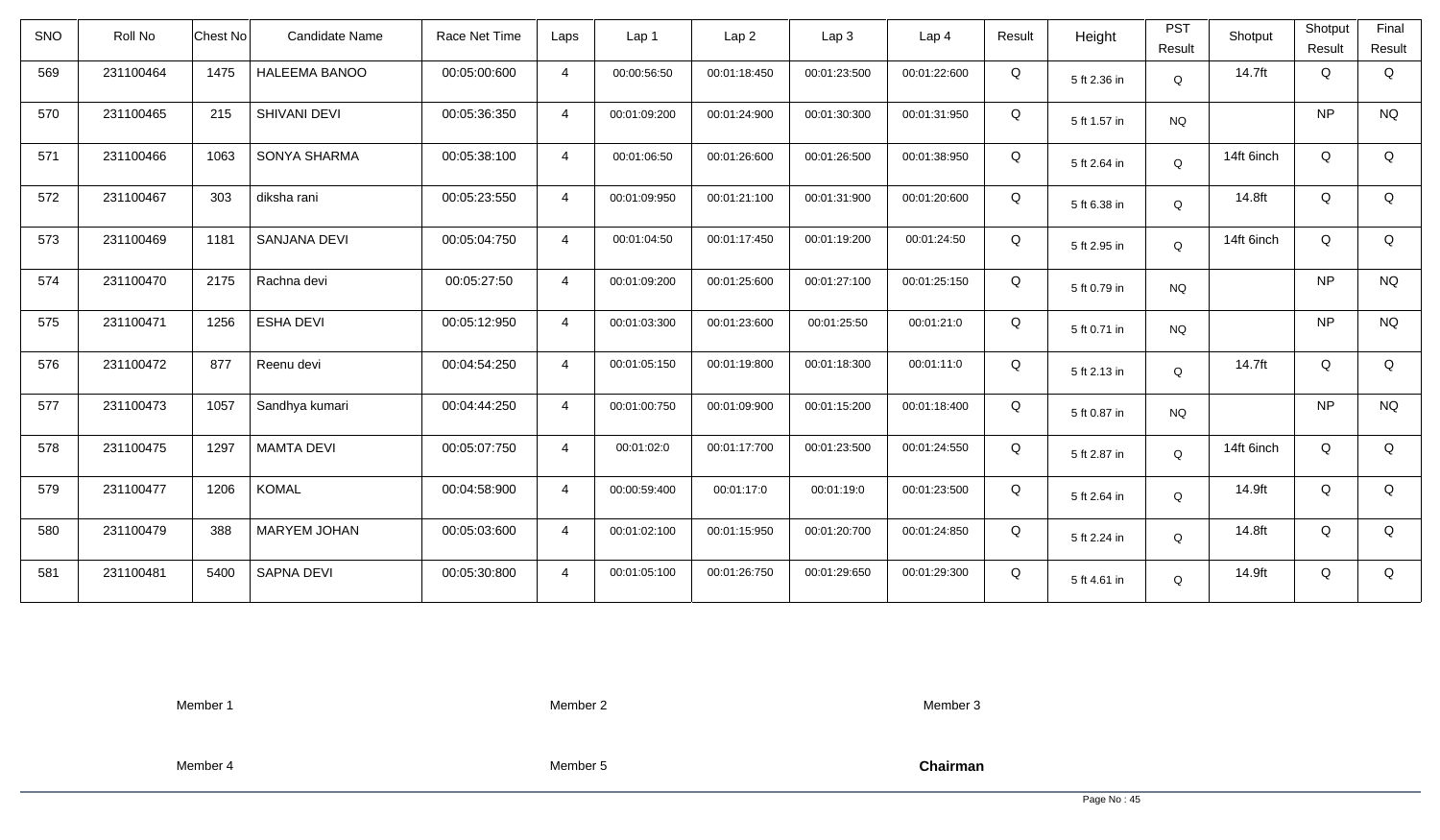| SNO | Roll No | Chest No | Candidate Name | Race Net Time | Laps | Lap 1 | Lap 2 | Lap 3 | Lap 4 | Result | Height | PST Result | Shotput | Shotput Result | Final Result |
|---|---|---|---|---|---|---|---|---|---|---|---|---|---|---|---|
| 569 | 231100464 | 1475 | HALEEMA BANOO | 00:05:00:600 | 4 | 00:00:56:50 | 00:01:18:450 | 00:01:23:500 | 00:01:22:600 | Q | 5 ft 2.36 in | Q | 14.7ft | Q | Q |
| 570 | 231100465 | 215 | SHIVANI DEVI | 00:05:36:350 | 4 | 00:01:09:200 | 00:01:24:900 | 00:01:30:300 | 00:01:31:950 | Q | 5 ft 1.57 in | NQ | | NP | NQ |
| 571 | 231100466 | 1063 | SONYA SHARMA | 00:05:38:100 | 4 | 00:01:06:50 | 00:01:26:600 | 00:01:26:500 | 00:01:38:950 | Q | 5 ft 2.64 in | Q | 14ft 6inch | Q | Q |
| 572 | 231100467 | 303 | diksha rani | 00:05:23:550 | 4 | 00:01:09:950 | 00:01:21:100 | 00:01:31:900 | 00:01:20:600 | Q | 5 ft 6.38 in | Q | 14.8ft | Q | Q |
| 573 | 231100469 | 1181 | SANJANA DEVI | 00:05:04:750 | 4 | 00:01:04:50 | 00:01:17:450 | 00:01:19:200 | 00:01:24:50 | Q | 5 ft 2.95 in | Q | 14ft 6inch | Q | Q |
| 574 | 231100470 | 2175 | Rachna devi | 00:05:27:50 | 4 | 00:01:09:200 | 00:01:25:600 | 00:01:27:100 | 00:01:25:150 | Q | 5 ft 0.79 in | NQ | | NP | NQ |
| 575 | 231100471 | 1256 | ESHA DEVI | 00:05:12:950 | 4 | 00:01:03:300 | 00:01:23:600 | 00:01:25:50 | 00:01:21:0 | Q | 5 ft 0.71 in | NQ | | NP | NQ |
| 576 | 231100472 | 877 | Reenu devi | 00:04:54:250 | 4 | 00:01:05:150 | 00:01:19:800 | 00:01:18:300 | 00:01:11:0 | Q | 5 ft 2.13 in | Q | 14.7ft | Q | Q |
| 577 | 231100473 | 1057 | Sandhya kumari | 00:04:44:250 | 4 | 00:01:00:750 | 00:01:09:900 | 00:01:15:200 | 00:01:18:400 | Q | 5 ft 0.87 in | NQ | | NP | NQ |
| 578 | 231100475 | 1297 | MAMTA DEVI | 00:05:07:750 | 4 | 00:01:02:0 | 00:01:17:700 | 00:01:23:500 | 00:01:24:550 | Q | 5 ft 2.87 in | Q | 14ft 6inch | Q | Q |
| 579 | 231100477 | 1206 | KOMAL | 00:04:58:900 | 4 | 00:00:59:400 | 00:01:17:0 | 00:01:19:0 | 00:01:23:500 | Q | 5 ft 2.64 in | Q | 14.9ft | Q | Q |
| 580 | 231100479 | 388 | MARYEM JOHAN | 00:05:03:600 | 4 | 00:01:02:100 | 00:01:15:950 | 00:01:20:700 | 00:01:24:850 | Q | 5 ft 2.24 in | Q | 14.8ft | Q | Q |
| 581 | 231100481 | 5400 | SAPNA DEVI | 00:05:30:800 | 4 | 00:01:05:100 | 00:01:26:750 | 00:01:29:650 | 00:01:29:300 | Q | 5 ft 4.61 in | Q | 14.9ft | Q | Q |

Member 1 Member 2 Member 3

Member 4 Member 5 **Chairman**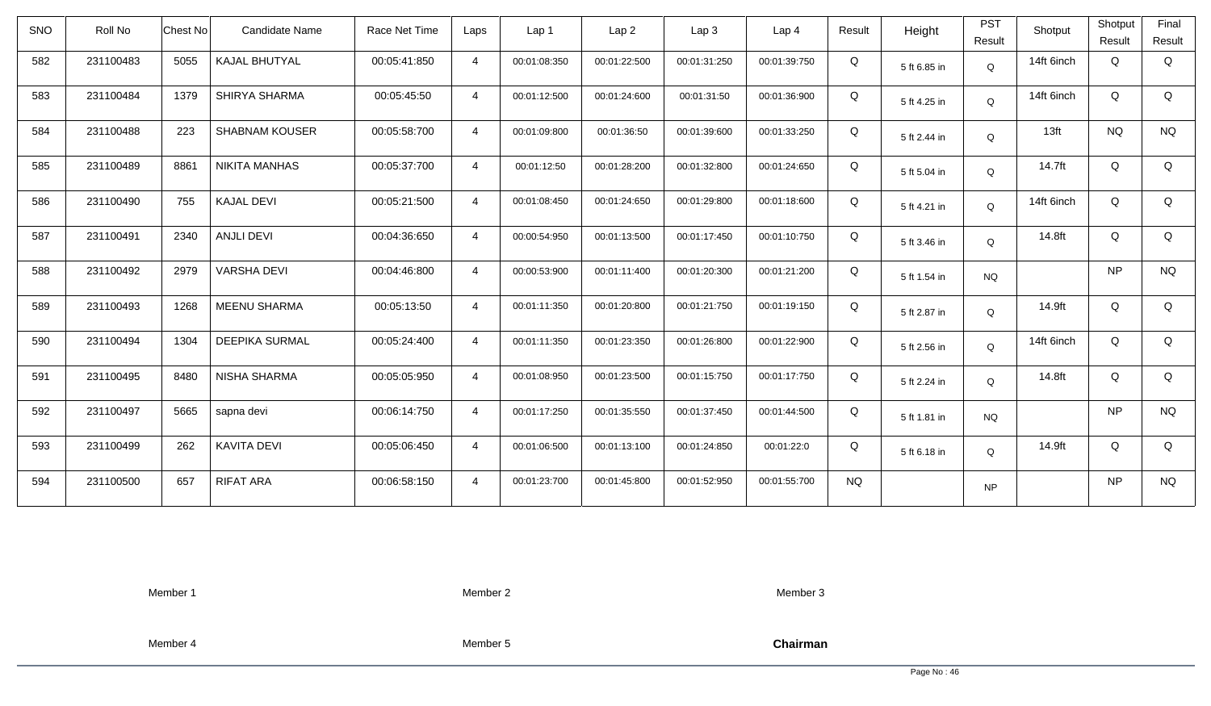| SNO | Roll No | Chest No | Candidate Name | Race Net Time | Laps | Lap 1 | Lap 2 | Lap 3 | Lap 4 | Result | Height | PST Result | Shotput | Shotput Result | Final Result |
|---|---|---|---|---|---|---|---|---|---|---|---|---|---|---|---|
| 582 | 231100483 | 5055 | KAJAL BHUTYAL | 00:05:41:850 | 4 | 00:01:08:350 | 00:01:22:500 | 00:01:31:250 | 00:01:39:750 | Q | 5 ft 6.85 in | Q | 14ft 6inch | Q | Q |
| 583 | 231100484 | 1379 | SHIRYA SHARMA | 00:05:45:50 | 4 | 00:01:12:500 | 00:01:24:600 | 00:01:31:50 | 00:01:36:900 | Q | 5 ft 4.25 in | Q | 14ft 6inch | Q | Q |
| 584 | 231100488 | 223 | SHABNAM KOUSER | 00:05:58:700 | 4 | 00:01:09:800 | 00:01:36:50 | 00:01:39:600 | 00:01:33:250 | Q | 5 ft 2.44 in | Q | 13ft | NQ | NQ |
| 585 | 231100489 | 8861 | NIKITA MANHAS | 00:05:37:700 | 4 | 00:01:12:50 | 00:01:28:200 | 00:01:32:800 | 00:01:24:650 | Q | 5 ft 5.04 in | Q | 14.7ft | Q | Q |
| 586 | 231100490 | 755 | KAJAL DEVI | 00:05:21:500 | 4 | 00:01:08:450 | 00:01:24:650 | 00:01:29:800 | 00:01:18:600 | Q | 5 ft 4.21 in | Q | 14ft 6inch | Q | Q |
| 587 | 231100491 | 2340 | ANJLI DEVI | 00:04:36:650 | 4 | 00:00:54:950 | 00:01:13:500 | 00:01:17:450 | 00:01:10:750 | Q | 5 ft 3.46 in | Q | 14.8ft | Q | Q |
| 588 | 231100492 | 2979 | VARSHA DEVI | 00:04:46:800 | 4 | 00:00:53:900 | 00:01:11:400 | 00:01:20:300 | 00:01:21:200 | Q | 5 ft 1.54 in | NQ | | NP | NQ |
| 589 | 231100493 | 1268 | MEENU SHARMA | 00:05:13:50 | 4 | 00:01:11:350 | 00:01:20:800 | 00:01:21:750 | 00:01:19:150 | Q | 5 ft 2.87 in | Q | 14.9ft | Q | Q |
| 590 | 231100494 | 1304 | DEEPIKA SURMAL | 00:05:24:400 | 4 | 00:01:11:350 | 00:01:23:350 | 00:01:26:800 | 00:01:22:900 | Q | 5 ft 2.56 in | Q | 14ft 6inch | Q | Q |
| 591 | 231100495 | 8480 | NISHA SHARMA | 00:05:05:950 | 4 | 00:01:08:950 | 00:01:23:500 | 00:01:15:750 | 00:01:17:750 | Q | 5 ft 2.24 in | Q | 14.8ft | Q | Q |
| 592 | 231100497 | 5665 | sapna devi | 00:06:14:750 | 4 | 00:01:17:250 | 00:01:35:550 | 00:01:37:450 | 00:01:44:500 | Q | 5 ft 1.81 in | NQ | | NP | NQ |
| 593 | 231100499 | 262 | KAVITA DEVI | 00:05:06:450 | 4 | 00:01:06:500 | 00:01:13:100 | 00:01:24:850 | 00:01:22:0 | Q | 5 ft 6.18 in | Q | 14.9ft | Q | Q |
| 594 | 231100500 | 657 | RIFAT ARA | 00:06:58:150 | 4 | 00:01:23:700 | 00:01:45:800 | 00:01:52:950 | 00:01:55:700 | NQ | | NP | | NP | NQ |

Member 1 Member 2 Member 3

Member 4 Member 5 **Chairman**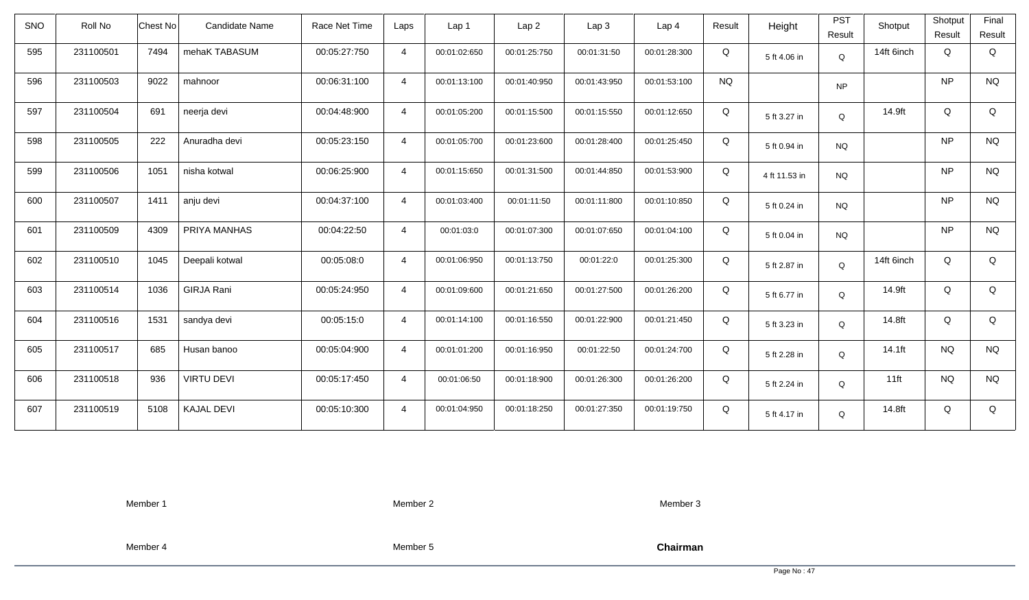| SNO | Roll No | Chest No | Candidate Name | Race Net Time | Laps | Lap 1 | Lap 2 | Lap 3 | Lap 4 | Result | Height | PST Result | Shotput | Shotput Result | Final Result |
|---|---|---|---|---|---|---|---|---|---|---|---|---|---|---|---|
| 595 | 231100501 | 7494 | mehaK TABASUM | 00:05:27:750 | 4 | 00:01:02:650 | 00:01:25:750 | 00:01:31:50 | 00:01:28:300 | Q | 5 ft 4.06 in | Q | 14ft 6inch | Q | Q |
| 596 | 231100503 | 9022 | mahnoor | 00:06:31:100 | 4 | 00:01:13:100 | 00:01:40:950 | 00:01:43:950 | 00:01:53:100 | NQ | | NP | | NP | NQ |
| 597 | 231100504 | 691 | neerja devi | 00:04:48:900 | 4 | 00:01:05:200 | 00:01:15:500 | 00:01:15:550 | 00:01:12:650 | Q | 5 ft 3.27 in | Q | 14.9ft | Q | Q |
| 598 | 231100505 | 222 | Anuradha devi | 00:05:23:150 | 4 | 00:01:05:700 | 00:01:23:600 | 00:01:28:400 | 00:01:25:450 | Q | 5 ft 0.94 in | NQ | | NP | NQ |
| 599 | 231100506 | 1051 | nisha kotwal | 00:06:25:900 | 4 | 00:01:15:650 | 00:01:31:500 | 00:01:44:850 | 00:01:53:900 | Q | 4 ft 11.53 in | NQ | | NP | NQ |
| 600 | 231100507 | 1411 | anju devi | 00:04:37:100 | 4 | 00:01:03:400 | 00:01:11:50 | 00:01:11:800 | 00:01:10:850 | Q | 5 ft 0.24 in | NQ | | NP | NQ |
| 601 | 231100509 | 4309 | PRIYA MANHAS | 00:04:22:50 | 4 | 00:01:03:0 | 00:01:07:300 | 00:01:07:650 | 00:01:04:100 | Q | 5 ft 0.04 in | NQ | | NP | NQ |
| 602 | 231100510 | 1045 | Deepali kotwal | 00:05:08:0 | 4 | 00:01:06:950 | 00:01:13:750 | 00:01:22:0 | 00:01:25:300 | Q | 5 ft 2.87 in | Q | 14ft 6inch | Q | Q |
| 603 | 231100514 | 1036 | GIRJA Rani | 00:05:24:950 | 4 | 00:01:09:600 | 00:01:21:650 | 00:01:27:500 | 00:01:26:200 | Q | 5 ft 6.77 in | Q | 14.9ft | Q | Q |
| 604 | 231100516 | 1531 | sandya devi | 00:05:15:0 | 4 | 00:01:14:100 | 00:01:16:550 | 00:01:22:900 | 00:01:21:450 | Q | 5 ft 3.23 in | Q | 14.8ft | Q | Q |
| 605 | 231100517 | 685 | Husan banoo | 00:05:04:900 | 4 | 00:01:01:200 | 00:01:16:950 | 00:01:22:50 | 00:01:24:700 | Q | 5 ft 2.28 in | Q | 14.1ft | NQ | NQ |
| 606 | 231100518 | 936 | VIRTU DEVI | 00:05:17:450 | 4 | 00:01:06:50 | 00:01:18:900 | 00:01:26:300 | 00:01:26:200 | Q | 5 ft 2.24 in | Q | 11ft | NQ | NQ |
| 607 | 231100519 | 5108 | KAJAL DEVI | 00:05:10:300 | 4 | 00:01:04:950 | 00:01:18:250 | 00:01:27:350 | 00:01:19:750 | Q | 5 ft 4.17 in | Q | 14.8ft | Q | Q |

Member 1 Member 2 Member 3

Member 4 Member 5 **Chairman**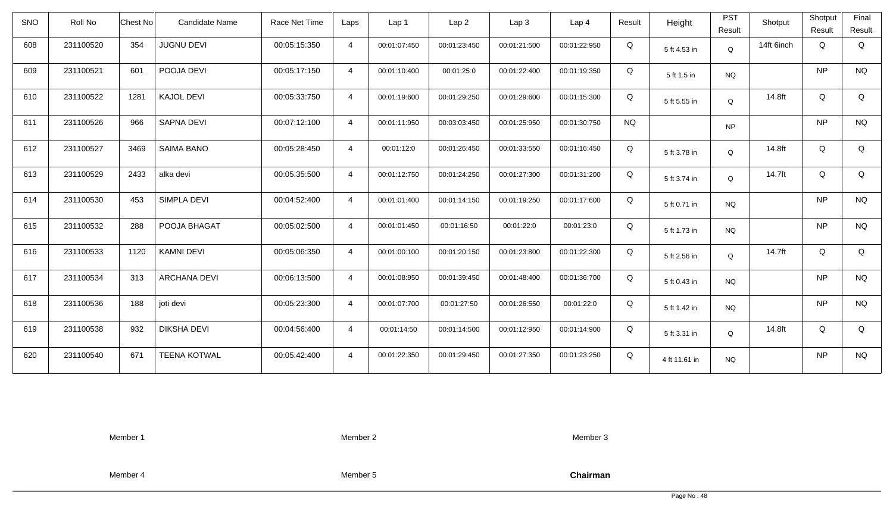| SNO | Roll No | Chest No | Candidate Name | Race Net Time | Laps | Lap 1 | Lap 2 | Lap 3 | Lap 4 | Result | Height | PST Result | Shotput | Shotput Result | Final Result |
|---|---|---|---|---|---|---|---|---|---|---|---|---|---|---|---|
| 608 | 231100520 | 354 | JUGNU DEVI | 00:05:15:350 | 4 | 00:01:07:450 | 00:01:23:450 | 00:01:21:500 | 00:01:22:950 | Q | 5 ft 4.53 in | Q | 14ft 6inch | Q | Q |
| 609 | 231100521 | 601 | POOJA DEVI | 00:05:17:150 | 4 | 00:01:10:400 | 00:01:25:0 | 00:01:22:400 | 00:01:19:350 | Q | 5 ft 1.5 in | NQ | | NP | NQ |
| 610 | 231100522 | 1281 | KAJOL DEVI | 00:05:33:750 | 4 | 00:01:19:600 | 00:01:29:250 | 00:01:29:600 | 00:01:15:300 | Q | 5 ft 5.55 in | Q | 14.8ft | Q | Q |
| 611 | 231100526 | 966 | SAPNA DEVI | 00:07:12:100 | 4 | 00:01:11:950 | 00:03:03:450 | 00:01:25:950 | 00:01:30:750 | NQ | | NP | | NP | NQ |
| 612 | 231100527 | 3469 | SAIMA BANO | 00:05:28:450 | 4 | 00:01:12:0 | 00:01:26:450 | 00:01:33:550 | 00:01:16:450 | Q | 5 ft 3.78 in | Q | 14.8ft | Q | Q |
| 613 | 231100529 | 2433 | alka devi | 00:05:35:500 | 4 | 00:01:12:750 | 00:01:24:250 | 00:01:27:300 | 00:01:31:200 | Q | 5 ft 3.74 in | Q | 14.7ft | Q | Q |
| 614 | 231100530 | 453 | SIMPLA DEVI | 00:04:52:400 | 4 | 00:01:01:400 | 00:01:14:150 | 00:01:19:250 | 00:01:17:600 | Q | 5 ft 0.71 in | NQ | | NP | NQ |
| 615 | 231100532 | 288 | POOJA BHAGAT | 00:05:02:500 | 4 | 00:01:01:450 | 00:01:16:50 | 00:01:22:0 | 00:01:23:0 | Q | 5 ft 1.73 in | NQ | | NP | NQ |
| 616 | 231100533 | 1120 | KAMNI DEVI | 00:05:06:350 | 4 | 00:01:00:100 | 00:01:20:150 | 00:01:23:800 | 00:01:22:300 | Q | 5 ft 2.56 in | Q | 14.7ft | Q | Q |
| 617 | 231100534 | 313 | ARCHANA DEVI | 00:06:13:500 | 4 | 00:01:08:950 | 00:01:39:450 | 00:01:48:400 | 00:01:36:700 | Q | 5 ft 0.43 in | NQ | | NP | NQ |
| 618 | 231100536 | 188 | joti devi | 00:05:23:300 | 4 | 00:01:07:700 | 00:01:27:50 | 00:01:26:550 | 00:01:22:0 | Q | 5 ft 1.42 in | NQ | | NP | NQ |
| 619 | 231100538 | 932 | DIKSHA DEVI | 00:04:56:400 | 4 | 00:01:14:50 | 00:01:14:500 | 00:01:12:950 | 00:01:14:900 | Q | 5 ft 3.31 in | Q | 14.8ft | Q | Q |
| 620 | 231100540 | 671 | TEENA KOTWAL | 00:05:42:400 | 4 | 00:01:22:350 | 00:01:29:450 | 00:01:27:350 | 00:01:23:250 | Q | 4 ft 11.61 in | NQ | | NP | NQ |

Member 1 Member 2 Member 3

Member 4 Member 5 **Chairman**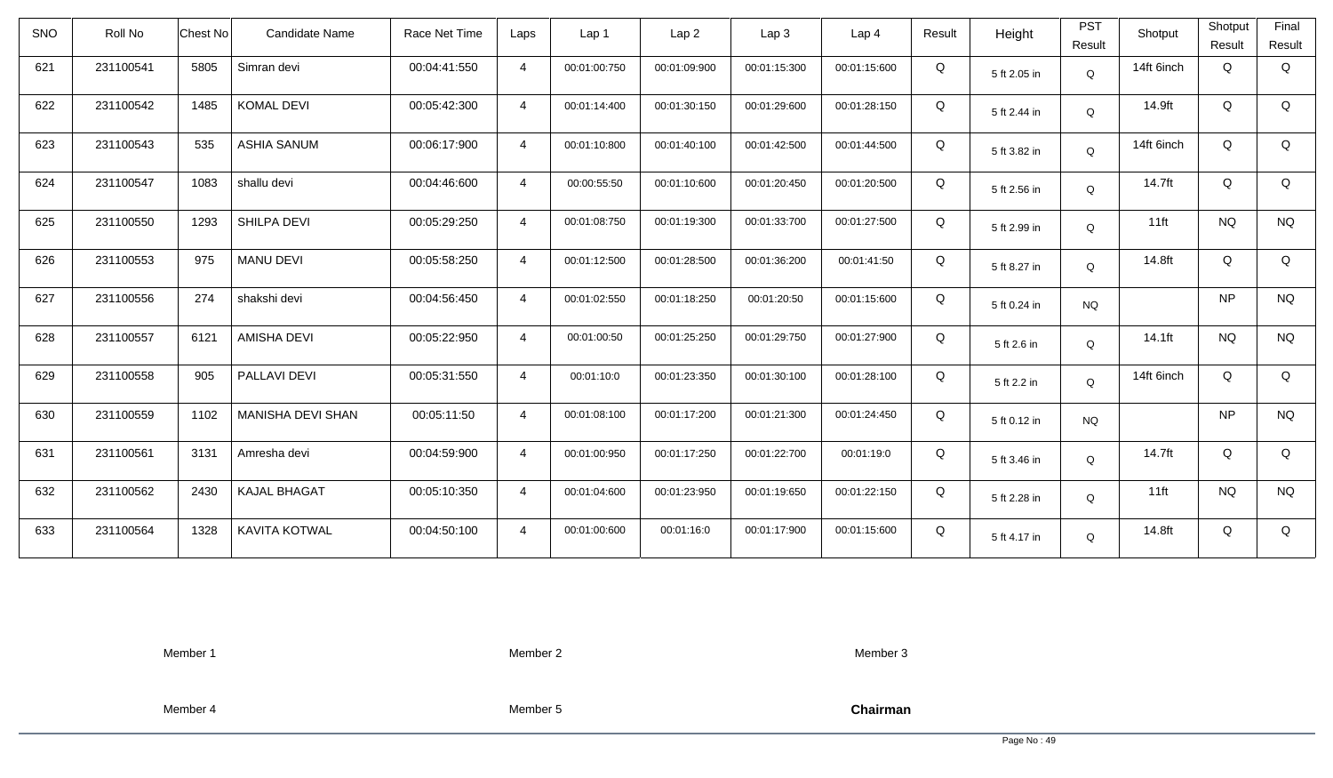| SNO | Roll No | Chest No | Candidate Name | Race Net Time | Laps | Lap 1 | Lap 2 | Lap 3 | Lap 4 | Result | Height | PST Result | Shotput | Shotput Result | Final Result |
|---|---|---|---|---|---|---|---|---|---|---|---|---|---|---|---|
| 621 | 231100541 | 5805 | Simran devi | 00:04:41:550 | 4 | 00:01:00:750 | 00:01:09:900 | 00:01:15:300 | 00:01:15:600 | Q | 5 ft 2.05 in | Q | 14ft 6inch | Q | Q |
| 622 | 231100542 | 1485 | KOMAL DEVI | 00:05:42:300 | 4 | 00:01:14:400 | 00:01:30:150 | 00:01:29:600 | 00:01:28:150 | Q | 5 ft 2.44 in | Q | 14.9ft | Q | Q |
| 623 | 231100543 | 535 | ASHIA SANUM | 00:06:17:900 | 4 | 00:01:10:800 | 00:01:40:100 | 00:01:42:500 | 00:01:44:500 | Q | 5 ft 3.82 in | Q | 14ft 6inch | Q | Q |
| 624 | 231100547 | 1083 | shallu devi | 00:04:46:600 | 4 | 00:00:55:50 | 00:01:10:600 | 00:01:20:450 | 00:01:20:500 | Q | 5 ft 2.56 in | Q | 14.7ft | Q | Q |
| 625 | 231100550 | 1293 | SHILPA DEVI | 00:05:29:250 | 4 | 00:01:08:750 | 00:01:19:300 | 00:01:33:700 | 00:01:27:500 | Q | 5 ft 2.99 in | Q | 11ft | NQ | NQ |
| 626 | 231100553 | 975 | MANU DEVI | 00:05:58:250 | 4 | 00:01:12:500 | 00:01:28:500 | 00:01:36:200 | 00:01:41:50 | Q | 5 ft 8.27 in | Q | 14.8ft | Q | Q |
| 627 | 231100556 | 274 | shakshi devi | 00:04:56:450 | 4 | 00:01:02:550 | 00:01:18:250 | 00:01:20:50 | 00:01:15:600 | Q | 5 ft 0.24 in | NQ | | NP | NQ |
| 628 | 231100557 | 6121 | AMISHA DEVI | 00:05:22:950 | 4 | 00:01:00:50 | 00:01:25:250 | 00:01:29:750 | 00:01:27:900 | Q | 5 ft 2.6 in | Q | 14.1ft | NQ | NQ |
| 629 | 231100558 | 905 | PALLAVI DEVI | 00:05:31:550 | 4 | 00:01:10:0 | 00:01:23:350 | 00:01:30:100 | 00:01:28:100 | Q | 5 ft 2.2 in | Q | 14ft 6inch | Q | Q |
| 630 | 231100559 | 1102 | MANISHA DEVI SHAN | 00:05:11:50 | 4 | 00:01:08:100 | 00:01:17:200 | 00:01:21:300 | 00:01:24:450 | Q | 5 ft 0.12 in | NQ | | NP | NQ |
| 631 | 231100561 | 3131 | Amresha devi | 00:04:59:900 | 4 | 00:01:00:950 | 00:01:17:250 | 00:01:22:700 | 00:01:19:0 | Q | 5 ft 3.46 in | Q | 14.7ft | Q | Q |
| 632 | 231100562 | 2430 | KAJAL BHAGAT | 00:05:10:350 | 4 | 00:01:04:600 | 00:01:23:950 | 00:01:19:650 | 00:01:22:150 | Q | 5 ft 2.28 in | Q | 11ft | NQ | NQ |
| 633 | 231100564 | 1328 | KAVITA KOTWAL | 00:04:50:100 | 4 | 00:01:00:600 | 00:01:16:0 | 00:01:17:900 | 00:01:15:600 | Q | 5 ft 4.17 in | Q | 14.8ft | Q | Q |

Member 1 Member 2 Member 3

Member 4 Member 5 **Chairman**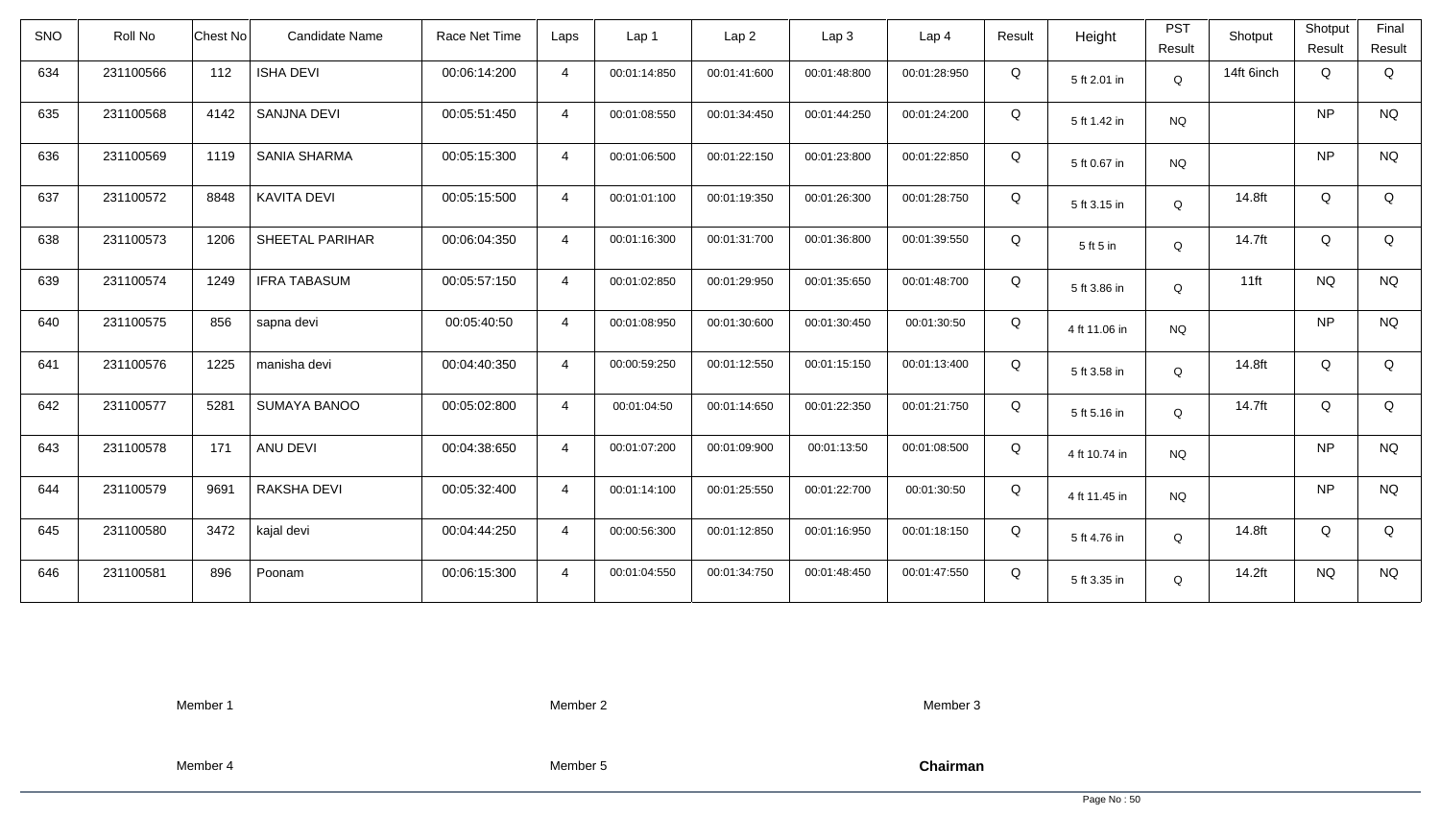| SNO | Roll No | Chest No | Candidate Name | Race Net Time | Laps | Lap 1 | Lap 2 | Lap 3 | Lap 4 | Result | Height | PST Result | Shotput | Shotput Result | Final Result |
|---|---|---|---|---|---|---|---|---|---|---|---|---|---|---|---|
| 634 | 231100566 | 112 | ISHA DEVI | 00:06:14:200 | 4 | 00:01:14:850 | 00:01:41:600 | 00:01:48:800 | 00:01:28:950 | Q | 5 ft 2.01 in | Q | 14ft 6inch | Q | Q |
| 635 | 231100568 | 4142 | SANJNA DEVI | 00:05:51:450 | 4 | 00:01:08:550 | 00:01:34:450 | 00:01:44:250 | 00:01:24:200 | Q | 5 ft 1.42 in | NQ | | NP | NQ |
| 636 | 231100569 | 1119 | SANIA SHARMA | 00:05:15:300 | 4 | 00:01:06:500 | 00:01:22:150 | 00:01:23:800 | 00:01:22:850 | Q | 5 ft 0.67 in | NQ | | NP | NQ |
| 637 | 231100572 | 8848 | KAVITA DEVI | 00:05:15:500 | 4 | 00:01:01:100 | 00:01:19:350 | 00:01:26:300 | 00:01:28:750 | Q | 5 ft 3.15 in | Q | 14.8ft | Q | Q |
| 638 | 231100573 | 1206 | SHEETAL PARIHAR | 00:06:04:350 | 4 | 00:01:16:300 | 00:01:31:700 | 00:01:36:800 | 00:01:39:550 | Q | 5 ft 5 in | Q | 14.7ft | Q | Q |
| 639 | 231100574 | 1249 | IFRA TABASUM | 00:05:57:150 | 4 | 00:01:02:850 | 00:01:29:950 | 00:01:35:650 | 00:01:48:700 | Q | 5 ft 3.86 in | Q | 11ft | NQ | NQ |
| 640 | 231100575 | 856 | sapna devi | 00:05:40:50 | 4 | 00:01:08:950 | 00:01:30:600 | 00:01:30:450 | 00:01:30:50 | Q | 4 ft 11.06 in | NQ | | NP | NQ |
| 641 | 231100576 | 1225 | manisha devi | 00:04:40:350 | 4 | 00:00:59:250 | 00:01:12:550 | 00:01:15:150 | 00:01:13:400 | Q | 5 ft 3.58 in | Q | 14.8ft | Q | Q |
| 642 | 231100577 | 5281 | SUMAYA BANOO | 00:05:02:800 | 4 | 00:01:04:50 | 00:01:14:650 | 00:01:22:350 | 00:01:21:750 | Q | 5 ft 5.16 in | Q | 14.7ft | Q | Q |
| 643 | 231100578 | 171 | ANU DEVI | 00:04:38:650 | 4 | 00:01:07:200 | 00:01:09:900 | 00:01:13:50 | 00:01:08:500 | Q | 4 ft 10.74 in | NQ | | NP | NQ |
| 644 | 231100579 | 9691 | RAKSHA DEVI | 00:05:32:400 | 4 | 00:01:14:100 | 00:01:25:550 | 00:01:22:700 | 00:01:30:50 | Q | 4 ft 11.45 in | NQ | | NP | NQ |
| 645 | 231100580 | 3472 | kajal devi | 00:04:44:250 | 4 | 00:00:56:300 | 00:01:12:850 | 00:01:16:950 | 00:01:18:150 | Q | 5 ft 4.76 in | Q | 14.8ft | Q | Q |
| 646 | 231100581 | 896 | Poonam | 00:06:15:300 | 4 | 00:01:04:550 | 00:01:34:750 | 00:01:48:450 | 00:01:47:550 | Q | 5 ft 3.35 in | Q | 14.2ft | NQ | NQ |

Member 1　　　Member 2　　　Member 3

Member 4　　　Member 5　　　**Chairman**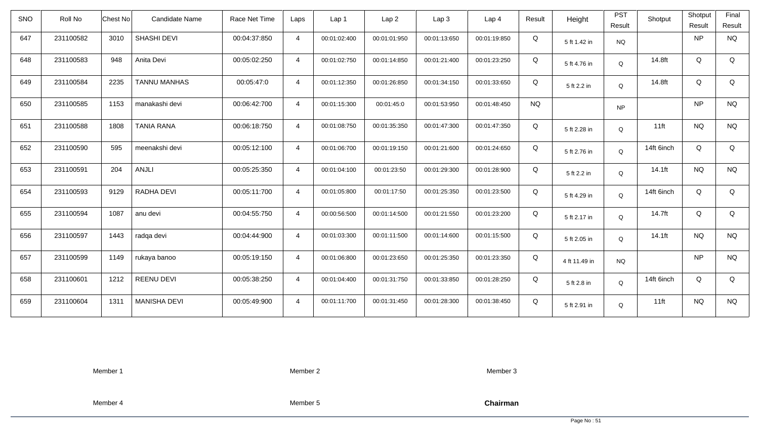| SNO | Roll No | Chest No | Candidate Name | Race Net Time | Laps | Lap 1 | Lap 2 | Lap 3 | Lap 4 | Result | Height | PST Result | Shotput | Shotput Result | Final Result |
|---|---|---|---|---|---|---|---|---|---|---|---|---|---|---|---|
| 647 | 231100582 | 3010 | SHASHI DEVI | 00:04:37:850 | 4 | 00:01:02:400 | 00:01:01:950 | 00:01:13:650 | 00:01:19:850 | Q | 5 ft 1.42 in | NQ | | NP | NQ |
| 648 | 231100583 | 948 | Anita Devi | 00:05:02:250 | 4 | 00:01:02:750 | 00:01:14:850 | 00:01:21:400 | 00:01:23:250 | Q | 5 ft 4.76 in | Q | 14.8ft | Q | Q |
| 649 | 231100584 | 2235 | TANNU MANHAS | 00:05:47:0 | 4 | 00:01:12:350 | 00:01:26:850 | 00:01:34:150 | 00:01:33:650 | Q | 5 ft 2.2 in | Q | 14.8ft | Q | Q |
| 650 | 231100585 | 1153 | manakashi devi | 00:06:42:700 | 4 | 00:01:15:300 | 00:01:45:0 | 00:01:53:950 | 00:01:48:450 | NQ | | NP | | NP | NQ |
| 651 | 231100588 | 1808 | TANIA RANA | 00:06:18:750 | 4 | 00:01:08:750 | 00:01:35:350 | 00:01:47:300 | 00:01:47:350 | Q | 5 ft 2.28 in | Q | 11ft | NQ | NQ |
| 652 | 231100590 | 595 | meenakshi devi | 00:05:12:100 | 4 | 00:01:06:700 | 00:01:19:150 | 00:01:21:600 | 00:01:24:650 | Q | 5 ft 2.76 in | Q | 14ft 6inch | Q | Q |
| 653 | 231100591 | 204 | ANJLI | 00:05:25:350 | 4 | 00:01:04:100 | 00:01:23:50 | 00:01:29:300 | 00:01:28:900 | Q | 5 ft 2.2 in | Q | 14.1ft | NQ | NQ |
| 654 | 231100593 | 9129 | RADHA DEVI | 00:05:11:700 | 4 | 00:01:05:800 | 00:01:17:50 | 00:01:25:350 | 00:01:23:500 | Q | 5 ft 4.29 in | Q | 14ft 6inch | Q | Q |
| 655 | 231100594 | 1087 | anu devi | 00:04:55:750 | 4 | 00:00:56:500 | 00:01:14:500 | 00:01:21:550 | 00:01:23:200 | Q | 5 ft 2.17 in | Q | 14.7ft | Q | Q |
| 656 | 231100597 | 1443 | radqa devi | 00:04:44:900 | 4 | 00:01:03:300 | 00:01:11:500 | 00:01:14:600 | 00:01:15:500 | Q | 5 ft 2.05 in | Q | 14.1ft | NQ | NQ |
| 657 | 231100599 | 1149 | rukaya banoo | 00:05:19:150 | 4 | 00:01:06:800 | 00:01:23:650 | 00:01:25:350 | 00:01:23:350 | Q | 4 ft 11.49 in | NQ | | NP | NQ |
| 658 | 231100601 | 1212 | REENU DEVI | 00:05:38:250 | 4 | 00:01:04:400 | 00:01:31:750 | 00:01:33:850 | 00:01:28:250 | Q | 5 ft 2.8 in | Q | 14ft 6inch | Q | Q |
| 659 | 231100604 | 1311 | MANISHA DEVI | 00:05:49:900 | 4 | 00:01:11:700 | 00:01:31:450 | 00:01:28:300 | 00:01:38:450 | Q | 5 ft 2.91 in | Q | 11ft | NQ | NQ |

Member 1 Member 2 Member 3

Member 4 Member 5 **Chairman**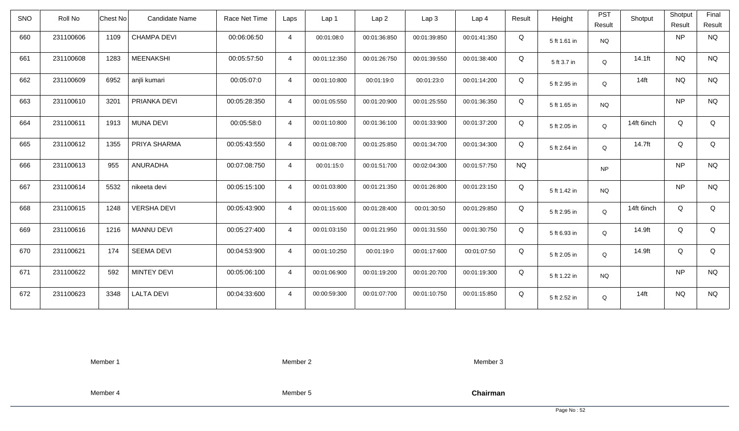| SNO | Roll No | Chest No | Candidate Name | Race Net Time | Laps | Lap 1 | Lap 2 | Lap 3 | Lap 4 | Result | Height | PST Result | Shotput | Shotput Result | Final Result |
|---|---|---|---|---|---|---|---|---|---|---|---|---|---|---|---|
| 660 | 231100606 | 1109 | CHAMPA DEVI | 00:06:06:50 | 4 | 00:01:08:0 | 00:01:36:850 | 00:01:39:850 | 00:01:41:350 | Q | 5 ft 1.61 in | NQ | | NP | NQ |
| 661 | 231100608 | 1283 | MEENAKSHI | 00:05:57:50 | 4 | 00:01:12:350 | 00:01:26:750 | 00:01:39:550 | 00:01:38:400 | Q | 5 ft 3.7 in | Q | 14.1ft | NQ | NQ |
| 662 | 231100609 | 6952 | anjli kumari | 00:05:07:0 | 4 | 00:01:10:800 | 00:01:19:0 | 00:01:23:0 | 00:01:14:200 | Q | 5 ft 2.95 in | Q | 14ft | NQ | NQ |
| 663 | 231100610 | 3201 | PRIANKA DEVI | 00:05:28:350 | 4 | 00:01:05:550 | 00:01:20:900 | 00:01:25:550 | 00:01:36:350 | Q | 5 ft 1.65 in | NQ | | NP | NQ |
| 664 | 231100611 | 1913 | MUNA DEVI | 00:05:58:0 | 4 | 00:01:10:800 | 00:01:36:100 | 00:01:33:900 | 00:01:37:200 | Q | 5 ft 2.05 in | Q | 14ft 6inch | Q | Q |
| 665 | 231100612 | 1355 | PRIYA SHARMA | 00:05:43:550 | 4 | 00:01:08:700 | 00:01:25:850 | 00:01:34:700 | 00:01:34:300 | Q | 5 ft 2.64 in | Q | 14.7ft | Q | Q |
| 666 | 231100613 | 955 | ANURADHA | 00:07:08:750 | 4 | 00:01:15:0 | 00:01:51:700 | 00:02:04:300 | 00:01:57:750 | NQ | | NP | | NP | NQ |
| 667 | 231100614 | 5532 | nikeeta devi | 00:05:15:100 | 4 | 00:01:03:800 | 00:01:21:350 | 00:01:26:800 | 00:01:23:150 | Q | 5 ft 1.42 in | NQ | | NP | NQ |
| 668 | 231100615 | 1248 | VERSHA DEVI | 00:05:43:900 | 4 | 00:01:15:600 | 00:01:28:400 | 00:01:30:50 | 00:01:29:850 | Q | 5 ft 2.95 in | Q | 14ft 6inch | Q | Q |
| 669 | 231100616 | 1216 | MANNU DEVI | 00:05:27:400 | 4 | 00:01:03:150 | 00:01:21:950 | 00:01:31:550 | 00:01:30:750 | Q | 5 ft 6.93 in | Q | 14.9ft | Q | Q |
| 670 | 231100621 | 174 | SEEMA DEVI | 00:04:53:900 | 4 | 00:01:10:250 | 00:01:19:0 | 00:01:17:600 | 00:01:07:50 | Q | 5 ft 2.05 in | Q | 14.9ft | Q | Q |
| 671 | 231100622 | 592 | MINTEY DEVI | 00:05:06:100 | 4 | 00:01:06:900 | 00:01:19:200 | 00:01:20:700 | 00:01:19:300 | Q | 5 ft 1.22 in | NQ | | NP | NQ |
| 672 | 231100623 | 3348 | LALTA DEVI | 00:04:33:600 | 4 | 00:00:59:300 | 00:01:07:700 | 00:01:10:750 | 00:01:15:850 | Q | 5 ft 2.52 in | Q | 14ft | NQ | NQ |

Member 1 Member 2 Member 3

Member 4 Member 5 **Chairman**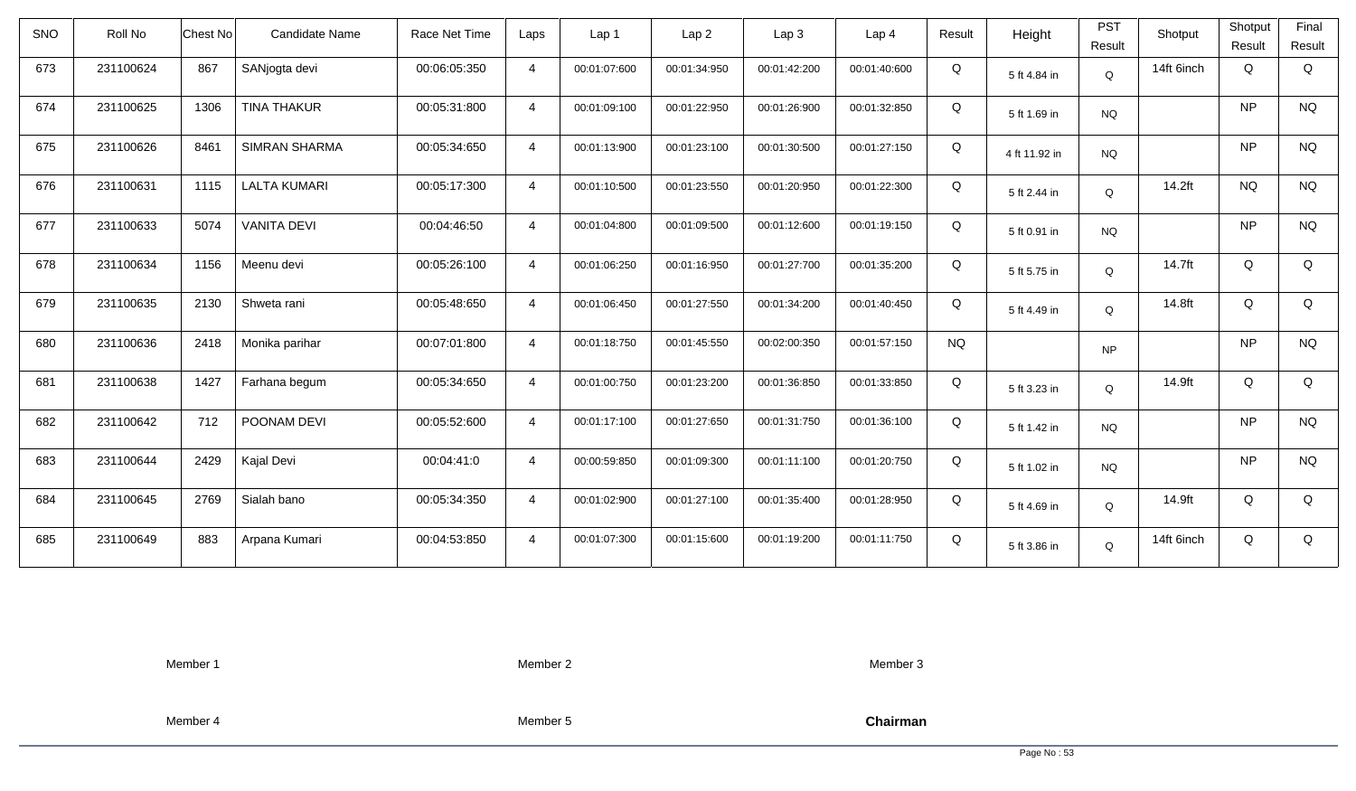| SNO | Roll No | Chest No | Candidate Name | Race Net Time | Laps | Lap 1 | Lap 2 | Lap 3 | Lap 4 | Result | Height | PST Result | Shotput | Shotput Result | Final Result |
|---|---|---|---|---|---|---|---|---|---|---|---|---|---|---|---|
| 673 | 231100624 | 867 | SANjogta devi | 00:06:05:350 | 4 | 00:01:07:600 | 00:01:34:950 | 00:01:42:200 | 00:01:40:600 | Q | 5 ft 4.84 in | Q | 14ft 6inch | Q | Q |
| 674 | 231100625 | 1306 | TINA THAKUR | 00:05:31:800 | 4 | 00:01:09:100 | 00:01:22:950 | 00:01:26:900 | 00:01:32:850 | Q | 5 ft 1.69 in | NQ | | NP | NQ |
| 675 | 231100626 | 8461 | SIMRAN SHARMA | 00:05:34:650 | 4 | 00:01:13:900 | 00:01:23:100 | 00:01:30:500 | 00:01:27:150 | Q | 4 ft 11.92 in | NQ | | NP | NQ |
| 676 | 231100631 | 1115 | LALTA KUMARI | 00:05:17:300 | 4 | 00:01:10:500 | 00:01:23:550 | 00:01:20:950 | 00:01:22:300 | Q | 5 ft 2.44 in | Q | 14.2ft | NQ | NQ |
| 677 | 231100633 | 5074 | VANITA DEVI | 00:04:46:50 | 4 | 00:01:04:800 | 00:01:09:500 | 00:01:12:600 | 00:01:19:150 | Q | 5 ft 0.91 in | NQ | | NP | NQ |
| 678 | 231100634 | 1156 | Meenu devi | 00:05:26:100 | 4 | 00:01:06:250 | 00:01:16:950 | 00:01:27:700 | 00:01:35:200 | Q | 5 ft 5.75 in | Q | 14.7ft | Q | Q |
| 679 | 231100635 | 2130 | Shweta rani | 00:05:48:650 | 4 | 00:01:06:450 | 00:01:27:550 | 00:01:34:200 | 00:01:40:450 | Q | 5 ft 4.49 in | Q | 14.8ft | Q | Q |
| 680 | 231100636 | 2418 | Monika parihar | 00:07:01:800 | 4 | 00:01:18:750 | 00:01:45:550 | 00:02:00:350 | 00:01:57:150 | NQ | | NP | | NP | NQ |
| 681 | 231100638 | 1427 | Farhana begum | 00:05:34:650 | 4 | 00:01:00:750 | 00:01:23:200 | 00:01:36:850 | 00:01:33:850 | Q | 5 ft 3.23 in | Q | 14.9ft | Q | Q |
| 682 | 231100642 | 712 | POONAM DEVI | 00:05:52:600 | 4 | 00:01:17:100 | 00:01:27:650 | 00:01:31:750 | 00:01:36:100 | Q | 5 ft 1.42 in | NQ | | NP | NQ |
| 683 | 231100644 | 2429 | Kajal Devi | 00:04:41:0 | 4 | 00:00:59:850 | 00:01:09:300 | 00:01:11:100 | 00:01:20:750 | Q | 5 ft 1.02 in | NQ | | NP | NQ |
| 684 | 231100645 | 2769 | Sialah bano | 00:05:34:350 | 4 | 00:01:02:900 | 00:01:27:100 | 00:01:35:400 | 00:01:28:950 | Q | 5 ft 4.69 in | Q | 14.9ft | Q | Q |
| 685 | 231100649 | 883 | Arpana Kumari | 00:04:53:850 | 4 | 00:01:07:300 | 00:01:15:600 | 00:01:19:200 | 00:01:11:750 | Q | 5 ft 3.86 in | Q | 14ft 6inch | Q | Q |

Member 1 Member 2 Member 3

Member 4 Member 5 **Chairman**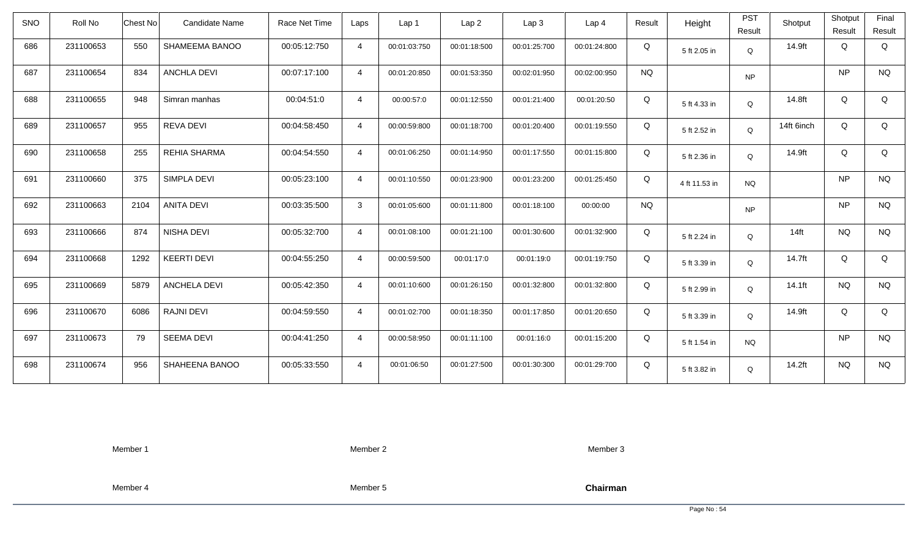| SNO | Roll No | Chest No | Candidate Name | Race Net Time | Laps | Lap 1 | Lap 2 | Lap 3 | Lap 4 | Result | Height | PST Result | Shotput | Shotput Result | Final Result |
|---|---|---|---|---|---|---|---|---|---|---|---|---|---|---|---|
| 686 | 231100653 | 550 | SHAMEEMA BANOO | 00:05:12:750 | 4 | 00:01:03:750 | 00:01:18:500 | 00:01:25:700 | 00:01:24:800 | Q | 5 ft 2.05 in | Q | 14.9ft | Q | Q |
| 687 | 231100654 | 834 | ANCHLA DEVI | 00:07:17:100 | 4 | 00:01:20:850 | 00:01:53:350 | 00:02:01:950 | 00:02:00:950 | NQ | | NP | | NP | NQ |
| 688 | 231100655 | 948 | Simran manhas | 00:04:51:0 | 4 | 00:00:57:0 | 00:01:12:550 | 00:01:21:400 | 00:01:20:50 | Q | 5 ft 4.33 in | Q | 14.8ft | Q | Q |
| 689 | 231100657 | 955 | REVA DEVI | 00:04:58:450 | 4 | 00:00:59:800 | 00:01:18:700 | 00:01:20:400 | 00:01:19:550 | Q | 5 ft 2.52 in | Q | 14ft 6inch | Q | Q |
| 690 | 231100658 | 255 | REHIA SHARMA | 00:04:54:550 | 4 | 00:01:06:250 | 00:01:14:950 | 00:01:17:550 | 00:01:15:800 | Q | 5 ft 2.36 in | Q | 14.9ft | Q | Q |
| 691 | 231100660 | 375 | SIMPLA DEVI | 00:05:23:100 | 4 | 00:01:10:550 | 00:01:23:900 | 00:01:23:200 | 00:01:25:450 | Q | 4 ft 11.53 in | NQ | | NP | NQ |
| 692 | 231100663 | 2104 | ANITA DEVI | 00:03:35:500 | 3 | 00:01:05:600 | 00:01:11:800 | 00:01:18:100 | 00:00:00 | NQ | | NP | | NP | NQ |
| 693 | 231100666 | 874 | NISHA DEVI | 00:05:32:700 | 4 | 00:01:08:100 | 00:01:21:100 | 00:01:30:600 | 00:01:32:900 | Q | 5 ft 2.24 in | Q | 14ft | NQ | NQ |
| 694 | 231100668 | 1292 | KEERTI DEVI | 00:04:55:250 | 4 | 00:00:59:500 | 00:01:17:0 | 00:01:19:0 | 00:01:19:750 | Q | 5 ft 3.39 in | Q | 14.7ft | Q | Q |
| 695 | 231100669 | 5879 | ANCHELA DEVI | 00:05:42:350 | 4 | 00:01:10:600 | 00:01:26:150 | 00:01:32:800 | 00:01:32:800 | Q | 5 ft 2.99 in | Q | 14.1ft | NQ | NQ |
| 696 | 231100670 | 6086 | RAJNI DEVI | 00:04:59:550 | 4 | 00:01:02:700 | 00:01:18:350 | 00:01:17:850 | 00:01:20:650 | Q | 5 ft 3.39 in | Q | 14.9ft | Q | Q |
| 697 | 231100673 | 79 | SEEMA DEVI | 00:04:41:250 | 4 | 00:00:58:950 | 00:01:11:100 | 00:01:16:0 | 00:01:15:200 | Q | 5 ft 1.54 in | NQ | | NP | NQ |
| 698 | 231100674 | 956 | SHAHEENA BANOO | 00:05:33:550 | 4 | 00:01:06:50 | 00:01:27:500 | 00:01:30:300 | 00:01:29:700 | Q | 5 ft 3.82 in | Q | 14.2ft | NQ | NQ |

Member 1 Member 2 Member 3

Member 4 Member 5 **Chairman**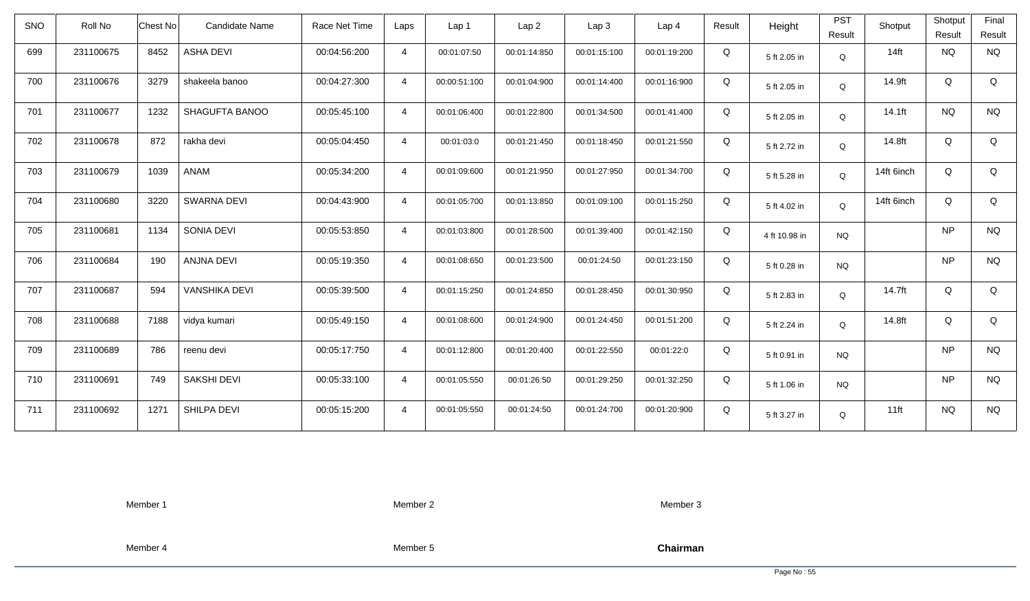| SNO | Roll No | Chest No | Candidate Name | Race Net Time | Laps | Lap 1 | Lap 2 | Lap 3 | Lap 4 | Result | Height | PST Result | Shotput | Shotput Result | Final Result |
|---|---|---|---|---|---|---|---|---|---|---|---|---|---|---|---|
| 699 | 231100675 | 8452 | ASHA DEVI | 00:04:56:200 | 4 | 00:01:07:50 | 00:01:14:850 | 00:01:15:100 | 00:01:19:200 | Q | 5 ft 2.05 in | Q | 14ft | NQ | NQ |
| 700 | 231100676 | 3279 | shakeela banoo | 00:04:27:300 | 4 | 00:00:51:100 | 00:01:04:900 | 00:01:14:400 | 00:01:16:900 | Q | 5 ft 2.05 in | Q | 14.9ft | Q | Q |
| 701 | 231100677 | 1232 | SHAGUFTA BANOO | 00:05:45:100 | 4 | 00:01:06:400 | 00:01:22:800 | 00:01:34:500 | 00:01:41:400 | Q | 5 ft 2.05 in | Q | 14.1ft | NQ | NQ |
| 702 | 231100678 | 872 | rakha devi | 00:05:04:450 | 4 | 00:01:03:0 | 00:01:21:450 | 00:01:18:450 | 00:01:21:550 | Q | 5 ft 2.72 in | Q | 14.8ft | Q | Q |
| 703 | 231100679 | 1039 | ANAM | 00:05:34:200 | 4 | 00:01:09:600 | 00:01:21:950 | 00:01:27:950 | 00:01:34:700 | Q | 5 ft 5.28 in | Q | 14ft 6inch | Q | Q |
| 704 | 231100680 | 3220 | SWARNA DEVI | 00:04:43:900 | 4 | 00:01:05:700 | 00:01:13:850 | 00:01:09:100 | 00:01:15:250 | Q | 5 ft 4.02 in | Q | 14ft 6inch | Q | Q |
| 705 | 231100681 | 1134 | SONIA DEVI | 00:05:53:850 | 4 | 00:01:03:800 | 00:01:28:500 | 00:01:39:400 | 00:01:42:150 | Q | 4 ft 10.98 in | NQ | | NP | NQ |
| 706 | 231100684 | 190 | ANJNA DEVI | 00:05:19:350 | 4 | 00:01:08:650 | 00:01:23:500 | 00:01:24:50 | 00:01:23:150 | Q | 5 ft 0.28 in | NQ | | NP | NQ |
| 707 | 231100687 | 594 | VANSHIKA DEVI | 00:05:39:500 | 4 | 00:01:15:250 | 00:01:24:850 | 00:01:28:450 | 00:01:30:950 | Q | 5 ft 2.83 in | Q | 14.7ft | Q | Q |
| 708 | 231100688 | 7188 | vidya kumari | 00:05:49:150 | 4 | 00:01:08:600 | 00:01:24:900 | 00:01:24:450 | 00:01:51:200 | Q | 5 ft 2.24 in | Q | 14.8ft | Q | Q |
| 709 | 231100689 | 786 | reenu devi | 00:05:17:750 | 4 | 00:01:12:800 | 00:01:20:400 | 00:01:22:550 | 00:01:22:0 | Q | 5 ft 0.91 in | NQ | | NP | NQ |
| 710 | 231100691 | 749 | SAKSHI DEVI | 00:05:33:100 | 4 | 00:01:05:550 | 00:01:26:50 | 00:01:29:250 | 00:01:32:250 | Q | 5 ft 1.06 in | NQ | | NP | NQ |
| 711 | 231100692 | 1271 | SHILPA DEVI | 00:05:15:200 | 4 | 00:01:05:550 | 00:01:24:50 | 00:01:24:700 | 00:01:20:900 | Q | 5 ft 3.27 in | Q | 11ft | NQ | NQ |

Member 1 Member 2 Member 3

Member 4 Member 5 **Chairman**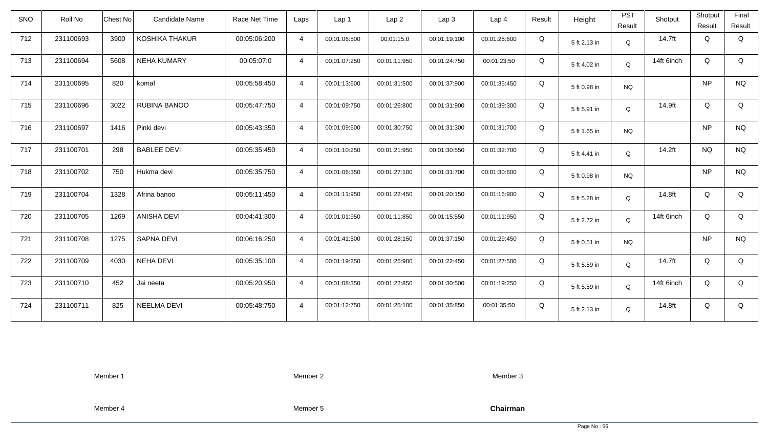| SNO | Roll No | Chest No | Candidate Name | Race Net Time | Laps | Lap 1 | Lap 2 | Lap 3 | Lap 4 | Result | Height | PST Result | Shotput | Shotput Result | Final Result |
|---|---|---|---|---|---|---|---|---|---|---|---|---|---|---|---|
| 712 | 231100693 | 3900 | KOSHIKA THAKUR | 00:05:06:200 | 4 | 00:01:06:500 | 00:01:15:0 | 00:01:19:100 | 00:01:25:600 | Q | 5 ft 2.13 in | Q | 14.7ft | Q | Q |
| 713 | 231100694 | 5608 | NEHA KUMARY | 00:05:07:0 | 4 | 00:01:07:250 | 00:01:11:950 | 00:01:24:750 | 00:01:23:50 | Q | 5 ft 4.02 in | Q | 14ft 6inch | Q | Q |
| 714 | 231100695 | 820 | komal | 00:05:58:450 | 4 | 00:01:13:600 | 00:01:31:500 | 00:01:37:900 | 00:01:35:450 | Q | 5 ft 0.98 in | NQ | | NP | NQ |
| 715 | 231100696 | 3022 | RUBINA BANOO | 00:05:47:750 | 4 | 00:01:09:750 | 00:01:26:800 | 00:01:31:900 | 00:01:39:300 | Q | 5 ft 5.91 in | Q | 14.9ft | Q | Q |
| 716 | 231100697 | 1416 | Pinki devi | 00:05:43:350 | 4 | 00:01:09:600 | 00:01:30:750 | 00:01:31:300 | 00:01:31:700 | Q | 5 ft 1.65 in | NQ | | NP | NQ |
| 717 | 231100701 | 298 | BABLEE DEVI | 00:05:35:450 | 4 | 00:01:10:250 | 00:01:21:950 | 00:01:30:550 | 00:01:32:700 | Q | 5 ft 4.41 in | Q | 14.2ft | NQ | NQ |
| 718 | 231100702 | 750 | Hukma devi | 00:05:35:750 | 4 | 00:01:06:350 | 00:01:27:100 | 00:01:31:700 | 00:01:30:600 | Q | 5 ft 0.98 in | NQ | | NP | NQ |
| 719 | 231100704 | 1328 | Afrina banoo | 00:05:11:450 | 4 | 00:01:11:950 | 00:01:22:450 | 00:01:20:150 | 00:01:16:900 | Q | 5 ft 5.28 in | Q | 14.8ft | Q | Q |
| 720 | 231100705 | 1269 | ANISHA DEVI | 00:04:41:300 | 4 | 00:01:01:950 | 00:01:11:850 | 00:01:15:550 | 00:01:11:950 | Q | 5 ft 2.72 in | Q | 14ft 6inch | Q | Q |
| 721 | 231100708 | 1275 | SAPNA DEVI | 00:06:16:250 | 4 | 00:01:41:500 | 00:01:28:150 | 00:01:37:150 | 00:01:29:450 | Q | 5 ft 0.51 in | NQ | | NP | NQ |
| 722 | 231100709 | 4030 | NEHA DEVI | 00:05:35:100 | 4 | 00:01:19:250 | 00:01:25:900 | 00:01:22:450 | 00:01:27:500 | Q | 5 ft 5.59 in | Q | 14.7ft | Q | Q |
| 723 | 231100710 | 452 | Jai neeta | 00:05:20:950 | 4 | 00:01:08:350 | 00:01:22:850 | 00:01:30:500 | 00:01:19:250 | Q | 5 ft 5.59 in | Q | 14ft 6inch | Q | Q |
| 724 | 231100711 | 825 | NEELMA DEVI | 00:05:48:750 | 4 | 00:01:12:750 | 00:01:25:100 | 00:01:35:850 | 00:01:35:50 | Q | 5 ft 2.13 in | Q | 14.8ft | Q | Q |

Member 1 Member 2 Member 3

Member 4 Member 5 **Chairman**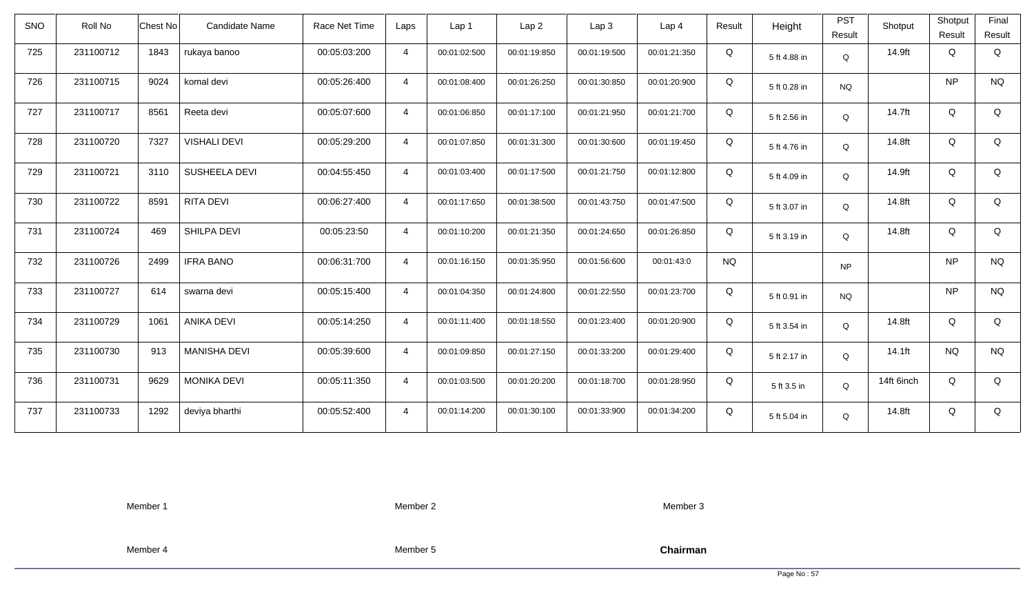| SNO | Roll No | Chest No | Candidate Name | Race Net Time | Laps | Lap 1 | Lap 2 | Lap 3 | Lap 4 | Result | Height | PST Result | Shotput | Shotput Result | Final Result |
|---|---|---|---|---|---|---|---|---|---|---|---|---|---|---|---|
| 725 | 231100712 | 1843 | rukaya banoo | 00:05:03:200 | 4 | 00:01:02:500 | 00:01:19:850 | 00:01:19:500 | 00:01:21:350 | Q | 5 ft 4.88 in | Q | 14.9ft | Q | Q |
| 726 | 231100715 | 9024 | komal devi | 00:05:26:400 | 4 | 00:01:08:400 | 00:01:26:250 | 00:01:30:850 | 00:01:20:900 | Q | 5 ft 0.28 in | NQ | | NP | NQ |
| 727 | 231100717 | 8561 | Reeta devi | 00:05:07:600 | 4 | 00:01:06:850 | 00:01:17:100 | 00:01:21:950 | 00:01:21:700 | Q | 5 ft 2.56 in | Q | 14.7ft | Q | Q |
| 728 | 231100720 | 7327 | VISHALI DEVI | 00:05:29:200 | 4 | 00:01:07:850 | 00:01:31:300 | 00:01:30:600 | 00:01:19:450 | Q | 5 ft 4.76 in | Q | 14.8ft | Q | Q |
| 729 | 231100721 | 3110 | SUSHEELA DEVI | 00:04:55:450 | 4 | 00:01:03:400 | 00:01:17:500 | 00:01:21:750 | 00:01:12:800 | Q | 5 ft 4.09 in | Q | 14.9ft | Q | Q |
| 730 | 231100722 | 8591 | RITA DEVI | 00:06:27:400 | 4 | 00:01:17:650 | 00:01:38:500 | 00:01:43:750 | 00:01:47:500 | Q | 5 ft 3.07 in | Q | 14.8ft | Q | Q |
| 731 | 231100724 | 469 | SHILPA DEVI | 00:05:23:50 | 4 | 00:01:10:200 | 00:01:21:350 | 00:01:24:650 | 00:01:26:850 | Q | 5 ft 3.19 in | Q | 14.8ft | Q | Q |
| 732 | 231100726 | 2499 | IFRA BANO | 00:06:31:700 | 4 | 00:01:16:150 | 00:01:35:950 | 00:01:56:600 | 00:01:43:0 | NQ | | NP | | NP | NQ |
| 733 | 231100727 | 614 | swarna devi | 00:05:15:400 | 4 | 00:01:04:350 | 00:01:24:800 | 00:01:22:550 | 00:01:23:700 | Q | 5 ft 0.91 in | NQ | | NP | NQ |
| 734 | 231100729 | 1061 | ANIKA DEVI | 00:05:14:250 | 4 | 00:01:11:400 | 00:01:18:550 | 00:01:23:400 | 00:01:20:900 | Q | 5 ft 3.54 in | Q | 14.8ft | Q | Q |
| 735 | 231100730 | 913 | MANISHA DEVI | 00:05:39:600 | 4 | 00:01:09:850 | 00:01:27:150 | 00:01:33:200 | 00:01:29:400 | Q | 5 ft 2.17 in | Q | 14.1ft | NQ | NQ |
| 736 | 231100731 | 9629 | MONIKA DEVI | 00:05:11:350 | 4 | 00:01:03:500 | 00:01:20:200 | 00:01:18:700 | 00:01:28:950 | Q | 5 ft 3.5 in | Q | 14ft 6inch | Q | Q |
| 737 | 231100733 | 1292 | deviya bharthi | 00:05:52:400 | 4 | 00:01:14:200 | 00:01:30:100 | 00:01:33:900 | 00:01:34:200 | Q | 5 ft 5.04 in | Q | 14.8ft | Q | Q |

Member 1 Member 2 Member 3

Member 4 Member 5 **Chairman**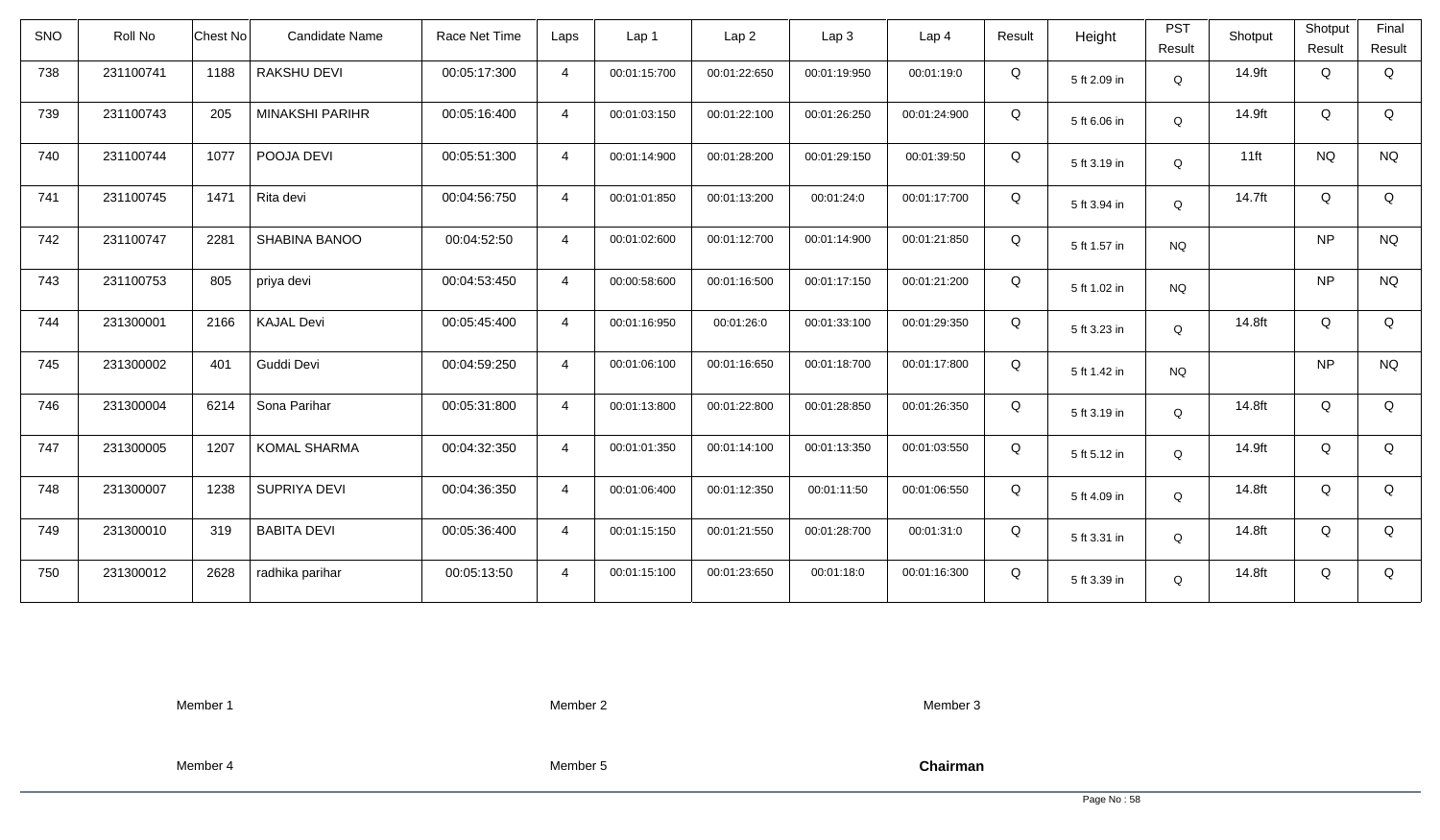| SNO | Roll No | Chest No | Candidate Name | Race Net Time | Laps | Lap 1 | Lap 2 | Lap 3 | Lap 4 | Result | Height | PST Result | Shotput | Shotput Result | Final Result |
|---|---|---|---|---|---|---|---|---|---|---|---|---|---|---|---|
| 738 | 231100741 | 1188 | RAKSHU DEVI | 00:05:17:300 | 4 | 00:01:15:700 | 00:01:22:650 | 00:01:19:950 | 00:01:19:0 | Q | 5 ft 2.09 in | Q | 14.9ft | Q | Q |
| 739 | 231100743 | 205 | MINAKSHI PARIHR | 00:05:16:400 | 4 | 00:01:03:150 | 00:01:22:100 | 00:01:26:250 | 00:01:24:900 | Q | 5 ft 6.06 in | Q | 14.9ft | Q | Q |
| 740 | 231100744 | 1077 | POOJA DEVI | 00:05:51:300 | 4 | 00:01:14:900 | 00:01:28:200 | 00:01:29:150 | 00:01:39:50 | Q | 5 ft 3.19 in | Q | 11ft | NQ | NQ |
| 741 | 231100745 | 1471 | Rita devi | 00:04:56:750 | 4 | 00:01:01:850 | 00:01:13:200 | 00:01:24:0 | 00:01:17:700 | Q | 5 ft 3.94 in | Q | 14.7ft | Q | Q |
| 742 | 231100747 | 2281 | SHABINA BANOO | 00:04:52:50 | 4 | 00:01:02:600 | 00:01:12:700 | 00:01:14:900 | 00:01:21:850 | Q | 5 ft 1.57 in | NQ | | NP | NQ |
| 743 | 231100753 | 805 | priya devi | 00:04:53:450 | 4 | 00:00:58:600 | 00:01:16:500 | 00:01:17:150 | 00:01:21:200 | Q | 5 ft 1.02 in | NQ | | NP | NQ |
| 744 | 231300001 | 2166 | KAJAL Devi | 00:05:45:400 | 4 | 00:01:16:950 | 00:01:26:0 | 00:01:33:100 | 00:01:29:350 | Q | 5 ft 3.23 in | Q | 14.8ft | Q | Q |
| 745 | 231300002 | 401 | Guddi Devi | 00:04:59:250 | 4 | 00:01:06:100 | 00:01:16:650 | 00:01:18:700 | 00:01:17:800 | Q | 5 ft 1.42 in | NQ | | NP | NQ |
| 746 | 231300004 | 6214 | Sona Parihar | 00:05:31:800 | 4 | 00:01:13:800 | 00:01:22:800 | 00:01:28:850 | 00:01:26:350 | Q | 5 ft 3.19 in | Q | 14.8ft | Q | Q |
| 747 | 231300005 | 1207 | KOMAL SHARMA | 00:04:32:350 | 4 | 00:01:01:350 | 00:01:14:100 | 00:01:13:350 | 00:01:03:550 | Q | 5 ft 5.12 in | Q | 14.9ft | Q | Q |
| 748 | 231300007 | 1238 | SUPRIYA DEVI | 00:04:36:350 | 4 | 00:01:06:400 | 00:01:12:350 | 00:01:11:50 | 00:01:06:550 | Q | 5 ft 4.09 in | Q | 14.8ft | Q | Q |
| 749 | 231300010 | 319 | BABITA DEVI | 00:05:36:400 | 4 | 00:01:15:150 | 00:01:21:550 | 00:01:28:700 | 00:01:31:0 | Q | 5 ft 3.31 in | Q | 14.8ft | Q | Q |
| 750 | 231300012 | 2628 | radhika parihar | 00:05:13:50 | 4 | 00:01:15:100 | 00:01:23:650 | 00:01:18:0 | 00:01:16:300 | Q | 5 ft 3.39 in | Q | 14.8ft | Q | Q |

Member 1 Member 2 Member 3

Member 4 Member 5 **Chairman**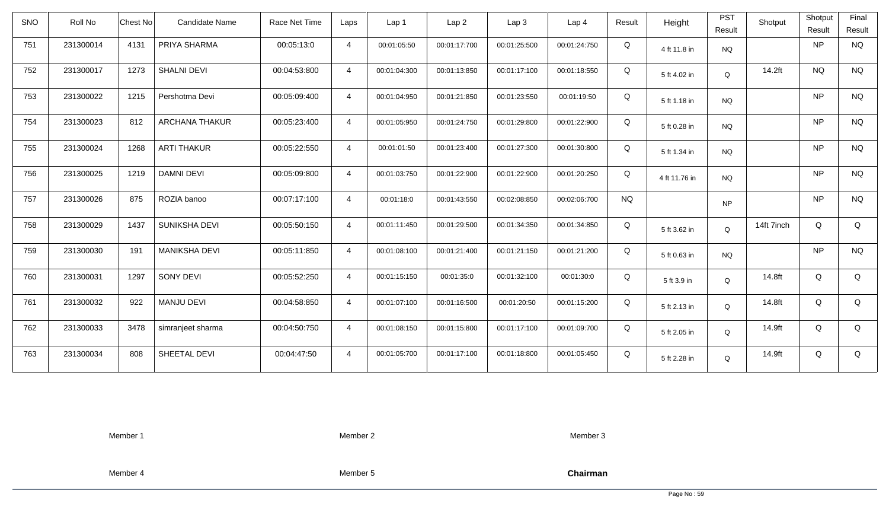| SNO | Roll No | Chest No | Candidate Name | Race Net Time | Laps | Lap 1 | Lap 2 | Lap 3 | Lap 4 | Result | Height | PST Result | Shotput | Shotput Result | Final Result |
|---|---|---|---|---|---|---|---|---|---|---|---|---|---|---|---|
| 751 | 231300014 | 4131 | PRIYA SHARMA | 00:05:13:0 | 4 | 00:01:05:50 | 00:01:17:700 | 00:01:25:500 | 00:01:24:750 | Q | 4 ft 11.8 in | NQ | | NP | NQ |
| 752 | 231300017 | 1273 | SHALNI DEVI | 00:04:53:800 | 4 | 00:01:04:300 | 00:01:13:850 | 00:01:17:100 | 00:01:18:550 | Q | 5 ft 4.02 in | Q | 14.2ft | NQ | NQ |
| 753 | 231300022 | 1215 | Pershotma Devi | 00:05:09:400 | 4 | 00:01:04:950 | 00:01:21:850 | 00:01:23:550 | 00:01:19:50 | Q | 5 ft 1.18 in | NQ | | NP | NQ |
| 754 | 231300023 | 812 | ARCHANA THAKUR | 00:05:23:400 | 4 | 00:01:05:950 | 00:01:24:750 | 00:01:29:800 | 00:01:22:900 | Q | 5 ft 0.28 in | NQ | | NP | NQ |
| 755 | 231300024 | 1268 | ARTI THAKUR | 00:05:22:550 | 4 | 00:01:01:50 | 00:01:23:400 | 00:01:27:300 | 00:01:30:800 | Q | 5 ft 1.34 in | NQ | | NP | NQ |
| 756 | 231300025 | 1219 | DAMNI DEVI | 00:05:09:800 | 4 | 00:01:03:750 | 00:01:22:900 | 00:01:22:900 | 00:01:20:250 | Q | 4 ft 11.76 in | NQ | | NP | NQ |
| 757 | 231300026 | 875 | ROZIA banoo | 00:07:17:100 | 4 | 00:01:18:0 | 00:01:43:550 | 00:02:08:850 | 00:02:06:700 | NQ | | NP | | NP | NQ |
| 758 | 231300029 | 1437 | SUNIKSHA DEVI | 00:05:50:150 | 4 | 00:01:11:450 | 00:01:29:500 | 00:01:34:350 | 00:01:34:850 | Q | 5 ft 3.62 in | Q | 14ft 7inch | Q | Q |
| 759 | 231300030 | 191 | MANIKSHA DEVI | 00:05:11:850 | 4 | 00:01:08:100 | 00:01:21:400 | 00:01:21:150 | 00:01:21:200 | Q | 5 ft 0.63 in | NQ | | NP | NQ |
| 760 | 231300031 | 1297 | SONY DEVI | 00:05:52:250 | 4 | 00:01:15:150 | 00:01:35:0 | 00:01:32:100 | 00:01:30:0 | Q | 5 ft 3.9 in | Q | 14.8ft | Q | Q |
| 761 | 231300032 | 922 | MANJU DEVI | 00:04:58:850 | 4 | 00:01:07:100 | 00:01:16:500 | 00:01:20:50 | 00:01:15:200 | Q | 5 ft 2.13 in | Q | 14.8ft | Q | Q |
| 762 | 231300033 | 3478 | simranjeet sharma | 00:04:50:750 | 4 | 00:01:08:150 | 00:01:15:800 | 00:01:17:100 | 00:01:09:700 | Q | 5 ft 2.05 in | Q | 14.9ft | Q | Q |
| 763 | 231300034 | 808 | SHEETAL DEVI | 00:04:47:50 | 4 | 00:01:05:700 | 00:01:17:100 | 00:01:18:800 | 00:01:05:450 | Q | 5 ft 2.28 in | Q | 14.9ft | Q | Q |

Member 1　　Member 2　　Member 3

Member 4　　Member 5　　**Chairman**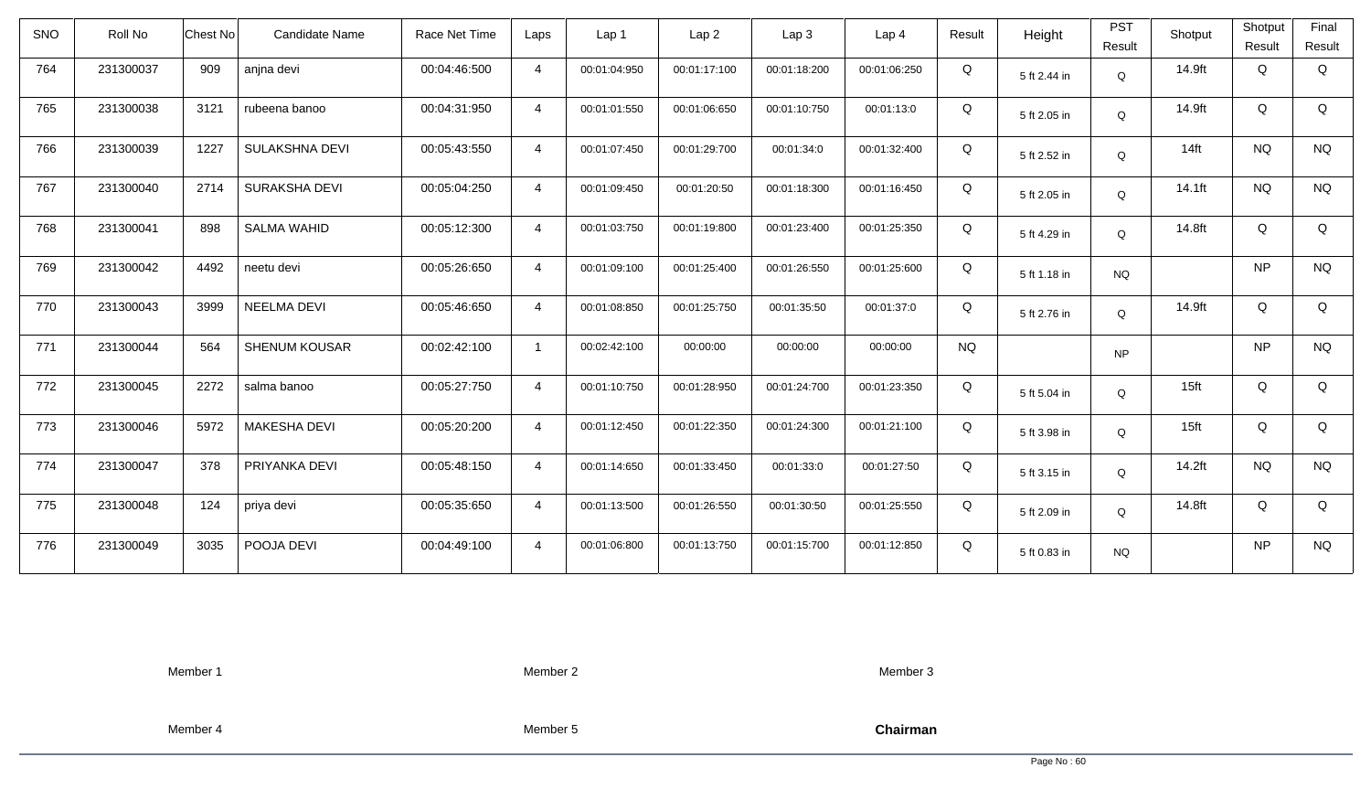| SNO | Roll No | Chest No | Candidate Name | Race Net Time | Laps | Lap 1 | Lap 2 | Lap 3 | Lap 4 | Result | Height | PST Result | Shotput | Shotput Result | Final Result |
|---|---|---|---|---|---|---|---|---|---|---|---|---|---|---|---|
| 764 | 231300037 | 909 | anjna devi | 00:04:46:500 | 4 | 00:01:04:950 | 00:01:17:100 | 00:01:18:200 | 00:01:06:250 | Q | 5 ft 2.44 in | Q | 14.9ft | Q | Q |
| 765 | 231300038 | 3121 | rubeena banoo | 00:04:31:950 | 4 | 00:01:01:550 | 00:01:06:650 | 00:01:10:750 | 00:01:13:0 | Q | 5 ft 2.05 in | Q | 14.9ft | Q | Q |
| 766 | 231300039 | 1227 | SULAKSHNA DEVI | 00:05:43:550 | 4 | 00:01:07:450 | 00:01:29:700 | 00:01:34:0 | 00:01:32:400 | Q | 5 ft 2.52 in | Q | 14ft | NQ | NQ |
| 767 | 231300040 | 2714 | SURAKSHA DEVI | 00:05:04:250 | 4 | 00:01:09:450 | 00:01:20:50 | 00:01:18:300 | 00:01:16:450 | Q | 5 ft 2.05 in | Q | 14.1ft | NQ | NQ |
| 768 | 231300041 | 898 | SALMA WAHID | 00:05:12:300 | 4 | 00:01:03:750 | 00:01:19:800 | 00:01:23:400 | 00:01:25:350 | Q | 5 ft 4.29 in | Q | 14.8ft | Q | Q |
| 769 | 231300042 | 4492 | neetu devi | 00:05:26:650 | 4 | 00:01:09:100 | 00:01:25:400 | 00:01:26:550 | 00:01:25:600 | Q | 5 ft 1.18 in | NQ | | NP | NQ |
| 770 | 231300043 | 3999 | NEELMA DEVI | 00:05:46:650 | 4 | 00:01:08:850 | 00:01:25:750 | 00:01:35:50 | 00:01:37:0 | Q | 5 ft 2.76 in | Q | 14.9ft | Q | Q |
| 771 | 231300044 | 564 | SHENUM KOUSAR | 00:02:42:100 | 1 | 00:02:42:100 | 00:00:00 | 00:00:00 | 00:00:00 | NQ | | NP | | NP | NQ |
| 772 | 231300045 | 2272 | salma banoo | 00:05:27:750 | 4 | 00:01:10:750 | 00:01:28:950 | 00:01:24:700 | 00:01:23:350 | Q | 5 ft 5.04 in | Q | 15ft | Q | Q |
| 773 | 231300046 | 5972 | MAKESHA DEVI | 00:05:20:200 | 4 | 00:01:12:450 | 00:01:22:350 | 00:01:24:300 | 00:01:21:100 | Q | 5 ft 3.98 in | Q | 15ft | Q | Q |
| 774 | 231300047 | 378 | PRIYANKA DEVI | 00:05:48:150 | 4 | 00:01:14:650 | 00:01:33:450 | 00:01:33:0 | 00:01:27:50 | Q | 5 ft 3.15 in | Q | 14.2ft | NQ | NQ |
| 775 | 231300048 | 124 | priya devi | 00:05:35:650 | 4 | 00:01:13:500 | 00:01:26:550 | 00:01:30:50 | 00:01:25:550 | Q | 5 ft 2.09 in | Q | 14.8ft | Q | Q |
| 776 | 231300049 | 3035 | POOJA DEVI | 00:04:49:100 | 4 | 00:01:06:800 | 00:01:13:750 | 00:01:15:700 | 00:01:12:850 | Q | 5 ft 0.83 in | NQ | | NP | NQ |

Member 1 Member 2 Member 3

Member 4 Member 5 **Chairman**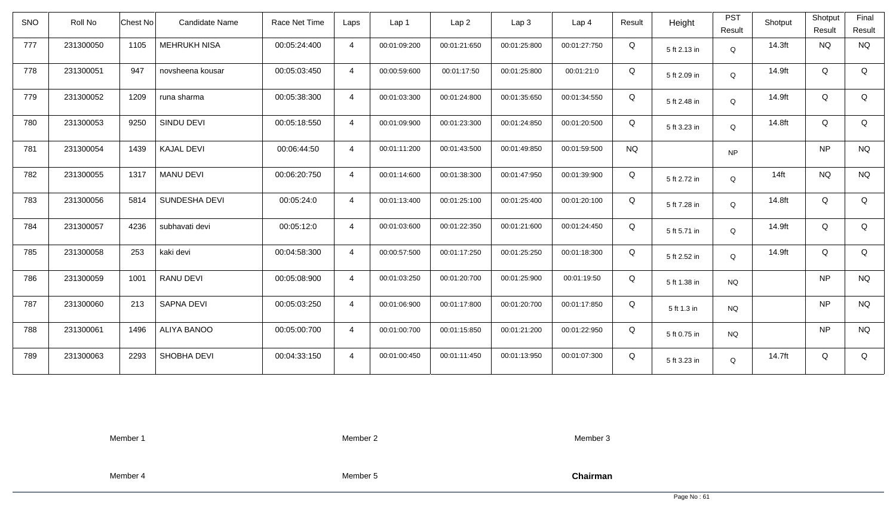| SNO | Roll No | Chest No | Candidate Name | Race Net Time | Laps | Lap 1 | Lap 2 | Lap 3 | Lap 4 | Result | Height | PST Result | Shotput | Shotput Result | Final Result |
|---|---|---|---|---|---|---|---|---|---|---|---|---|---|---|---|
| 777 | 231300050 | 1105 | MEHRUKH NISA | 00:05:24:400 | 4 | 00:01:09:200 | 00:01:21:650 | 00:01:25:800 | 00:01:27:750 | Q | 5 ft 2.13 in | Q | 14.3ft | NQ | NQ |
| 778 | 231300051 | 947 | novsheena kousar | 00:05:03:450 | 4 | 00:00:59:600 | 00:01:17:50 | 00:01:25:800 | 00:01:21:0 | Q | 5 ft 2.09 in | Q | 14.9ft | Q | Q |
| 779 | 231300052 | 1209 | runa sharma | 00:05:38:300 | 4 | 00:01:03:300 | 00:01:24:800 | 00:01:35:650 | 00:01:34:550 | Q | 5 ft 2.48 in | Q | 14.9ft | Q | Q |
| 780 | 231300053 | 9250 | SINDU DEVI | 00:05:18:550 | 4 | 00:01:09:900 | 00:01:23:300 | 00:01:24:850 | 00:01:20:500 | Q | 5 ft 3.23 in | Q | 14.8ft | Q | Q |
| 781 | 231300054 | 1439 | KAJAL DEVI | 00:06:44:50 | 4 | 00:01:11:200 | 00:01:43:500 | 00:01:49:850 | 00:01:59:500 | NQ | | NP | | NP | NQ |
| 782 | 231300055 | 1317 | MANU DEVI | 00:06:20:750 | 4 | 00:01:14:600 | 00:01:38:300 | 00:01:47:950 | 00:01:39:900 | Q | 5 ft 2.72 in | Q | 14ft | NQ | NQ |
| 783 | 231300056 | 5814 | SUNDESHA DEVI | 00:05:24:0 | 4 | 00:01:13:400 | 00:01:25:100 | 00:01:25:400 | 00:01:20:100 | Q | 5 ft 7.28 in | Q | 14.8ft | Q | Q |
| 784 | 231300057 | 4236 | subhavati devi | 00:05:12:0 | 4 | 00:01:03:600 | 00:01:22:350 | 00:01:21:600 | 00:01:24:450 | Q | 5 ft 5.71 in | Q | 14.9ft | Q | Q |
| 785 | 231300058 | 253 | kaki devi | 00:04:58:300 | 4 | 00:00:57:500 | 00:01:17:250 | 00:01:25:250 | 00:01:18:300 | Q | 5 ft 2.52 in | Q | 14.9ft | Q | Q |
| 786 | 231300059 | 1001 | RANU DEVI | 00:05:08:900 | 4 | 00:01:03:250 | 00:01:20:700 | 00:01:25:900 | 00:01:19:50 | Q | 5 ft 1.38 in | NQ | | NP | NQ |
| 787 | 231300060 | 213 | SAPNA DEVI | 00:05:03:250 | 4 | 00:01:06:900 | 00:01:17:800 | 00:01:20:700 | 00:01:17:850 | Q | 5 ft 1.3 in | NQ | | NP | NQ |
| 788 | 231300061 | 1496 | ALIYA BANOO | 00:05:00:700 | 4 | 00:01:00:700 | 00:01:15:850 | 00:01:21:200 | 00:01:22:950 | Q | 5 ft 0.75 in | NQ | | NP | NQ |
| 789 | 231300063 | 2293 | SHOBHA DEVI | 00:04:33:150 | 4 | 00:01:00:450 | 00:01:11:450 | 00:01:13:950 | 00:01:07:300 | Q | 5 ft 3.23 in | Q | 14.7ft | Q | Q |

Member 1 Member 2 Member 3

Member 4 Member 5 **Chairman**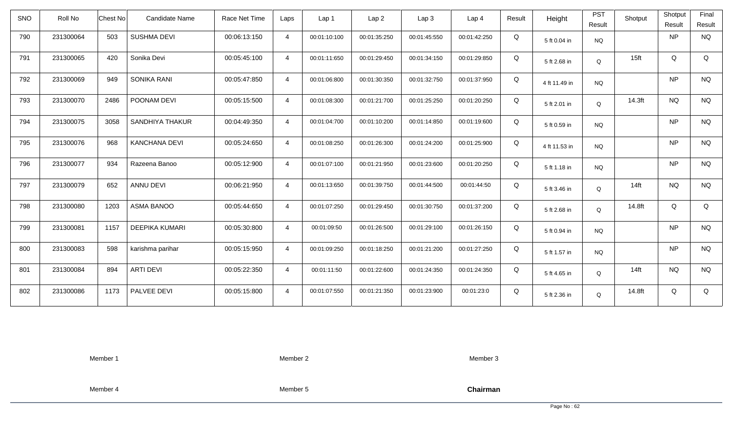| SNO | Roll No | Chest No | Candidate Name | Race Net Time | Laps | Lap 1 | Lap 2 | Lap 3 | Lap 4 | Result | Height | PST Result | Shotput | Shotput Result | Final Result |
|---|---|---|---|---|---|---|---|---|---|---|---|---|---|---|---|
| 790 | 231300064 | 503 | SUSHMA DEVI | 00:06:13:150 | 4 | 00:01:10:100 | 00:01:35:250 | 00:01:45:550 | 00:01:42:250 | Q | 5 ft 0.04 in | NQ | | NP | NQ |
| 791 | 231300065 | 420 | Sonika Devi | 00:05:45:100 | 4 | 00:01:11:650 | 00:01:29:450 | 00:01:34:150 | 00:01:29:850 | Q | 5 ft 2.68 in | Q | 15ft | Q | Q |
| 792 | 231300069 | 949 | SONIKA RANI | 00:05:47:850 | 4 | 00:01:06:800 | 00:01:30:350 | 00:01:32:750 | 00:01:37:950 | Q | 4 ft 11.49 in | NQ | | NP | NQ |
| 793 | 231300070 | 2486 | POONAM DEVI | 00:05:15:500 | 4 | 00:01:08:300 | 00:01:21:700 | 00:01:25:250 | 00:01:20:250 | Q | 5 ft 2.01 in | Q | 14.3ft | NQ | NQ |
| 794 | 231300075 | 3058 | SANDHIYA THAKUR | 00:04:49:350 | 4 | 00:01:04:700 | 00:01:10:200 | 00:01:14:850 | 00:01:19:600 | Q | 5 ft 0.59 in | NQ | | NP | NQ |
| 795 | 231300076 | 968 | KANCHANA DEVI | 00:05:24:650 | 4 | 00:01:08:250 | 00:01:26:300 | 00:01:24:200 | 00:01:25:900 | Q | 4 ft 11.53 in | NQ | | NP | NQ |
| 796 | 231300077 | 934 | Razeena Banoo | 00:05:12:900 | 4 | 00:01:07:100 | 00:01:21:950 | 00:01:23:600 | 00:01:20:250 | Q | 5 ft 1.18 in | NQ | | NP | NQ |
| 797 | 231300079 | 652 | ANNU DEVI | 00:06:21:950 | 4 | 00:01:13:650 | 00:01:39:750 | 00:01:44:500 | 00:01:44:50 | Q | 5 ft 3.46 in | Q | 14ft | NQ | NQ |
| 798 | 231300080 | 1203 | ASMA BANOO | 00:05:44:650 | 4 | 00:01:07:250 | 00:01:29:450 | 00:01:30:750 | 00:01:37:200 | Q | 5 ft 2.68 in | Q | 14.8ft | Q | Q |
| 799 | 231300081 | 1157 | DEEPIKA KUMARI | 00:05:30:800 | 4 | 00:01:09:50 | 00:01:26:500 | 00:01:29:100 | 00:01:26:150 | Q | 5 ft 0.94 in | NQ | | NP | NQ |
| 800 | 231300083 | 598 | karishma parihar | 00:05:15:950 | 4 | 00:01:09:250 | 00:01:18:250 | 00:01:21:200 | 00:01:27:250 | Q | 5 ft 1.57 in | NQ | | NP | NQ |
| 801 | 231300084 | 894 | ARTI DEVI | 00:05:22:350 | 4 | 00:01:11:50 | 00:01:22:600 | 00:01:24:350 | 00:01:24:350 | Q | 5 ft 4.65 in | Q | 14ft | NQ | NQ |
| 802 | 231300086 | 1173 | PALVEE DEVI | 00:05:15:800 | 4 | 00:01:07:550 | 00:01:21:350 | 00:01:23:900 | 00:01:23:0 | Q | 5 ft 2.36 in | Q | 14.8ft | Q | Q |

Member 1 Member 2 Member 3

Member 4 Member 5 **Chairman**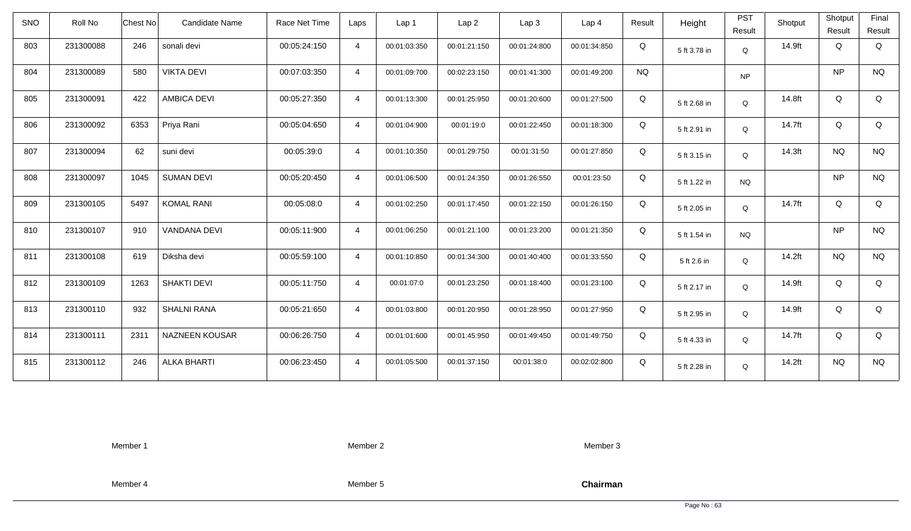| SNO | Roll No | Chest No | Candidate Name | Race Net Time | Laps | Lap 1 | Lap 2 | Lap 3 | Lap 4 | Result | Height | PST Result | Shotput | Shotput Result | Final Result |
|---|---|---|---|---|---|---|---|---|---|---|---|---|---|---|---|
| 803 | 231300088 | 246 | sonali devi | 00:05:24:150 | 4 | 00:01:03:350 | 00:01:21:150 | 00:01:24:800 | 00:01:34:850 | Q | 5 ft 3.78 in | Q | 14.9ft | Q | Q |
| 804 | 231300089 | 580 | VIKTA DEVI | 00:07:03:350 | 4 | 00:01:09:700 | 00:02:23:150 | 00:01:41:300 | 00:01:49:200 | NQ | | NP | | NP | NQ |
| 805 | 231300091 | 422 | AMBICA DEVI | 00:05:27:350 | 4 | 00:01:13:300 | 00:01:25:950 | 00:01:20:600 | 00:01:27:500 | Q | 5 ft 2.68 in | Q | 14.8ft | Q | Q |
| 806 | 231300092 | 6353 | Priya Rani | 00:05:04:650 | 4 | 00:01:04:900 | 00:01:19:0 | 00:01:22:450 | 00:01:18:300 | Q | 5 ft 2.91 in | Q | 14.7ft | Q | Q |
| 807 | 231300094 | 62 | suni devi | 00:05:39:0 | 4 | 00:01:10:350 | 00:01:29:750 | 00:01:31:50 | 00:01:27:850 | Q | 5 ft 3.15 in | Q | 14.3ft | NQ | NQ |
| 808 | 231300097 | 1045 | SUMAN DEVI | 00:05:20:450 | 4 | 00:01:06:500 | 00:01:24:350 | 00:01:26:550 | 00:01:23:50 | Q | 5 ft 1.22 in | NQ | | NP | NQ |
| 809 | 231300105 | 5497 | KOMAL RANI | 00:05:08:0 | 4 | 00:01:02:250 | 00:01:17:450 | 00:01:22:150 | 00:01:26:150 | Q | 5 ft 2.05 in | Q | 14.7ft | Q | Q |
| 810 | 231300107 | 910 | VANDANA DEVI | 00:05:11:900 | 4 | 00:01:06:250 | 00:01:21:100 | 00:01:23:200 | 00:01:21:350 | Q | 5 ft 1.54 in | NQ | | NP | NQ |
| 811 | 231300108 | 619 | Diksha devi | 00:05:59:100 | 4 | 00:01:10:850 | 00:01:34:300 | 00:01:40:400 | 00:01:33:550 | Q | 5 ft 2.6 in | Q | 14.2ft | NQ | NQ |
| 812 | 231300109 | 1263 | SHAKTI DEVI | 00:05:11:750 | 4 | 00:01:07:0 | 00:01:23:250 | 00:01:18:400 | 00:01:23:100 | Q | 5 ft 2.17 in | Q | 14.9ft | Q | Q |
| 813 | 231300110 | 932 | SHALNI RANA | 00:05:21:650 | 4 | 00:01:03:800 | 00:01:20:950 | 00:01:28:950 | 00:01:27:950 | Q | 5 ft 2.95 in | Q | 14.9ft | Q | Q |
| 814 | 231300111 | 2311 | NAZNEEN KOUSAR | 00:06:26:750 | 4 | 00:01:01:600 | 00:01:45:950 | 00:01:49:450 | 00:01:49:750 | Q | 5 ft 4.33 in | Q | 14.7ft | Q | Q |
| 815 | 231300112 | 246 | ALKA BHARTI | 00:06:23:450 | 4 | 00:01:05:500 | 00:01:37:150 | 00:01:38:0 | 00:02:02:800 | Q | 5 ft 2.28 in | Q | 14.2ft | NQ | NQ |

Member 1　　　Member 2　　　Member 3

Member 4　　　Member 5　　　**Chairman**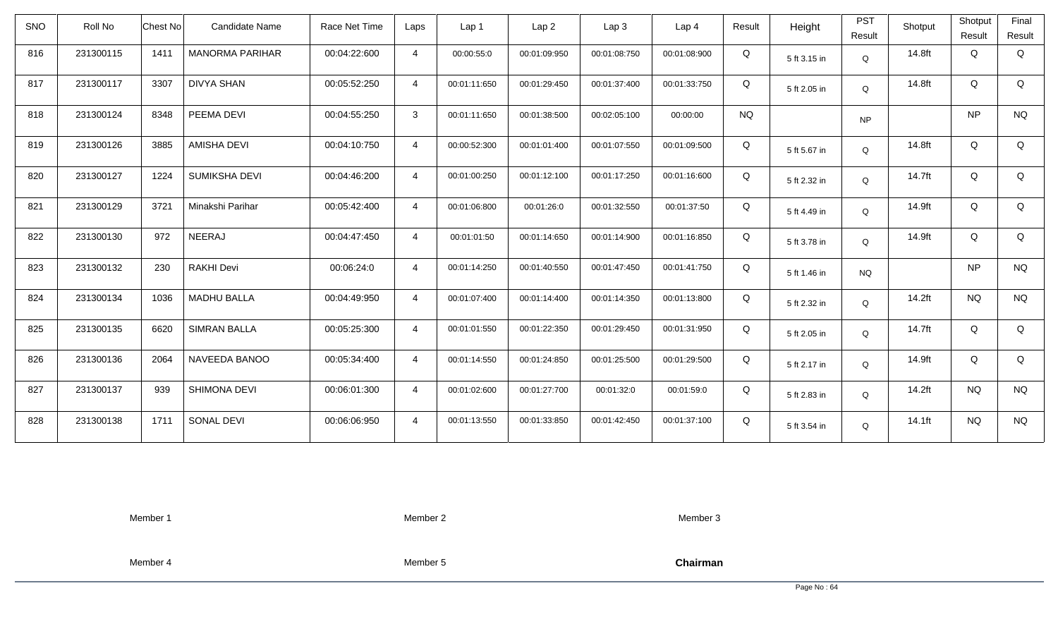| SNO | Roll No | Chest No | Candidate Name | Race Net Time | Laps | Lap 1 | Lap 2 | Lap 3 | Lap 4 | Result | Height | PST Result | Shotput | Shotput Result | Final Result |
|---|---|---|---|---|---|---|---|---|---|---|---|---|---|---|---|
| 816 | 231300115 | 1411 | MANORMA PARIHAR | 00:04:22:600 | 4 | 00:00:55:0 | 00:01:09:950 | 00:01:08:750 | 00:01:08:900 | Q | 5 ft 3.15 in | Q | 14.8ft | Q | Q |
| 817 | 231300117 | 3307 | DIVYA SHAN | 00:05:52:250 | 4 | 00:01:11:650 | 00:01:29:450 | 00:01:37:400 | 00:01:33:750 | Q | 5 ft 2.05 in | Q | 14.8ft | Q | Q |
| 818 | 231300124 | 8348 | PEEMA DEVI | 00:04:55:250 | 3 | 00:01:11:650 | 00:01:38:500 | 00:02:05:100 | 00:00:00 | NQ | | NP | | NP | NQ |
| 819 | 231300126 | 3885 | AMISHA DEVI | 00:04:10:750 | 4 | 00:00:52:300 | 00:01:01:400 | 00:01:07:550 | 00:01:09:500 | Q | 5 ft 5.67 in | Q | 14.8ft | Q | Q |
| 820 | 231300127 | 1224 | SUMIKSHA DEVI | 00:04:46:200 | 4 | 00:01:00:250 | 00:01:12:100 | 00:01:17:250 | 00:01:16:600 | Q | 5 ft 2.32 in | Q | 14.7ft | Q | Q |
| 821 | 231300129 | 3721 | Minakshi Parihar | 00:05:42:400 | 4 | 00:01:06:800 | 00:01:26:0 | 00:01:32:550 | 00:01:37:50 | Q | 5 ft 4.49 in | Q | 14.9ft | Q | Q |
| 822 | 231300130 | 972 | NEERAJ | 00:04:47:450 | 4 | 00:01:01:50 | 00:01:14:650 | 00:01:14:900 | 00:01:16:850 | Q | 5 ft 3.78 in | Q | 14.9ft | Q | Q |
| 823 | 231300132 | 230 | RAKHI Devi | 00:06:24:0 | 4 | 00:01:14:250 | 00:01:40:550 | 00:01:47:450 | 00:01:41:750 | Q | 5 ft 1.46 in | NQ | | NP | NQ |
| 824 | 231300134 | 1036 | MADHU BALLA | 00:04:49:950 | 4 | 00:01:07:400 | 00:01:14:400 | 00:01:14:350 | 00:01:13:800 | Q | 5 ft 2.32 in | Q | 14.2ft | NQ | NQ |
| 825 | 231300135 | 6620 | SIMRAN BALLA | 00:05:25:300 | 4 | 00:01:01:550 | 00:01:22:350 | 00:01:29:450 | 00:01:31:950 | Q | 5 ft 2.05 in | Q | 14.7ft | Q | Q |
| 826 | 231300136 | 2064 | NAVEEDA BANOO | 00:05:34:400 | 4 | 00:01:14:550 | 00:01:24:850 | 00:01:25:500 | 00:01:29:500 | Q | 5 ft 2.17 in | Q | 14.9ft | Q | Q |
| 827 | 231300137 | 939 | SHIMONA DEVI | 00:06:01:300 | 4 | 00:01:02:600 | 00:01:27:700 | 00:01:32:0 | 00:01:59:0 | Q | 5 ft 2.83 in | Q | 14.2ft | NQ | NQ |
| 828 | 231300138 | 1711 | SONAL DEVI | 00:06:06:950 | 4 | 00:01:13:550 | 00:01:33:850 | 00:01:42:450 | 00:01:37:100 | Q | 5 ft 3.54 in | Q | 14.1ft | NQ | NQ |

Member 1 Member 2 Member 3

Member 4 Member 5 **Chairman**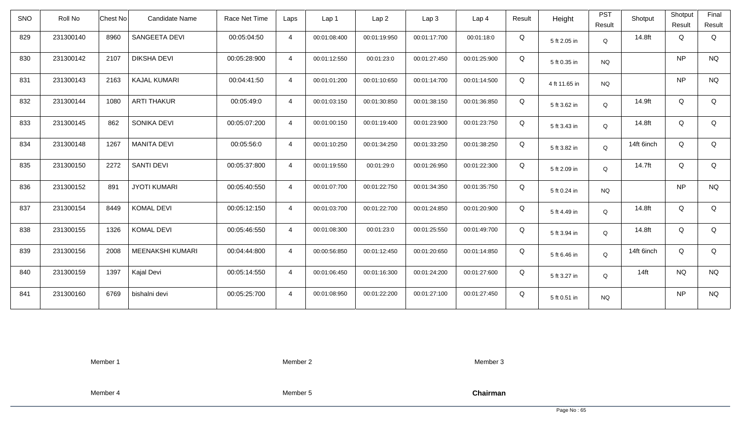| SNO | Roll No | Chest No | Candidate Name | Race Net Time | Laps | Lap 1 | Lap 2 | Lap 3 | Lap 4 | Result | Height | PST Result | Shotput | Shotput Result | Final Result |
|---|---|---|---|---|---|---|---|---|---|---|---|---|---|---|---|
| 829 | 231300140 | 8960 | SANGEETA DEVI | 00:05:04:50 | 4 | 00:01:08:400 | 00:01:19:950 | 00:01:17:700 | 00:01:18:0 | Q | 5 ft 2.05 in | Q | 14.8ft | Q | Q |
| 830 | 231300142 | 2107 | DIKSHA DEVI | 00:05:28:900 | 4 | 00:01:12:550 | 00:01:23:0 | 00:01:27:450 | 00:01:25:900 | Q | 5 ft 0.35 in | NQ | | NP | NQ |
| 831 | 231300143 | 2163 | KAJAL KUMARI | 00:04:41:50 | 4 | 00:01:01:200 | 00:01:10:650 | 00:01:14:700 | 00:01:14:500 | Q | 4 ft 11.65 in | NQ | | NP | NQ |
| 832 | 231300144 | 1080 | ARTI THAKUR | 00:05:49:0 | 4 | 00:01:03:150 | 00:01:30:850 | 00:01:38:150 | 00:01:36:850 | Q | 5 ft 3.62 in | Q | 14.9ft | Q | Q |
| 833 | 231300145 | 862 | SONIKA DEVI | 00:05:07:200 | 4 | 00:01:00:150 | 00:01:19:400 | 00:01:23:900 | 00:01:23:750 | Q | 5 ft 3.43 in | Q | 14.8ft | Q | Q |
| 834 | 231300148 | 1267 | MANITA DEVI | 00:05:56:0 | 4 | 00:01:10:250 | 00:01:34:250 | 00:01:33:250 | 00:01:38:250 | Q | 5 ft 3.82 in | Q | 14ft 6inch | Q | Q |
| 835 | 231300150 | 2272 | SANTI DEVI | 00:05:37:800 | 4 | 00:01:19:550 | 00:01:29:0 | 00:01:26:950 | 00:01:22:300 | Q | 5 ft 2.09 in | Q | 14.7ft | Q | Q |
| 836 | 231300152 | 891 | JYOTI KUMARI | 00:05:40:550 | 4 | 00:01:07:700 | 00:01:22:750 | 00:01:34:350 | 00:01:35:750 | Q | 5 ft 0.24 in | NQ | | NP | NQ |
| 837 | 231300154 | 8449 | KOMAL DEVI | 00:05:12:150 | 4 | 00:01:03:700 | 00:01:22:700 | 00:01:24:850 | 00:01:20:900 | Q | 5 ft 4.49 in | Q | 14.8ft | Q | Q |
| 838 | 231300155 | 1326 | KOMAL DEVI | 00:05:46:550 | 4 | 00:01:08:300 | 00:01:23:0 | 00:01:25:550 | 00:01:49:700 | Q | 5 ft 3.94 in | Q | 14.8ft | Q | Q |
| 839 | 231300156 | 2008 | MEENAKSHI KUMARI | 00:04:44:800 | 4 | 00:00:56:850 | 00:01:12:450 | 00:01:20:650 | 00:01:14:850 | Q | 5 ft 6.46 in | Q | 14ft 6inch | Q | Q |
| 840 | 231300159 | 1397 | Kajal Devi | 00:05:14:550 | 4 | 00:01:06:450 | 00:01:16:300 | 00:01:24:200 | 00:01:27:600 | Q | 5 ft 3.27 in | Q | 14ft | NQ | NQ |
| 841 | 231300160 | 6769 | bishalni devi | 00:05:25:700 | 4 | 00:01:08:950 | 00:01:22:200 | 00:01:27:100 | 00:01:27:450 | Q | 5 ft 0.51 in | NQ | | NP | NQ |

Member 1 Member 2 Member 3

Member 4 Member 5 **Chairman**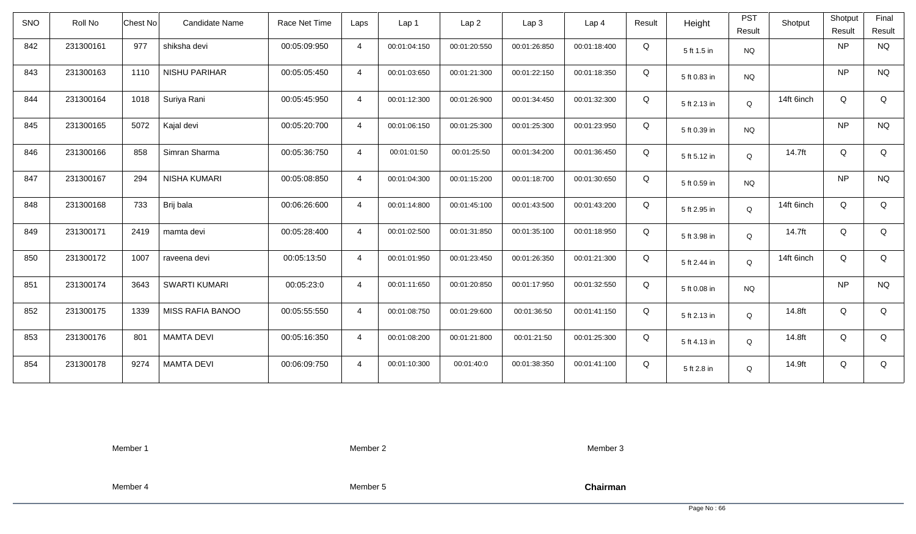| SNO | Roll No | Chest No | Candidate Name | Race Net Time | Laps | Lap 1 | Lap 2 | Lap 3 | Lap 4 | Result | Height | PST Result | Shotput | Shotput Result | Final Result |
|---|---|---|---|---|---|---|---|---|---|---|---|---|---|---|---|
| 842 | 231300161 | 977 | shiksha devi | 00:05:09:950 | 4 | 00:01:04:150 | 00:01:20:550 | 00:01:26:850 | 00:01:18:400 | Q | 5 ft 1.5 in | NQ | | NP | NQ |
| 843 | 231300163 | 1110 | NISHU PARIHAR | 00:05:05:450 | 4 | 00:01:03:650 | 00:01:21:300 | 00:01:22:150 | 00:01:18:350 | Q | 5 ft 0.83 in | NQ | | NP | NQ |
| 844 | 231300164 | 1018 | Suriya Rani | 00:05:45:950 | 4 | 00:01:12:300 | 00:01:26:900 | 00:01:34:450 | 00:01:32:300 | Q | 5 ft 2.13 in | Q | 14ft 6inch | Q | Q |
| 845 | 231300165 | 5072 | Kajal devi | 00:05:20:700 | 4 | 00:01:06:150 | 00:01:25:300 | 00:01:25:300 | 00:01:23:950 | Q | 5 ft 0.39 in | NQ | | NP | NQ |
| 846 | 231300166 | 858 | Simran Sharma | 00:05:36:750 | 4 | 00:01:01:50 | 00:01:25:50 | 00:01:34:200 | 00:01:36:450 | Q | 5 ft 5.12 in | Q | 14.7ft | Q | Q |
| 847 | 231300167 | 294 | NISHA KUMARI | 00:05:08:850 | 4 | 00:01:04:300 | 00:01:15:200 | 00:01:18:700 | 00:01:30:650 | Q | 5 ft 0.59 in | NQ | | NP | NQ |
| 848 | 231300168 | 733 | Brij bala | 00:06:26:600 | 4 | 00:01:14:800 | 00:01:45:100 | 00:01:43:500 | 00:01:43:200 | Q | 5 ft 2.95 in | Q | 14ft 6inch | Q | Q |
| 849 | 231300171 | 2419 | mamta devi | 00:05:28:400 | 4 | 00:01:02:500 | 00:01:31:850 | 00:01:35:100 | 00:01:18:950 | Q | 5 ft 3.98 in | Q | 14.7ft | Q | Q |
| 850 | 231300172 | 1007 | raveena devi | 00:05:13:50 | 4 | 00:01:01:950 | 00:01:23:450 | 00:01:26:350 | 00:01:21:300 | Q | 5 ft 2.44 in | Q | 14ft 6inch | Q | Q |
| 851 | 231300174 | 3643 | SWARTI KUMARI | 00:05:23:0 | 4 | 00:01:11:650 | 00:01:20:850 | 00:01:17:950 | 00:01:32:550 | Q | 5 ft 0.08 in | NQ | | NP | NQ |
| 852 | 231300175 | 1339 | MISS RAFIA BANOO | 00:05:55:550 | 4 | 00:01:08:750 | 00:01:29:600 | 00:01:36:50 | 00:01:41:150 | Q | 5 ft 2.13 in | Q | 14.8ft | Q | Q |
| 853 | 231300176 | 801 | MAMTA DEVI | 00:05:16:350 | 4 | 00:01:08:200 | 00:01:21:800 | 00:01:21:50 | 00:01:25:300 | Q | 5 ft 4.13 in | Q | 14.8ft | Q | Q |
| 854 | 231300178 | 9274 | MAMTA DEVI | 00:06:09:750 | 4 | 00:01:10:300 | 00:01:40:0 | 00:01:38:350 | 00:01:41:100 | Q | 5 ft 2.8 in | Q | 14.9ft | Q | Q |

Member 1　　Member 2　　Member 3

Member 4　　Member 5　　**Chairman**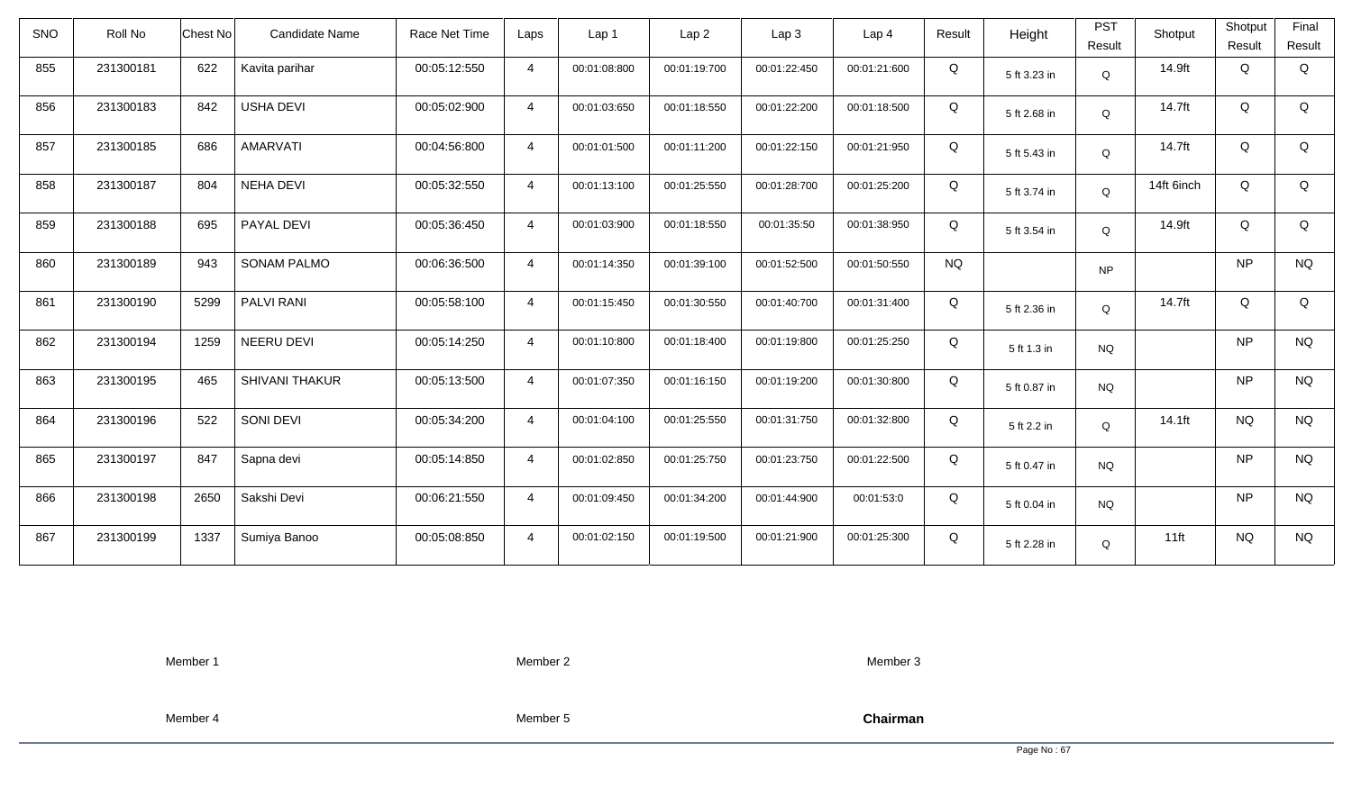| SNO | Roll No | Chest No | Candidate Name | Race Net Time | Laps | Lap 1 | Lap 2 | Lap 3 | Lap 4 | Result | Height | PST Result | Shotput | Shotput Result | Final Result |
|---|---|---|---|---|---|---|---|---|---|---|---|---|---|---|---|
| 855 | 231300181 | 622 | Kavita parihar | 00:05:12:550 | 4 | 00:01:08:800 | 00:01:19:700 | 00:01:22:450 | 00:01:21:600 | Q | 5 ft 3.23 in | Q | 14.9ft | Q | Q |
| 856 | 231300183 | 842 | USHA DEVI | 00:05:02:900 | 4 | 00:01:03:650 | 00:01:18:550 | 00:01:22:200 | 00:01:18:500 | Q | 5 ft 2.68 in | Q | 14.7ft | Q | Q |
| 857 | 231300185 | 686 | AMARVATI | 00:04:56:800 | 4 | 00:01:01:500 | 00:01:11:200 | 00:01:22:150 | 00:01:21:950 | Q | 5 ft 5.43 in | Q | 14.7ft | Q | Q |
| 858 | 231300187 | 804 | NEHA DEVI | 00:05:32:550 | 4 | 00:01:13:100 | 00:01:25:550 | 00:01:28:700 | 00:01:25:200 | Q | 5 ft 3.74 in | Q | 14ft 6inch | Q | Q |
| 859 | 231300188 | 695 | PAYAL DEVI | 00:05:36:450 | 4 | 00:01:03:900 | 00:01:18:550 | 00:01:35:50 | 00:01:38:950 | Q | 5 ft 3.54 in | Q | 14.9ft | Q | Q |
| 860 | 231300189 | 943 | SONAM PALMO | 00:06:36:500 | 4 | 00:01:14:350 | 00:01:39:100 | 00:01:52:500 | 00:01:50:550 | NQ | | NP | | NP | NQ |
| 861 | 231300190 | 5299 | PALVI RANI | 00:05:58:100 | 4 | 00:01:15:450 | 00:01:30:550 | 00:01:40:700 | 00:01:31:400 | Q | 5 ft 2.36 in | Q | 14.7ft | Q | Q |
| 862 | 231300194 | 1259 | NEERU DEVI | 00:05:14:250 | 4 | 00:01:10:800 | 00:01:18:400 | 00:01:19:800 | 00:01:25:250 | Q | 5 ft 1.3 in | NQ | | NP | NQ |
| 863 | 231300195 | 465 | SHIVANI THAKUR | 00:05:13:500 | 4 | 00:01:07:350 | 00:01:16:150 | 00:01:19:200 | 00:01:30:800 | Q | 5 ft 0.87 in | NQ | | NP | NQ |
| 864 | 231300196 | 522 | SONI DEVI | 00:05:34:200 | 4 | 00:01:04:100 | 00:01:25:550 | 00:01:31:750 | 00:01:32:800 | Q | 5 ft 2.2 in | Q | 14.1ft | NQ | NQ |
| 865 | 231300197 | 847 | Sapna devi | 00:05:14:850 | 4 | 00:01:02:850 | 00:01:25:750 | 00:01:23:750 | 00:01:22:500 | Q | 5 ft 0.47 in | NQ | | NP | NQ |
| 866 | 231300198 | 2650 | Sakshi Devi | 00:06:21:550 | 4 | 00:01:09:450 | 00:01:34:200 | 00:01:44:900 | 00:01:53:0 | Q | 5 ft 0.04 in | NQ | | NP | NQ |
| 867 | 231300199 | 1337 | Sumiya Banoo | 00:05:08:850 | 4 | 00:01:02:150 | 00:01:19:500 | 00:01:21:900 | 00:01:25:300 | Q | 5 ft 2.28 in | Q | 11ft | NQ | NQ |

Member 1 Member 2 Member 3

Member 4 Member 5 **Chairman**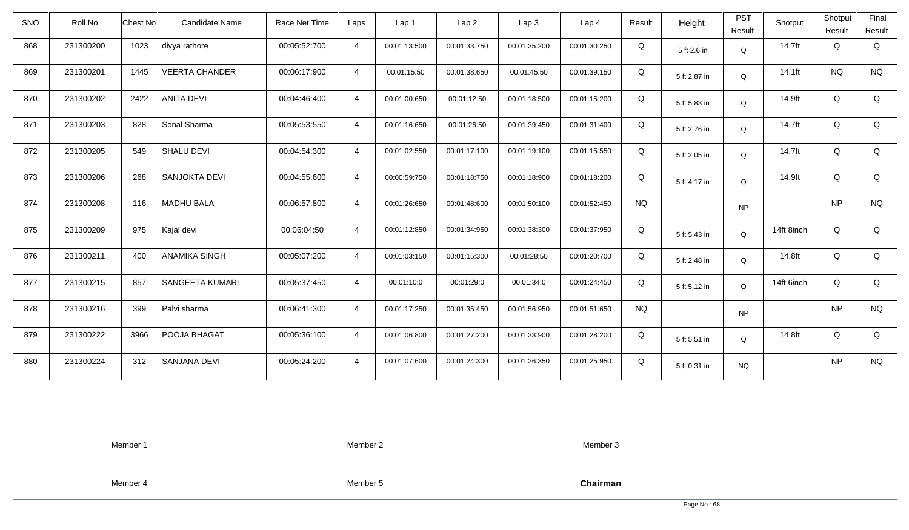| SNO | Roll No | Chest No | Candidate Name | Race Net Time | Laps | Lap 1 | Lap 2 | Lap 3 | Lap 4 | Result | Height | PST Result | Shotput | Shotput Result | Final Result |
|---|---|---|---|---|---|---|---|---|---|---|---|---|---|---|---|
| 868 | 231300200 | 1023 | divya rathore | 00:05:52:700 | 4 | 00:01:13:500 | 00:01:33:750 | 00:01:35:200 | 00:01:30:250 | Q | 5 ft 2.6 in | Q | 14.7ft | Q | Q |
| 869 | 231300201 | 1445 | VEERTA CHANDER | 00:06:17:900 | 4 | 00:01:15:50 | 00:01:38:650 | 00:01:45:50 | 00:01:39:150 | Q | 5 ft 2.87 in | Q | 14.1ft | NQ | NQ |
| 870 | 231300202 | 2422 | ANITA DEVI | 00:04:46:400 | 4 | 00:01:00:650 | 00:01:12:50 | 00:01:18:500 | 00:01:15:200 | Q | 5 ft 5.83 in | Q | 14.9ft | Q | Q |
| 871 | 231300203 | 828 | Sonal Sharma | 00:05:53:550 | 4 | 00:01:16:650 | 00:01:26:50 | 00:01:39:450 | 00:01:31:400 | Q | 5 ft 2.76 in | Q | 14.7ft | Q | Q |
| 872 | 231300205 | 549 | SHALU DEVI | 00:04:54:300 | 4 | 00:01:02:550 | 00:01:17:100 | 00:01:19:100 | 00:01:15:550 | Q | 5 ft 2.05 in | Q | 14.7ft | Q | Q |
| 873 | 231300206 | 268 | SANJOKTA DEVI | 00:04:55:600 | 4 | 00:00:59:750 | 00:01:18:750 | 00:01:18:900 | 00:01:18:200 | Q | 5 ft 4.17 in | Q | 14.9ft | Q | Q |
| 874 | 231300208 | 116 | MADHU BALA | 00:06:57:800 | 4 | 00:01:26:650 | 00:01:48:600 | 00:01:50:100 | 00:01:52:450 | NQ | | NP | | NP | NQ |
| 875 | 231300209 | 975 | Kajal devi | 00:06:04:50 | 4 | 00:01:12:850 | 00:01:34:950 | 00:01:38:300 | 00:01:37:950 | Q | 5 ft 5.43 in | Q | 14ft 8inch | Q | Q |
| 876 | 231300211 | 400 | ANAMIKA SINGH | 00:05:07:200 | 4 | 00:01:03:150 | 00:01:15:300 | 00:01:28:50 | 00:01:20:700 | Q | 5 ft 2.48 in | Q | 14.8ft | Q | Q |
| 877 | 231300215 | 857 | SANGEETA KUMARI | 00:05:37:450 | 4 | 00:01:10:0 | 00:01:29:0 | 00:01:34:0 | 00:01:24:450 | Q | 5 ft 5.12 in | Q | 14ft 6inch | Q | Q |
| 878 | 231300216 | 399 | Palvi sharma | 00:06:41:300 | 4 | 00:01:17:250 | 00:01:35:450 | 00:01:56:950 | 00:01:51:650 | NQ | | NP | | NP | NQ |
| 879 | 231300222 | 3966 | POOJA BHAGAT | 00:05:36:100 | 4 | 00:01:06:800 | 00:01:27:200 | 00:01:33:900 | 00:01:28:200 | Q | 5 ft 5.51 in | Q | 14.8ft | Q | Q |
| 880 | 231300224 | 312 | SANJANA DEVI | 00:05:24:200 | 4 | 00:01:07:600 | 00:01:24:300 | 00:01:26:350 | 00:01:25:950 | Q | 5 ft 0.31 in | NQ | | NP | NQ |

Member 1 Member 2 Member 3

Member 4 Member 5 **Chairman**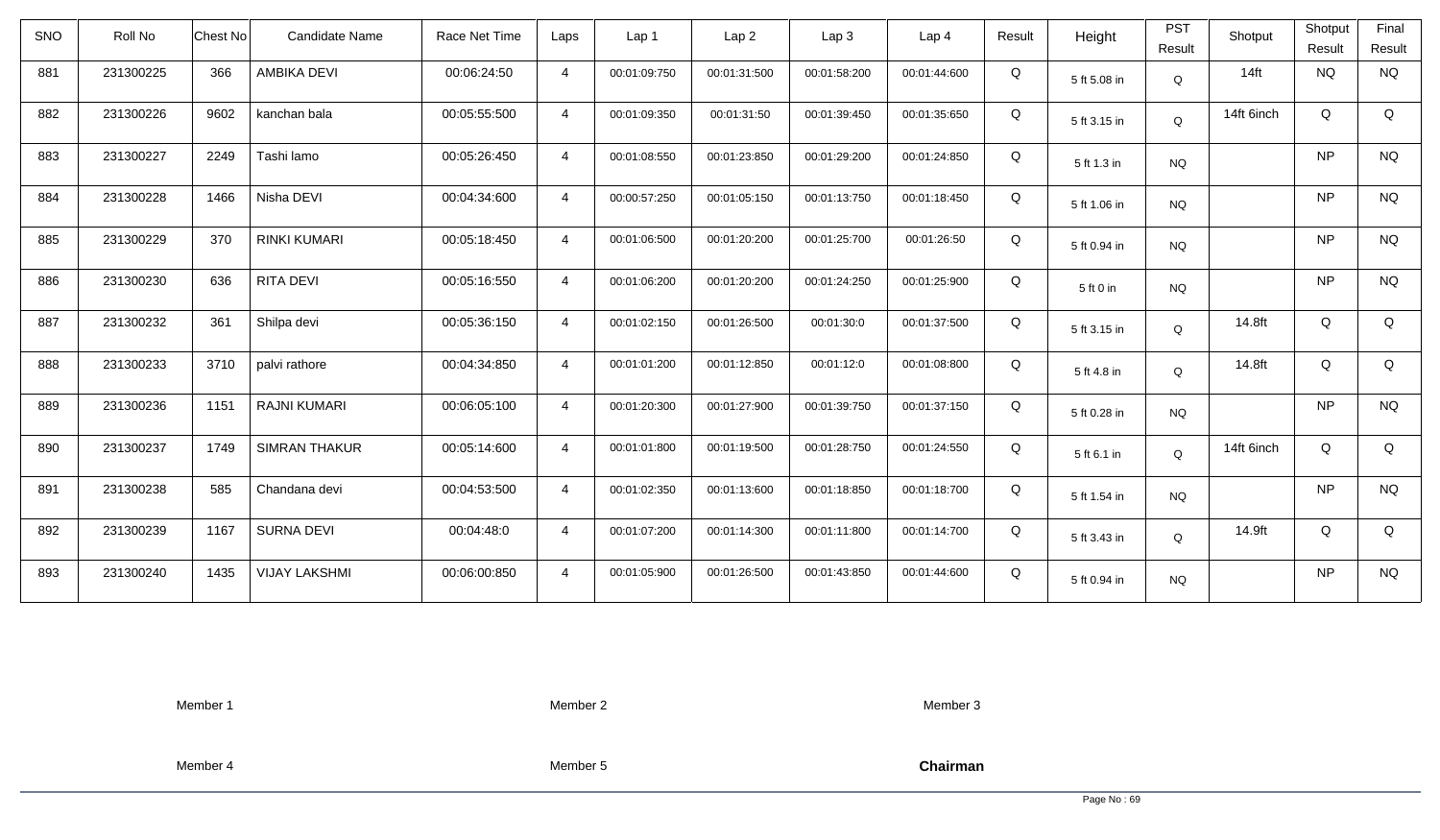| SNO | Roll No | Chest No | Candidate Name | Race Net Time | Laps | Lap 1 | Lap 2 | Lap 3 | Lap 4 | Result | Height | PST Result | Shotput | Shotput Result | Final Result |
|---|---|---|---|---|---|---|---|---|---|---|---|---|---|---|---|
| 881 | 231300225 | 366 | AMBIKA DEVI | 00:06:24:50 | 4 | 00:01:09:750 | 00:01:31:500 | 00:01:58:200 | 00:01:44:600 | Q | 5 ft 5.08 in | Q | 14ft | NQ | NQ |
| 882 | 231300226 | 9602 | kanchan bala | 00:05:55:500 | 4 | 00:01:09:350 | 00:01:31:50 | 00:01:39:450 | 00:01:35:650 | Q | 5 ft 3.15 in | Q | 14ft 6inch | Q | Q |
| 883 | 231300227 | 2249 | Tashi lamo | 00:05:26:450 | 4 | 00:01:08:550 | 00:01:23:850 | 00:01:29:200 | 00:01:24:850 | Q | 5 ft 1.3 in | NQ | | NP | NQ |
| 884 | 231300228 | 1466 | Nisha DEVI | 00:04:34:600 | 4 | 00:00:57:250 | 00:01:05:150 | 00:01:13:750 | 00:01:18:450 | Q | 5 ft 1.06 in | NQ | | NP | NQ |
| 885 | 231300229 | 370 | RINKI KUMARI | 00:05:18:450 | 4 | 00:01:06:500 | 00:01:20:200 | 00:01:25:700 | 00:01:26:50 | Q | 5 ft 0.94 in | NQ | | NP | NQ |
| 886 | 231300230 | 636 | RITA DEVI | 00:05:16:550 | 4 | 00:01:06:200 | 00:01:20:200 | 00:01:24:250 | 00:01:25:900 | Q | 5 ft 0 in | NQ | | NP | NQ |
| 887 | 231300232 | 361 | Shilpa devi | 00:05:36:150 | 4 | 00:01:02:150 | 00:01:26:500 | 00:01:30:0 | 00:01:37:500 | Q | 5 ft 3.15 in | Q | 14.8ft | Q | Q |
| 888 | 231300233 | 3710 | palvi rathore | 00:04:34:850 | 4 | 00:01:01:200 | 00:01:12:850 | 00:01:12:0 | 00:01:08:800 | Q | 5 ft 4.8 in | Q | 14.8ft | Q | Q |
| 889 | 231300236 | 1151 | RAJNI KUMARI | 00:06:05:100 | 4 | 00:01:20:300 | 00:01:27:900 | 00:01:39:750 | 00:01:37:150 | Q | 5 ft 0.28 in | NQ | | NP | NQ |
| 890 | 231300237 | 1749 | SIMRAN THAKUR | 00:05:14:600 | 4 | 00:01:01:800 | 00:01:19:500 | 00:01:28:750 | 00:01:24:550 | Q | 5 ft 6.1 in | Q | 14ft 6inch | Q | Q |
| 891 | 231300238 | 585 | Chandana devi | 00:04:53:500 | 4 | 00:01:02:350 | 00:01:13:600 | 00:01:18:850 | 00:01:18:700 | Q | 5 ft 1.54 in | NQ | | NP | NQ |
| 892 | 231300239 | 1167 | SURNA DEVI | 00:04:48:0 | 4 | 00:01:07:200 | 00:01:14:300 | 00:01:11:800 | 00:01:14:700 | Q | 5 ft 3.43 in | Q | 14.9ft | Q | Q |
| 893 | 231300240 | 1435 | VIJAY LAKSHMI | 00:06:00:850 | 4 | 00:01:05:900 | 00:01:26:500 | 00:01:43:850 | 00:01:44:600 | Q | 5 ft 0.94 in | NQ | | NP | NQ |

Member 1 Member 2 Member 3

Member 4 Member 5 **Chairman**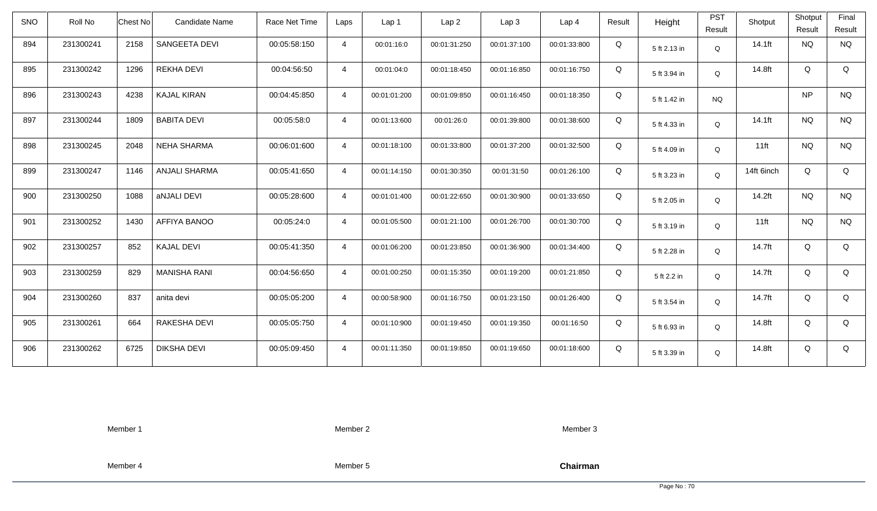| SNO | Roll No | Chest No | Candidate Name | Race Net Time | Laps | Lap 1 | Lap 2 | Lap 3 | Lap 4 | Result | Height | PST Result | Shotput | Shotput Result | Final Result |
|---|---|---|---|---|---|---|---|---|---|---|---|---|---|---|---|
| 894 | 231300241 | 2158 | SANGEETA DEVI | 00:05:58:150 | 4 | 00:01:16:0 | 00:01:31:250 | 00:01:37:100 | 00:01:33:800 | Q | 5 ft 2.13 in | Q | 14.1ft | NQ | NQ |
| 895 | 231300242 | 1296 | REKHA DEVI | 00:04:56:50 | 4 | 00:01:04:0 | 00:01:18:450 | 00:01:16:850 | 00:01:16:750 | Q | 5 ft 3.94 in | Q | 14.8ft | Q | Q |
| 896 | 231300243 | 4238 | KAJAL KIRAN | 00:04:45:850 | 4 | 00:01:01:200 | 00:01:09:850 | 00:01:16:450 | 00:01:18:350 | Q | 5 ft 1.42 in | NQ | | NP | NQ |
| 897 | 231300244 | 1809 | BABITA DEVI | 00:05:58:0 | 4 | 00:01:13:600 | 00:01:26:0 | 00:01:39:800 | 00:01:38:600 | Q | 5 ft 4.33 in | Q | 14.1ft | NQ | NQ |
| 898 | 231300245 | 2048 | NEHA SHARMA | 00:06:01:600 | 4 | 00:01:18:100 | 00:01:33:800 | 00:01:37:200 | 00:01:32:500 | Q | 5 ft 4.09 in | Q | 11ft | NQ | NQ |
| 899 | 231300247 | 1146 | ANJALI SHARMA | 00:05:41:650 | 4 | 00:01:14:150 | 00:01:30:350 | 00:01:31:50 | 00:01:26:100 | Q | 5 ft 3.23 in | Q | 14ft 6inch | Q | Q |
| 900 | 231300250 | 1088 | aNJALI DEVI | 00:05:28:600 | 4 | 00:01:01:400 | 00:01:22:650 | 00:01:30:900 | 00:01:33:650 | Q | 5 ft 2.05 in | Q | 14.2ft | NQ | NQ |
| 901 | 231300252 | 1430 | AFFIYA BANOO | 00:05:24:0 | 4 | 00:01:05:500 | 00:01:21:100 | 00:01:26:700 | 00:01:30:700 | Q | 5 ft 3.19 in | Q | 11ft | NQ | NQ |
| 902 | 231300257 | 852 | KAJAL DEVI | 00:05:41:350 | 4 | 00:01:06:200 | 00:01:23:850 | 00:01:36:900 | 00:01:34:400 | Q | 5 ft 2.28 in | Q | 14.7ft | Q | Q |
| 903 | 231300259 | 829 | MANISHA RANI | 00:04:56:650 | 4 | 00:01:00:250 | 00:01:15:350 | 00:01:19:200 | 00:01:21:850 | Q | 5 ft 2.2 in | Q | 14.7ft | Q | Q |
| 904 | 231300260 | 837 | anita devi | 00:05:05:200 | 4 | 00:00:58:900 | 00:01:16:750 | 00:01:23:150 | 00:01:26:400 | Q | 5 ft 3.54 in | Q | 14.7ft | Q | Q |
| 905 | 231300261 | 664 | RAKESHA DEVI | 00:05:05:750 | 4 | 00:01:10:900 | 00:01:19:450 | 00:01:19:350 | 00:01:16:50 | Q | 5 ft 6.93 in | Q | 14.8ft | Q | Q |
| 906 | 231300262 | 6725 | DIKSHA DEVI | 00:05:09:450 | 4 | 00:01:11:350 | 00:01:19:850 | 00:01:19:650 | 00:01:18:600 | Q | 5 ft 3.39 in | Q | 14.8ft | Q | Q |

Member 1　　Member 2　　Member 3

Member 4　　Member 5　　**Chairman**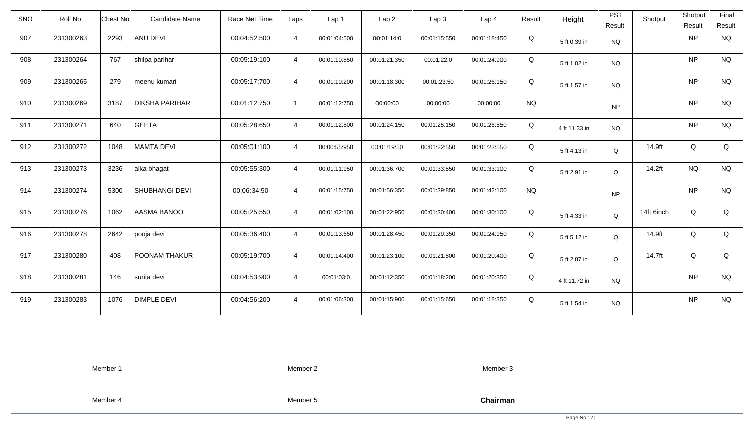| SNO | Roll No | Chest No | Candidate Name | Race Net Time | Laps | Lap 1 | Lap 2 | Lap 3 | Lap 4 | Result | Height | PST Result | Shotput | Shotput Result | Final Result |
|---|---|---|---|---|---|---|---|---|---|---|---|---|---|---|---|
| 907 | 231300263 | 2293 | ANU DEVI | 00:04:52:500 | 4 | 00:01:04:500 | 00:01:14:0 | 00:01:15:550 | 00:01:18:450 | Q | 5 ft 0.39 in | NQ | | NP | NQ |
| 908 | 231300264 | 767 | shilpa parihar | 00:05:19:100 | 4 | 00:01:10:850 | 00:01:21:350 | 00:01:22:0 | 00:01:24:900 | Q | 5 ft 1.02 in | NQ | | NP | NQ |
| 909 | 231300265 | 279 | meenu kumari | 00:05:17:700 | 4 | 00:01:10:200 | 00:01:18:300 | 00:01:23:50 | 00:01:26:150 | Q | 5 ft 1.57 in | NQ | | NP | NQ |
| 910 | 231300269 | 3187 | DIKSHA PARIHAR | 00:01:12:750 | 1 | 00:01:12:750 | 00:00:00 | 00:00:00 | 00:00:00 | NQ | | NP | | NP | NQ |
| 911 | 231300271 | 640 | GEETA | 00:05:28:650 | 4 | 00:01:12:800 | 00:01:24:150 | 00:01:25:150 | 00:01:26:550 | Q | 4 ft 11.33 in | NQ | | NP | NQ |
| 912 | 231300272 | 1048 | MAMTA DEVI | 00:05:01:100 | 4 | 00:00:55:950 | 00:01:19:50 | 00:01:22:550 | 00:01:23:550 | Q | 5 ft 4.13 in | Q | 14.9ft | Q | Q |
| 913 | 231300273 | 3236 | alka bhagat | 00:05:55:300 | 4 | 00:01:11:950 | 00:01:36:700 | 00:01:33:550 | 00:01:33:100 | Q | 5 ft 2.91 in | Q | 14.2ft | NQ | NQ |
| 914 | 231300274 | 5300 | SHUBHANGI DEVI | 00:06:34:50 | 4 | 00:01:15:750 | 00:01:56:350 | 00:01:39:850 | 00:01:42:100 | NQ | | NP | | NP | NQ |
| 915 | 231300276 | 1062 | AASMA BANOO | 00:05:25:550 | 4 | 00:01:02:100 | 00:01:22:950 | 00:01:30:400 | 00:01:30:100 | Q | 5 ft 4.33 in | Q | 14ft 6inch | Q | Q |
| 916 | 231300278 | 2642 | pooja devi | 00:05:36:400 | 4 | 00:01:13:650 | 00:01:28:450 | 00:01:29:350 | 00:01:24:950 | Q | 5 ft 5.12 in | Q | 14.9ft | Q | Q |
| 917 | 231300280 | 408 | POONAM THAKUR | 00:05:19:700 | 4 | 00:01:14:400 | 00:01:23:100 | 00:01:21:800 | 00:01:20:400 | Q | 5 ft 2.87 in | Q | 14.7ft | Q | Q |
| 918 | 231300281 | 146 | surita devi | 00:04:53:900 | 4 | 00:01:03:0 | 00:01:12:350 | 00:01:18:200 | 00:01:20:350 | Q | 4 ft 11.72 in | NQ | | NP | NQ |
| 919 | 231300283 | 1076 | DIMPLE DEVI | 00:04:56:200 | 4 | 00:01:06:300 | 00:01:15:900 | 00:01:15:650 | 00:01:18:350 | Q | 5 ft 1.54 in | NQ | | NP | NQ |

Member 1 Member 2 Member 3

Member 4 Member 5 **Chairman**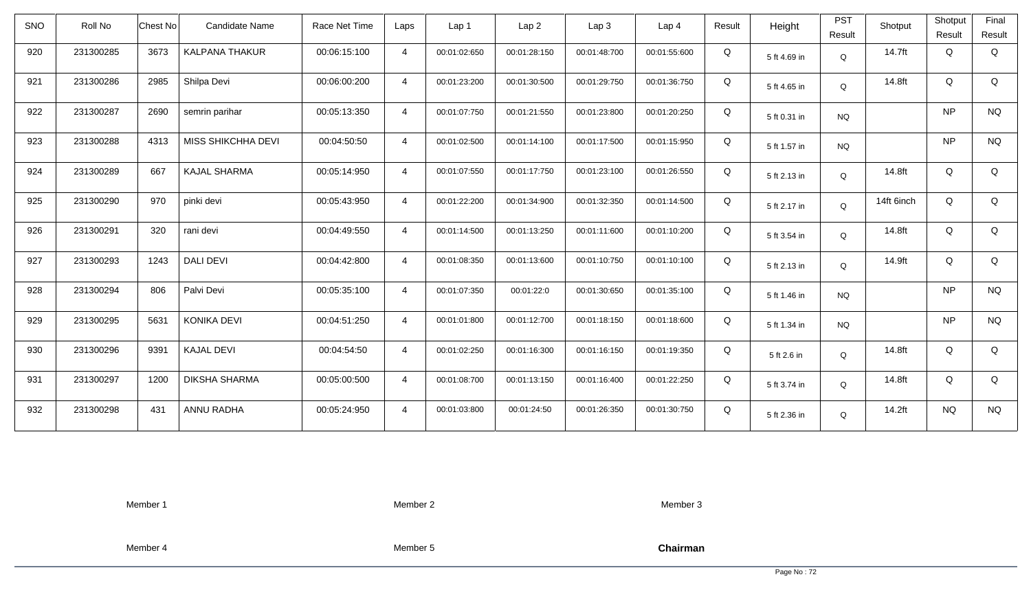| SNO | Roll No | Chest No | Candidate Name | Race Net Time | Laps | Lap 1 | Lap 2 | Lap 3 | Lap 4 | Result | Height | PST Result | Shotput | Shotput Result | Final Result |
|---|---|---|---|---|---|---|---|---|---|---|---|---|---|---|---|
| 920 | 231300285 | 3673 | KALPANA THAKUR | 00:06:15:100 | 4 | 00:01:02:650 | 00:01:28:150 | 00:01:48:700 | 00:01:55:600 | Q | 5 ft 4.69 in | Q | 14.7ft | Q | Q |
| 921 | 231300286 | 2985 | Shilpa Devi | 00:06:00:200 | 4 | 00:01:23:200 | 00:01:30:500 | 00:01:29:750 | 00:01:36:750 | Q | 5 ft 4.65 in | Q | 14.8ft | Q | Q |
| 922 | 231300287 | 2690 | semrin parihar | 00:05:13:350 | 4 | 00:01:07:750 | 00:01:21:550 | 00:01:23:800 | 00:01:20:250 | Q | 5 ft 0.31 in | NQ | | NP | NQ |
| 923 | 231300288 | 4313 | MISS SHIKCHHA DEVI | 00:04:50:50 | 4 | 00:01:02:500 | 00:01:14:100 | 00:01:17:500 | 00:01:15:950 | Q | 5 ft 1.57 in | NQ | | NP | NQ |
| 924 | 231300289 | 667 | KAJAL SHARMA | 00:05:14:950 | 4 | 00:01:07:550 | 00:01:17:750 | 00:01:23:100 | 00:01:26:550 | Q | 5 ft 2.13 in | Q | 14.8ft | Q | Q |
| 925 | 231300290 | 970 | pinki devi | 00:05:43:950 | 4 | 00:01:22:200 | 00:01:34:900 | 00:01:32:350 | 00:01:14:500 | Q | 5 ft 2.17 in | Q | 14ft 6inch | Q | Q |
| 926 | 231300291 | 320 | rani devi | 00:04:49:550 | 4 | 00:01:14:500 | 00:01:13:250 | 00:01:11:600 | 00:01:10:200 | Q | 5 ft 3.54 in | Q | 14.8ft | Q | Q |
| 927 | 231300293 | 1243 | DALI DEVI | 00:04:42:800 | 4 | 00:01:08:350 | 00:01:13:600 | 00:01:10:750 | 00:01:10:100 | Q | 5 ft 2.13 in | Q | 14.9ft | Q | Q |
| 928 | 231300294 | 806 | Palvi Devi | 00:05:35:100 | 4 | 00:01:07:350 | 00:01:22:0 | 00:01:30:650 | 00:01:35:100 | Q | 5 ft 1.46 in | NQ | | NP | NQ |
| 929 | 231300295 | 5631 | KONIKA DEVI | 00:04:51:250 | 4 | 00:01:01:800 | 00:01:12:700 | 00:01:18:150 | 00:01:18:600 | Q | 5 ft 1.34 in | NQ | | NP | NQ |
| 930 | 231300296 | 9391 | KAJAL DEVI | 00:04:54:50 | 4 | 00:01:02:250 | 00:01:16:300 | 00:01:16:150 | 00:01:19:350 | Q | 5 ft 2.6 in | Q | 14.8ft | Q | Q |
| 931 | 231300297 | 1200 | DIKSHA SHARMA | 00:05:00:500 | 4 | 00:01:08:700 | 00:01:13:150 | 00:01:16:400 | 00:01:22:250 | Q | 5 ft 3.74 in | Q | 14.8ft | Q | Q |
| 932 | 231300298 | 431 | ANNU RADHA | 00:05:24:950 | 4 | 00:01:03:800 | 00:01:24:50 | 00:01:26:350 | 00:01:30:750 | Q | 5 ft 2.36 in | Q | 14.2ft | NQ | NQ |

Member 1 Member 2 Member 3

Member 4 Member 5 **Chairman**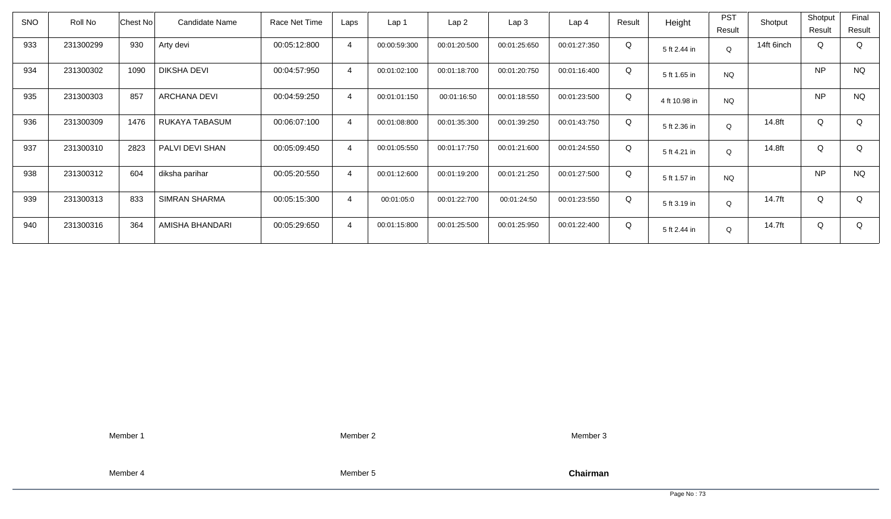| SNO | Roll No | Chest No | Candidate Name | Race Net Time | Laps | Lap 1 | Lap 2 | Lap 3 | Lap 4 | Result | Height | PST Result | Shotput | Shotput Result | Final Result |
|---|---|---|---|---|---|---|---|---|---|---|---|---|---|---|---|
| 933 | 231300299 | 930 | Arty devi | 00:05:12:800 | 4 | 00:00:59:300 | 00:01:20:500 | 00:01:25:650 | 00:01:27:350 | Q | 5 ft 2.44 in | Q | 14ft 6inch | Q | Q |
| 934 | 231300302 | 1090 | DIKSHA DEVI | 00:04:57:950 | 4 | 00:01:02:100 | 00:01:18:700 | 00:01:20:750 | 00:01:16:400 | Q | 5 ft 1.65 in | NQ | | NP | NQ |
| 935 | 231300303 | 857 | ARCHANA DEVI | 00:04:59:250 | 4 | 00:01:01:150 | 00:01:16:50 | 00:01:18:550 | 00:01:23:500 | Q | 4 ft 10.98 in | NQ | | NP | NQ |
| 936 | 231300309 | 1476 | RUKAYA TABASUM | 00:06:07:100 | 4 | 00:01:08:800 | 00:01:35:300 | 00:01:39:250 | 00:01:43:750 | Q | 5 ft 2.36 in | Q | 14.8ft | Q | Q |
| 937 | 231300310 | 2823 | PALVI DEVI SHAN | 00:05:09:450 | 4 | 00:01:05:550 | 00:01:17:750 | 00:01:21:600 | 00:01:24:550 | Q | 5 ft 4.21 in | Q | 14.8ft | Q | Q |
| 938 | 231300312 | 604 | diksha parihar | 00:05:20:550 | 4 | 00:01:12:600 | 00:01:19:200 | 00:01:21:250 | 00:01:27:500 | Q | 5 ft 1.57 in | NQ | | NP | NQ |
| 939 | 231300313 | 833 | SIMRAN SHARMA | 00:05:15:300 | 4 | 00:01:05:0 | 00:01:22:700 | 00:01:24:50 | 00:01:23:550 | Q | 5 ft 3.19 in | Q | 14.7ft | Q | Q |
| 940 | 231300316 | 364 | AMISHA BHANDARI | 00:05:29:650 | 4 | 00:01:15:800 | 00:01:25:500 | 00:01:25:950 | 00:01:22:400 | Q | 5 ft 2.44 in | Q | 14.7ft | Q | Q |

Member 1 Member 2 Member 3

Member 4 Member 5 **Chairman**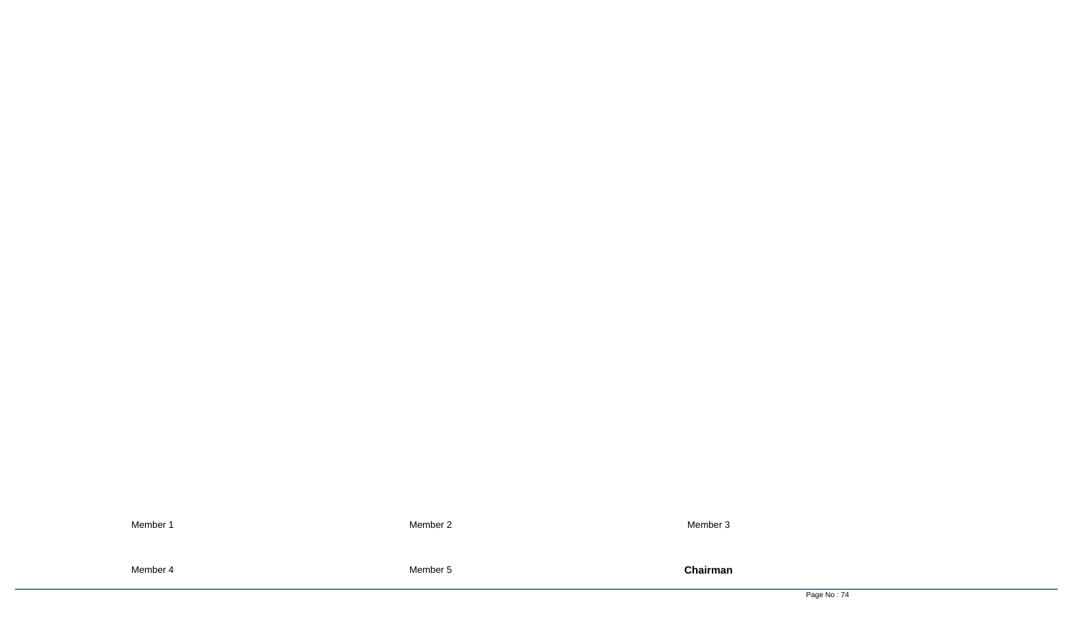Member 1 | Member 2 | Member 3

Member 4 | Member 5 | **Chairman**

Member 1

Member 2

Member 3

Member 4

Member 5

**Chairman**